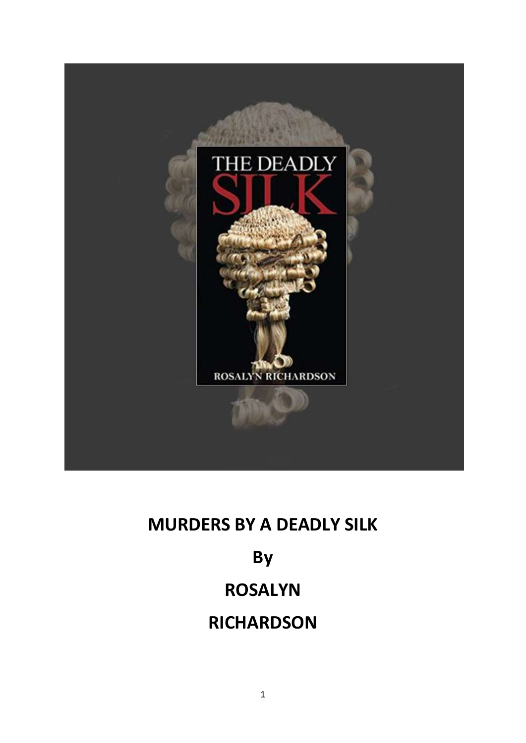**MURDERS BY A DEADLY SILK**

**By**

**ROSALYN**

**RICHARDSON**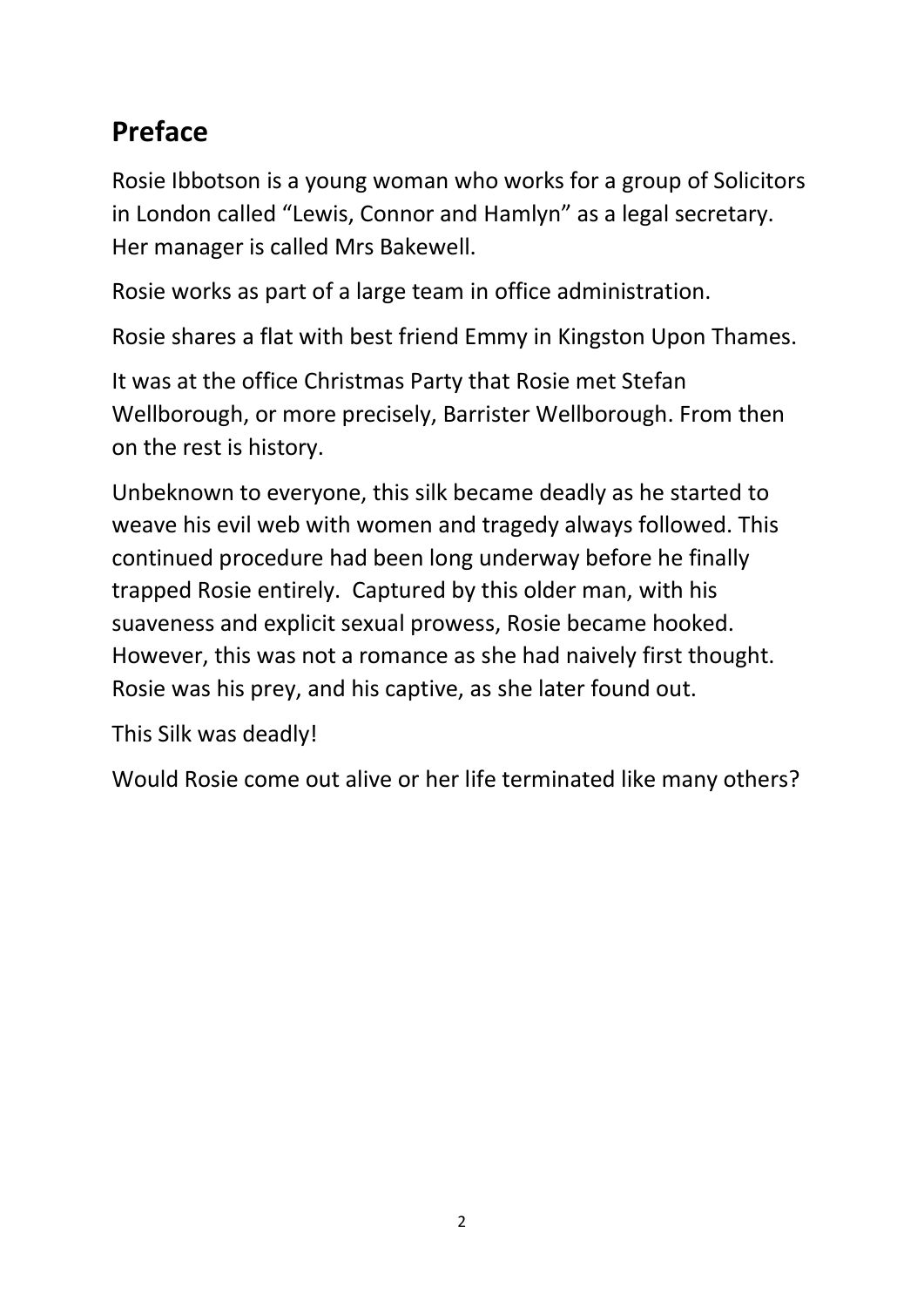## Preface

Rosie Ibbotson is a young woman who works for a group of Solicitors in London called "Lewis, Connor and Hamlyn" as a legal secretary. Her manager is called Mrs Bakewell.

Rosie works as part of a large team in office administration.

Rosie shares a flat with best friend Emmy in Kingston Upon Thames.

It was at the office Christmas Party that Rosie met Stefan Wellborough, or more precisely, Barrister Wellborough. From then on the rest is history.

Unbeknown to everyone, this silk became deadly as he started to weave his evil web with women and tragedy always followed. This continued procedure had been long underway before he finally trapped Rosie entirely. Captured by this older man, with his suaveness and explicit sexual prowess, Rosie became hooked. However, this was not a romance as she had naively first thought. Rosie was his prey, and his captive, as she later found out.

This Silk was deadly!

Would Rosie come out alive or her life terminated like many others?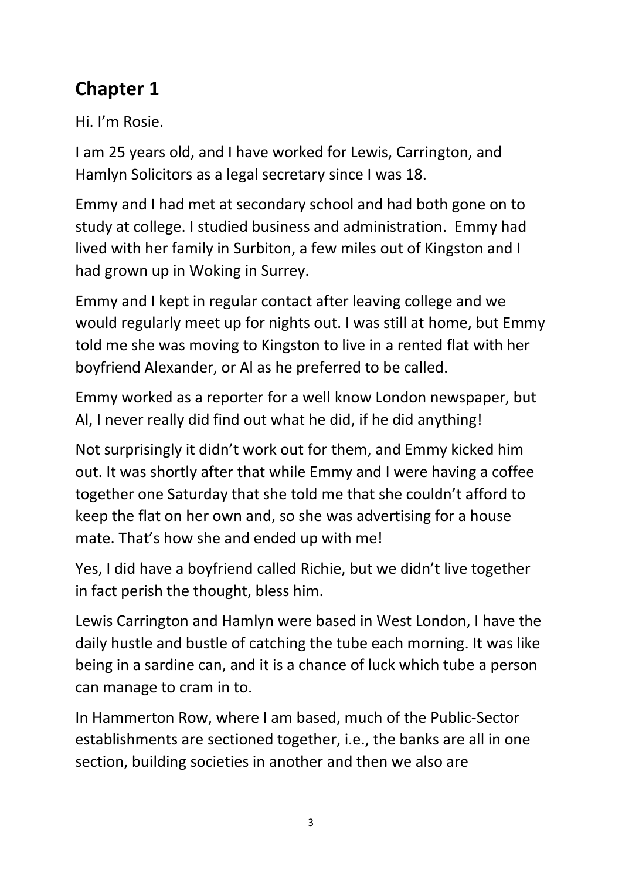## Chapter 1

Hi. I'm Rosie.

I am 25 years old, and I have worked for Lewis, Carrington, and Hamlyn Solicitors as a legal secretary since I was 18.

Emmy and I had met at secondary school and had both gone on to study at college. I studied business and administration. Emmy had lived with her family in Surbiton, a few miles out of Kingston and I had grown up in Woking in Surrey.

Emmy and I kept in regular contact after leaving college and we would regularly meet up for nights out. I was still at home, but Emmy told me she was moving to Kingston to live in a rented flat with her boyfriend Alexander, or Al as he preferred to be called.

Emmy worked as a reporter for a well know London newspaper, but Al, I never really did find out what he did, if he did anything!

Not surprisingly it didn't work out for them, and Emmy kicked him out. It was shortly after that while Emmy and I were having a coffee together one Saturday that she told me that she couldn't afford to keep the flat on her own and, so she was advertising for a house mate. That's how she and ended up with me!

Yes, I did have a boyfriend called Richie, but we didn't live together in fact perish the thought, bless him.

Lewis Carrington and Hamlyn were based in West London, I have the daily hustle and bustle of catching the tube each morning. It was like being in a sardine can, and it is a chance of luck which tube a person can manage to cram in to.

In Hammerton Row, where I am based, much of the Public-Sector establishments are sectioned together, i.e., the banks are all in one section, building societies in another and then we also are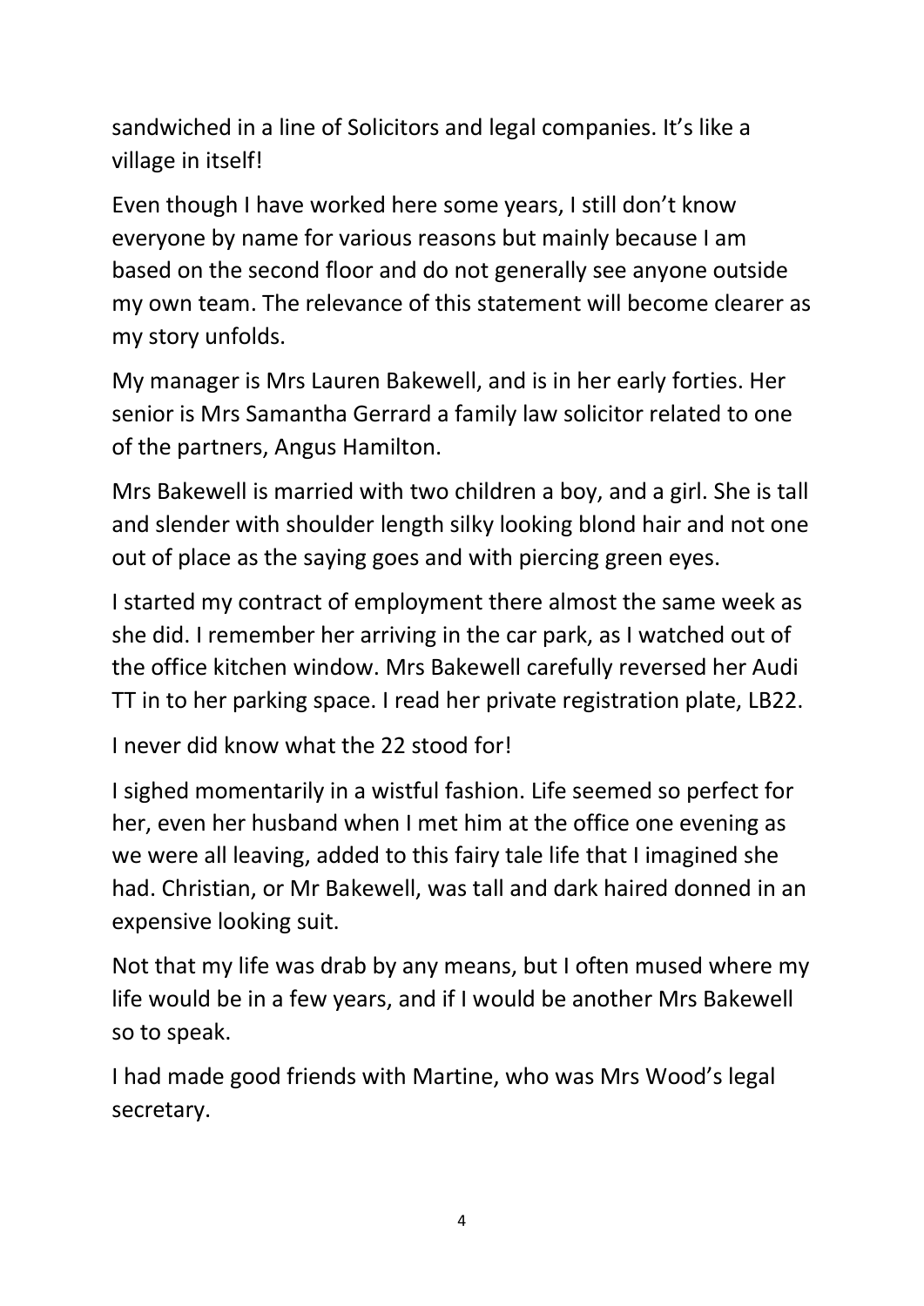sandwiched in a line of Solicitors and legal companies. It's like a village in itself!

Even though I have worked here some years, I still don't know everyone by name for various reasons but mainly because I am based on the second floor and do not generally see anyone outside my own team. The relevance of this statement will become clearer as my story unfolds.

My manager is Mrs Lauren Bakewell, and is in her early forties. Her senior is Mrs Samantha Gerrard a family law solicitor related to one of the partners, Angus Hamilton.

Mrs Bakewell is married with two children a boy, and a girl. She is tall and slender with shoulder length silky looking blond hair and not one out of place as the saying goes and with piercing green eyes.

I started my contract of employment there almost the same week as she did. I remember her arriving in the car park, as I watched out of the office kitchen window. Mrs Bakewell carefully reversed her Audi TT in to her parking space. I read her private registration plate, LB22.

I never did know what the 22 stood for!

I sighed momentarily in a wistful fashion. Life seemed so perfect for her, even her husband when I met him at the office one evening as we were all leaving, added to this fairy tale life that I imagined she had. Christian, or Mr Bakewell, was tall and dark haired donned in an expensive looking suit.

Not that my life was drab by any means, but I often mused where my life would be in a few years, and if I would be another Mrs Bakewell so to speak.

I had made good friends with Martine, who was Mrs Wood's legal secretary.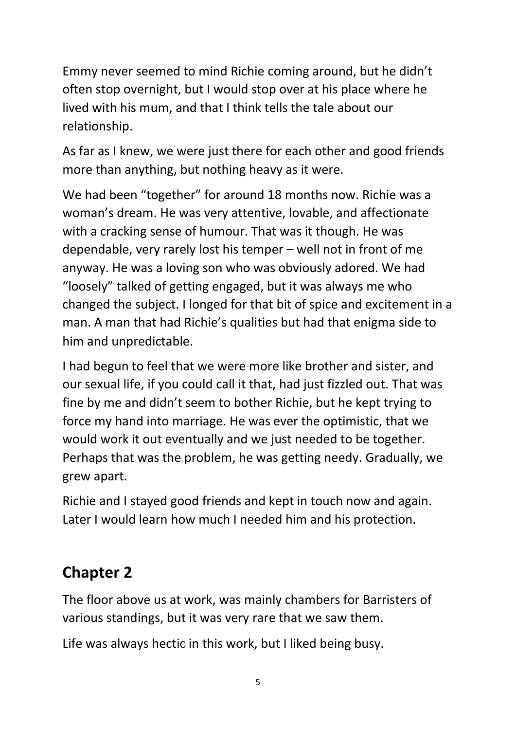Emmy never seemed to mind Richie coming around, but he didn't often stop overnight, but I would stop over at his place where he lived with his mum, and that I think tells the tale about our relationship.

As far as I knew, we were just there for each other and good friends more than anything, but nothing heavy as it were.

We had been "together" for around 18 months now. Richie was a woman's dream. He was very attentive, lovable, and affectionate with a cracking sense of humour. That was it though. He was dependable, very rarely lost his temper – well not in front of me anyway. He was a loving son who was obviously adored. We had "loosely" talked of getting engaged, but it was always me who changed the subject. I longed for that bit of spice and excitement in a man. A man that had Richie's qualities but had that enigma side to him and unpredictable.

I had begun to feel that we were more like brother and sister, and our sexual life, if you could call it that, had just fizzled out. That was fine by me and didn't seem to bother Richie, but he kept trying to force my hand into marriage. He was ever the optimistic, that we would work it out eventually and we just needed to be together. Perhaps that was the problem, he was getting needy. Gradually, we grew apart.

Richie and I stayed good friends and kept in touch now and again. Later I would learn how much I needed him and his protection.

## Chapter 2

The floor above us at work, was mainly chambers for Barristers of various standings, but it was very rare that we saw them.

Life was always hectic in this work, but I liked being busy.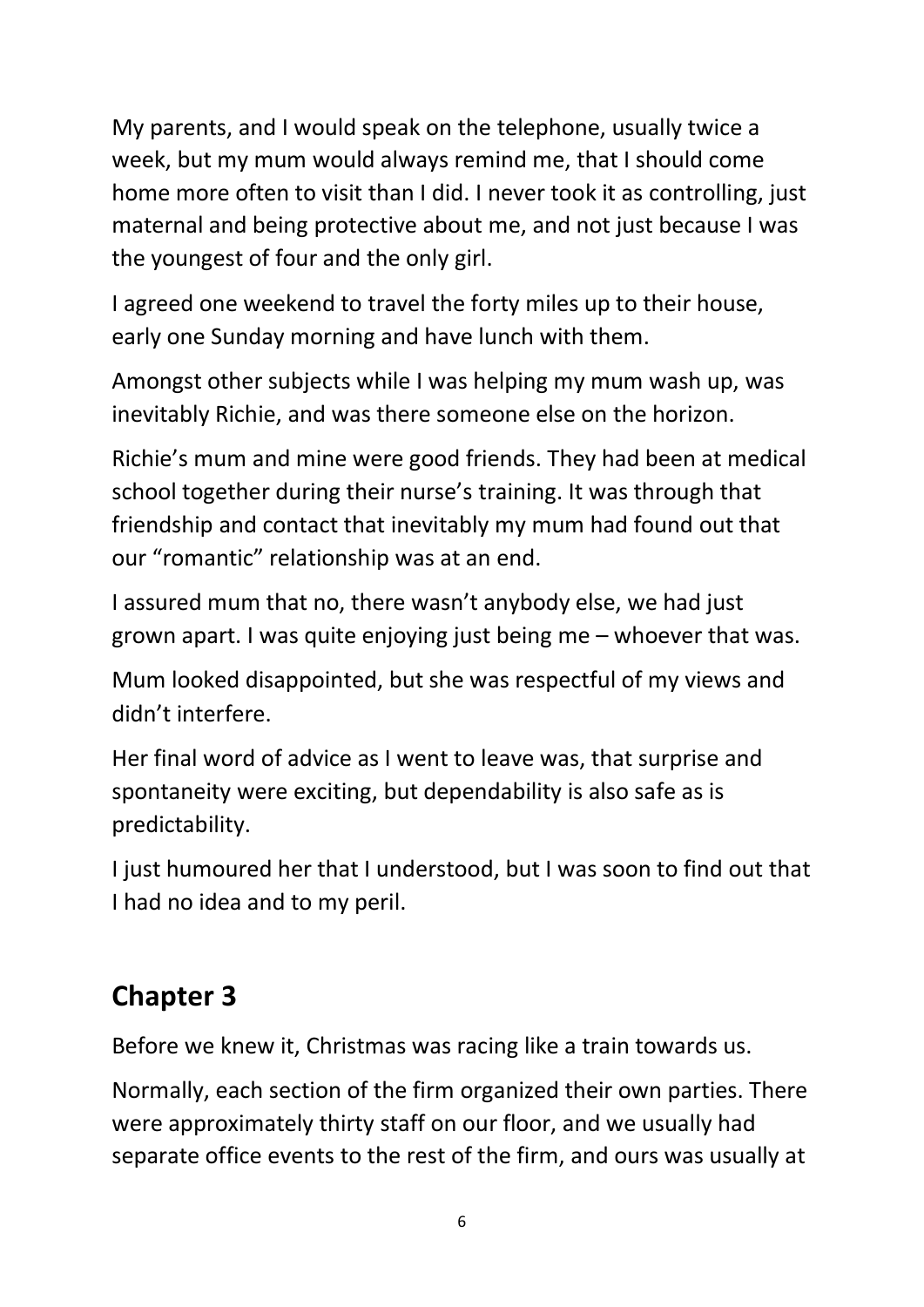My parents, and I would speak on the telephone, usually twice a week, but my mum would always remind me, that I should come home more often to visit than I did. I never took it as controlling, just maternal and being protective about me, and not just because I was the youngest of four and the only girl.

I agreed one weekend to travel the forty miles up to their house, early one Sunday morning and have lunch with them.

Amongst other subjects while I was helping my mum wash up, was inevitably Richie, and was there someone else on the horizon.

Richie's mum and mine were good friends. They had been at medical school together during their nurse's training. It was through that friendship and contact that inevitably my mum had found out that our "romantic" relationship was at an end.

I assured mum that no, there wasn't anybody else, we had just grown apart. I was quite enjoying just being me – whoever that was.

Mum looked disappointed, but she was respectful of my views and didn't interfere.

Her final word of advice as I went to leave was, that surprise and spontaneity were exciting, but dependability is also safe as is predictability.

I just humoured her that I understood, but I was soon to find out that I had no idea and to my peril.

## Chapter 3

Before we knew it, Christmas was racing like a train towards us.

Normally, each section of the firm organized their own parties. There were approximately thirty staff on our floor, and we usually had separate office events to the rest of the firm, and ours was usually at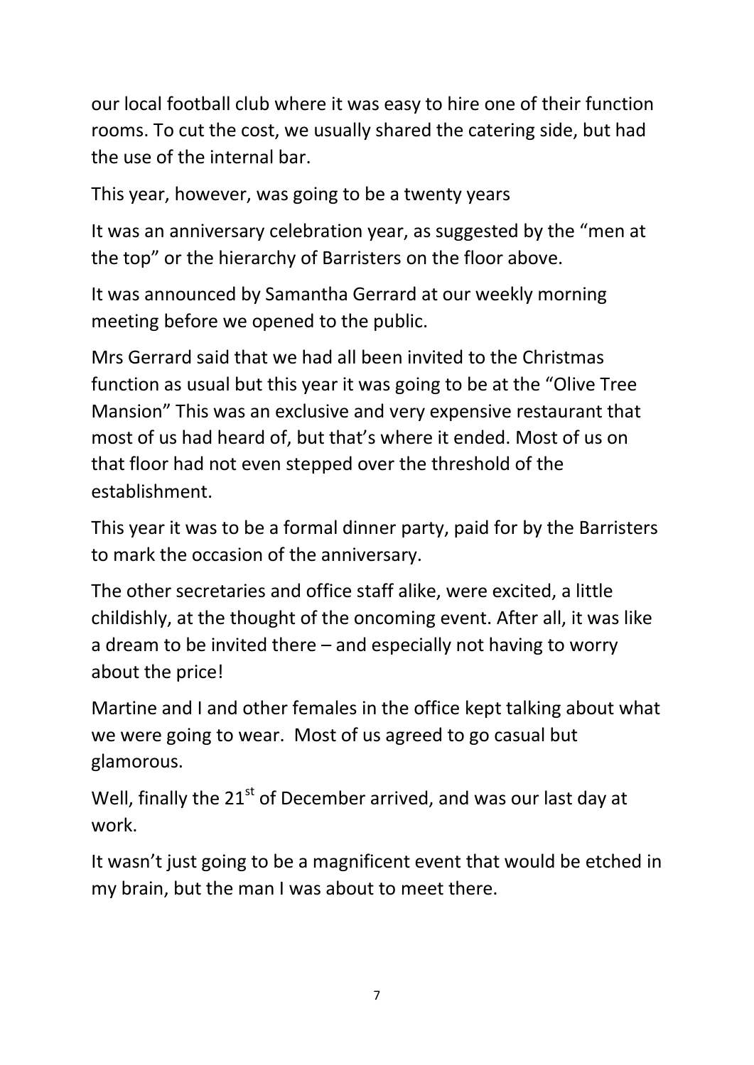our local football club where it was easy to hire one of their function rooms. To cut the cost, we usually shared the catering side, but had the use of the internal bar.

This year, however, was going to be a twenty years

It was an anniversary celebration year, as suggested by the "men at the top" or the hierarchy of Barristers on the floor above.

It was announced by Samantha Gerrard at our weekly morning meeting before we opened to the public.

Mrs Gerrard said that we had all been invited to the Christmas function as usual but this year it was going to be at the "Olive Tree Mansion" This was an exclusive and very expensive restaurant that most of us had heard of, but that's where it ended. Most of us on that floor had not even stepped over the threshold of the establishment.

This year it was to be a formal dinner party, paid for by the Barristers to mark the occasion of the anniversary.

The other secretaries and office staff alike, were excited, a little childishly, at the thought of the oncoming event. After all, it was like a dream to be invited there – and especially not having to worry about the price!

Martine and I and other females in the office kept talking about what we were going to wear. Most of us agreed to go casual but glamorous.

Well, finally the 21st of December arrived, and was our last day at work.

It wasn't just going to be a magnificent event that would be etched in my brain, but the man I was about to meet there.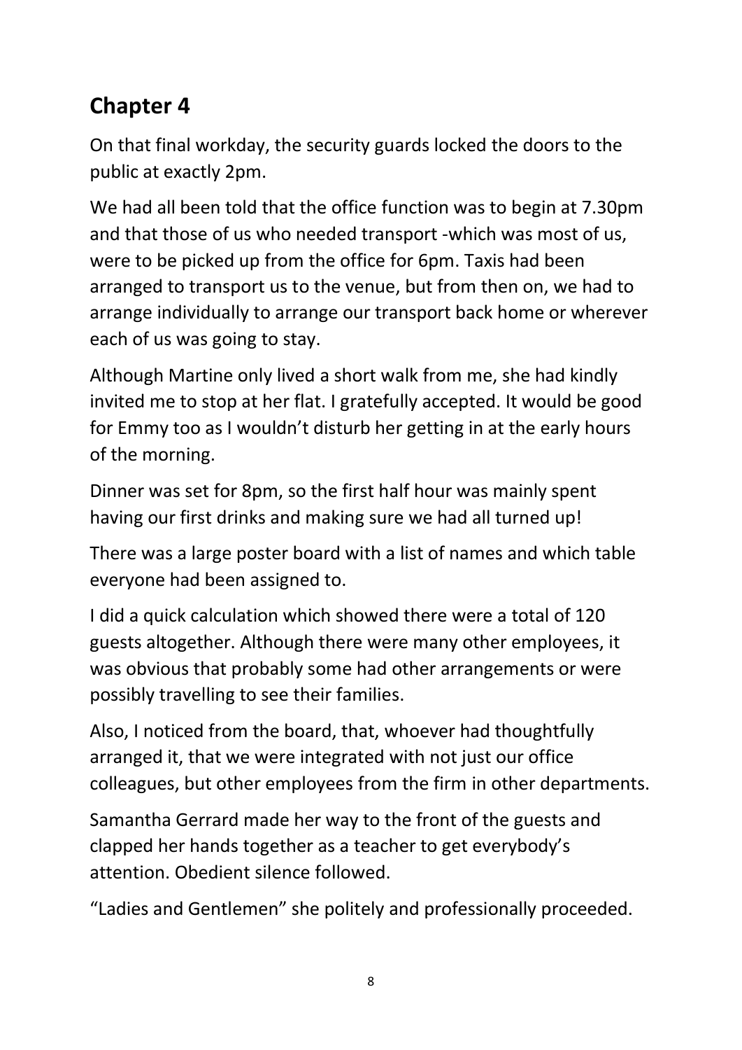## Chapter 4

On that final workday, the security guards locked the doors to the public at exactly 2pm.

We had all been told that the office function was to begin at 7.30pm and that those of us who needed transport -which was most of us, were to be picked up from the office for 6pm. Taxis had been arranged to transport us to the venue, but from then on, we had to arrange individually to arrange our transport back home or wherever each of us was going to stay.

Although Martine only lived a short walk from me, she had kindly invited me to stop at her flat. I gratefully accepted. It would be good for Emmy too as I wouldn't disturb her getting in at the early hours of the morning.

Dinner was set for 8pm, so the first half hour was mainly spent having our first drinks and making sure we had all turned up!

There was a large poster board with a list of names and which table everyone had been assigned to.

I did a quick calculation which showed there were a total of 120 guests altogether. Although there were many other employees, it was obvious that probably some had other arrangements or were possibly travelling to see their families.

Also, I noticed from the board, that, whoever had thoughtfully arranged it, that we were integrated with not just our office colleagues, but other employees from the firm in other departments.

Samantha Gerrard made her way to the front of the guests and clapped her hands together as a teacher to get everybody's attention. Obedient silence followed.

"Ladies and Gentlemen" she politely and professionally proceeded.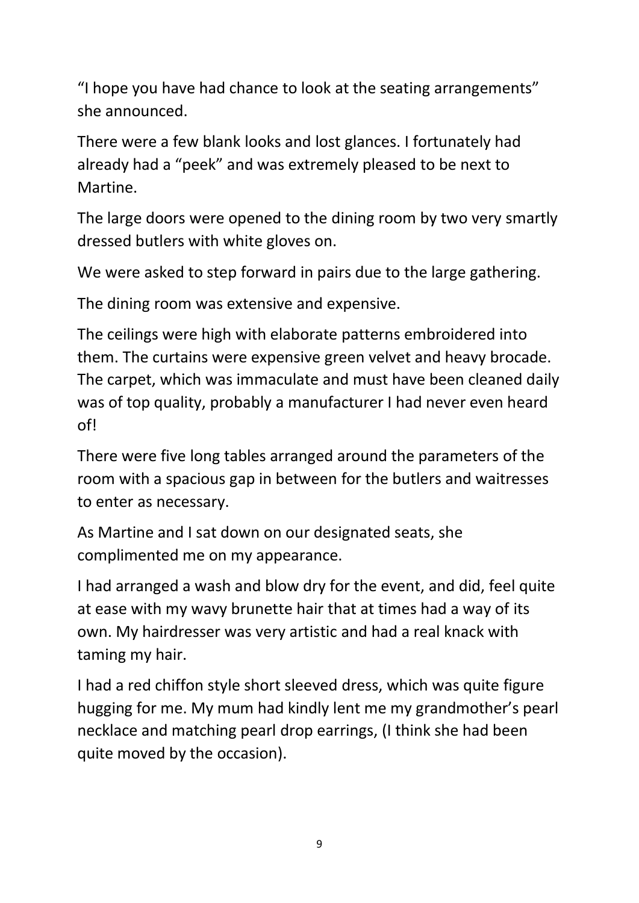"I hope you have had chance to look at the seating arrangements" she announced.

There were a few blank looks and lost glances. I fortunately had already had a "peek" and was extremely pleased to be next to Martine.

The large doors were opened to the dining room by two very smartly dressed butlers with white gloves on.

We were asked to step forward in pairs due to the large gathering.

The dining room was extensive and expensive.

The ceilings were high with elaborate patterns embroidered into them. The curtains were expensive green velvet and heavy brocade. The carpet, which was immaculate and must have been cleaned daily was of top quality, probably a manufacturer I had never even heard of!

There were five long tables arranged around the parameters of the room with a spacious gap in between for the butlers and waitresses to enter as necessary.

As Martine and I sat down on our designated seats, she complimented me on my appearance.

I had arranged a wash and blow dry for the event, and did, feel quite at ease with my wavy brunette hair that at times had a way of its own. My hairdresser was very artistic and had a real knack with taming my hair.

I had a red chiffon style short sleeved dress, which was quite figure hugging for me. My mum had kindly lent me my grandmother's pearl necklace and matching pearl drop earrings, (I think she had been quite moved by the occasion).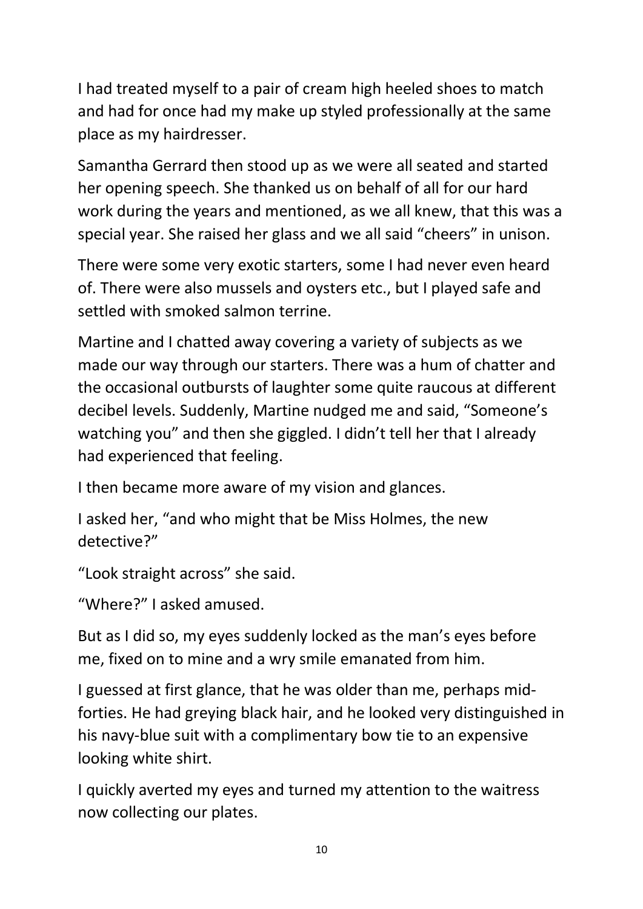I had treated myself to a pair of cream high heeled shoes to match and had for once had my make up styled professionally at the same place as my hairdresser.

Samantha Gerrard then stood up as we were all seated and started her opening speech. She thanked us on behalf of all for our hard work during the years and mentioned, as we all knew, that this was a special year. She raised her glass and we all said "cheers" in unison.

There were some very exotic starters, some I had never even heard of. There were also mussels and oysters etc., but I played safe and settled with smoked salmon terrine.

Martine and I chatted away covering a variety of subjects as we made our way through our starters. There was a hum of chatter and the occasional outbursts of laughter some quite raucous at different decibel levels. Suddenly, Martine nudged me and said, "Someone's watching you" and then she giggled. I didn't tell her that I already had experienced that feeling.

I then became more aware of my vision and glances.

I asked her, "and who might that be Miss Holmes, the new detective?"

"Look straight across" she said.

"Where?" I asked amused.

But as I did so, my eyes suddenly locked as the man's eyes before me, fixed on to mine and a wry smile emanated from him.

I guessed at first glance, that he was older than me, perhaps mid-forties. He had greying black hair, and he looked very distinguished in his navy-blue suit with a complimentary bow tie to an expensive looking white shirt.

I quickly averted my eyes and turned my attention to the waitress now collecting our plates.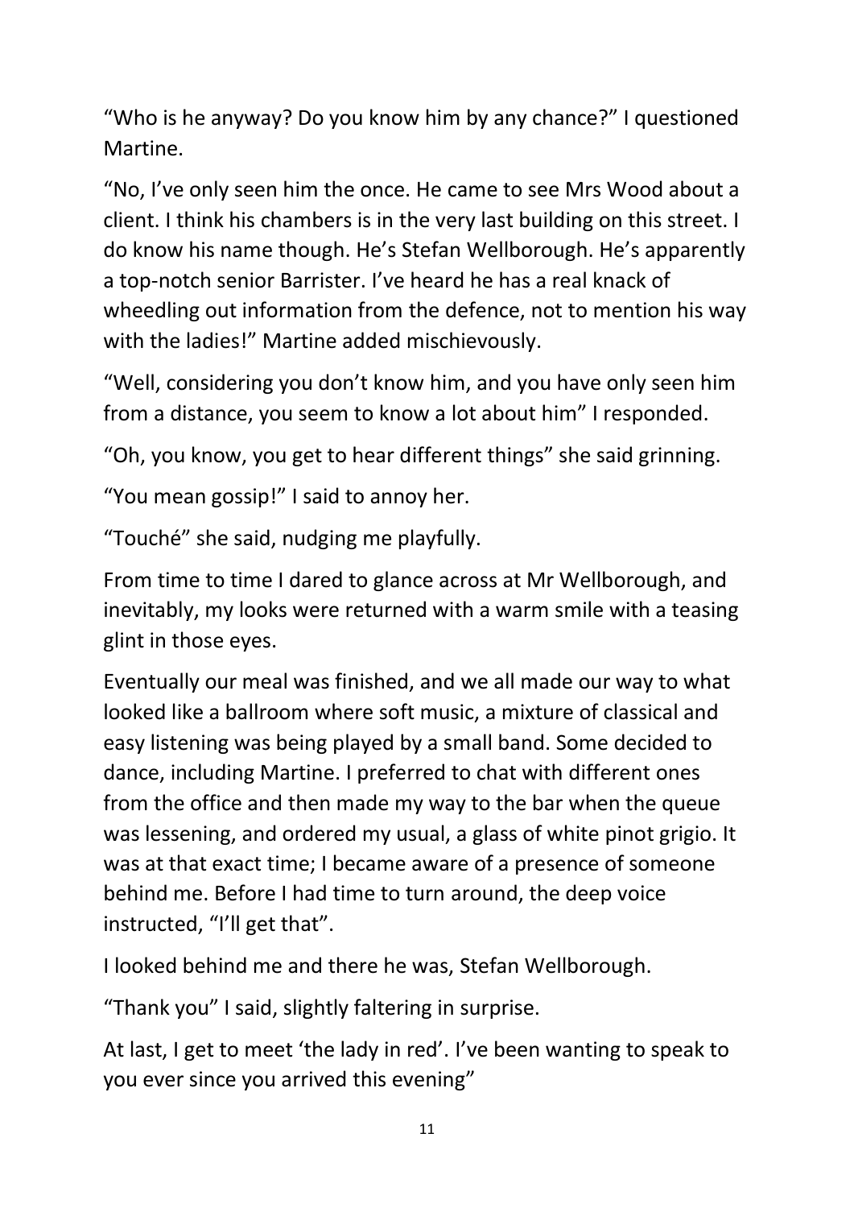"Who is he anyway? Do you know him by any chance?" I questioned Martine.

"No, I've only seen him the once. He came to see Mrs Wood about a client. I think his chambers is in the very last building on this street. I do know his name though. He's Stefan Wellborough. He's apparently a top-notch senior Barrister. I've heard he has a real knack of wheedling out information from the defence, not to mention his way with the ladies!" Martine added mischievously.

"Well, considering you don't know him, and you have only seen him from a distance, you seem to know a lot about him" I responded.

"Oh, you know, you get to hear different things" she said grinning.

"You mean gossip!" I said to annoy her.

"Touché" she said, nudging me playfully.

From time to time I dared to glance across at Mr Wellborough, and inevitably, my looks were returned with a warm smile with a teasing glint in those eyes.

Eventually our meal was finished, and we all made our way to what looked like a ballroom where soft music, a mixture of classical and easy listening was being played by a small band. Some decided to dance, including Martine. I preferred to chat with different ones from the office and then made my way to the bar when the queue was lessening, and ordered my usual, a glass of white pinot grigio. It was at that exact time; I became aware of a presence of someone behind me. Before I had time to turn around, the deep voice instructed, "I'll get that".

I looked behind me and there he was, Stefan Wellborough.

"Thank you" I said, slightly faltering in surprise.

At last, I get to meet 'the lady in red'. I've been wanting to speak to you ever since you arrived this evening"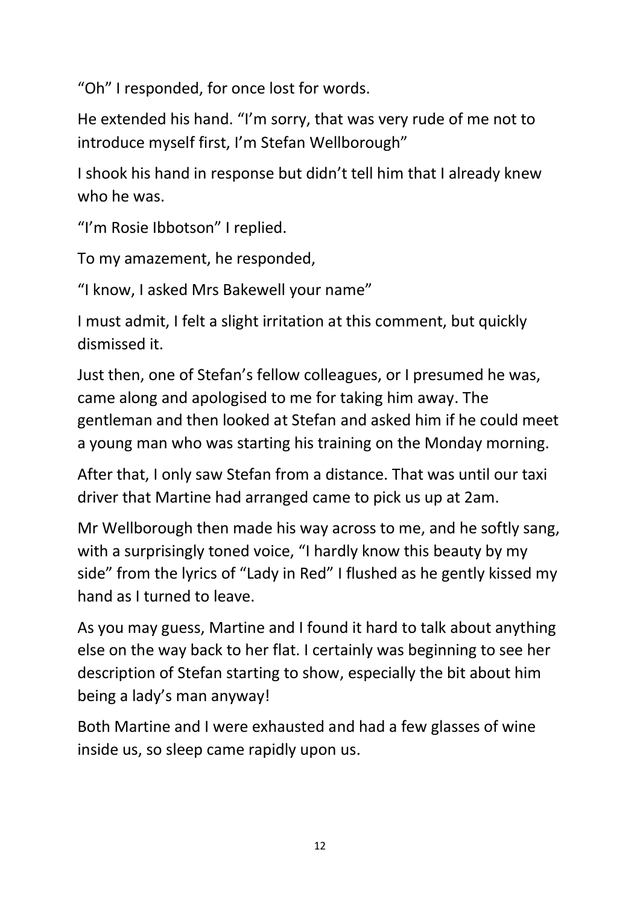"Oh" I responded, for once lost for words.

He extended his hand. "I'm sorry, that was very rude of me not to introduce myself first, I'm Stefan Wellborough"

I shook his hand in response but didn't tell him that I already knew who he was.

"I'm Rosie Ibbotson" I replied.

To my amazement, he responded,

"I know, I asked Mrs Bakewell your name"

I must admit, I felt a slight irritation at this comment, but quickly dismissed it.

Just then, one of Stefan's fellow colleagues, or I presumed he was, came along and apologised to me for taking him away. The gentleman and then looked at Stefan and asked him if he could meet a young man who was starting his training on the Monday morning.

After that, I only saw Stefan from a distance. That was until our taxi driver that Martine had arranged came to pick us up at 2am.

Mr Wellborough then made his way across to me, and he softly sang, with a surprisingly toned voice, "I hardly know this beauty by my side" from the lyrics of "Lady in Red" I flushed as he gently kissed my hand as I turned to leave.

As you may guess, Martine and I found it hard to talk about anything else on the way back to her flat. I certainly was beginning to see her description of Stefan starting to show, especially the bit about him being a lady's man anyway!

Both Martine and I were exhausted and had a few glasses of wine inside us, so sleep came rapidly upon us.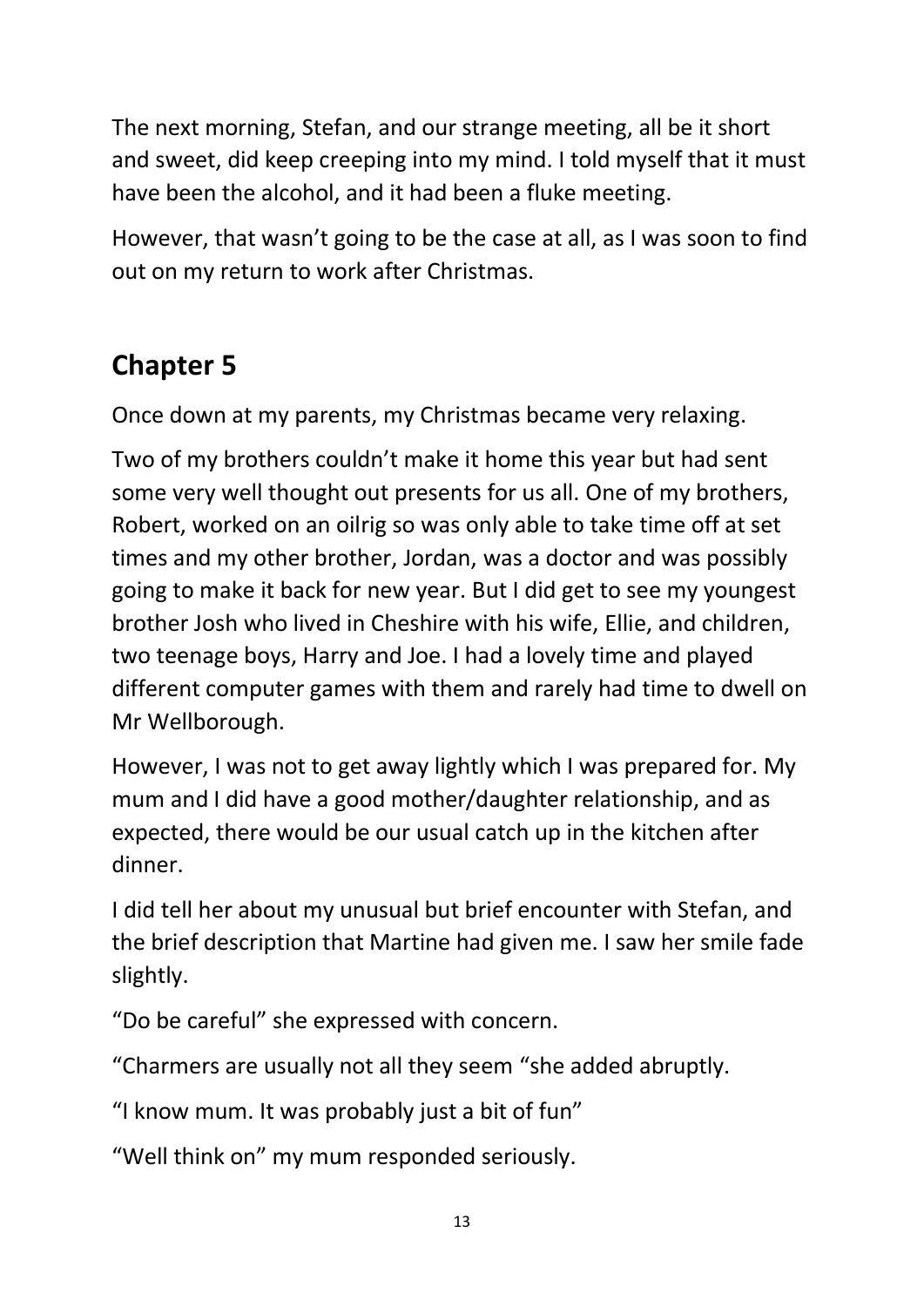The next morning, Stefan, and our strange meeting, all be it short and sweet, did keep creeping into my mind. I told myself that it must have been the alcohol, and it had been a fluke meeting.

However, that wasn't going to be the case at all, as I was soon to find out on my return to work after Christmas.

## Chapter 5

Once down at my parents, my Christmas became very relaxing.

Two of my brothers couldn't make it home this year but had sent some very well thought out presents for us all. One of my brothers, Robert, worked on an oilrig so was only able to take time off at set times and my other brother, Jordan, was a doctor and was possibly going to make it back for new year. But I did get to see my youngest brother Josh who lived in Cheshire with his wife, Ellie, and children, two teenage boys, Harry and Joe. I had a lovely time and played different computer games with them and rarely had time to dwell on Mr Wellborough.

However, I was not to get away lightly which I was prepared for. My mum and I did have a good mother/daughter relationship, and as expected, there would be our usual catch up in the kitchen after dinner.

I did tell her about my unusual but brief encounter with Stefan, and the brief description that Martine had given me. I saw her smile fade slightly.

"Do be careful" she expressed with concern.

"Charmers are usually not all they seem "she added abruptly.

"I know mum. It was probably just a bit of fun"

"Well think on" my mum responded seriously.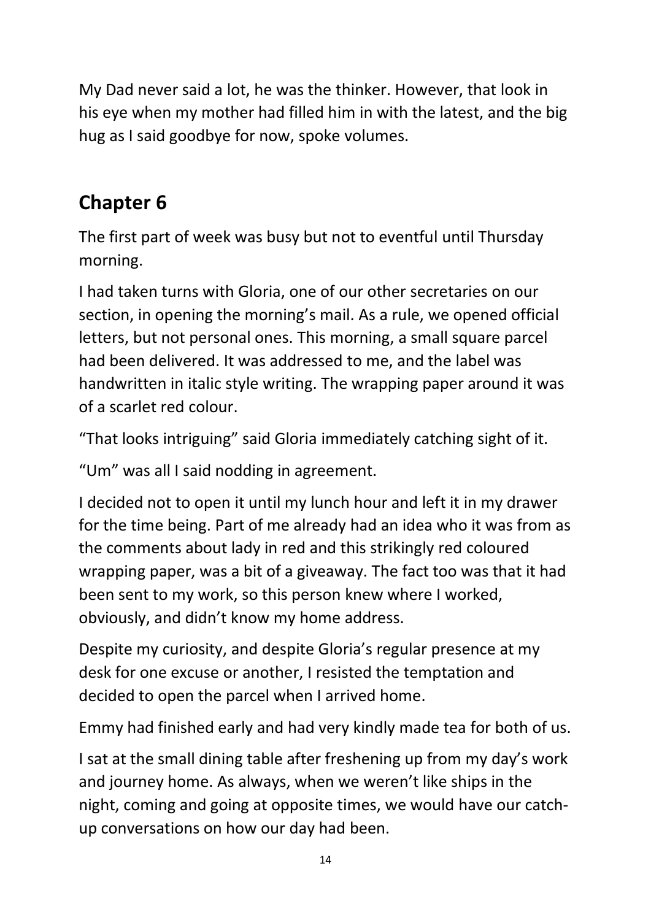My Dad never said a lot, he was the thinker. However, that look in his eye when my mother had filled him in with the latest, and the big hug as I said goodbye for now, spoke volumes.

## Chapter 6

The first part of week was busy but not to eventful until Thursday morning.

I had taken turns with Gloria, one of our other secretaries on our section, in opening the morning's mail. As a rule, we opened official letters, but not personal ones. This morning, a small square parcel had been delivered. It was addressed to me, and the label was handwritten in italic style writing. The wrapping paper around it was of a scarlet red colour.

"That looks intriguing" said Gloria immediately catching sight of it.

"Um" was all I said nodding in agreement.

I decided not to open it until my lunch hour and left it in my drawer for the time being. Part of me already had an idea who it was from as the comments about lady in red and this strikingly red coloured wrapping paper, was a bit of a giveaway. The fact too was that it had been sent to my work, so this person knew where I worked, obviously, and didn't know my home address.

Despite my curiosity, and despite Gloria's regular presence at my desk for one excuse or another, I resisted the temptation and decided to open the parcel when I arrived home.

Emmy had finished early and had very kindly made tea for both of us.

I sat at the small dining table after freshening up from my day's work and journey home. As always, when we weren't like ships in the night, coming and going at opposite times, we would have our catch-up conversations on how our day had been.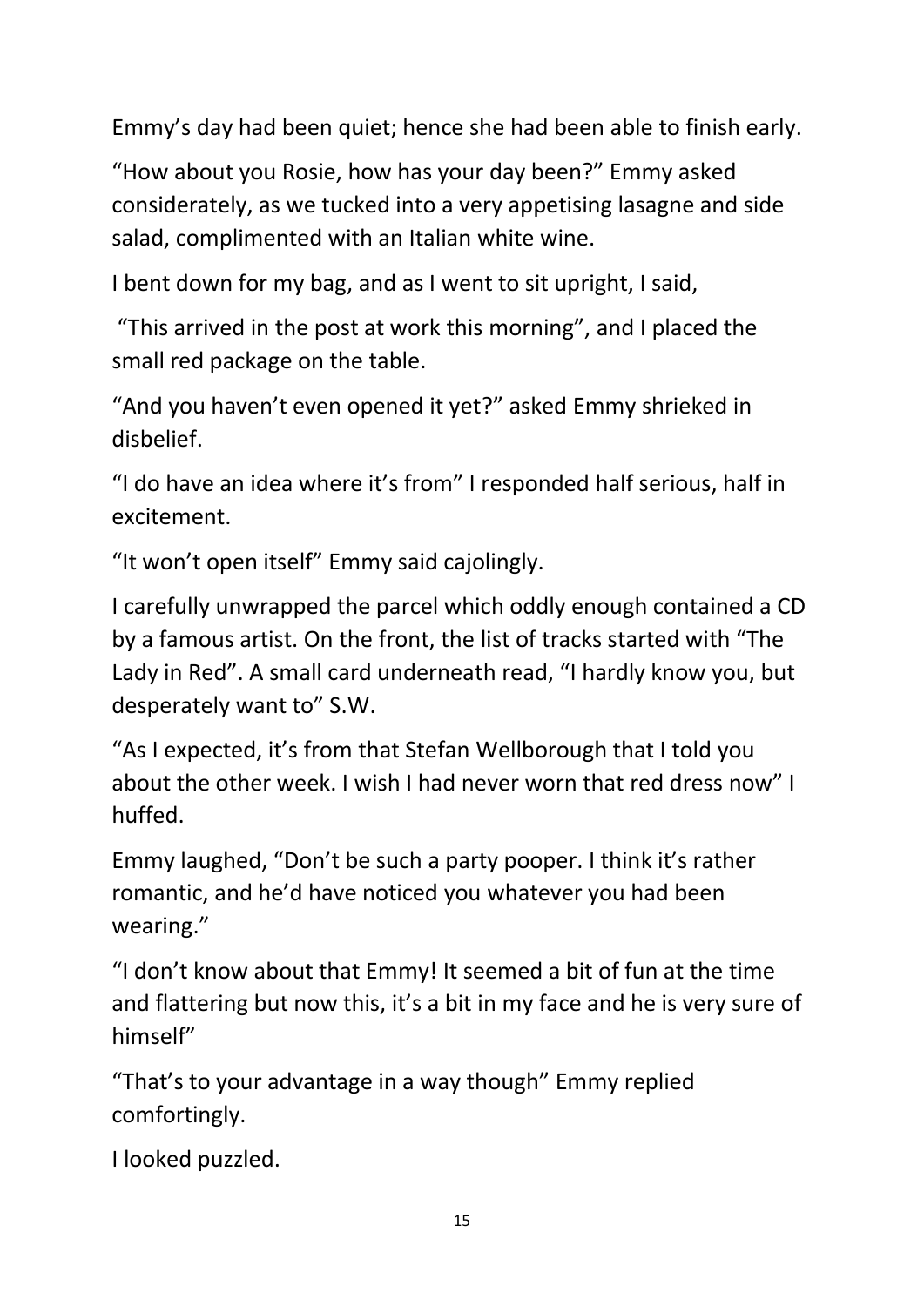Emmy's day had been quiet; hence she had been able to finish early.

"How about you Rosie, how has your day been?" Emmy asked considerately, as we tucked into a very appetising lasagne and side salad, complimented with an Italian white wine.

I bent down for my bag, and as I went to sit upright, I said,

"This arrived in the post at work this morning", and I placed the small red package on the table.

"And you haven't even opened it yet?" asked Emmy shrieked in disbelief.

"I do have an idea where it's from" I responded half serious, half in excitement.

"It won't open itself" Emmy said cajolingly.

I carefully unwrapped the parcel which oddly enough contained a CD by a famous artist. On the front, the list of tracks started with "The Lady in Red". A small card underneath read, "I hardly know you, but desperately want to" S.W.

"As I expected, it's from that Stefan Wellborough that I told you about the other week. I wish I had never worn that red dress now" I huffed.

Emmy laughed, "Don't be such a party pooper. I think it's rather romantic, and he'd have noticed you whatever you had been wearing."

"I don't know about that Emmy! It seemed a bit of fun at the time and flattering but now this, it's a bit in my face and he is very sure of himself"

"That's to your advantage in a way though" Emmy replied comfortingly.

I looked puzzled.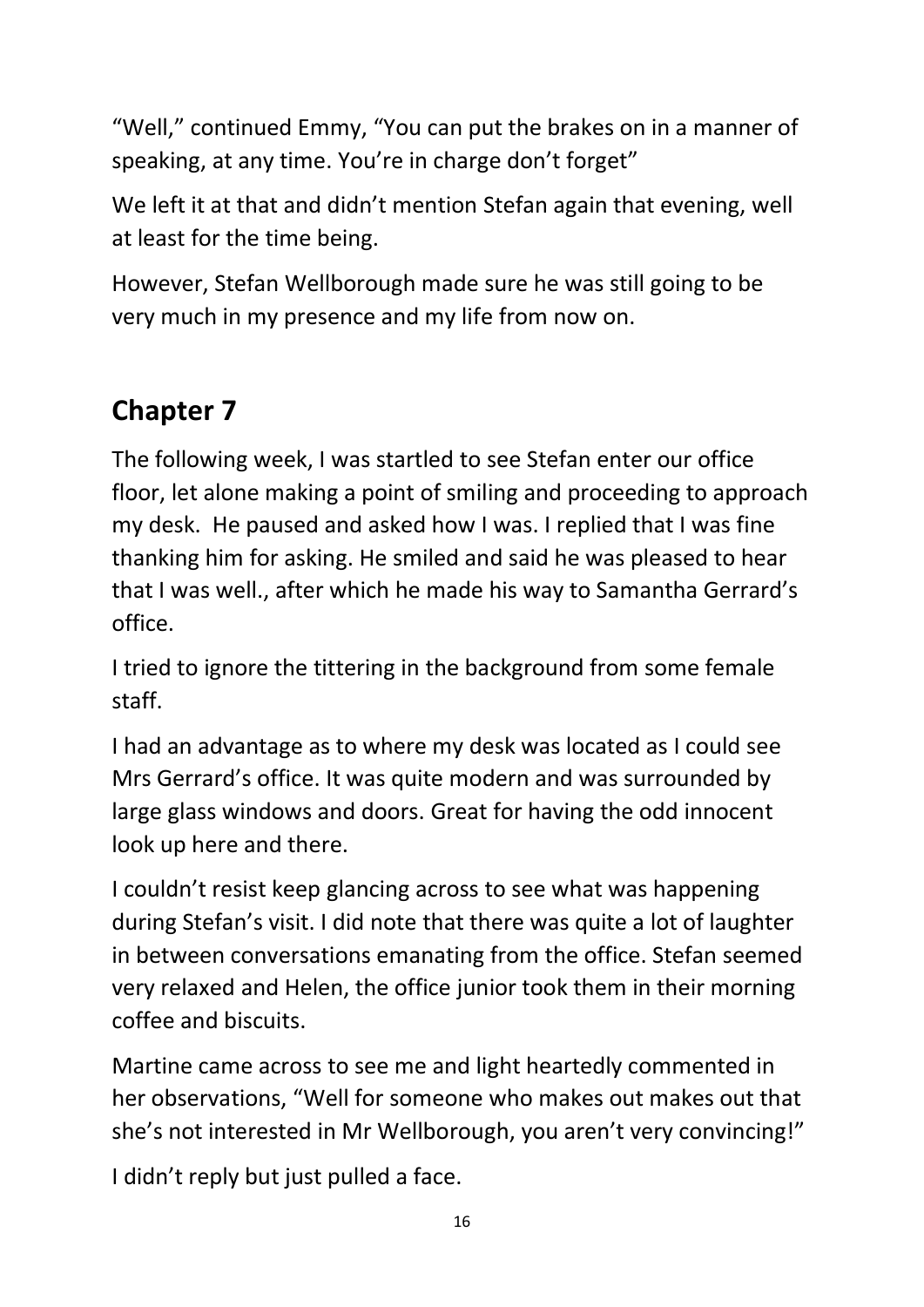"Well," continued Emmy, "You can put the brakes on in a manner of speaking, at any time. You're in charge don't forget"

We left it at that and didn't mention Stefan again that evening, well at least for the time being.

However, Stefan Wellborough made sure he was still going to be very much in my presence and my life from now on.

## Chapter 7

The following week, I was startled to see Stefan enter our office floor, let alone making a point of smiling and proceeding to approach my desk. He paused and asked how I was. I replied that I was fine thanking him for asking. He smiled and said he was pleased to hear that I was well., after which he made his way to Samantha Gerrard's office.

I tried to ignore the tittering in the background from some female staff.

I had an advantage as to where my desk was located as I could see Mrs Gerrard's office. It was quite modern and was surrounded by large glass windows and doors. Great for having the odd innocent look up here and there.

I couldn't resist keep glancing across to see what was happening during Stefan's visit. I did note that there was quite a lot of laughter in between conversations emanating from the office. Stefan seemed very relaxed and Helen, the office junior took them in their morning coffee and biscuits.

Martine came across to see me and light heartedly commented in her observations, "Well for someone who makes out makes out that she's not interested in Mr Wellborough, you aren't very convincing!"

I didn't reply but just pulled a face.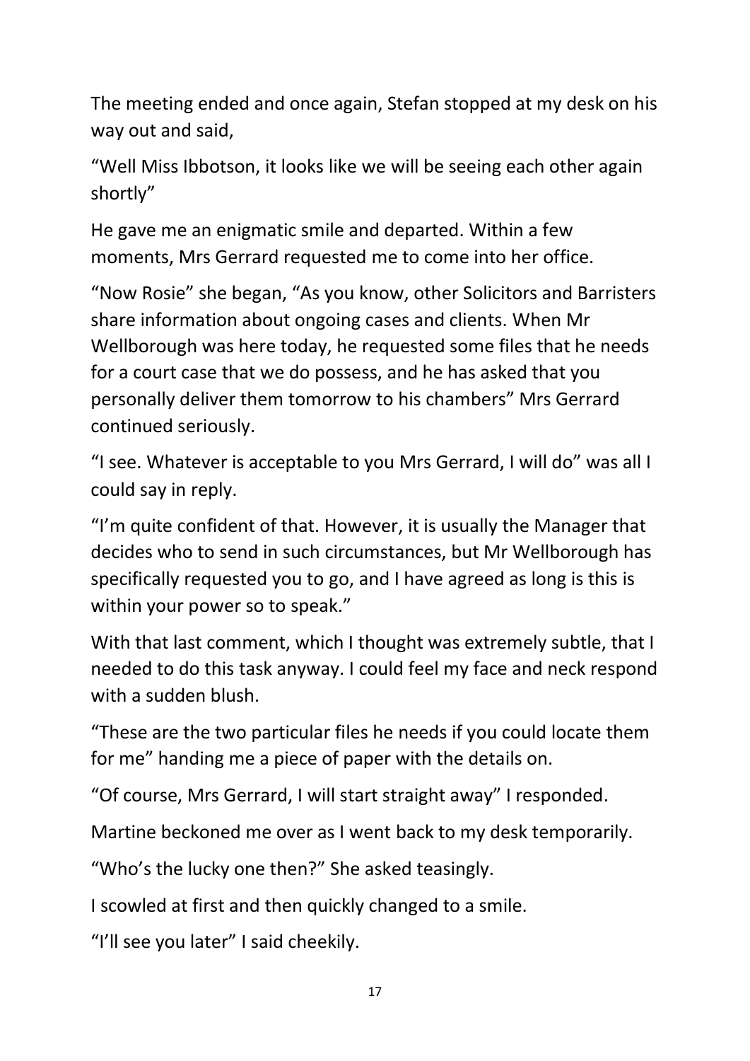The meeting ended and once again, Stefan stopped at my desk on his way out and said,

"Well Miss Ibbotson, it looks like we will be seeing each other again shortly"

He gave me an enigmatic smile and departed. Within a few moments, Mrs Gerrard requested me to come into her office.

"Now Rosie" she began, "As you know, other Solicitors and Barristers share information about ongoing cases and clients. When Mr Wellborough was here today, he requested some files that he needs for a court case that we do possess, and he has asked that you personally deliver them tomorrow to his chambers" Mrs Gerrard continued seriously.

"I see. Whatever is acceptable to you Mrs Gerrard, I will do" was all I could say in reply.

"I'm quite confident of that. However, it is usually the Manager that decides who to send in such circumstances, but Mr Wellborough has specifically requested you to go, and I have agreed as long is this is within your power so to speak."

With that last comment, which I thought was extremely subtle, that I needed to do this task anyway. I could feel my face and neck respond with a sudden blush.

"These are the two particular files he needs if you could locate them for me" handing me a piece of paper with the details on.

"Of course, Mrs Gerrard, I will start straight away" I responded.

Martine beckoned me over as I went back to my desk temporarily.

"Who's the lucky one then?" She asked teasingly.

I scowled at first and then quickly changed to a smile.

"I'll see you later" I said cheekily.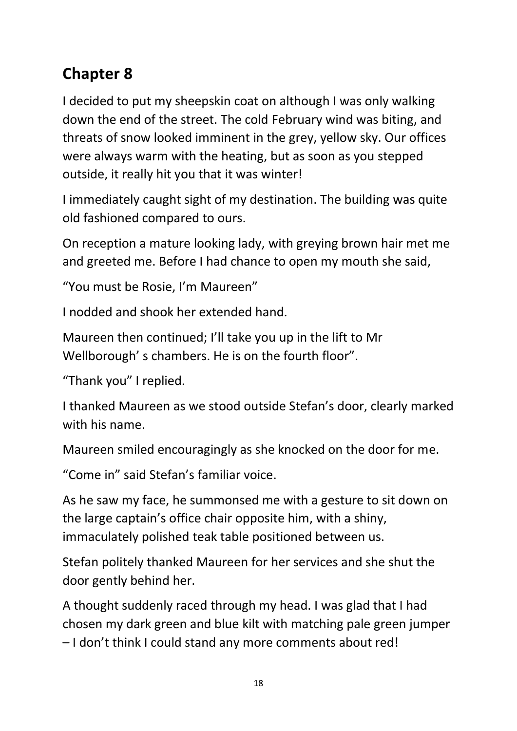## Chapter 8

I decided to put my sheepskin coat on although I was only walking down the end of the street. The cold February wind was biting, and threats of snow looked imminent in the grey, yellow sky. Our offices were always warm with the heating, but as soon as you stepped outside, it really hit you that it was winter!

I immediately caught sight of my destination. The building was quite old fashioned compared to ours.

On reception a mature looking lady, with greying brown hair met me and greeted me. Before I had chance to open my mouth she said,

"You must be Rosie, I'm Maureen"

I nodded and shook her extended hand.

Maureen then continued; I'll take you up in the lift to Mr Wellborough' s chambers. He is on the fourth floor".

"Thank you" I replied.

I thanked Maureen as we stood outside Stefan's door, clearly marked with his name.

Maureen smiled encouragingly as she knocked on the door for me.

"Come in" said Stefan's familiar voice.

As he saw my face, he summonsed me with a gesture to sit down on the large captain's office chair opposite him, with a shiny, immaculately polished teak table positioned between us.

Stefan politely thanked Maureen for her services and she shut the door gently behind her.

A thought suddenly raced through my head. I was glad that I had chosen my dark green and blue kilt with matching pale green jumper – I don't think I could stand any more comments about red!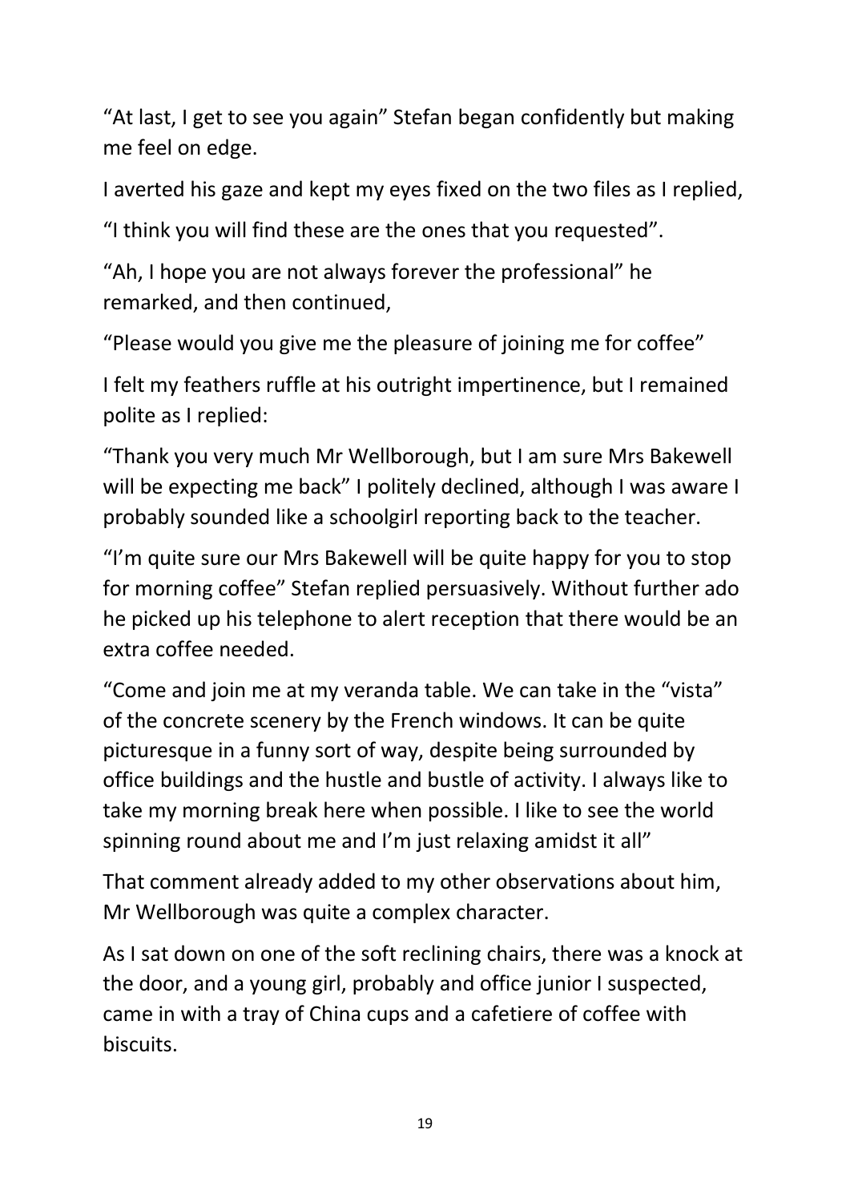"At last, I get to see you again" Stefan began confidently but making me feel on edge.

I averted his gaze and kept my eyes fixed on the two files as I replied,

"I think you will find these are the ones that you requested".

"Ah, I hope you are not always forever the professional" he remarked, and then continued,

"Please would you give me the pleasure of joining me for coffee"

I felt my feathers ruffle at his outright impertinence, but I remained polite as I replied:

"Thank you very much Mr Wellborough, but I am sure Mrs Bakewell will be expecting me back" I politely declined, although I was aware I probably sounded like a schoolgirl reporting back to the teacher.

"I'm quite sure our Mrs Bakewell will be quite happy for you to stop for morning coffee" Stefan replied persuasively. Without further ado he picked up his telephone to alert reception that there would be an extra coffee needed.

"Come and join me at my veranda table. We can take in the "vista" of the concrete scenery by the French windows. It can be quite picturesque in a funny sort of way, despite being surrounded by office buildings and the hustle and bustle of activity. I always like to take my morning break here when possible. I like to see the world spinning round about me and I'm just relaxing amidst it all"

That comment already added to my other observations about him, Mr Wellborough was quite a complex character.

As I sat down on one of the soft reclining chairs, there was a knock at the door, and a young girl, probably and office junior I suspected, came in with a tray of China cups and a cafetiere of coffee with biscuits.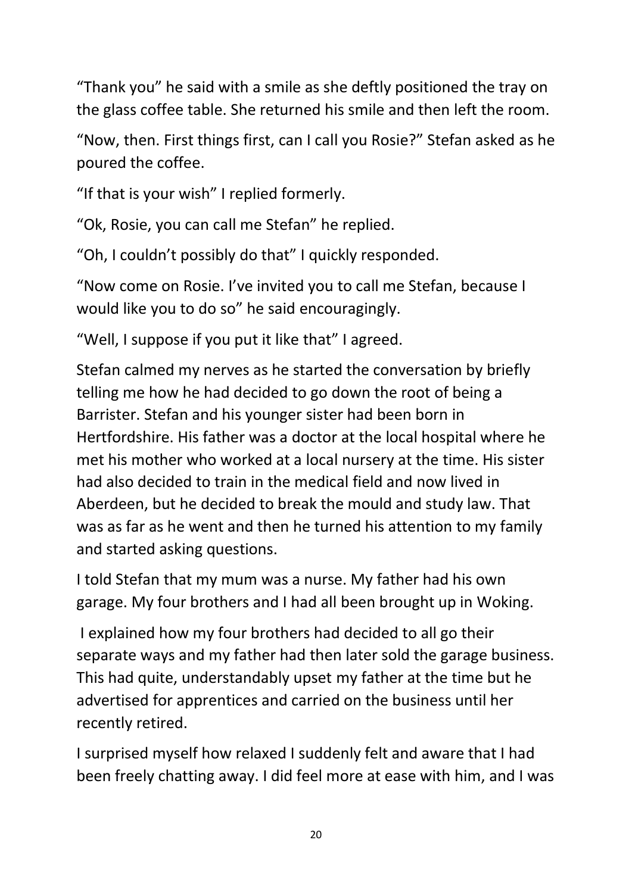"Thank you" he said with a smile as she deftly positioned the tray on the glass coffee table. She returned his smile and then left the room.

"Now, then. First things first, can I call you Rosie?" Stefan asked as he poured the coffee.

"If that is your wish" I replied formerly.

"Ok, Rosie, you can call me Stefan" he replied.

"Oh, I couldn't possibly do that" I quickly responded.

"Now come on Rosie. I've invited you to call me Stefan, because I would like you to do so" he said encouragingly.

"Well, I suppose if you put it like that" I agreed.

Stefan calmed my nerves as he started the conversation by briefly telling me how he had decided to go down the root of being a Barrister. Stefan and his younger sister had been born in Hertfordshire. His father was a doctor at the local hospital where he met his mother who worked at a local nursery at the time. His sister had also decided to train in the medical field and now lived in Aberdeen, but he decided to break the mould and study law. That was as far as he went and then he turned his attention to my family and started asking questions.

I told Stefan that my mum was a nurse. My father had his own garage. My four brothers and I had all been brought up in Woking.

I explained how my four brothers had decided to all go their separate ways and my father had then later sold the garage business. This had quite, understandably upset my father at the time but he advertised for apprentices and carried on the business until her recently retired.

I surprised myself how relaxed I suddenly felt and aware that I had been freely chatting away. I did feel more at ease with him, and I was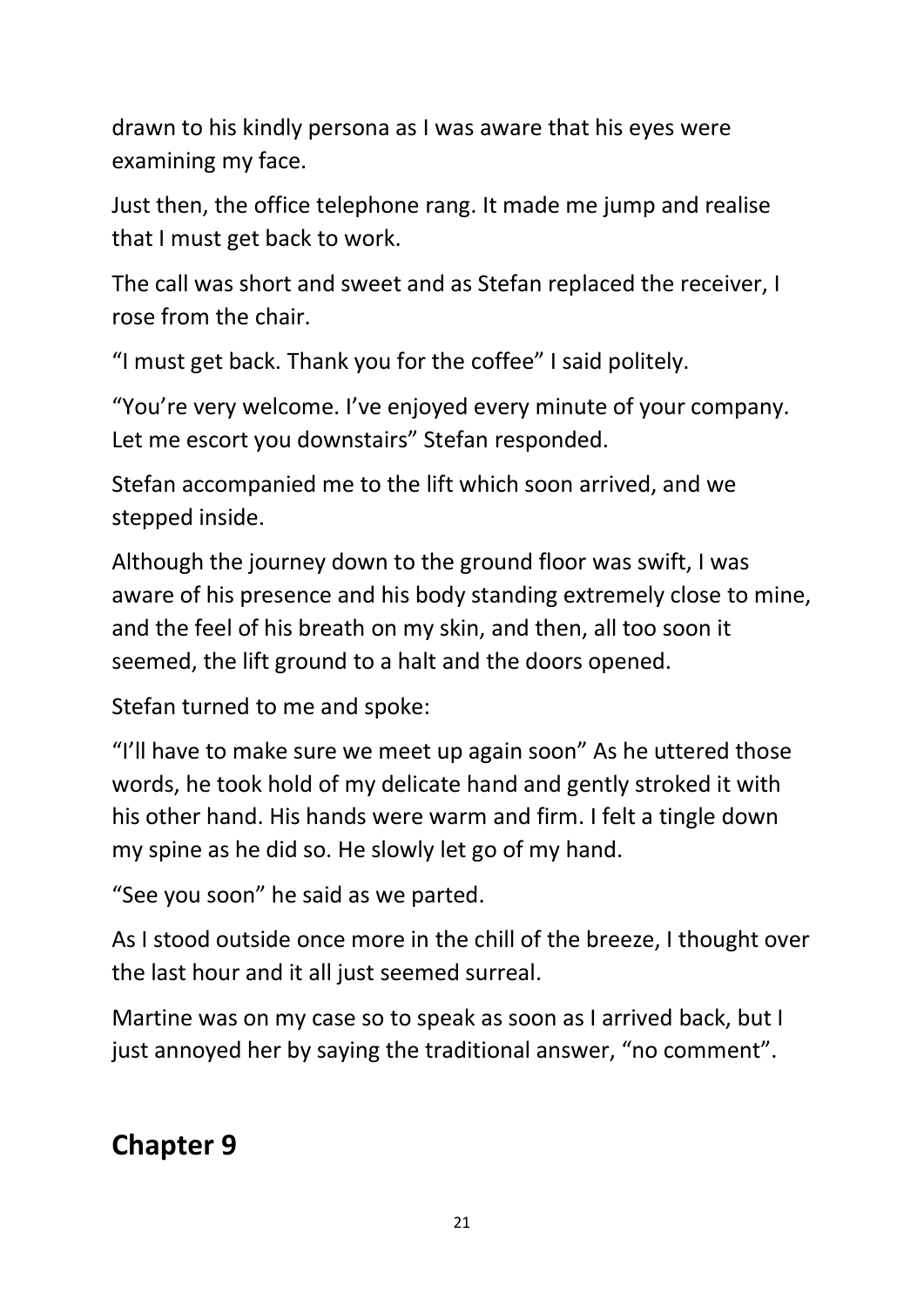drawn to his kindly persona as I was aware that his eyes were examining my face.

Just then, the office telephone rang. It made me jump and realise that I must get back to work.

The call was short and sweet and as Stefan replaced the receiver, I rose from the chair.

“I must get back. Thank you for the coffee” I said politely.

“You’re very welcome. I’ve enjoyed every minute of your company. Let me escort you downstairs” Stefan responded.

Stefan accompanied me to the lift which soon arrived, and we stepped inside.

Although the journey down to the ground floor was swift, I was aware of his presence and his body standing extremely close to mine, and the feel of his breath on my skin, and then, all too soon it seemed, the lift ground to a halt and the doors opened.

Stefan turned to me and spoke:

“I’ll have to make sure we meet up again soon” As he uttered those words, he took hold of my delicate hand and gently stroked it with his other hand. His hands were warm and firm. I felt a tingle down my spine as he did so. He slowly let go of my hand.

“See you soon” he said as we parted.

As I stood outside once more in the chill of the breeze, I thought over the last hour and it all just seemed surreal.

Martine was on my case so to speak as soon as I arrived back, but I just annoyed her by saying the traditional answer, “no comment”.

## Chapter 9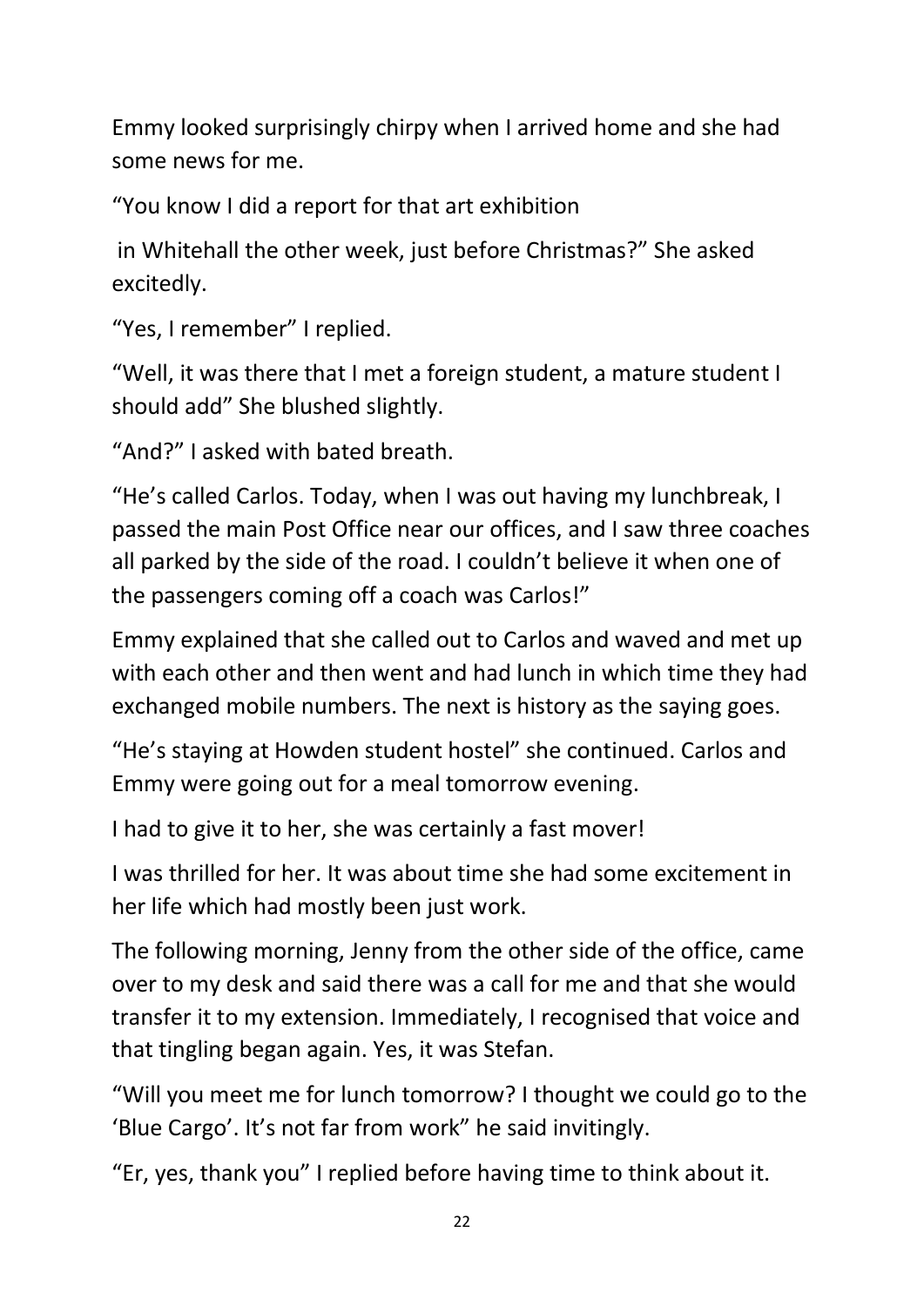Emmy looked surprisingly chirpy when I arrived home and she had some news for me.

"You know I did a report for that art exhibition

in Whitehall the other week, just before Christmas?" She asked excitedly.

"Yes, I remember" I replied.

"Well, it was there that I met a foreign student, a mature student I should add" She blushed slightly.

"And?" I asked with bated breath.

"He's called Carlos. Today, when I was out having my lunchbreak, I passed the main Post Office near our offices, and I saw three coaches all parked by the side of the road. I couldn't believe it when one of the passengers coming off a coach was Carlos!"

Emmy explained that she called out to Carlos and waved and met up with each other and then went and had lunch in which time they had exchanged mobile numbers. The next is history as the saying goes.

"He's staying at Howden student hostel" she continued. Carlos and Emmy were going out for a meal tomorrow evening.

I had to give it to her, she was certainly a fast mover!

I was thrilled for her. It was about time she had some excitement in her life which had mostly been just work.

The following morning, Jenny from the other side of the office, came over to my desk and said there was a call for me and that she would transfer it to my extension. Immediately, I recognised that voice and that tingling began again. Yes, it was Stefan.

"Will you meet me for lunch tomorrow? I thought we could go to the 'Blue Cargo'. It's not far from work" he said invitingly.

"Er, yes, thank you" I replied before having time to think about it.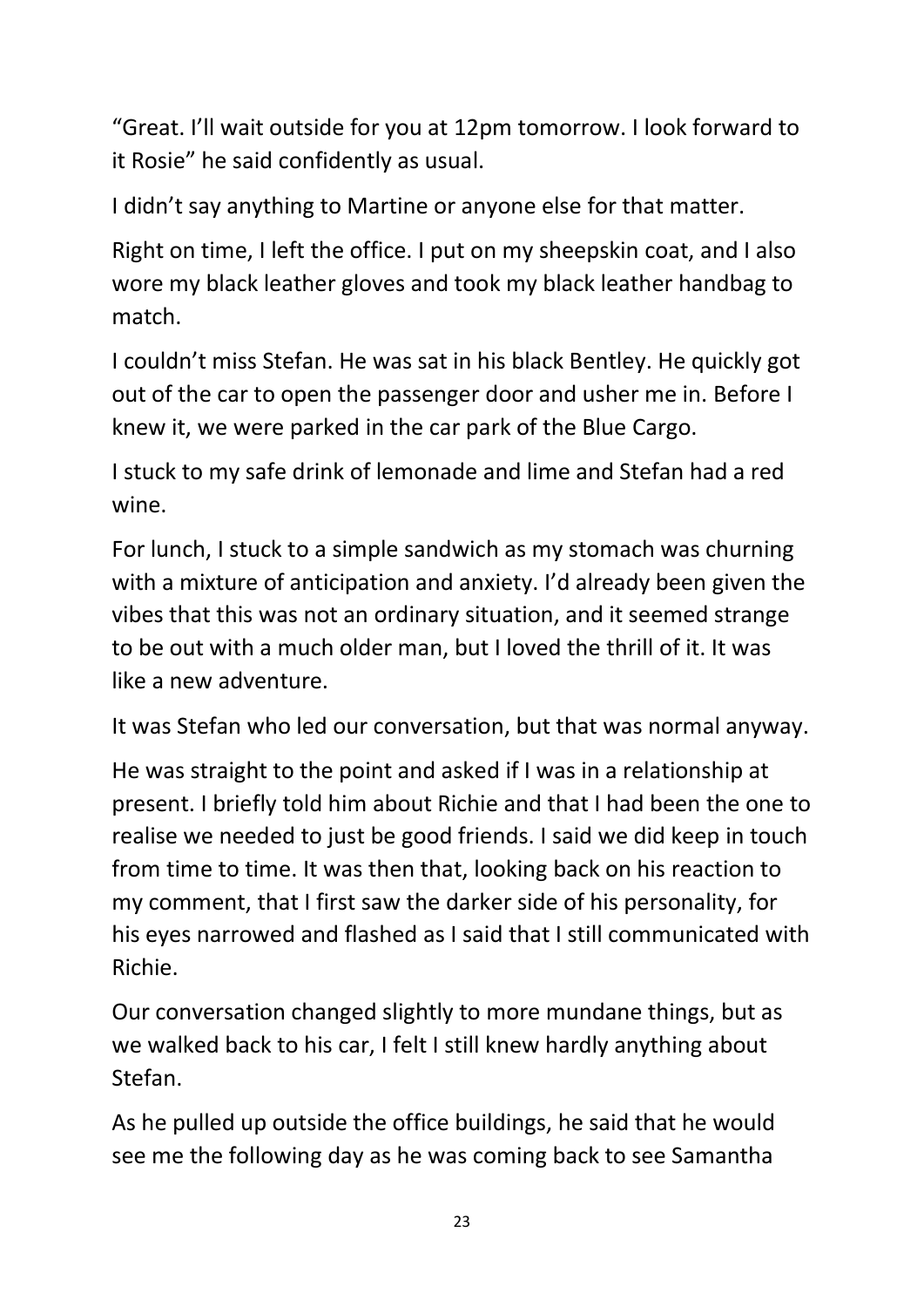"Great. I'll wait outside for you at 12pm tomorrow. I look forward to it Rosie" he said confidently as usual.

I didn't say anything to Martine or anyone else for that matter.

Right on time, I left the office. I put on my sheepskin coat, and I also wore my black leather gloves and took my black leather handbag to match.

I couldn't miss Stefan. He was sat in his black Bentley. He quickly got out of the car to open the passenger door and usher me in. Before I knew it, we were parked in the car park of the Blue Cargo.

I stuck to my safe drink of lemonade and lime and Stefan had a red wine.

For lunch, I stuck to a simple sandwich as my stomach was churning with a mixture of anticipation and anxiety. I'd already been given the vibes that this was not an ordinary situation, and it seemed strange to be out with a much older man, but I loved the thrill of it. It was like a new adventure.

It was Stefan who led our conversation, but that was normal anyway.

He was straight to the point and asked if I was in a relationship at present. I briefly told him about Richie and that I had been the one to realise we needed to just be good friends. I said we did keep in touch from time to time. It was then that, looking back on his reaction to my comment, that I first saw the darker side of his personality, for his eyes narrowed and flashed as I said that I still communicated with Richie.

Our conversation changed slightly to more mundane things, but as we walked back to his car, I felt I still knew hardly anything about Stefan.

As he pulled up outside the office buildings, he said that he would see me the following day as he was coming back to see Samantha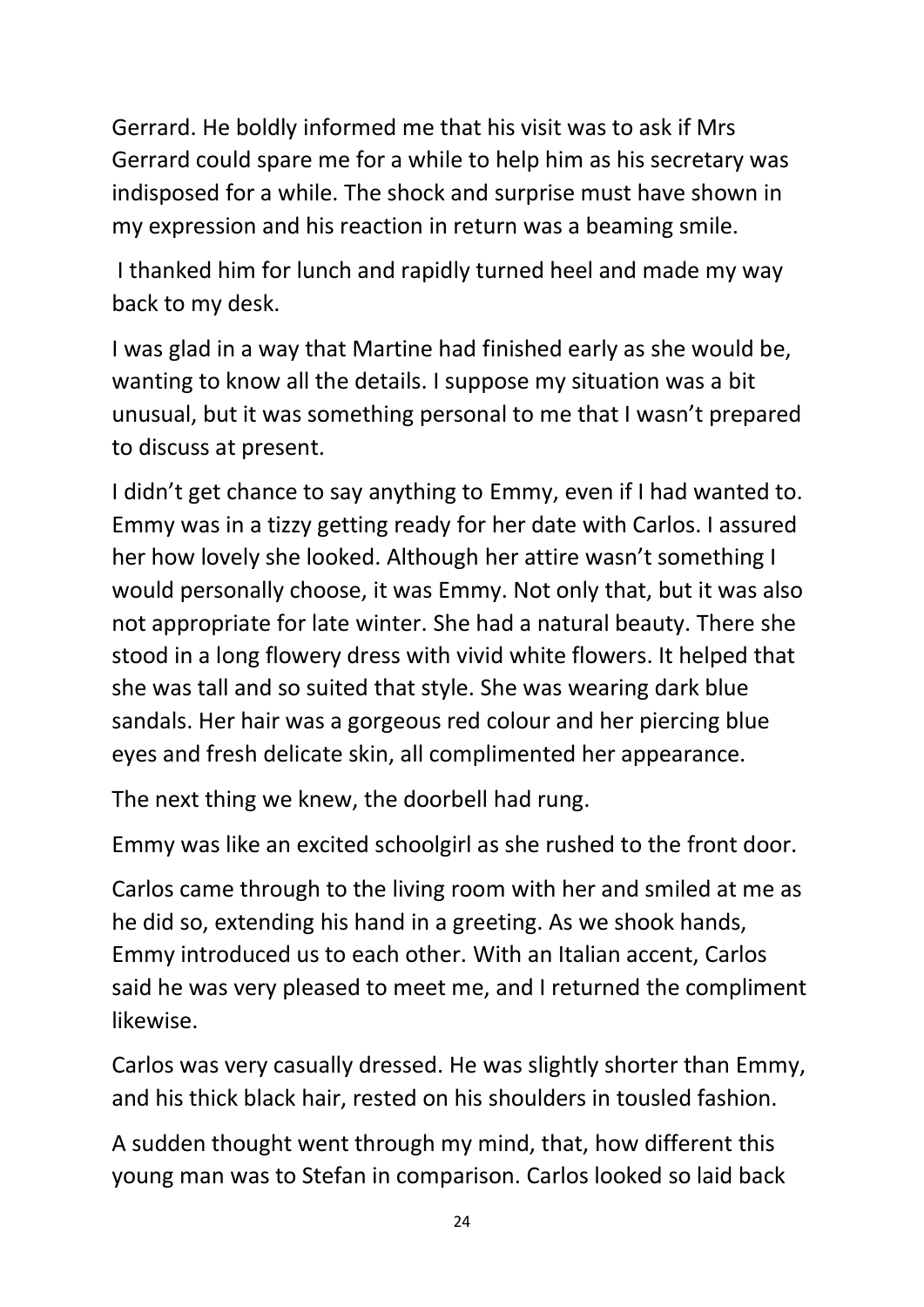Gerrard. He boldly informed me that his visit was to ask if Mrs Gerrard could spare me for a while to help him as his secretary was indisposed for a while. The shock and surprise must have shown in my expression and his reaction in return was a beaming smile.

I thanked him for lunch and rapidly turned heel and made my way back to my desk.

I was glad in a way that Martine had finished early as she would be, wanting to know all the details. I suppose my situation was a bit unusual, but it was something personal to me that I wasn't prepared to discuss at present.

I didn't get chance to say anything to Emmy, even if I had wanted to. Emmy was in a tizzy getting ready for her date with Carlos. I assured her how lovely she looked. Although her attire wasn't something I would personally choose, it was Emmy. Not only that, but it was also not appropriate for late winter. She had a natural beauty. There she stood in a long flowery dress with vivid white flowers. It helped that she was tall and so suited that style. She was wearing dark blue sandals. Her hair was a gorgeous red colour and her piercing blue eyes and fresh delicate skin, all complimented her appearance.

The next thing we knew, the doorbell had rung.

Emmy was like an excited schoolgirl as she rushed to the front door.

Carlos came through to the living room with her and smiled at me as he did so, extending his hand in a greeting. As we shook hands, Emmy introduced us to each other. With an Italian accent, Carlos said he was very pleased to meet me, and I returned the compliment likewise.

Carlos was very casually dressed. He was slightly shorter than Emmy, and his thick black hair, rested on his shoulders in tousled fashion.

A sudden thought went through my mind, that, how different this young man was to Stefan in comparison. Carlos looked so laid back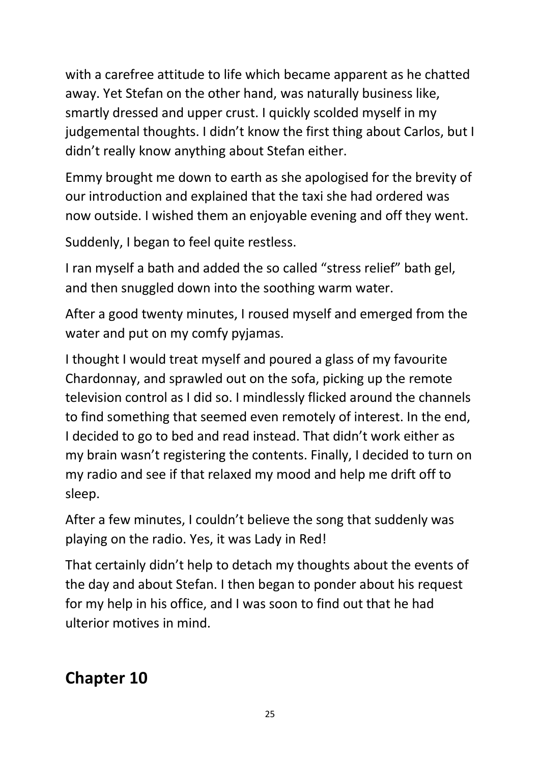with a carefree attitude to life which became apparent as he chatted away. Yet Stefan on the other hand, was naturally business like, smartly dressed and upper crust. I quickly scolded myself in my judgemental thoughts. I didn't know the first thing about Carlos, but I didn't really know anything about Stefan either.

Emmy brought me down to earth as she apologised for the brevity of our introduction and explained that the taxi she had ordered was now outside. I wished them an enjoyable evening and off they went.

Suddenly, I began to feel quite restless.

I ran myself a bath and added the so called "stress relief" bath gel, and then snuggled down into the soothing warm water.

After a good twenty minutes, I roused myself and emerged from the water and put on my comfy pyjamas.

I thought I would treat myself and poured a glass of my favourite Chardonnay, and sprawled out on the sofa, picking up the remote television control as I did so. I mindlessly flicked around the channels to find something that seemed even remotely of interest. In the end, I decided to go to bed and read instead. That didn't work either as my brain wasn't registering the contents. Finally, I decided to turn on my radio and see if that relaxed my mood and help me drift off to sleep.

After a few minutes, I couldn't believe the song that suddenly was playing on the radio. Yes, it was Lady in Red!

That certainly didn't help to detach my thoughts about the events of the day and about Stefan. I then began to ponder about his request for my help in his office, and I was soon to find out that he had ulterior motives in mind.

## Chapter 10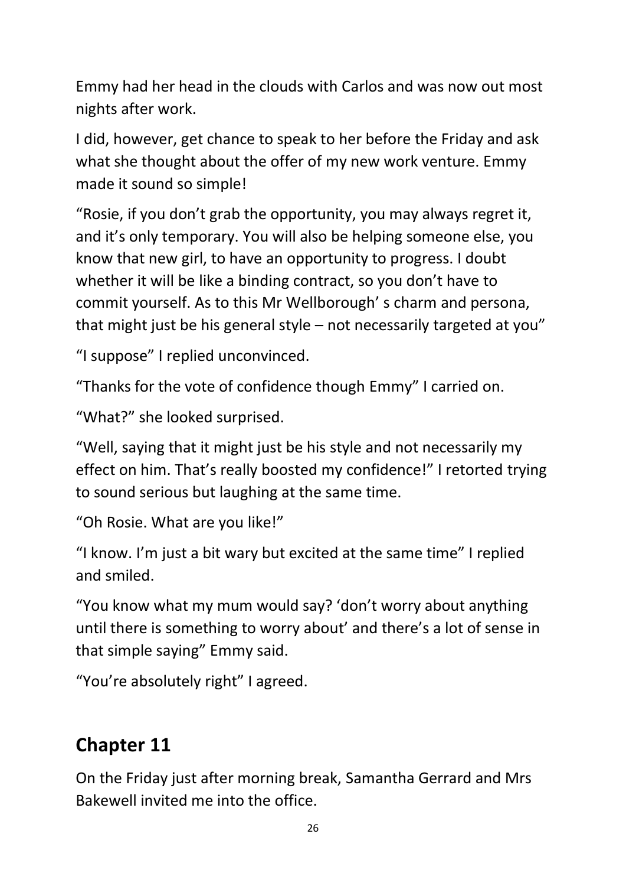Emmy had her head in the clouds with Carlos and was now out most nights after work.

I did, however, get chance to speak to her before the Friday and ask what she thought about the offer of my new work venture. Emmy made it sound so simple!

“Rosie, if you don’t grab the opportunity, you may always regret it, and it’s only temporary. You will also be helping someone else, you know that new girl, to have an opportunity to progress. I doubt whether it will be like a binding contract, so you don’t have to commit yourself. As to this Mr Wellborough’ s charm and persona, that might just be his general style – not necessarily targeted at you”

“I suppose” I replied unconvinced.

“Thanks for the vote of confidence though Emmy” I carried on.

“What?” she looked surprised.

“Well, saying that it might just be his style and not necessarily my effect on him. That’s really boosted my confidence!” I retorted trying to sound serious but laughing at the same time.

“Oh Rosie. What are you like!”

“I know. I’m just a bit wary but excited at the same time” I replied and smiled.

“You know what my mum would say? ‘don’t worry about anything until there is something to worry about’ and there’s a lot of sense in that simple saying” Emmy said.

“You’re absolutely right” I agreed.

## Chapter 11

On the Friday just after morning break, Samantha Gerrard and Mrs Bakewell invited me into the office.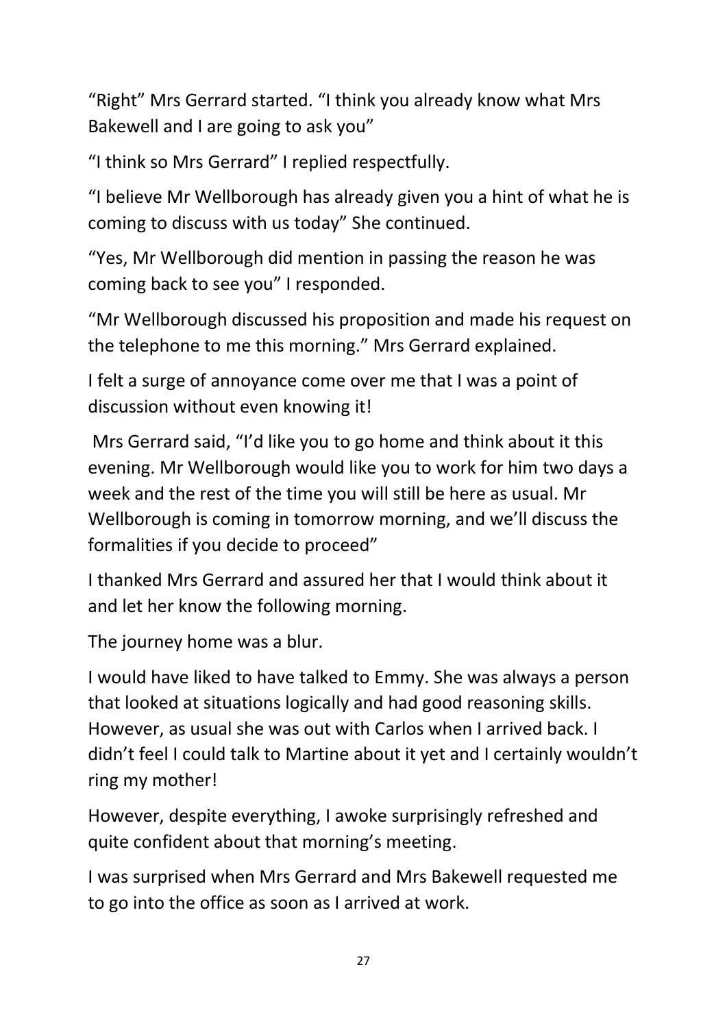"Right" Mrs Gerrard started. "I think you already know what Mrs Bakewell and I are going to ask you"

"I think so Mrs Gerrard" I replied respectfully.

"I believe Mr Wellborough has already given you a hint of what he is coming to discuss with us today" She continued.

"Yes, Mr Wellborough did mention in passing the reason he was coming back to see you" I responded.

"Mr Wellborough discussed his proposition and made his request on the telephone to me this morning." Mrs Gerrard explained.

I felt a surge of annoyance come over me that I was a point of discussion without even knowing it!

Mrs Gerrard said, "I'd like you to go home and think about it this evening. Mr Wellborough would like you to work for him two days a week and the rest of the time you will still be here as usual. Mr Wellborough is coming in tomorrow morning, and we'll discuss the formalities if you decide to proceed"

I thanked Mrs Gerrard and assured her that I would think about it and let her know the following morning.

The journey home was a blur.

I would have liked to have talked to Emmy. She was always a person that looked at situations logically and had good reasoning skills. However, as usual she was out with Carlos when I arrived back. I didn't feel I could talk to Martine about it yet and I certainly wouldn't ring my mother!

However, despite everything, I awoke surprisingly refreshed and quite confident about that morning's meeting.

I was surprised when Mrs Gerrard and Mrs Bakewell requested me to go into the office as soon as I arrived at work.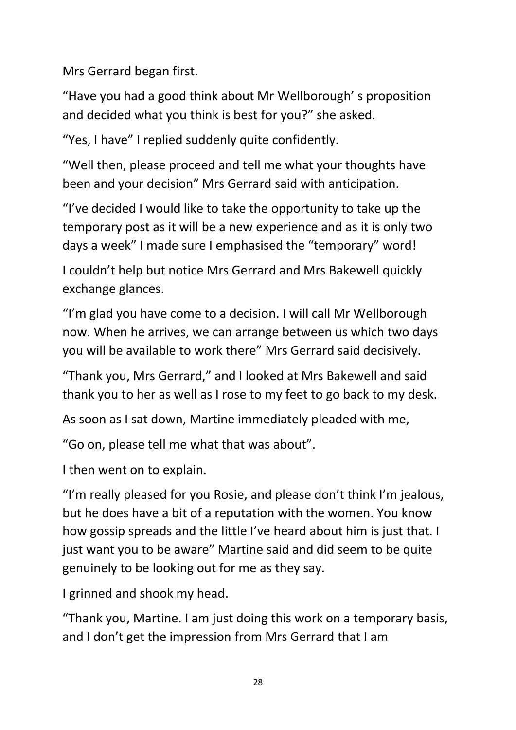Mrs Gerrard began first.

“Have you had a good think about Mr Wellborough’ s proposition and decided what you think is best for you?” she asked.

“Yes, I have” I replied suddenly quite confidently.

“Well then, please proceed and tell me what your thoughts have been and your decision” Mrs Gerrard said with anticipation.

“I’ve decided I would like to take the opportunity to take up the temporary post as it will be a new experience and as it is only two days a week” I made sure I emphasised the “temporary” word!

I couldn’t help but notice Mrs Gerrard and Mrs Bakewell quickly exchange glances.

“I’m glad you have come to a decision. I will call Mr Wellborough now. When he arrives, we can arrange between us which two days you will be available to work there” Mrs Gerrard said decisively.

“Thank you, Mrs Gerrard,” and I looked at Mrs Bakewell and said thank you to her as well as I rose to my feet to go back to my desk.

As soon as I sat down, Martine immediately pleaded with me,

“Go on, please tell me what that was about”.

I then went on to explain.

“I’m really pleased for you Rosie, and please don’t think I’m jealous, but he does have a bit of a reputation with the women. You know how gossip spreads and the little I’ve heard about him is just that. I just want you to be aware” Martine said and did seem to be quite genuinely to be looking out for me as they say.

I grinned and shook my head.

“Thank you, Martine. I am just doing this work on a temporary basis, and I don’t get the impression from Mrs Gerrard that I am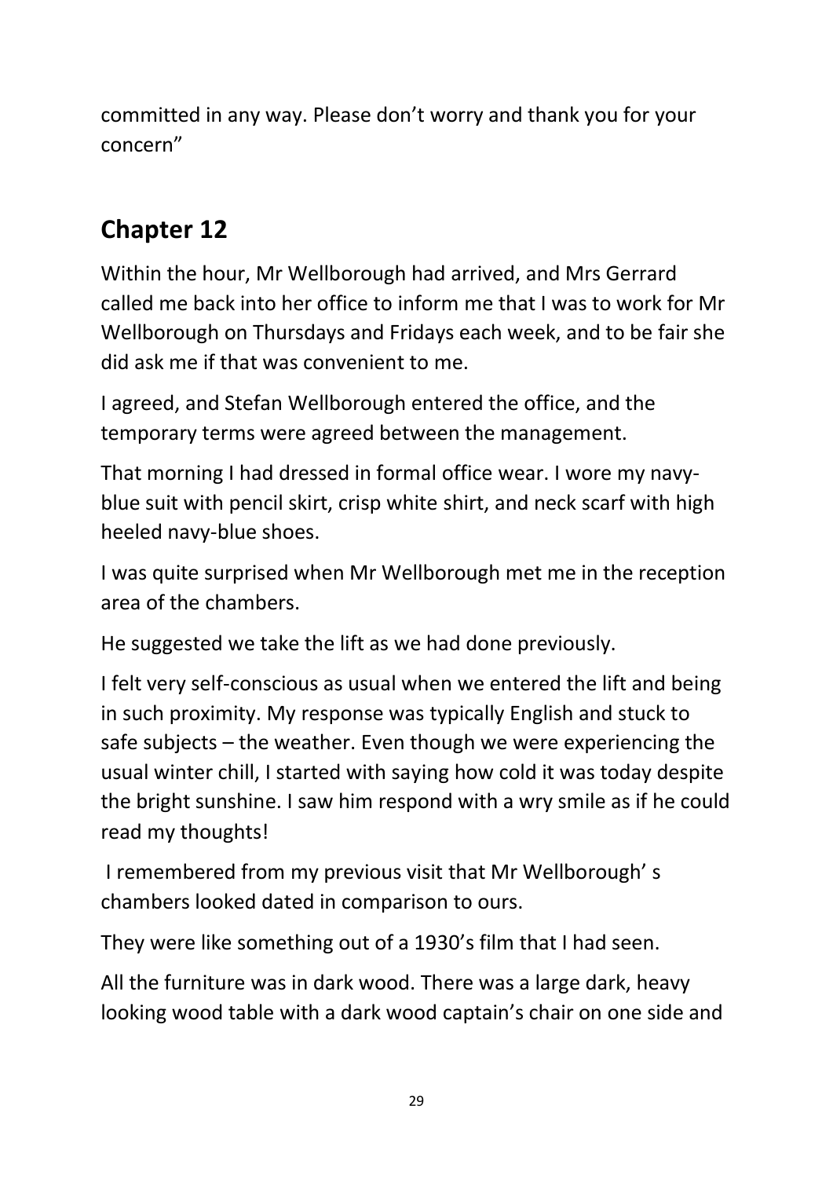committed in any way. Please don't worry and thank you for your concern"

## Chapter 12

Within the hour, Mr Wellborough had arrived, and Mrs Gerrard called me back into her office to inform me that I was to work for Mr Wellborough on Thursdays and Fridays each week, and to be fair she did ask me if that was convenient to me.

I agreed, and Stefan Wellborough entered the office, and the temporary terms were agreed between the management.

That morning I had dressed in formal office wear. I wore my navy-blue suit with pencil skirt, crisp white shirt, and neck scarf with high heeled navy-blue shoes.

I was quite surprised when Mr Wellborough met me in the reception area of the chambers.

He suggested we take the lift as we had done previously.

I felt very self-conscious as usual when we entered the lift and being in such proximity. My response was typically English and stuck to safe subjects – the weather. Even though we were experiencing the usual winter chill, I started with saying how cold it was today despite the bright sunshine. I saw him respond with a wry smile as if he could read my thoughts!

I remembered from my previous visit that Mr Wellborough' s chambers looked dated in comparison to ours.

They were like something out of a 1930's film that I had seen.

All the furniture was in dark wood. There was a large dark, heavy looking wood table with a dark wood captain's chair on one side and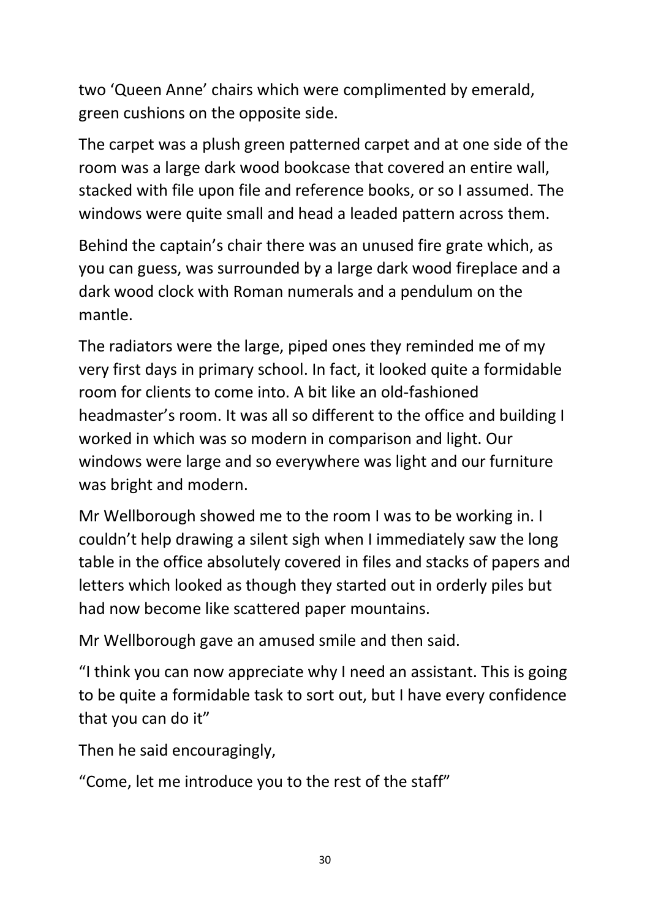two 'Queen Anne' chairs which were complimented by emerald, green cushions on the opposite side.

The carpet was a plush green patterned carpet and at one side of the room was a large dark wood bookcase that covered an entire wall, stacked with file upon file and reference books, or so I assumed. The windows were quite small and head a leaded pattern across them.

Behind the captain's chair there was an unused fire grate which, as you can guess, was surrounded by a large dark wood fireplace and a dark wood clock with Roman numerals and a pendulum on the mantle.

The radiators were the large, piped ones they reminded me of my very first days in primary school. In fact, it looked quite a formidable room for clients to come into. A bit like an old-fashioned headmaster's room. It was all so different to the office and building I worked in which was so modern in comparison and light. Our windows were large and so everywhere was light and our furniture was bright and modern.

Mr Wellborough showed me to the room I was to be working in. I couldn't help drawing a silent sigh when I immediately saw the long table in the office absolutely covered in files and stacks of papers and letters which looked as though they started out in orderly piles but had now become like scattered paper mountains.

Mr Wellborough gave an amused smile and then said.

"I think you can now appreciate why I need an assistant. This is going to be quite a formidable task to sort out, but I have every confidence that you can do it"

Then he said encouragingly,

"Come, let me introduce you to the rest of the staff"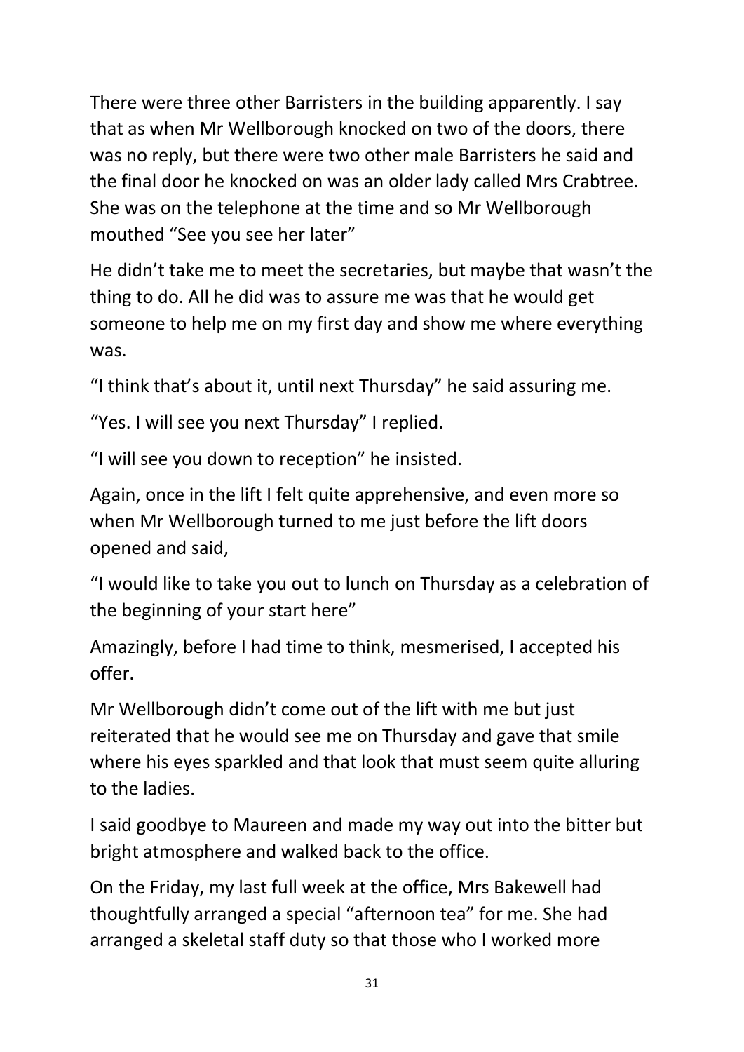There were three other Barristers in the building apparently. I say that as when Mr Wellborough knocked on two of the doors, there was no reply, but there were two other male Barristers he said and the final door he knocked on was an older lady called Mrs Crabtree. She was on the telephone at the time and so Mr Wellborough mouthed "See you see her later"

He didn't take me to meet the secretaries, but maybe that wasn't the thing to do. All he did was to assure me was that he would get someone to help me on my first day and show me where everything was.

"I think that's about it, until next Thursday" he said assuring me.

"Yes. I will see you next Thursday" I replied.

"I will see you down to reception" he insisted.

Again, once in the lift I felt quite apprehensive, and even more so when Mr Wellborough turned to me just before the lift doors opened and said,

"I would like to take you out to lunch on Thursday as a celebration of the beginning of your start here"

Amazingly, before I had time to think, mesmerised, I accepted his offer.

Mr Wellborough didn't come out of the lift with me but just reiterated that he would see me on Thursday and gave that smile where his eyes sparkled and that look that must seem quite alluring to the ladies.

I said goodbye to Maureen and made my way out into the bitter but bright atmosphere and walked back to the office.

On the Friday, my last full week at the office, Mrs Bakewell had thoughtfully arranged a special "afternoon tea" for me. She had arranged a skeletal staff duty so that those who I worked more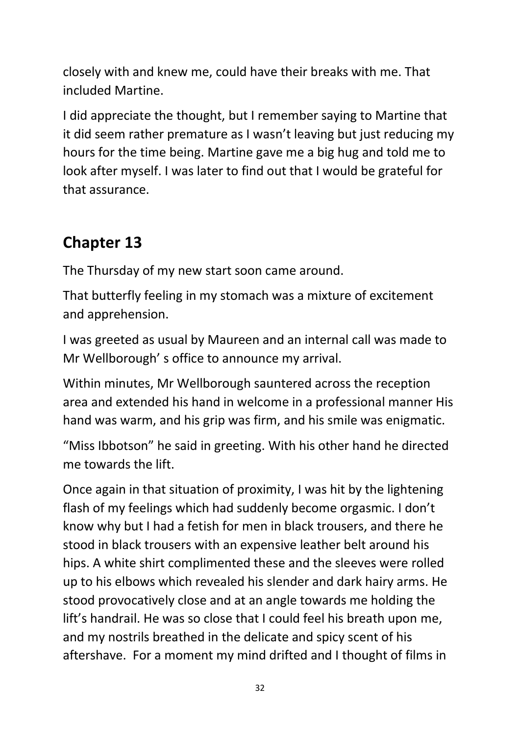closely with and knew me, could have their breaks with me. That included Martine.

I did appreciate the thought, but I remember saying to Martine that it did seem rather premature as I wasn't leaving but just reducing my hours for the time being. Martine gave me a big hug and told me to look after myself. I was later to find out that I would be grateful for that assurance.

## Chapter 13

The Thursday of my new start soon came around.

That butterfly feeling in my stomach was a mixture of excitement and apprehension.

I was greeted as usual by Maureen and an internal call was made to Mr Wellborough' s office to announce my arrival.

Within minutes, Mr Wellborough sauntered across the reception area and extended his hand in welcome in a professional manner His hand was warm, and his grip was firm, and his smile was enigmatic.

"Miss Ibbotson" he said in greeting. With his other hand he directed me towards the lift.

Once again in that situation of proximity, I was hit by the lightening flash of my feelings which had suddenly become orgasmic. I don't know why but I had a fetish for men in black trousers, and there he stood in black trousers with an expensive leather belt around his hips. A white shirt complimented these and the sleeves were rolled up to his elbows which revealed his slender and dark hairy arms. He stood provocatively close and at an angle towards me holding the lift's handrail. He was so close that I could feel his breath upon me, and my nostrils breathed in the delicate and spicy scent of his aftershave. For a moment my mind drifted and I thought of films in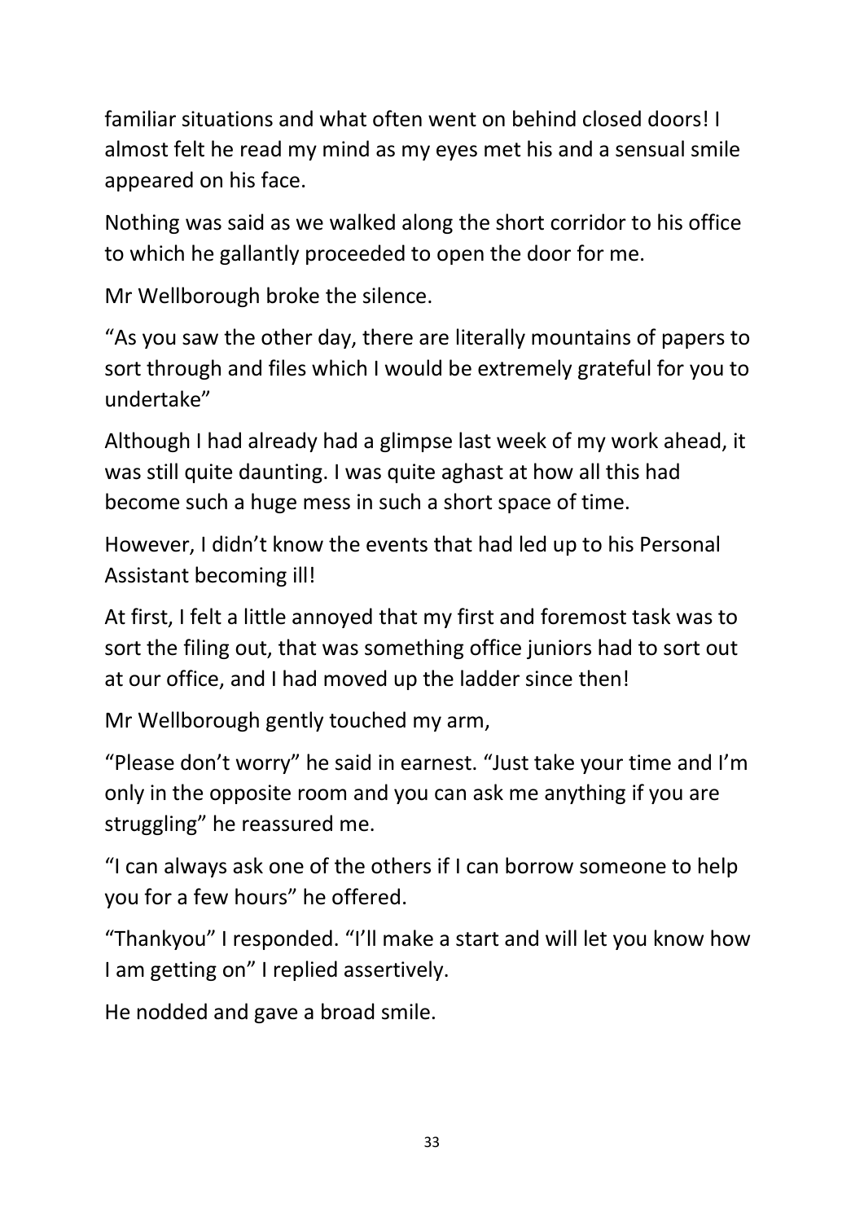familiar situations and what often went on behind closed doors! I almost felt he read my mind as my eyes met his and a sensual smile appeared on his face.

Nothing was said as we walked along the short corridor to his office to which he gallantly proceeded to open the door for me.

Mr Wellborough broke the silence.

“As you saw the other day, there are literally mountains of papers to sort through and files which I would be extremely grateful for you to undertake”

Although I had already had a glimpse last week of my work ahead, it was still quite daunting. I was quite aghast at how all this had become such a huge mess in such a short space of time.

However, I didn’t know the events that had led up to his Personal Assistant becoming ill!

At first, I felt a little annoyed that my first and foremost task was to sort the filing out, that was something office juniors had to sort out at our office, and I had moved up the ladder since then!

Mr Wellborough gently touched my arm,

“Please don’t worry” he said in earnest. “Just take your time and I’m only in the opposite room and you can ask me anything if you are struggling” he reassured me.

“I can always ask one of the others if I can borrow someone to help you for a few hours” he offered.

“Thankyou” I responded. “I’ll make a start and will let you know how I am getting on” I replied assertively.

He nodded and gave a broad smile.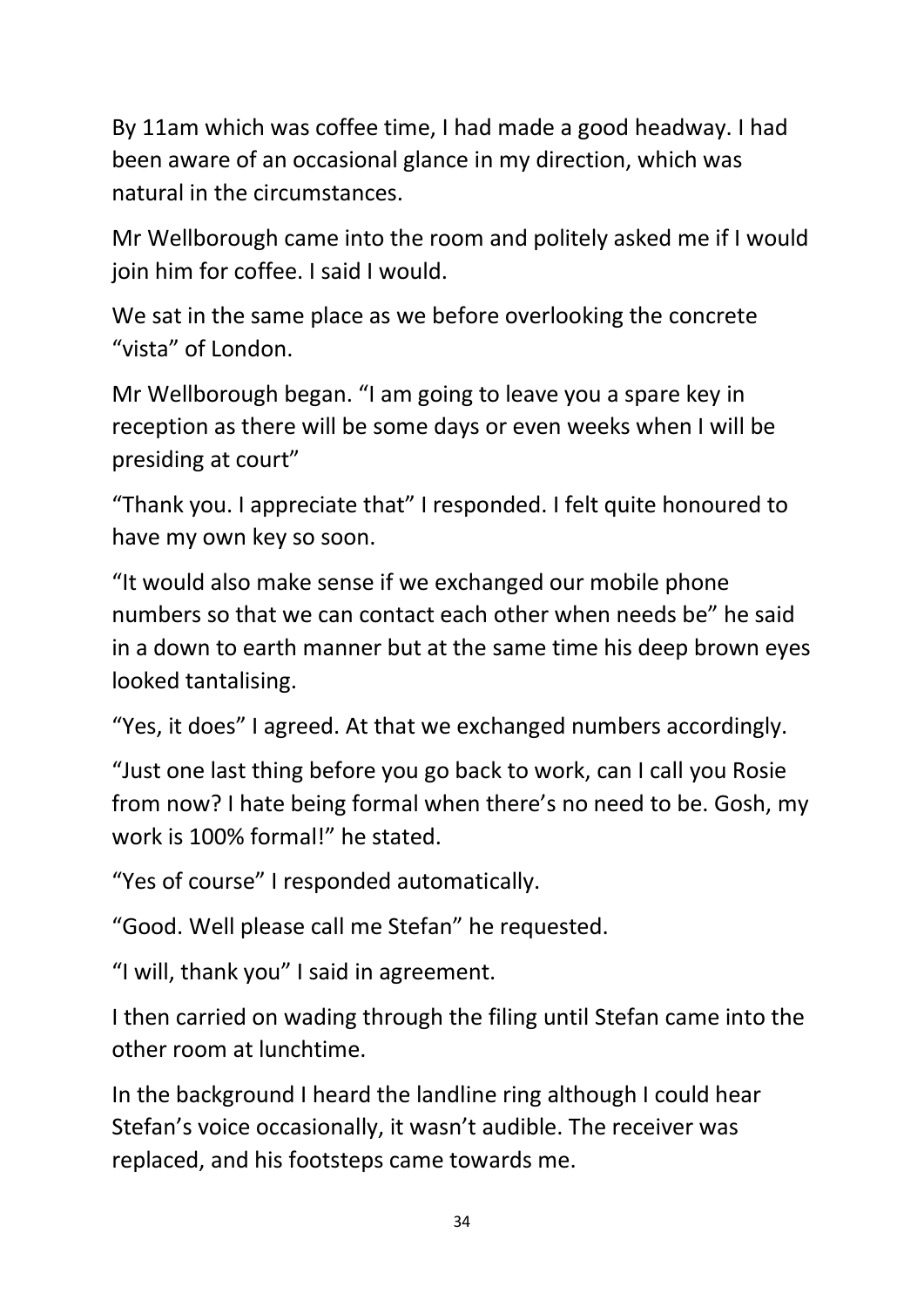By 11am which was coffee time, I had made a good headway. I had been aware of an occasional glance in my direction, which was natural in the circumstances.

Mr Wellborough came into the room and politely asked me if I would join him for coffee. I said I would.

We sat in the same place as we before overlooking the concrete "vista" of London.

Mr Wellborough began. "I am going to leave you a spare key in reception as there will be some days or even weeks when I will be presiding at court"

"Thank you. I appreciate that" I responded. I felt quite honoured to have my own key so soon.

"It would also make sense if we exchanged our mobile phone numbers so that we can contact each other when needs be" he said in a down to earth manner but at the same time his deep brown eyes looked tantalising.

"Yes, it does" I agreed. At that we exchanged numbers accordingly.

"Just one last thing before you go back to work, can I call you Rosie from now? I hate being formal when there's no need to be. Gosh, my work is 100% formal!" he stated.

"Yes of course" I responded automatically.

"Good. Well please call me Stefan" he requested.

"I will, thank you" I said in agreement.

I then carried on wading through the filing until Stefan came into the other room at lunchtime.

In the background I heard the landline ring although I could hear Stefan's voice occasionally, it wasn't audible. The receiver was replaced, and his footsteps came towards me.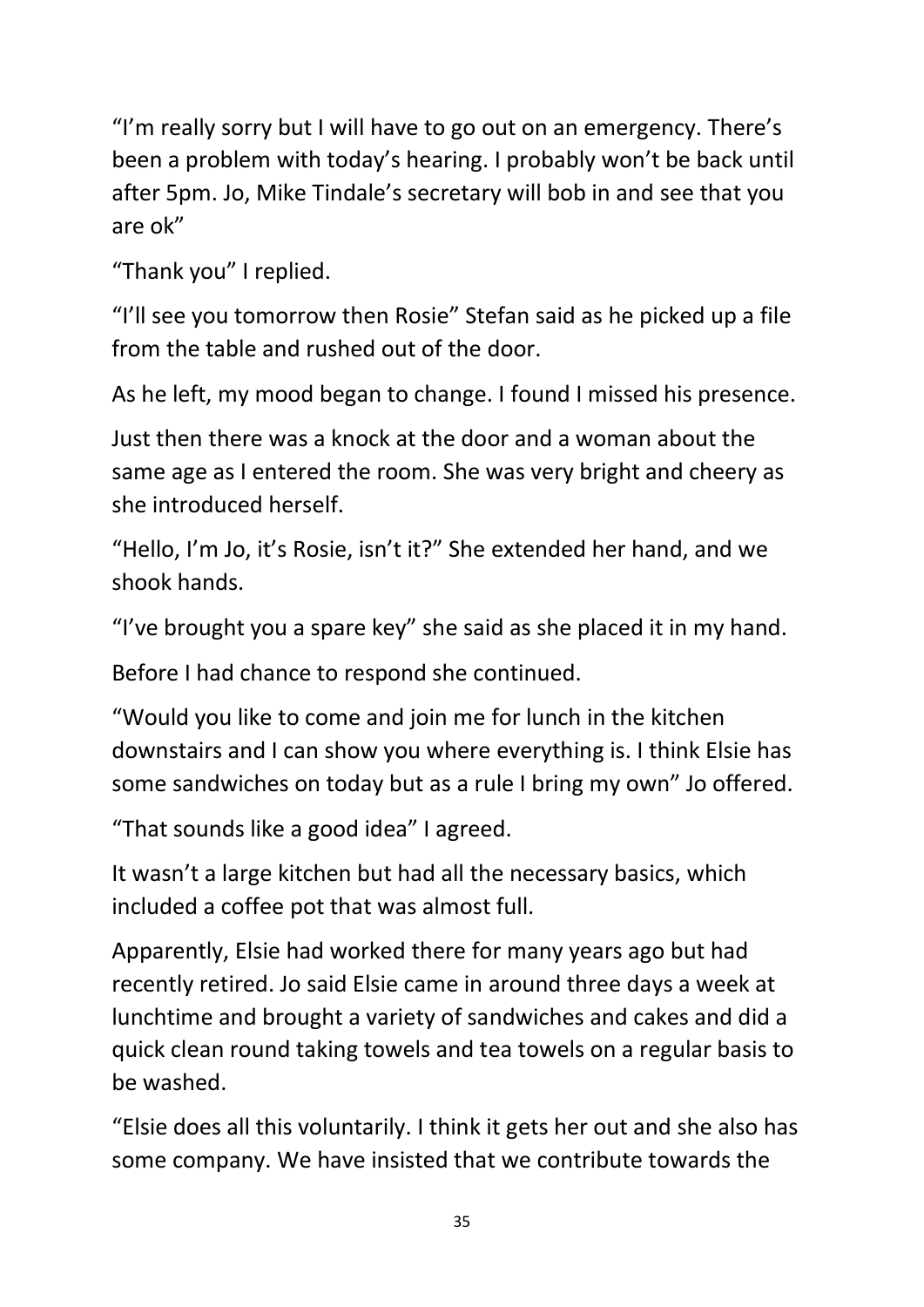"I'm really sorry but I will have to go out on an emergency. There's been a problem with today's hearing. I probably won't be back until after 5pm. Jo, Mike Tindale's secretary will bob in and see that you are ok"

"Thank you" I replied.

"I'll see you tomorrow then Rosie" Stefan said as he picked up a file from the table and rushed out of the door.

As he left, my mood began to change. I found I missed his presence.

Just then there was a knock at the door and a woman about the same age as I entered the room. She was very bright and cheery as she introduced herself.

"Hello, I'm Jo, it's Rosie, isn't it?" She extended her hand, and we shook hands.

"I've brought you a spare key" she said as she placed it in my hand.

Before I had chance to respond she continued.

"Would you like to come and join me for lunch in the kitchen downstairs and I can show you where everything is. I think Elsie has some sandwiches on today but as a rule I bring my own" Jo offered.

"That sounds like a good idea" I agreed.

It wasn't a large kitchen but had all the necessary basics, which included a coffee pot that was almost full.

Apparently, Elsie had worked there for many years ago but had recently retired. Jo said Elsie came in around three days a week at lunchtime and brought a variety of sandwiches and cakes and did a quick clean round taking towels and tea towels on a regular basis to be washed.

"Elsie does all this voluntarily. I think it gets her out and she also has some company. We have insisted that we contribute towards the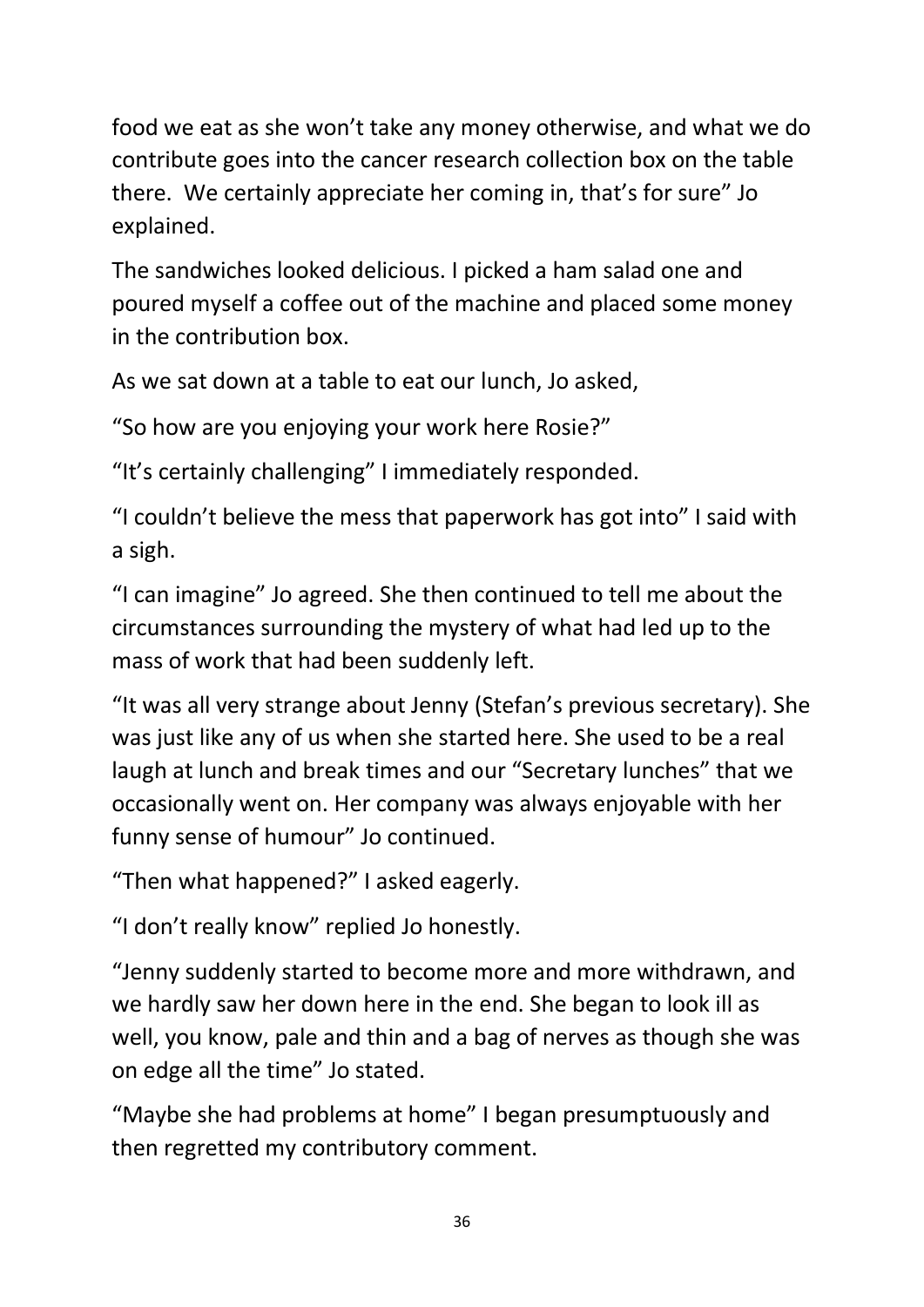food we eat as she won't take any money otherwise, and what we do contribute goes into the cancer research collection box on the table there.  We certainly appreciate her coming in, that's for sure" Jo explained.

The sandwiches looked delicious. I picked a ham salad one and poured myself a coffee out of the machine and placed some money in the contribution box.

As we sat down at a table to eat our lunch, Jo asked,

"So how are you enjoying your work here Rosie?"

"It's certainly challenging" I immediately responded.

"I couldn't believe the mess that paperwork has got into" I said with a sigh.

"I can imagine" Jo agreed. She then continued to tell me about the circumstances surrounding the mystery of what had led up to the mass of work that had been suddenly left.

"It was all very strange about Jenny (Stefan's previous secretary). She was just like any of us when she started here. She used to be a real laugh at lunch and break times and our "Secretary lunches" that we occasionally went on. Her company was always enjoyable with her funny sense of humour" Jo continued.

"Then what happened?" I asked eagerly.

"I don't really know" replied Jo honestly.

"Jenny suddenly started to become more and more withdrawn, and we hardly saw her down here in the end. She began to look ill as well, you know, pale and thin and a bag of nerves as though she was on edge all the time" Jo stated.

"Maybe she had problems at home" I began presumptuously and then regretted my contributory comment.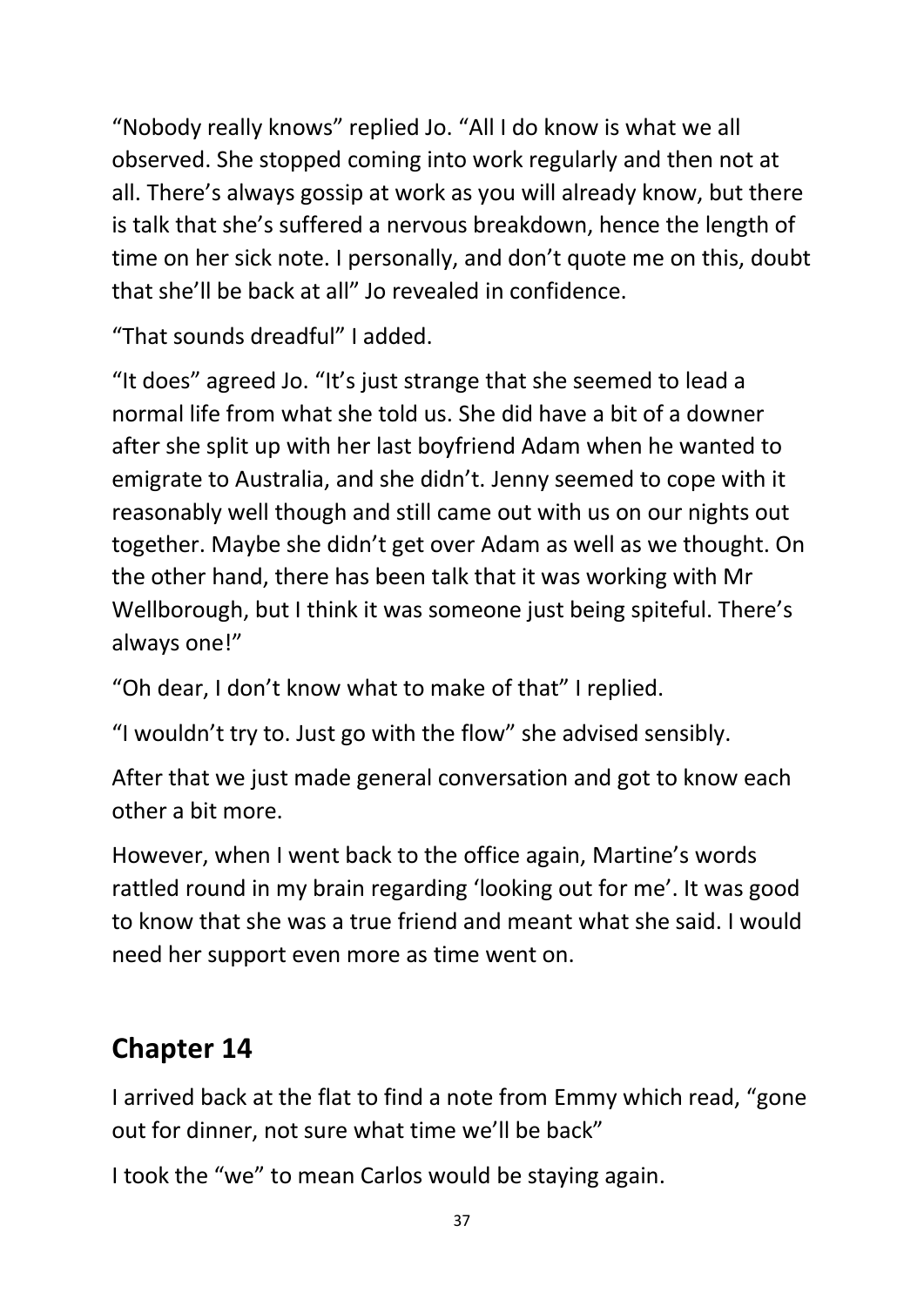“Nobody really knows” replied Jo. “All I do know is what we all observed. She stopped coming into work regularly and then not at all. There’s always gossip at work as you will already know, but there is talk that she’s suffered a nervous breakdown, hence the length of time on her sick note. I personally, and don’t quote me on this, doubt that she’ll be back at all” Jo revealed in confidence.

“That sounds dreadful” I added.

“It does” agreed Jo. “It’s just strange that she seemed to lead a normal life from what she told us. She did have a bit of a downer after she split up with her last boyfriend Adam when he wanted to emigrate to Australia, and she didn’t. Jenny seemed to cope with it reasonably well though and still came out with us on our nights out together. Maybe she didn’t get over Adam as well as we thought. On the other hand, there has been talk that it was working with Mr Wellborough, but I think it was someone just being spiteful. There’s always one!”

“Oh dear, I don’t know what to make of that” I replied.

“I wouldn’t try to. Just go with the flow” she advised sensibly.

After that we just made general conversation and got to know each other a bit more.

However, when I went back to the office again, Martine’s words rattled round in my brain regarding ‘looking out for me’. It was good to know that she was a true friend and meant what she said. I would need her support even more as time went on.

## Chapter 14

I arrived back at the flat to find a note from Emmy which read, “gone out for dinner, not sure what time we’ll be back”

I took the “we” to mean Carlos would be staying again.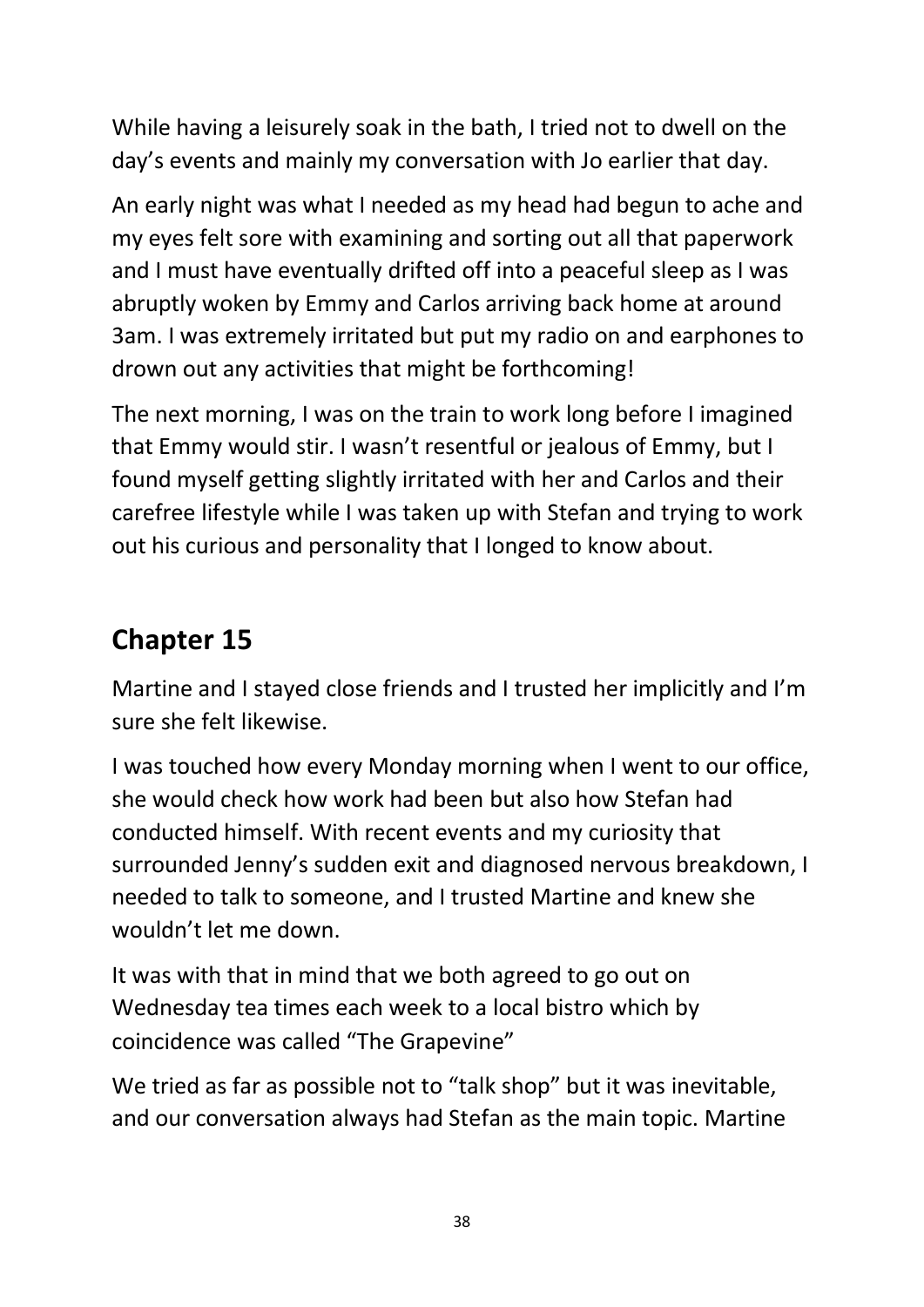While having a leisurely soak in the bath, I tried not to dwell on the day's events and mainly my conversation with Jo earlier that day.

An early night was what I needed as my head had begun to ache and my eyes felt sore with examining and sorting out all that paperwork and I must have eventually drifted off into a peaceful sleep as I was abruptly woken by Emmy and Carlos arriving back home at around 3am. I was extremely irritated but put my radio on and earphones to drown out any activities that might be forthcoming!

The next morning, I was on the train to work long before I imagined that Emmy would stir. I wasn't resentful or jealous of Emmy, but I found myself getting slightly irritated with her and Carlos and their carefree lifestyle while I was taken up with Stefan and trying to work out his curious and personality that I longed to know about.

## Chapter 15

Martine and I stayed close friends and I trusted her implicitly and I'm sure she felt likewise.

I was touched how every Monday morning when I went to our office, she would check how work had been but also how Stefan had conducted himself. With recent events and my curiosity that surrounded Jenny's sudden exit and diagnosed nervous breakdown, I needed to talk to someone, and I trusted Martine and knew she wouldn't let me down.

It was with that in mind that we both agreed to go out on Wednesday tea times each week to a local bistro which by coincidence was called "The Grapevine"

We tried as far as possible not to "talk shop" but it was inevitable, and our conversation always had Stefan as the main topic. Martine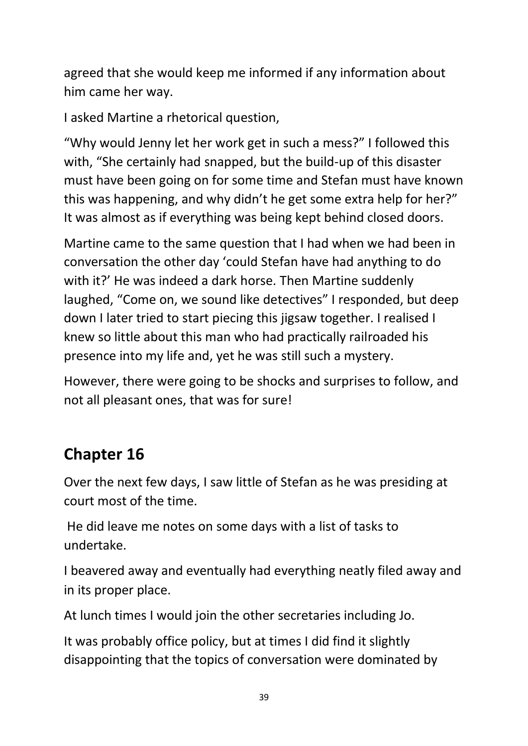agreed that she would keep me informed if any information about him came her way.

I asked Martine a rhetorical question,

“Why would Jenny let her work get in such a mess?” I followed this with, “She certainly had snapped, but the build-up of this disaster must have been going on for some time and Stefan must have known this was happening, and why didn’t he get some extra help for her?” It was almost as if everything was being kept behind closed doors.

Martine came to the same question that I had when we had been in conversation the other day ‘could Stefan have had anything to do with it?’ He was indeed a dark horse. Then Martine suddenly laughed, “Come on, we sound like detectives” I responded, but deep down I later tried to start piecing this jigsaw together. I realised I knew so little about this man who had practically railroaded his presence into my life and, yet he was still such a mystery.

However, there were going to be shocks and surprises to follow, and not all pleasant ones, that was for sure!

## Chapter 16

Over the next few days, I saw little of Stefan as he was presiding at court most of the time.

He did leave me notes on some days with a list of tasks to undertake.

I beavered away and eventually had everything neatly filed away and in its proper place.

At lunch times I would join the other secretaries including Jo.

It was probably office policy, but at times I did find it slightly disappointing that the topics of conversation were dominated by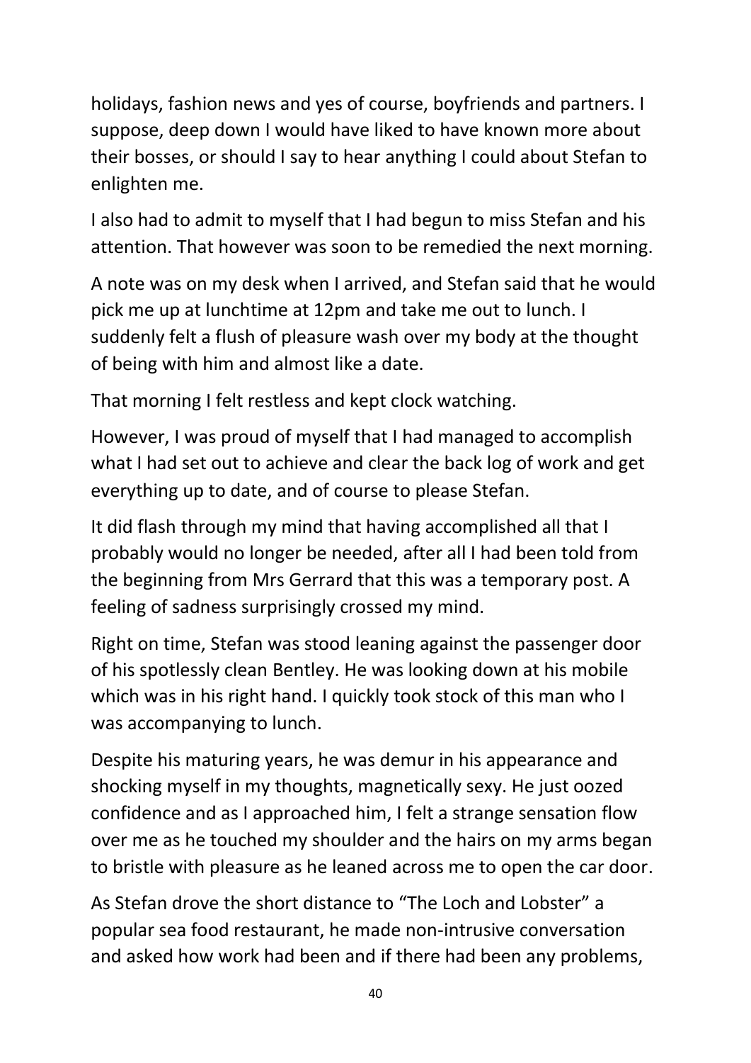holidays, fashion news and yes of course, boyfriends and partners. I suppose, deep down I would have liked to have known more about their bosses, or should I say to hear anything I could about Stefan to enlighten me.

I also had to admit to myself that I had begun to miss Stefan and his attention. That however was soon to be remedied the next morning.

A note was on my desk when I arrived, and Stefan said that he would pick me up at lunchtime at 12pm and take me out to lunch. I suddenly felt a flush of pleasure wash over my body at the thought of being with him and almost like a date.

That morning I felt restless and kept clock watching.

However, I was proud of myself that I had managed to accomplish what I had set out to achieve and clear the back log of work and get everything up to date, and of course to please Stefan.

It did flash through my mind that having accomplished all that I probably would no longer be needed, after all I had been told from the beginning from Mrs Gerrard that this was a temporary post. A feeling of sadness surprisingly crossed my mind.

Right on time, Stefan was stood leaning against the passenger door of his spotlessly clean Bentley. He was looking down at his mobile which was in his right hand. I quickly took stock of this man who I was accompanying to lunch.

Despite his maturing years, he was demur in his appearance and shocking myself in my thoughts, magnetically sexy. He just oozed confidence and as I approached him, I felt a strange sensation flow over me as he touched my shoulder and the hairs on my arms began to bristle with pleasure as he leaned across me to open the car door.

As Stefan drove the short distance to "The Loch and Lobster" a popular sea food restaurant, he made non-intrusive conversation and asked how work had been and if there had been any problems,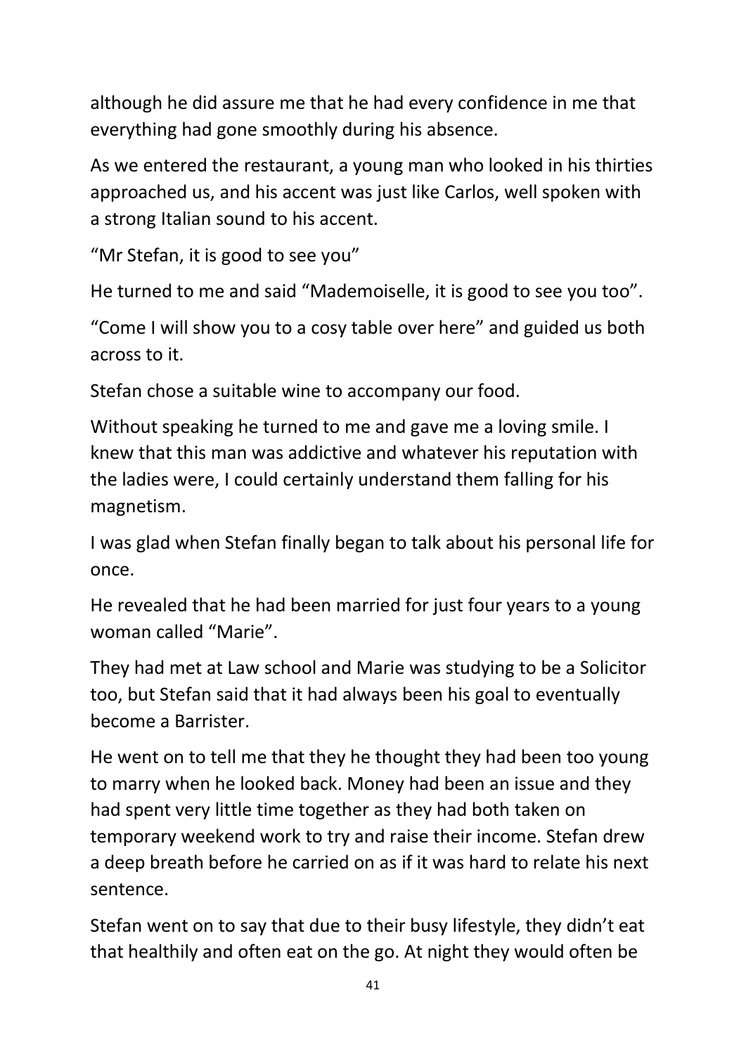although he did assure me that he had every confidence in me that everything had gone smoothly during his absence.

As we entered the restaurant, a young man who looked in his thirties approached us, and his accent was just like Carlos, well spoken with a strong Italian sound to his accent.

“Mr Stefan, it is good to see you”

He turned to me and said “Mademoiselle, it is good to see you too”.

“Come I will show you to a cosy table over here” and guided us both across to it.

Stefan chose a suitable wine to accompany our food.

Without speaking he turned to me and gave me a loving smile. I knew that this man was addictive and whatever his reputation with the ladies were, I could certainly understand them falling for his magnetism.

I was glad when Stefan finally began to talk about his personal life for once.

He revealed that he had been married for just four years to a young woman called “Marie”.

They had met at Law school and Marie was studying to be a Solicitor too, but Stefan said that it had always been his goal to eventually become a Barrister.

He went on to tell me that they he thought they had been too young to marry when he looked back. Money had been an issue and they had spent very little time together as they had both taken on temporary weekend work to try and raise their income. Stefan drew a deep breath before he carried on as if it was hard to relate his next sentence.

Stefan went on to say that due to their busy lifestyle, they didn’t eat that healthily and often eat on the go. At night they would often be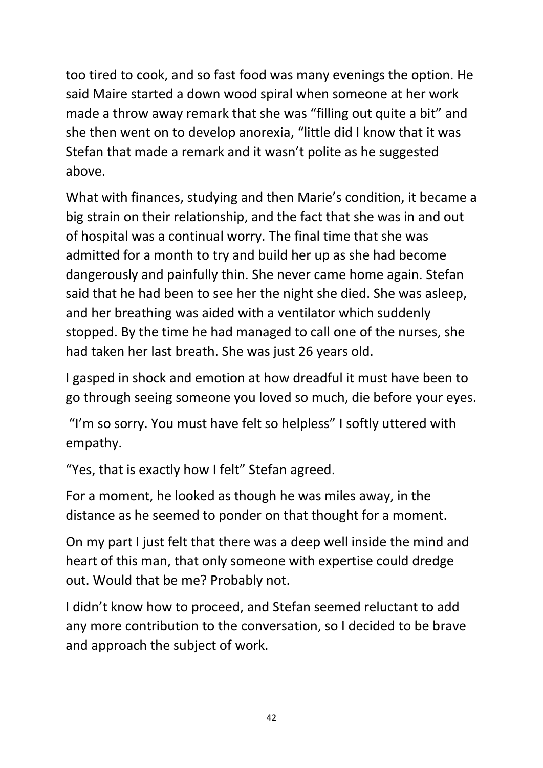too tired to cook, and so fast food was many evenings the option. He said Maire started a down wood spiral when someone at her work made a throw away remark that she was “filling out quite a bit” and she then went on to develop anorexia, “little did I know that it was Stefan that made a remark and it wasn’t polite as he suggested above.

What with finances, studying and then Marie’s condition, it became a big strain on their relationship, and the fact that she was in and out of hospital was a continual worry. The final time that she was admitted for a month to try and build her up as she had become dangerously and painfully thin. She never came home again. Stefan said that he had been to see her the night she died. She was asleep, and her breathing was aided with a ventilator which suddenly stopped. By the time he had managed to call one of the nurses, she had taken her last breath. She was just 26 years old.

I gasped in shock and emotion at how dreadful it must have been to go through seeing someone you loved so much, die before your eyes.

“I’m so sorry. You must have felt so helpless” I softly uttered with empathy.

“Yes, that is exactly how I felt” Stefan agreed.

For a moment, he looked as though he was miles away, in the distance as he seemed to ponder on that thought for a moment.

On my part I just felt that there was a deep well inside the mind and heart of this man, that only someone with expertise could dredge out. Would that be me? Probably not.

I didn’t know how to proceed, and Stefan seemed reluctant to add any more contribution to the conversation, so I decided to be brave and approach the subject of work.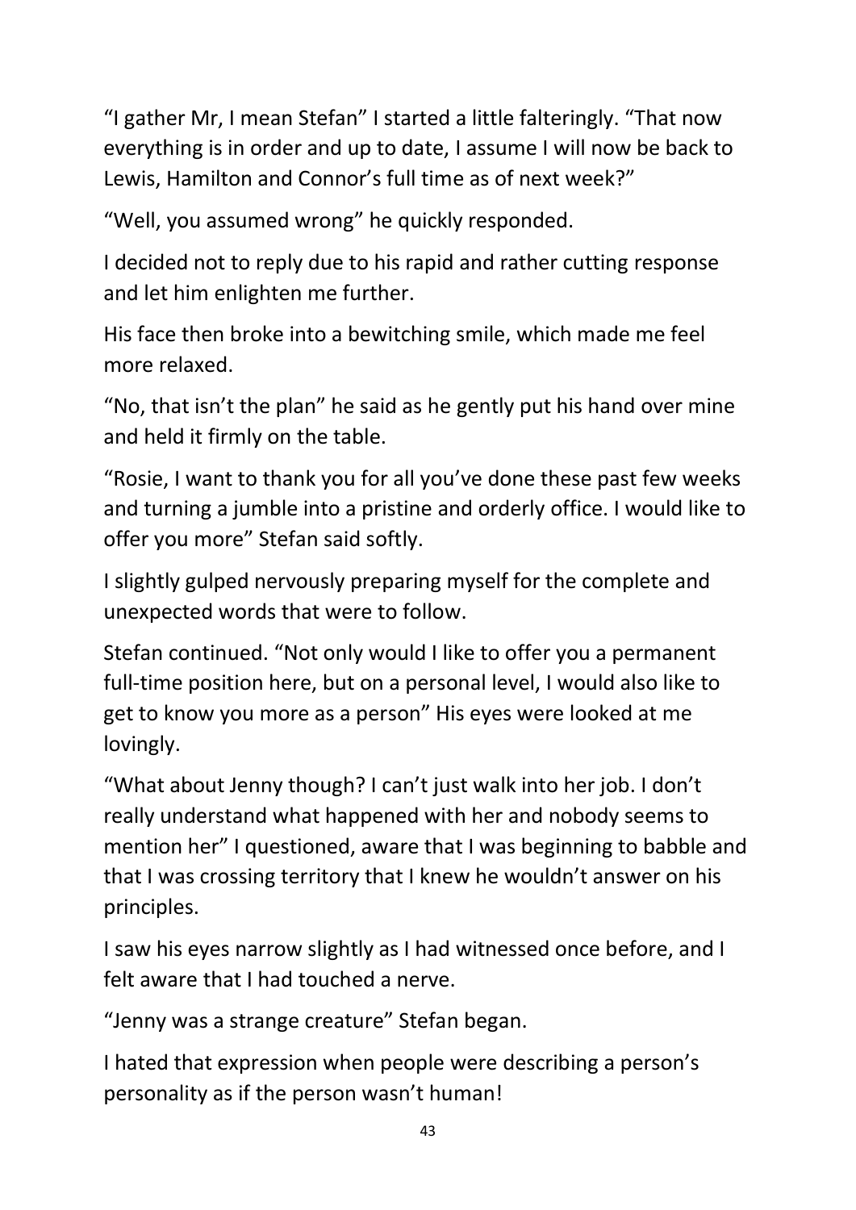“I gather Mr, I mean Stefan” I started a little falteringly. “That now everything is in order and up to date, I assume I will now be back to Lewis, Hamilton and Connor’s full time as of next week?”

“Well, you assumed wrong” he quickly responded.

I decided not to reply due to his rapid and rather cutting response and let him enlighten me further.

His face then broke into a bewitching smile, which made me feel more relaxed.

“No, that isn’t the plan” he said as he gently put his hand over mine and held it firmly on the table.

“Rosie, I want to thank you for all you’ve done these past few weeks and turning a jumble into a pristine and orderly office. I would like to offer you more” Stefan said softly.

I slightly gulped nervously preparing myself for the complete and unexpected words that were to follow.

Stefan continued. “Not only would I like to offer you a permanent full-time position here, but on a personal level, I would also like to get to know you more as a person” His eyes were looked at me lovingly.

“What about Jenny though? I can’t just walk into her job. I don’t really understand what happened with her and nobody seems to mention her” I questioned, aware that I was beginning to babble and that I was crossing territory that I knew he wouldn’t answer on his principles.

I saw his eyes narrow slightly as I had witnessed once before, and I felt aware that I had touched a nerve.

“Jenny was a strange creature” Stefan began.

I hated that expression when people were describing a person’s personality as if the person wasn’t human!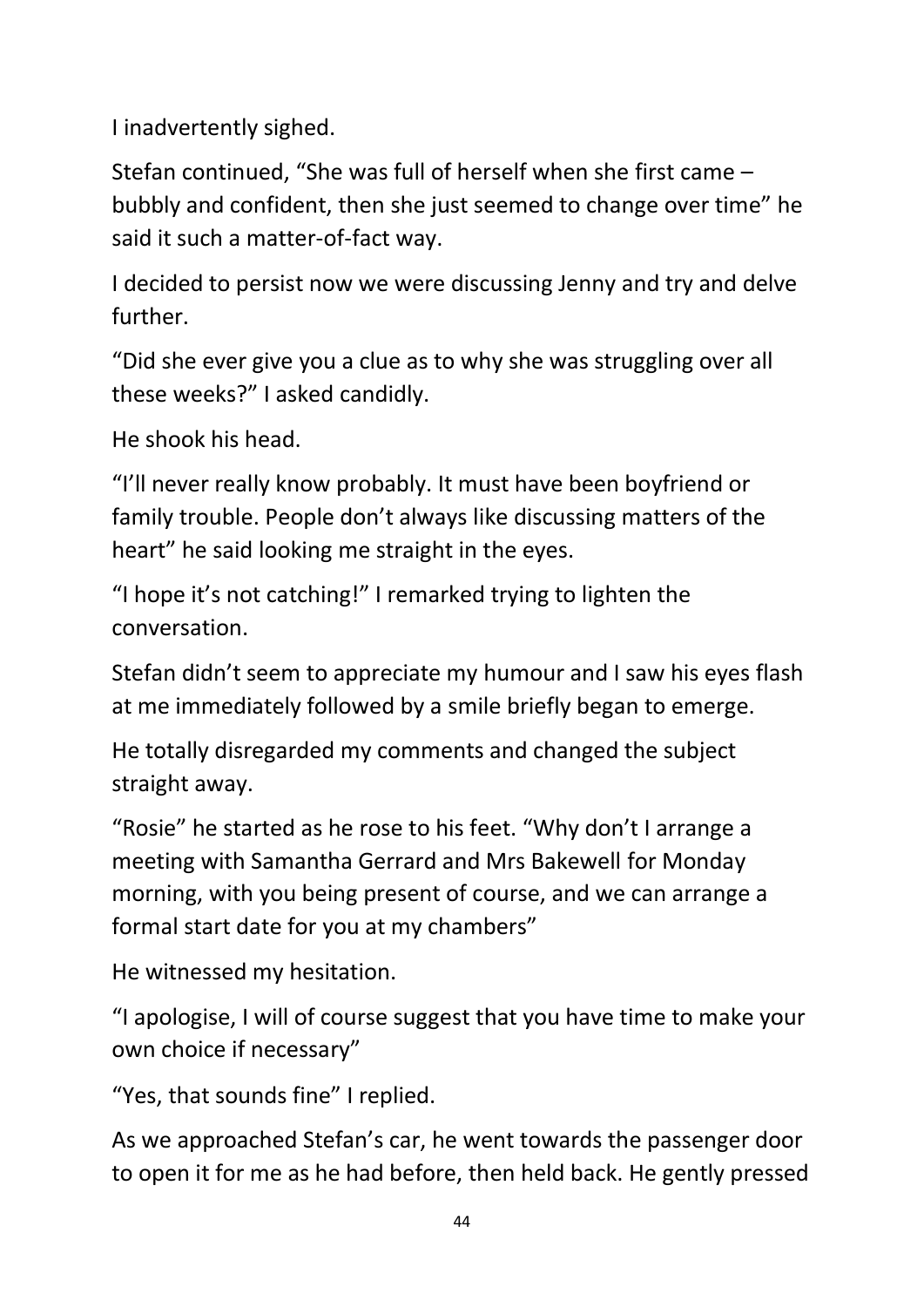I inadvertently sighed.

Stefan continued, "She was full of herself when she first came – bubbly and confident, then she just seemed to change over time" he said it such a matter-of-fact way.

I decided to persist now we were discussing Jenny and try and delve further.

"Did she ever give you a clue as to why she was struggling over all these weeks?" I asked candidly.

He shook his head.

"I'll never really know probably. It must have been boyfriend or family trouble. People don't always like discussing matters of the heart" he said looking me straight in the eyes.

"I hope it's not catching!" I remarked trying to lighten the conversation.

Stefan didn't seem to appreciate my humour and I saw his eyes flash at me immediately followed by a smile briefly began to emerge.

He totally disregarded my comments and changed the subject straight away.

"Rosie" he started as he rose to his feet. "Why don't I arrange a meeting with Samantha Gerrard and Mrs Bakewell for Monday morning, with you being present of course, and we can arrange a formal start date for you at my chambers"

He witnessed my hesitation.

"I apologise, I will of course suggest that you have time to make your own choice if necessary"

"Yes, that sounds fine" I replied.

As we approached Stefan's car, he went towards the passenger door to open it for me as he had before, then held back. He gently pressed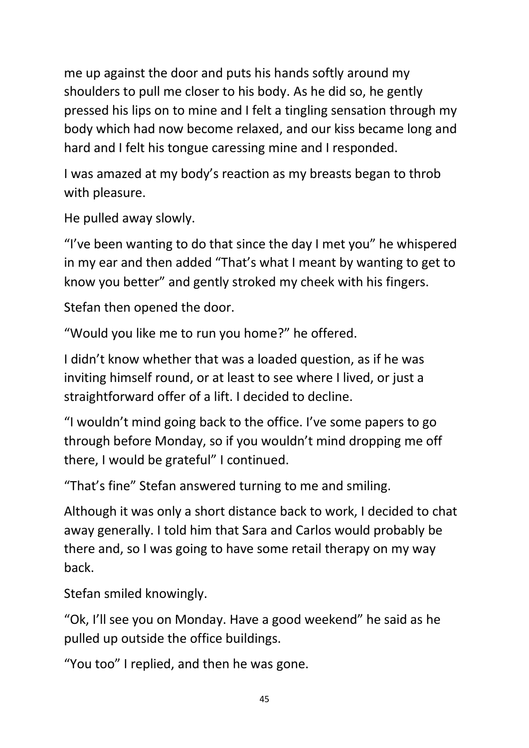me up against the door and puts his hands softly around my shoulders to pull me closer to his body. As he did so, he gently pressed his lips on to mine and I felt a tingling sensation through my body which had now become relaxed, and our kiss became long and hard and I felt his tongue caressing mine and I responded.

I was amazed at my body's reaction as my breasts began to throb with pleasure.

He pulled away slowly.

"I've been wanting to do that since the day I met you" he whispered in my ear and then added "That's what I meant by wanting to get to know you better" and gently stroked my cheek with his fingers.

Stefan then opened the door.

"Would you like me to run you home?" he offered.

I didn't know whether that was a loaded question, as if he was inviting himself round, or at least to see where I lived, or just a straightforward offer of a lift. I decided to decline.

"I wouldn't mind going back to the office. I've some papers to go through before Monday, so if you wouldn't mind dropping me off there, I would be grateful" I continued.

"That's fine" Stefan answered turning to me and smiling.

Although it was only a short distance back to work, I decided to chat away generally. I told him that Sara and Carlos would probably be there and, so I was going to have some retail therapy on my way back.

Stefan smiled knowingly.

"Ok, I'll see you on Monday. Have a good weekend" he said as he pulled up outside the office buildings.

"You too" I replied, and then he was gone.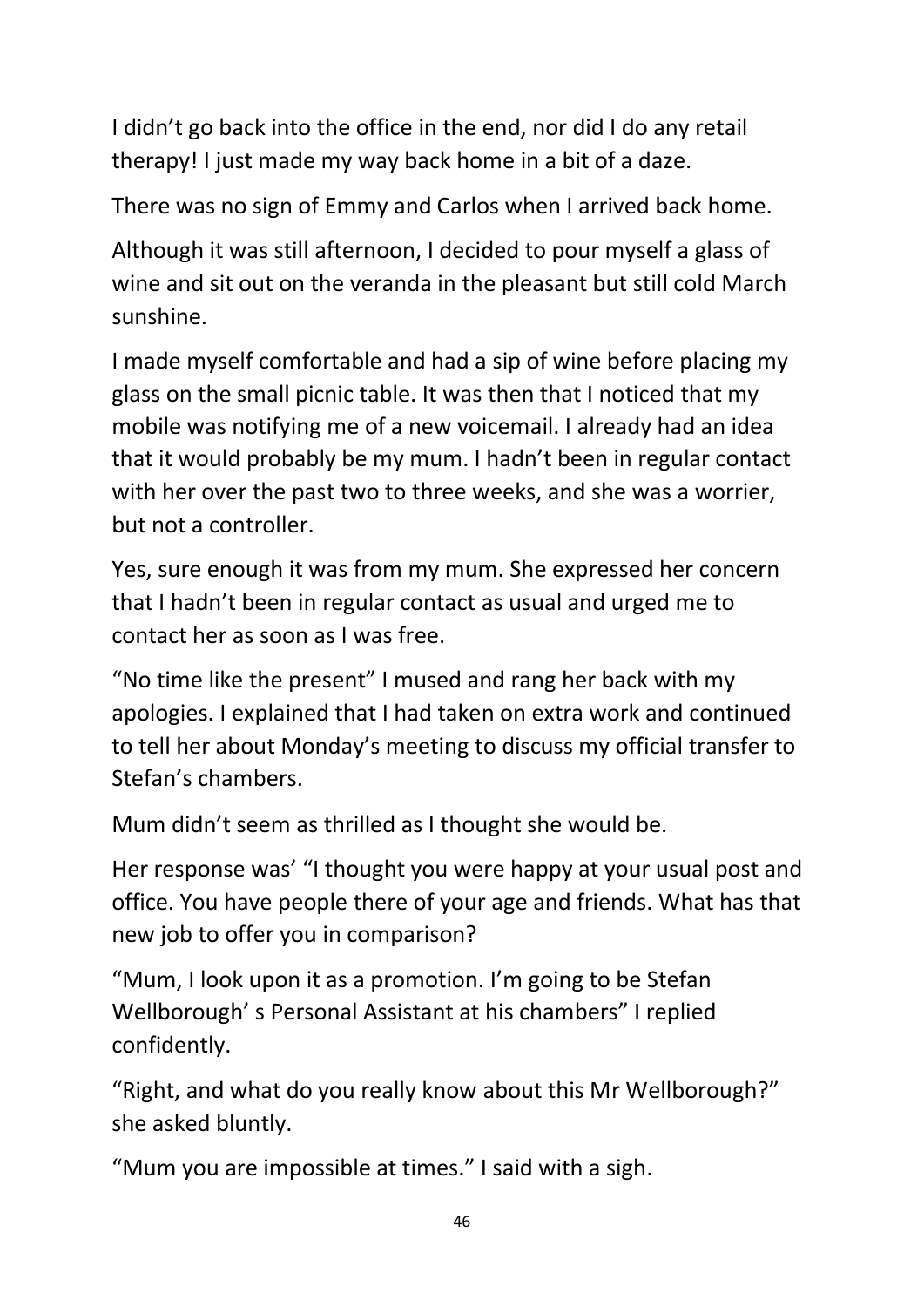I didn't go back into the office in the end, nor did I do any retail therapy! I just made my way back home in a bit of a daze.

There was no sign of Emmy and Carlos when I arrived back home.

Although it was still afternoon, I decided to pour myself a glass of wine and sit out on the veranda in the pleasant but still cold March sunshine.

I made myself comfortable and had a sip of wine before placing my glass on the small picnic table. It was then that I noticed that my mobile was notifying me of a new voicemail. I already had an idea that it would probably be my mum. I hadn't been in regular contact with her over the past two to three weeks, and she was a worrier, but not a controller.

Yes, sure enough it was from my mum. She expressed her concern that I hadn't been in regular contact as usual and urged me to contact her as soon as I was free.

"No time like the present" I mused and rang her back with my apologies. I explained that I had taken on extra work and continued to tell her about Monday's meeting to discuss my official transfer to Stefan's chambers.

Mum didn't seem as thrilled as I thought she would be.

Her response was' "I thought you were happy at your usual post and office. You have people there of your age and friends. What has that new job to offer you in comparison?

"Mum, I look upon it as a promotion. I'm going to be Stefan Wellborough' s Personal Assistant at his chambers" I replied confidently.

"Right, and what do you really know about this Mr Wellborough?" she asked bluntly.

"Mum you are impossible at times." I said with a sigh.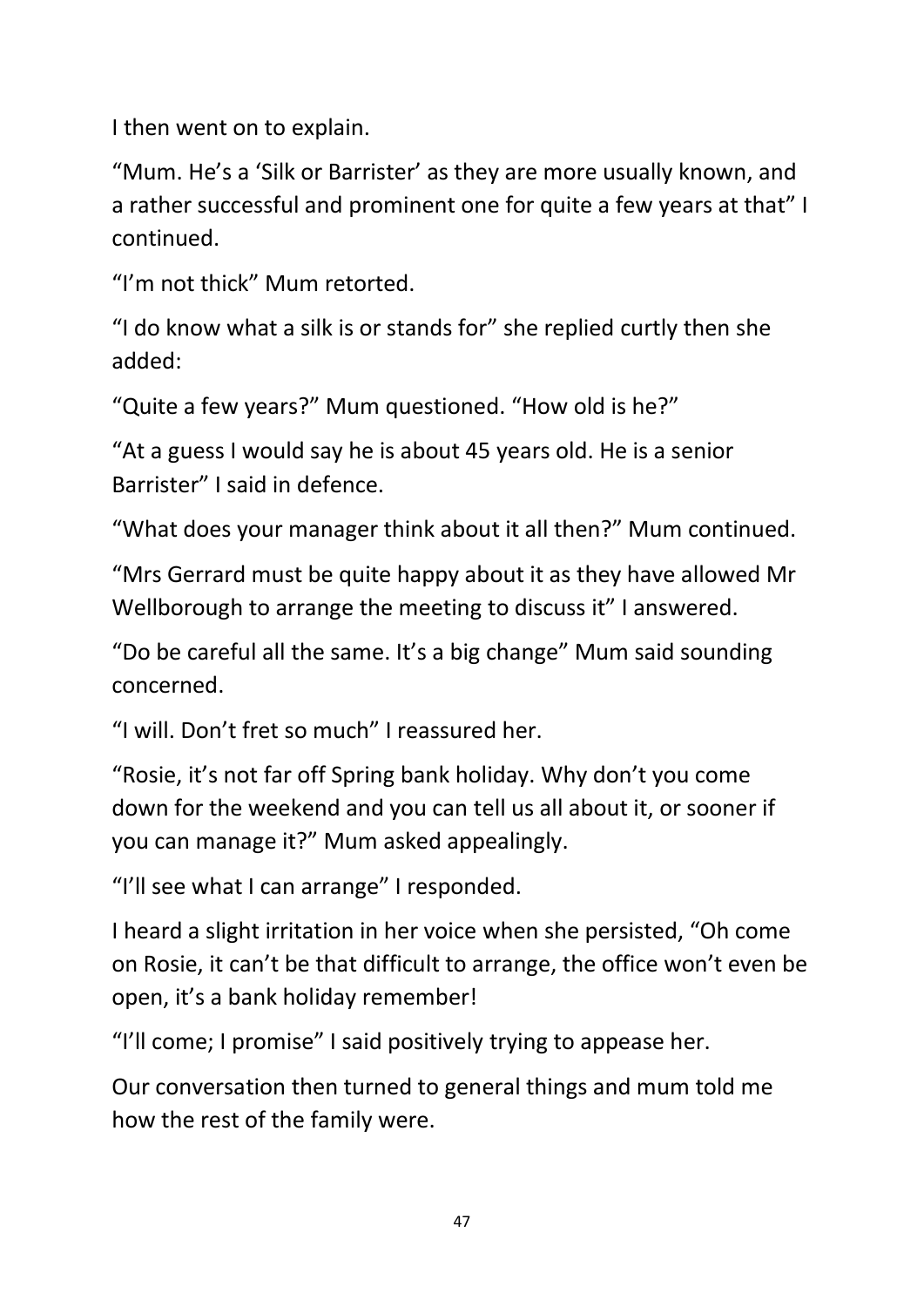I then went on to explain.

“Mum. He’s a ‘Silk or Barrister’ as they are more usually known, and a rather successful and prominent one for quite a few years at that” I continued.

“I’m not thick” Mum retorted.

“I do know what a silk is or stands for” she replied curtly then she added:

“Quite a few years?” Mum questioned. “How old is he?”

“At a guess I would say he is about 45 years old. He is a senior Barrister” I said in defence.

“What does your manager think about it all then?” Mum continued.

“Mrs Gerrard must be quite happy about it as they have allowed Mr Wellborough to arrange the meeting to discuss it” I answered.

“Do be careful all the same. It’s a big change” Mum said sounding concerned.

“I will. Don’t fret so much” I reassured her.

“Rosie, it’s not far off Spring bank holiday. Why don’t you come down for the weekend and you can tell us all about it, or sooner if you can manage it?” Mum asked appealingly.

“I’ll see what I can arrange” I responded.

I heard a slight irritation in her voice when she persisted, “Oh come on Rosie, it can’t be that difficult to arrange, the office won’t even be open, it’s a bank holiday remember!

“I’ll come; I promise” I said positively trying to appease her.

Our conversation then turned to general things and mum told me how the rest of the family were.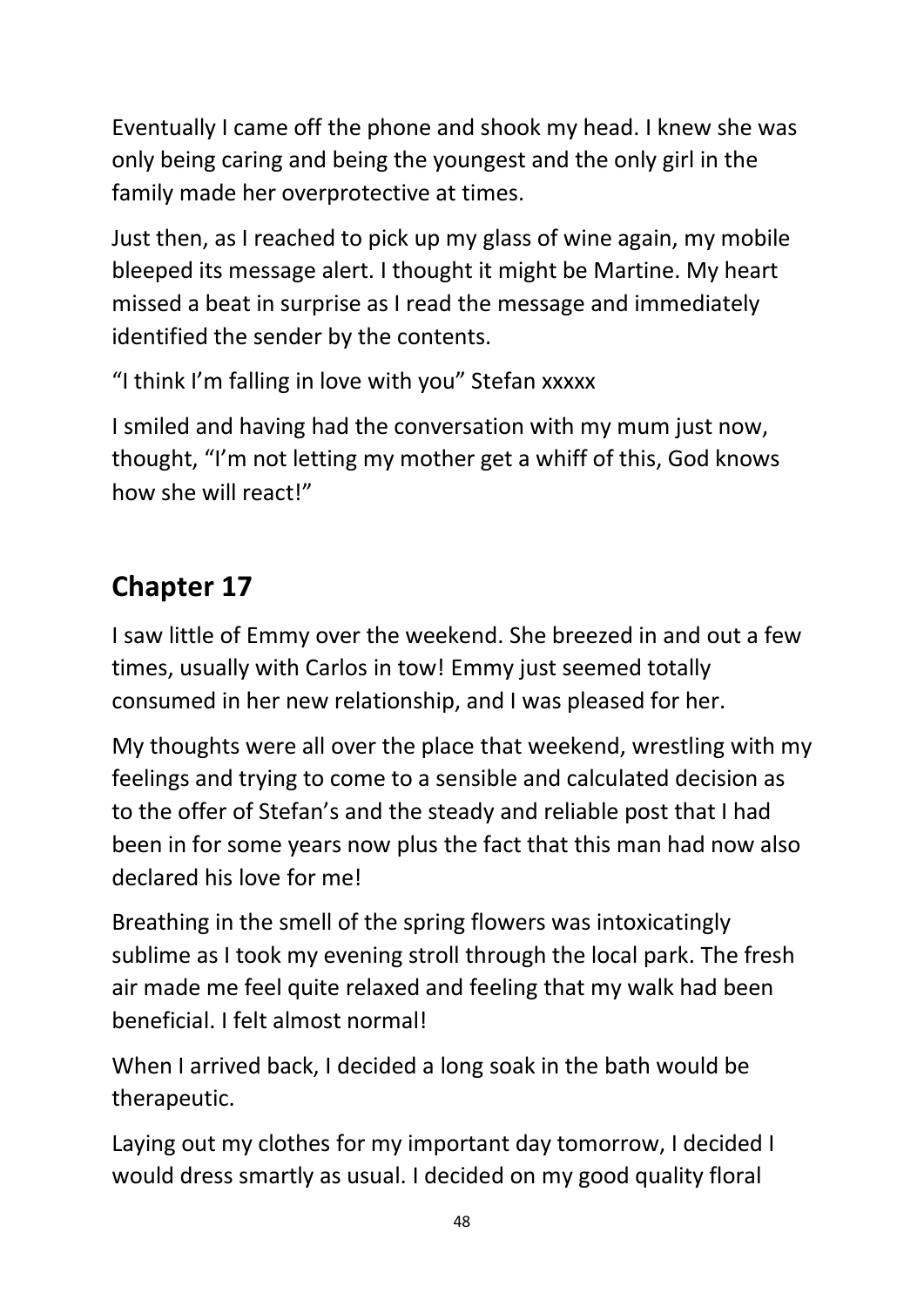Eventually I came off the phone and shook my head. I knew she was only being caring and being the youngest and the only girl in the family made her overprotective at times.

Just then, as I reached to pick up my glass of wine again, my mobile bleeped its message alert. I thought it might be Martine. My heart missed a beat in surprise as I read the message and immediately identified the sender by the contents.

“I think I’m falling in love with you” Stefan xxxxx

I smiled and having had the conversation with my mum just now, thought, “I’m not letting my mother get a whiff of this, God knows how she will react!”

## Chapter 17

I saw little of Emmy over the weekend. She breezed in and out a few times, usually with Carlos in tow! Emmy just seemed totally consumed in her new relationship, and I was pleased for her.

My thoughts were all over the place that weekend, wrestling with my feelings and trying to come to a sensible and calculated decision as to the offer of Stefan’s and the steady and reliable post that I had been in for some years now plus the fact that this man had now also declared his love for me!

Breathing in the smell of the spring flowers was intoxicatingly sublime as I took my evening stroll through the local park. The fresh air made me feel quite relaxed and feeling that my walk had been beneficial. I felt almost normal!

When I arrived back, I decided a long soak in the bath would be therapeutic.

Laying out my clothes for my important day tomorrow, I decided I would dress smartly as usual. I decided on my good quality floral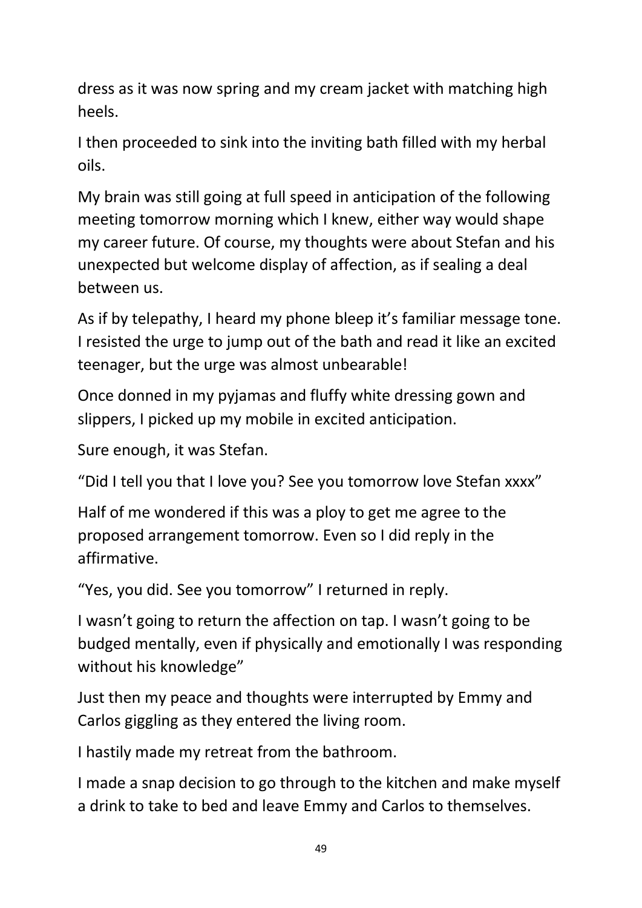dress as it was now spring and my cream jacket with matching high heels.

I then proceeded to sink into the inviting bath filled with my herbal oils.

My brain was still going at full speed in anticipation of the following meeting tomorrow morning which I knew, either way would shape my career future. Of course, my thoughts were about Stefan and his unexpected but welcome display of affection, as if sealing a deal between us.

As if by telepathy, I heard my phone bleep it's familiar message tone. I resisted the urge to jump out of the bath and read it like an excited teenager, but the urge was almost unbearable!

Once donned in my pyjamas and fluffy white dressing gown and slippers, I picked up my mobile in excited anticipation.

Sure enough, it was Stefan.

"Did I tell you that I love you? See you tomorrow love Stefan xxxx"

Half of me wondered if this was a ploy to get me agree to the proposed arrangement tomorrow. Even so I did reply in the affirmative.

"Yes, you did. See you tomorrow" I returned in reply.

I wasn't going to return the affection on tap. I wasn't going to be budged mentally, even if physically and emotionally I was responding without his knowledge"

Just then my peace and thoughts were interrupted by Emmy and Carlos giggling as they entered the living room.

I hastily made my retreat from the bathroom.

I made a snap decision to go through to the kitchen and make myself a drink to take to bed and leave Emmy and Carlos to themselves.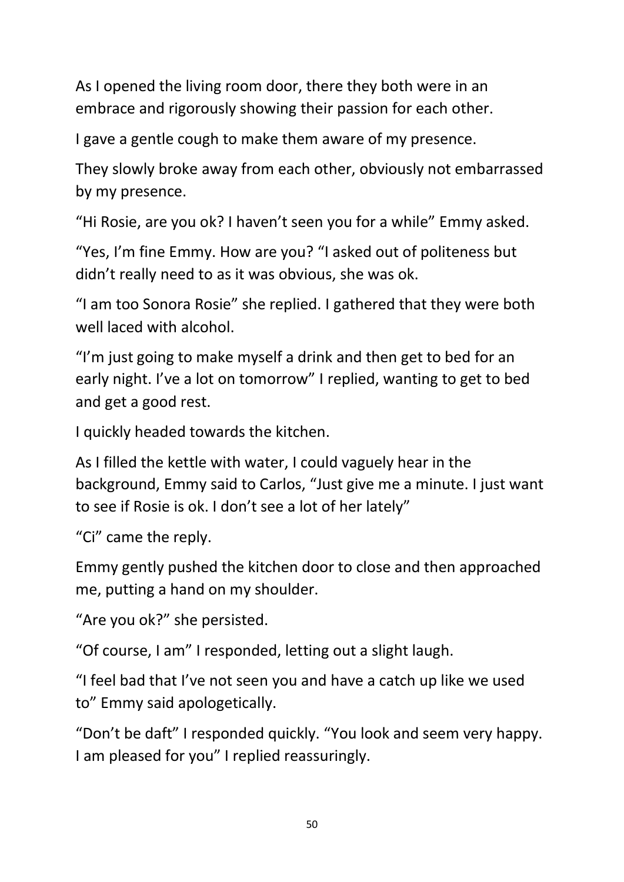As I opened the living room door, there they both were in an embrace and rigorously showing their passion for each other.

I gave a gentle cough to make them aware of my presence.

They slowly broke away from each other, obviously not embarrassed by my presence.

“Hi Rosie, are you ok? I haven’t seen you for a while” Emmy asked.

“Yes, I’m fine Emmy. How are you? “I asked out of politeness but didn’t really need to as it was obvious, she was ok.

“I am too Sonora Rosie” she replied. I gathered that they were both well laced with alcohol.

“I’m just going to make myself a drink and then get to bed for an early night. I’ve a lot on tomorrow” I replied, wanting to get to bed and get a good rest.

I quickly headed towards the kitchen.

As I filled the kettle with water, I could vaguely hear in the background, Emmy said to Carlos, “Just give me a minute. I just want to see if Rosie is ok. I don’t see a lot of her lately”

“Ci” came the reply.

Emmy gently pushed the kitchen door to close and then approached me, putting a hand on my shoulder.

“Are you ok?” she persisted.

“Of course, I am” I responded, letting out a slight laugh.

“I feel bad that I’ve not seen you and have a catch up like we used to” Emmy said apologetically.

“Don’t be daft” I responded quickly. “You look and seem very happy. I am pleased for you” I replied reassuringly.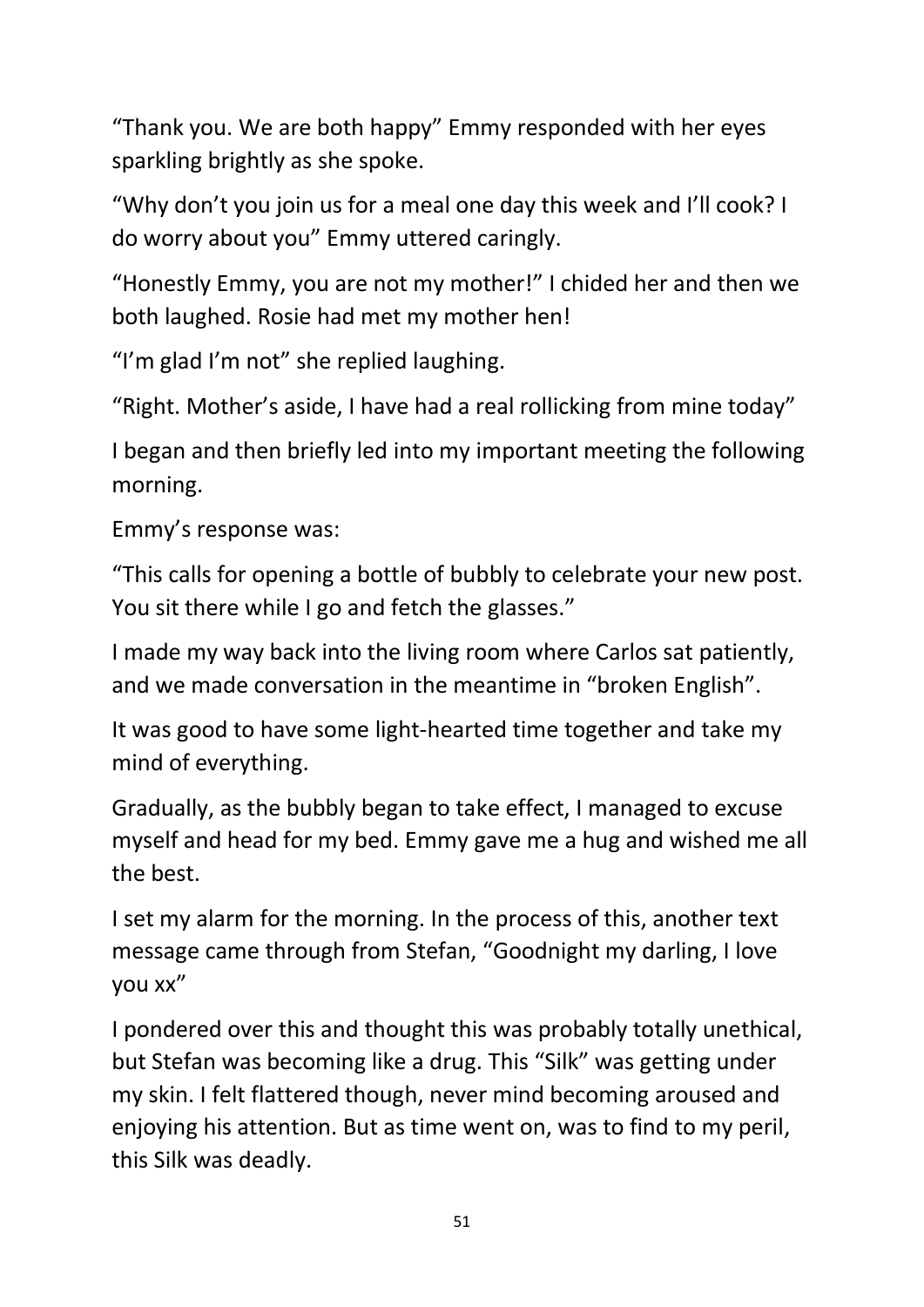"Thank you. We are both happy" Emmy responded with her eyes sparkling brightly as she spoke.

"Why don't you join us for a meal one day this week and I'll cook? I do worry about you" Emmy uttered caringly.

"Honestly Emmy, you are not my mother!" I chided her and then we both laughed. Rosie had met my mother hen!

"I'm glad I'm not" she replied laughing.

"Right. Mother's aside, I have had a real rollicking from mine today"

I began and then briefly led into my important meeting the following morning.

Emmy's response was:

"This calls for opening a bottle of bubbly to celebrate your new post. You sit there while I go and fetch the glasses."

I made my way back into the living room where Carlos sat patiently, and we made conversation in the meantime in "broken English".

It was good to have some light-hearted time together and take my mind of everything.

Gradually, as the bubbly began to take effect, I managed to excuse myself and head for my bed. Emmy gave me a hug and wished me all the best.

I set my alarm for the morning. In the process of this, another text message came through from Stefan, "Goodnight my darling, I love you xx"

I pondered over this and thought this was probably totally unethical, but Stefan was becoming like a drug. This "Silk" was getting under my skin. I felt flattered though, never mind becoming aroused and enjoying his attention. But as time went on, was to find to my peril, this Silk was deadly.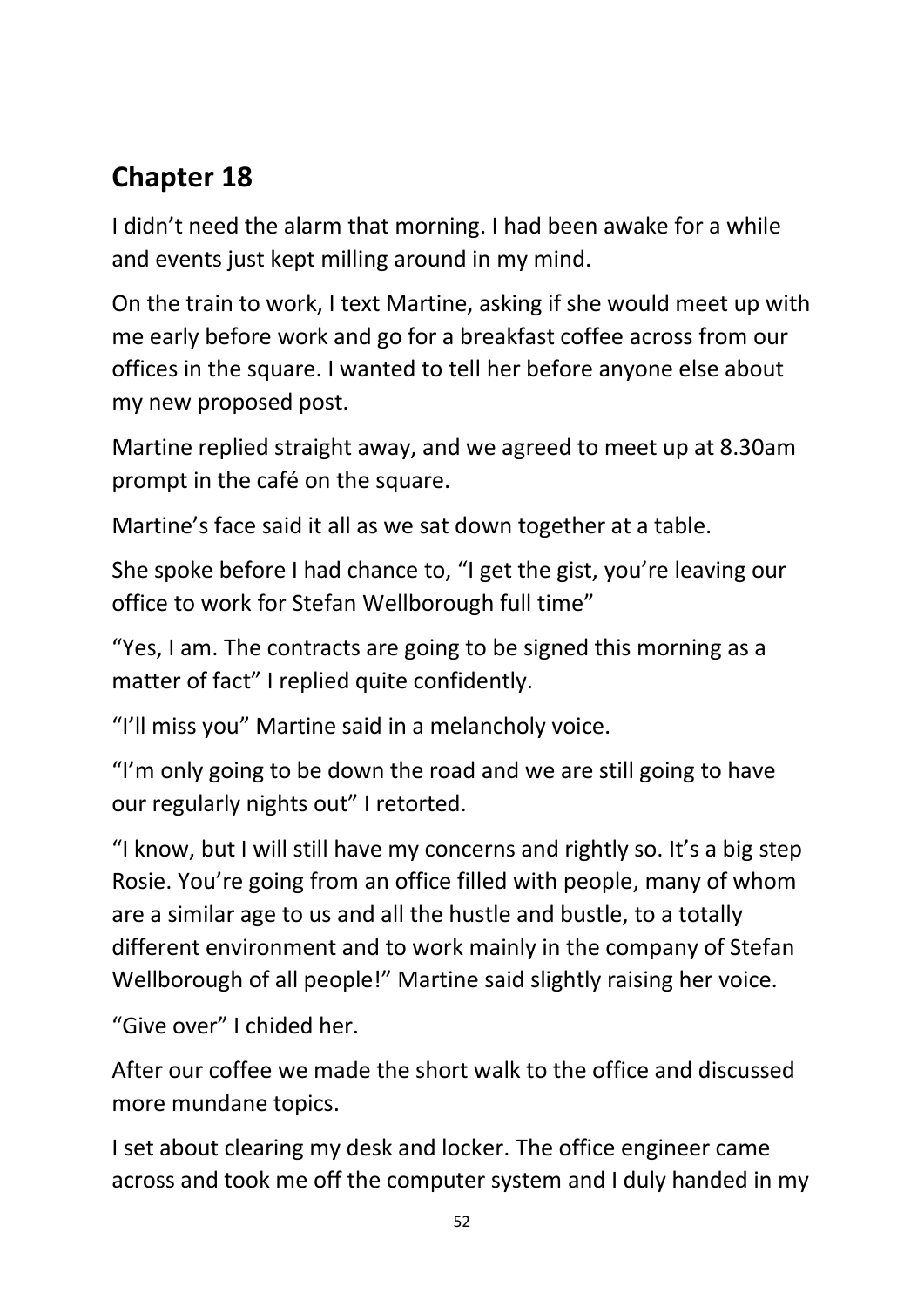## Chapter 18

I didn't need the alarm that morning. I had been awake for a while and events just kept milling around in my mind.

On the train to work, I text Martine, asking if she would meet up with me early before work and go for a breakfast coffee across from our offices in the square. I wanted to tell her before anyone else about my new proposed post.

Martine replied straight away, and we agreed to meet up at 8.30am prompt in the café on the square.

Martine's face said it all as we sat down together at a table.

She spoke before I had chance to, "I get the gist, you're leaving our office to work for Stefan Wellborough full time"

"Yes, I am. The contracts are going to be signed this morning as a matter of fact" I replied quite confidently.

"I'll miss you" Martine said in a melancholy voice.

"I'm only going to be down the road and we are still going to have our regularly nights out" I retorted.

"I know, but I will still have my concerns and rightly so. It's a big step Rosie. You're going from an office filled with people, many of whom are a similar age to us and all the hustle and bustle, to a totally different environment and to work mainly in the company of Stefan Wellborough of all people!" Martine said slightly raising her voice.

"Give over" I chided her.

After our coffee we made the short walk to the office and discussed more mundane topics.

I set about clearing my desk and locker. The office engineer came across and took me off the computer system and I duly handed in my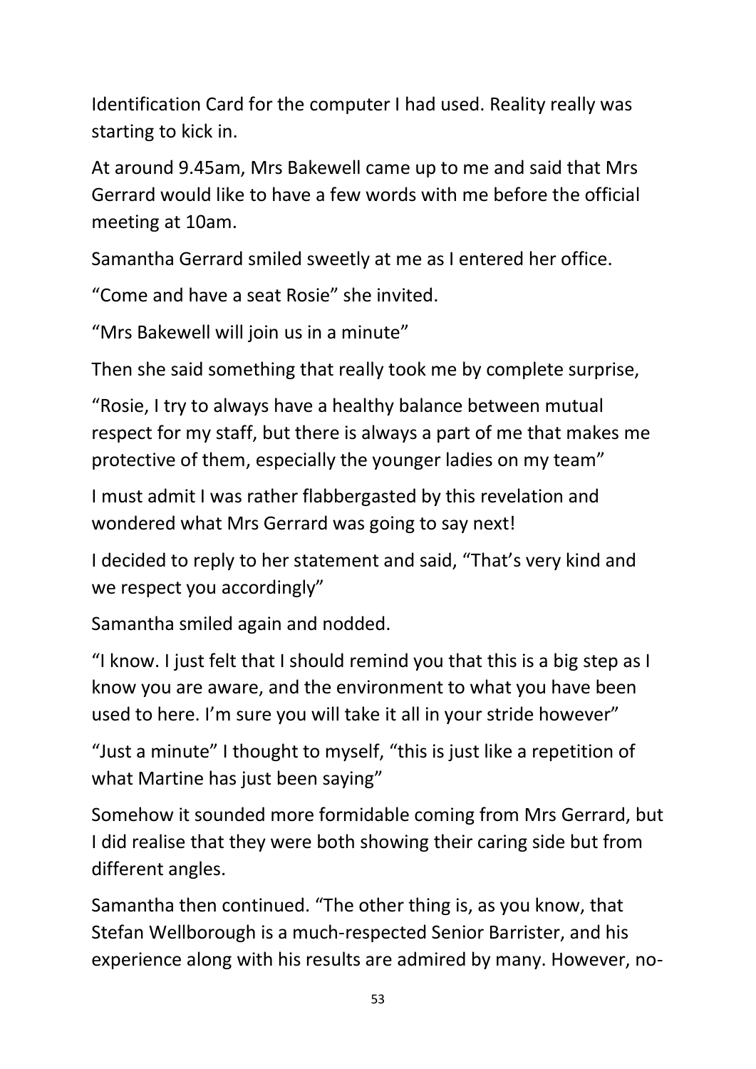Identification Card for the computer I had used. Reality really was starting to kick in.

At around 9.45am, Mrs Bakewell came up to me and said that Mrs Gerrard would like to have a few words with me before the official meeting at 10am.

Samantha Gerrard smiled sweetly at me as I entered her office.

"Come and have a seat Rosie" she invited.

"Mrs Bakewell will join us in a minute"

Then she said something that really took me by complete surprise,

"Rosie, I try to always have a healthy balance between mutual respect for my staff, but there is always a part of me that makes me protective of them, especially the younger ladies on my team"

I must admit I was rather flabbergasted by this revelation and wondered what Mrs Gerrard was going to say next!

I decided to reply to her statement and said, "That's very kind and we respect you accordingly"

Samantha smiled again and nodded.

"I know. I just felt that I should remind you that this is a big step as I know you are aware, and the environment to what you have been used to here. I'm sure you will take it all in your stride however"

"Just a minute" I thought to myself, "this is just like a repetition of what Martine has just been saying"

Somehow it sounded more formidable coming from Mrs Gerrard, but I did realise that they were both showing their caring side but from different angles.

Samantha then continued. "The other thing is, as you know, that Stefan Wellborough is a much-respected Senior Barrister, and his experience along with his results are admired by many. However, no-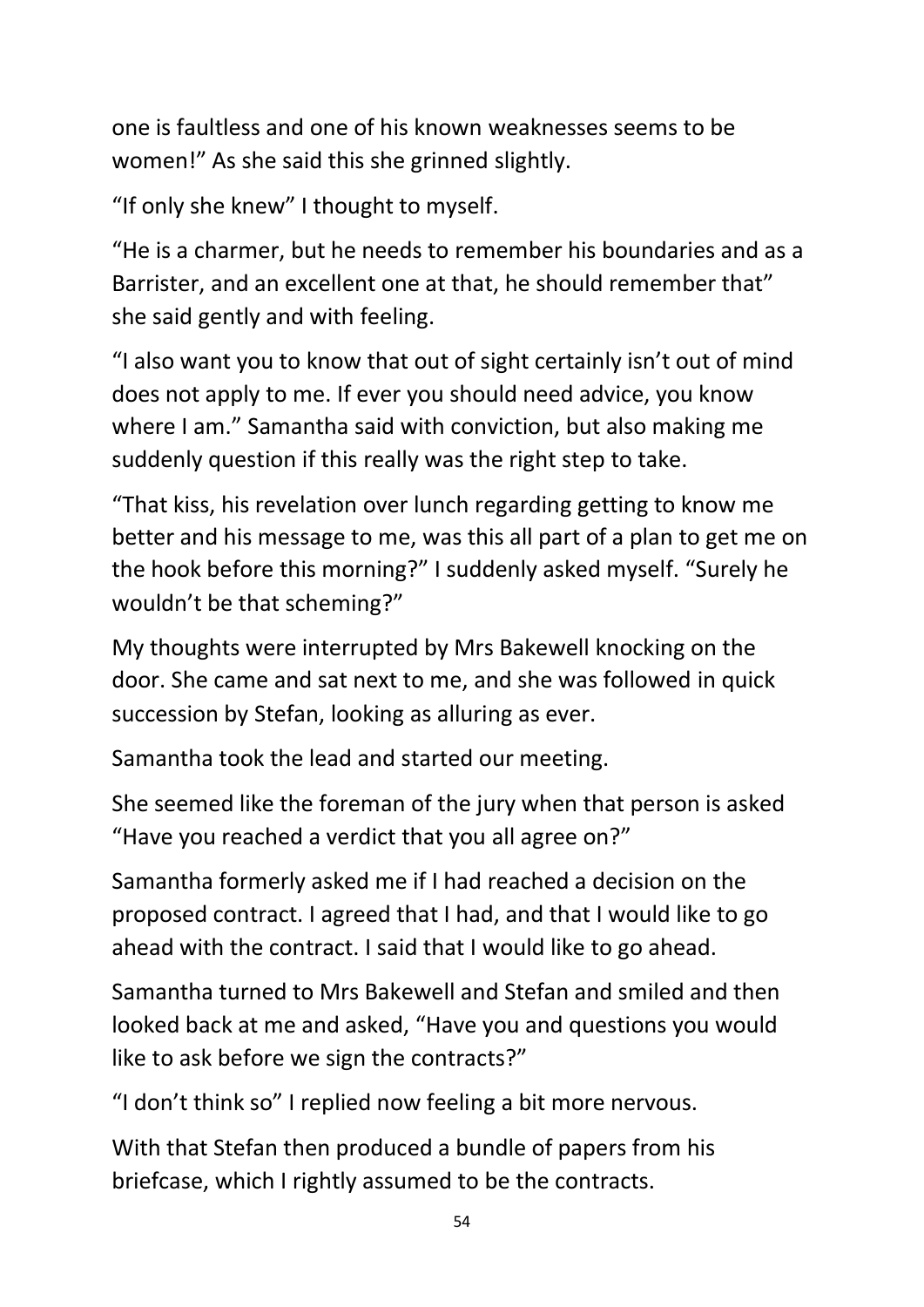one is faultless and one of his known weaknesses seems to be women!" As she said this she grinned slightly.

"If only she knew" I thought to myself.

"He is a charmer, but he needs to remember his boundaries and as a Barrister, and an excellent one at that, he should remember that" she said gently and with feeling.

"I also want you to know that out of sight certainly isn't out of mind does not apply to me. If ever you should need advice, you know where I am." Samantha said with conviction, but also making me suddenly question if this really was the right step to take.

"That kiss, his revelation over lunch regarding getting to know me better and his message to me, was this all part of a plan to get me on the hook before this morning?" I suddenly asked myself. "Surely he wouldn't be that scheming?"

My thoughts were interrupted by Mrs Bakewell knocking on the door. She came and sat next to me, and she was followed in quick succession by Stefan, looking as alluring as ever.

Samantha took the lead and started our meeting.

She seemed like the foreman of the jury when that person is asked "Have you reached a verdict that you all agree on?"

Samantha formerly asked me if I had reached a decision on the proposed contract. I agreed that I had, and that I would like to go ahead with the contract. I said that I would like to go ahead.

Samantha turned to Mrs Bakewell and Stefan and smiled and then looked back at me and asked, "Have you and questions you would like to ask before we sign the contracts?"

"I don't think so" I replied now feeling a bit more nervous.

With that Stefan then produced a bundle of papers from his briefcase, which I rightly assumed to be the contracts.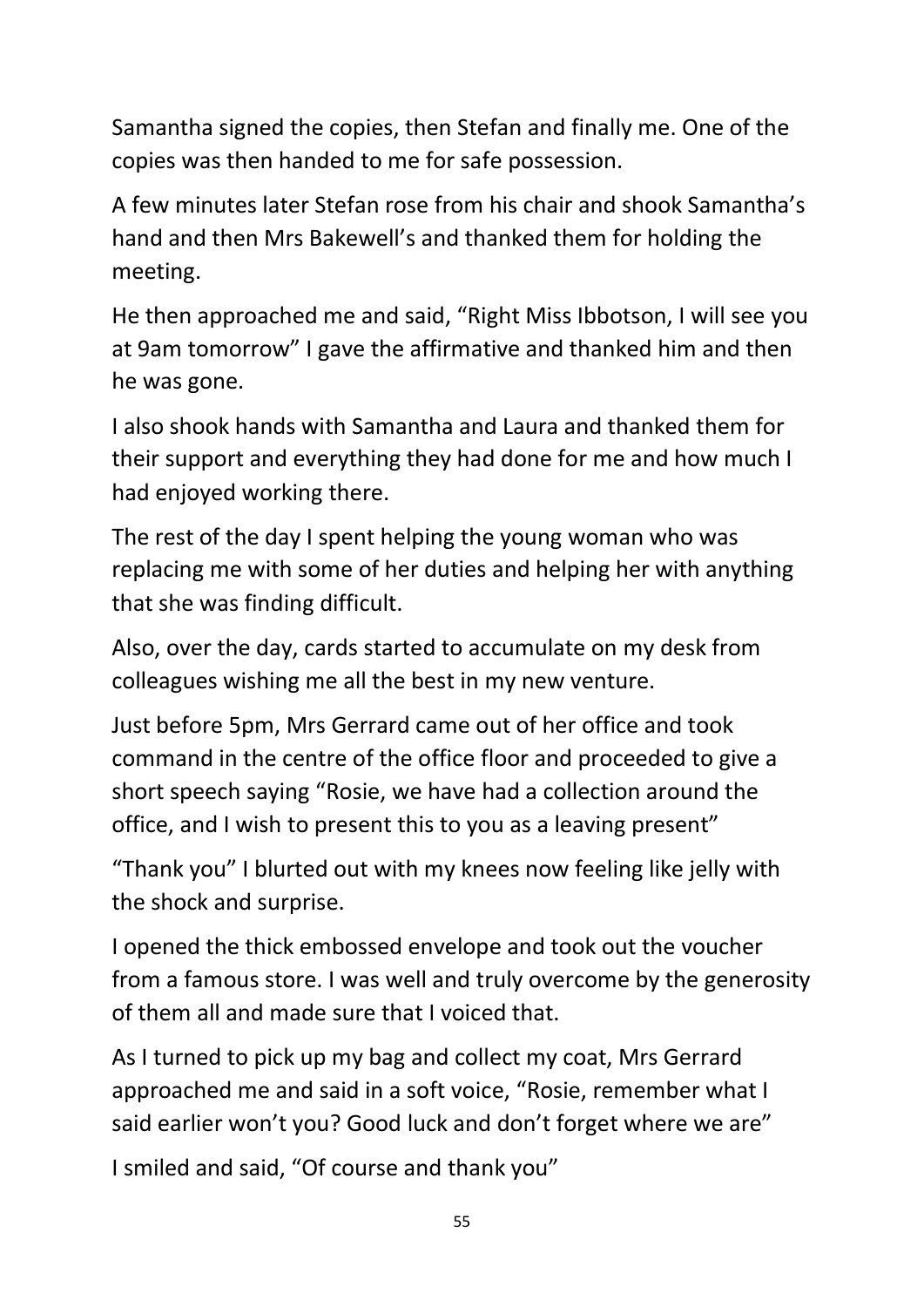Samantha signed the copies, then Stefan and finally me. One of the copies was then handed to me for safe possession.

A few minutes later Stefan rose from his chair and shook Samantha's hand and then Mrs Bakewell's and thanked them for holding the meeting.

He then approached me and said, "Right Miss Ibbotson, I will see you at 9am tomorrow" I gave the affirmative and thanked him and then he was gone.

I also shook hands with Samantha and Laura and thanked them for their support and everything they had done for me and how much I had enjoyed working there.

The rest of the day I spent helping the young woman who was replacing me with some of her duties and helping her with anything that she was finding difficult.

Also, over the day, cards started to accumulate on my desk from colleagues wishing me all the best in my new venture.

Just before 5pm, Mrs Gerrard came out of her office and took command in the centre of the office floor and proceeded to give a short speech saying "Rosie, we have had a collection around the office, and I wish to present this to you as a leaving present"

"Thank you" I blurted out with my knees now feeling like jelly with the shock and surprise.

I opened the thick embossed envelope and took out the voucher from a famous store. I was well and truly overcome by the generosity of them all and made sure that I voiced that.

As I turned to pick up my bag and collect my coat, Mrs Gerrard approached me and said in a soft voice, "Rosie, remember what I said earlier won't you? Good luck and don't forget where we are"

I smiled and said, "Of course and thank you"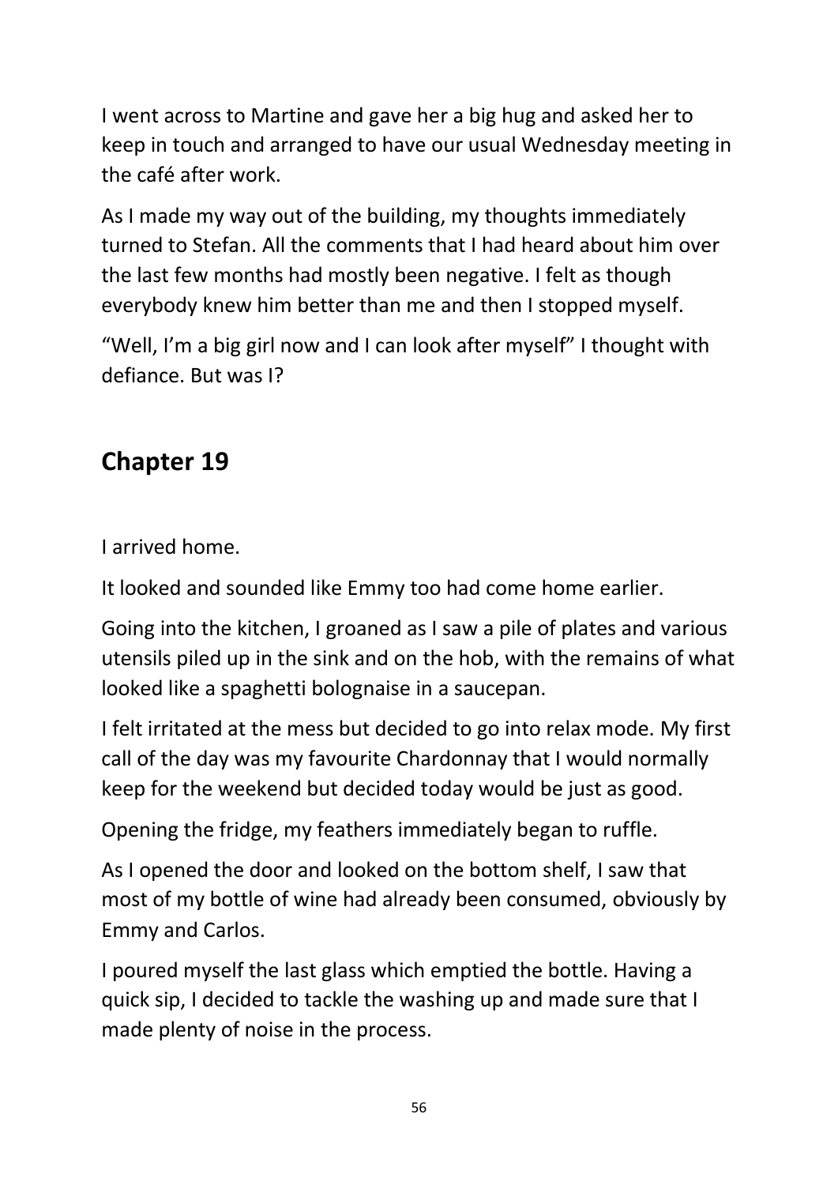I went across to Martine and gave her a big hug and asked her to keep in touch and arranged to have our usual Wednesday meeting in the café after work.

As I made my way out of the building, my thoughts immediately turned to Stefan. All the comments that I had heard about him over the last few months had mostly been negative. I felt as though everybody knew him better than me and then I stopped myself.

“Well, I’m a big girl now and I can look after myself” I thought with defiance. But was I?

## Chapter 19

I arrived home.

It looked and sounded like Emmy too had come home earlier.

Going into the kitchen, I groaned as I saw a pile of plates and various utensils piled up in the sink and on the hob, with the remains of what looked like a spaghetti bolognaise in a saucepan.

I felt irritated at the mess but decided to go into relax mode. My first call of the day was my favourite Chardonnay that I would normally keep for the weekend but decided today would be just as good.

Opening the fridge, my feathers immediately began to ruffle.

As I opened the door and looked on the bottom shelf, I saw that most of my bottle of wine had already been consumed, obviously by Emmy and Carlos.

I poured myself the last glass which emptied the bottle. Having a quick sip, I decided to tackle the washing up and made sure that I made plenty of noise in the process.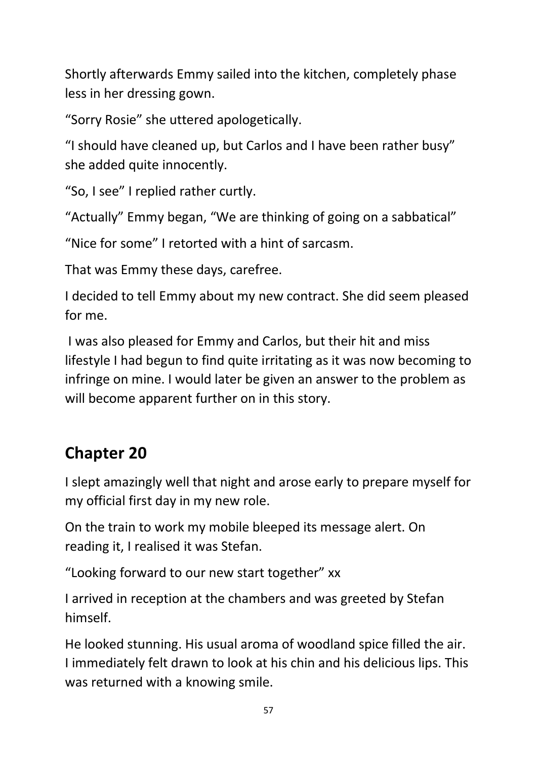Shortly afterwards Emmy sailed into the kitchen, completely phase less in her dressing gown.

“Sorry Rosie” she uttered apologetically.

“I should have cleaned up, but Carlos and I have been rather busy” she added quite innocently.

“So, I see” I replied rather curtly.

“Actually” Emmy began, “We are thinking of going on a sabbatical”

“Nice for some” I retorted with a hint of sarcasm.

That was Emmy these days, carefree.

I decided to tell Emmy about my new contract. She did seem pleased for me.

I was also pleased for Emmy and Carlos, but their hit and miss lifestyle I had begun to find quite irritating as it was now becoming to infringe on mine. I would later be given an answer to the problem as will become apparent further on in this story.

## Chapter 20

I slept amazingly well that night and arose early to prepare myself for my official first day in my new role.

On the train to work my mobile bleeped its message alert. On reading it, I realised it was Stefan.

“Looking forward to our new start together” xx

I arrived in reception at the chambers and was greeted by Stefan himself.

He looked stunning. His usual aroma of woodland spice filled the air. I immediately felt drawn to look at his chin and his delicious lips. This was returned with a knowing smile.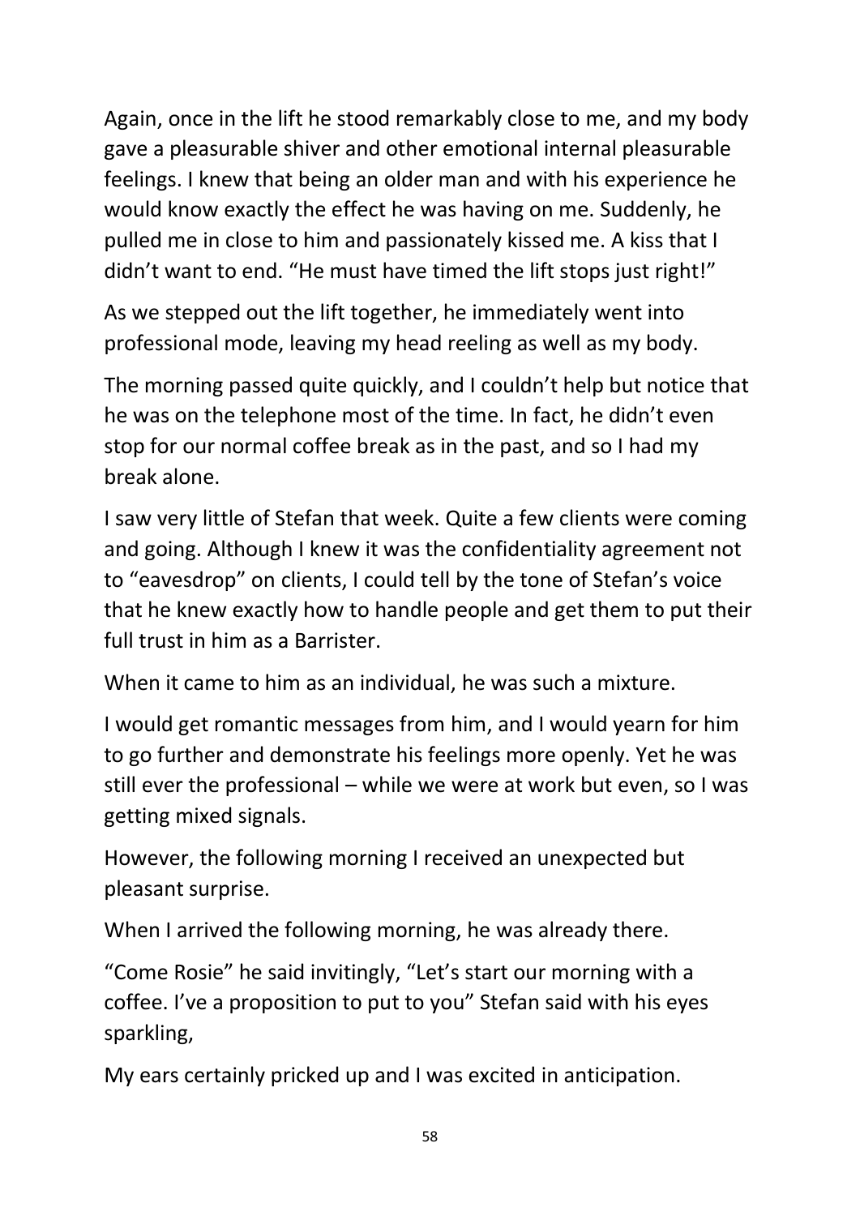Again, once in the lift he stood remarkably close to me, and my body gave a pleasurable shiver and other emotional internal pleasurable feelings. I knew that being an older man and with his experience he would know exactly the effect he was having on me. Suddenly, he pulled me in close to him and passionately kissed me. A kiss that I didn't want to end. "He must have timed the lift stops just right!"

As we stepped out the lift together, he immediately went into professional mode, leaving my head reeling as well as my body.

The morning passed quite quickly, and I couldn't help but notice that he was on the telephone most of the time. In fact, he didn't even stop for our normal coffee break as in the past, and so I had my break alone.

I saw very little of Stefan that week. Quite a few clients were coming and going. Although I knew it was the confidentiality agreement not to "eavesdrop" on clients, I could tell by the tone of Stefan's voice that he knew exactly how to handle people and get them to put their full trust in him as a Barrister.

When it came to him as an individual, he was such a mixture.

I would get romantic messages from him, and I would yearn for him to go further and demonstrate his feelings more openly. Yet he was still ever the professional – while we were at work but even, so I was getting mixed signals.

However, the following morning I received an unexpected but pleasant surprise.

When I arrived the following morning, he was already there.

"Come Rosie" he said invitingly, "Let's start our morning with a coffee. I've a proposition to put to you" Stefan said with his eyes sparkling,

My ears certainly pricked up and I was excited in anticipation.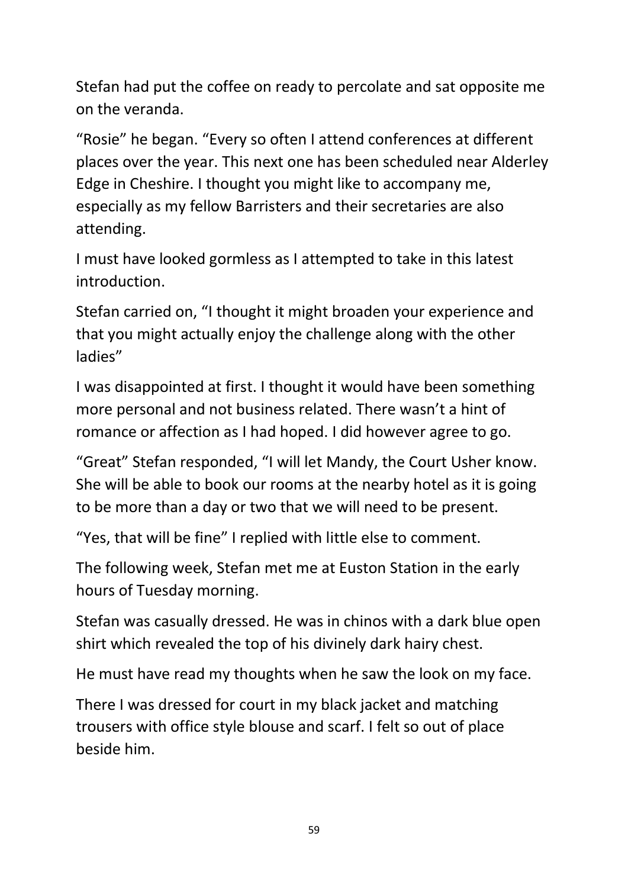Stefan had put the coffee on ready to percolate and sat opposite me on the veranda.

“Rosie” he began. “Every so often I attend conferences at different places over the year. This next one has been scheduled near Alderley Edge in Cheshire. I thought you might like to accompany me, especially as my fellow Barristers and their secretaries are also attending.

I must have looked gormless as I attempted to take in this latest introduction.

Stefan carried on, “I thought it might broaden your experience and that you might actually enjoy the challenge along with the other ladies”

I was disappointed at first. I thought it would have been something more personal and not business related. There wasn’t a hint of romance or affection as I had hoped. I did however agree to go.

“Great” Stefan responded, “I will let Mandy, the Court Usher know. She will be able to book our rooms at the nearby hotel as it is going to be more than a day or two that we will need to be present.

“Yes, that will be fine” I replied with little else to comment.

The following week, Stefan met me at Euston Station in the early hours of Tuesday morning.

Stefan was casually dressed. He was in chinos with a dark blue open shirt which revealed the top of his divinely dark hairy chest.

He must have read my thoughts when he saw the look on my face.

There I was dressed for court in my black jacket and matching trousers with office style blouse and scarf. I felt so out of place beside him.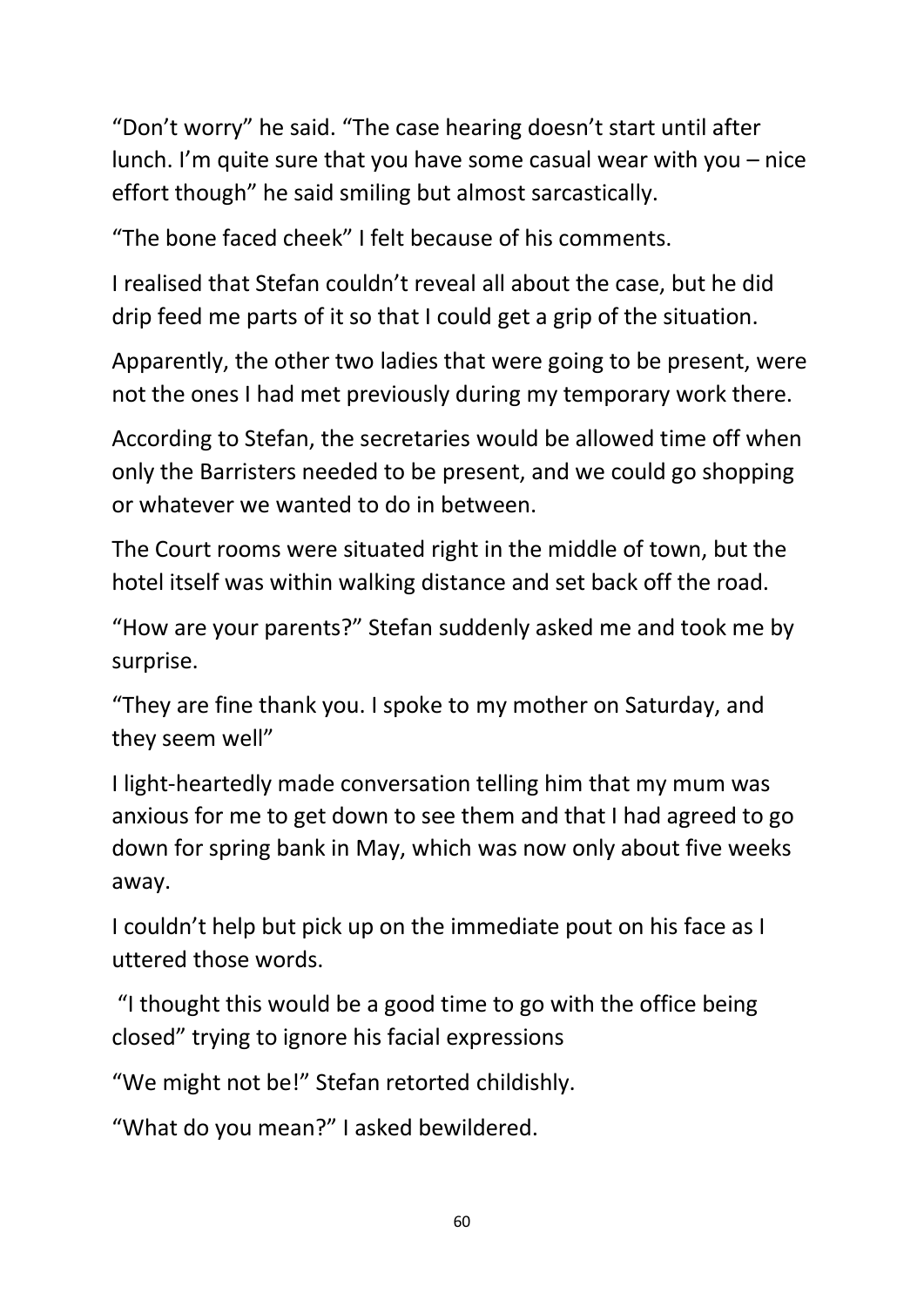“Don’t worry” he said. “The case hearing doesn’t start until after lunch. I’m quite sure that you have some casual wear with you – nice effort though” he said smiling but almost sarcastically.

“The bone faced cheek” I felt because of his comments.

I realised that Stefan couldn’t reveal all about the case, but he did drip feed me parts of it so that I could get a grip of the situation.

Apparently, the other two ladies that were going to be present, were not the ones I had met previously during my temporary work there.

According to Stefan, the secretaries would be allowed time off when only the Barristers needed to be present, and we could go shopping or whatever we wanted to do in between.

The Court rooms were situated right in the middle of town, but the hotel itself was within walking distance and set back off the road.

“How are your parents?” Stefan suddenly asked me and took me by surprise.

“They are fine thank you. I spoke to my mother on Saturday, and they seem well”

I light-heartedly made conversation telling him that my mum was anxious for me to get down to see them and that I had agreed to go down for spring bank in May, which was now only about five weeks away.

I couldn’t help but pick up on the immediate pout on his face as I uttered those words.

“I thought this would be a good time to go with the office being closed” trying to ignore his facial expressions

“We might not be!” Stefan retorted childishly.

“What do you mean?” I asked bewildered.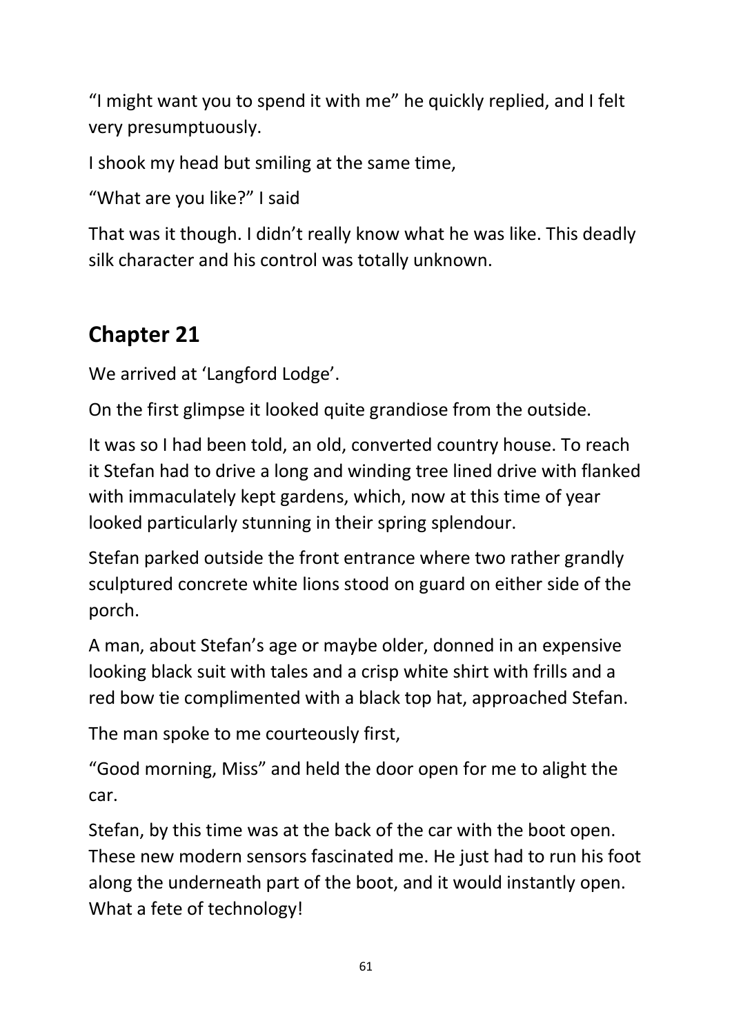"I might want you to spend it with me" he quickly replied, and I felt very presumptuously.

I shook my head but smiling at the same time,

"What are you like?" I said

That was it though. I didn't really know what he was like. This deadly silk character and his control was totally unknown.

## Chapter 21

We arrived at 'Langford Lodge'.

On the first glimpse it looked quite grandiose from the outside.

It was so I had been told, an old, converted country house. To reach it Stefan had to drive a long and winding tree lined drive with flanked with immaculately kept gardens, which, now at this time of year looked particularly stunning in their spring splendour.

Stefan parked outside the front entrance where two rather grandly sculptured concrete white lions stood on guard on either side of the porch.

A man, about Stefan's age or maybe older, donned in an expensive looking black suit with tales and a crisp white shirt with frills and a red bow tie complimented with a black top hat, approached Stefan.

The man spoke to me courteously first,

"Good morning, Miss" and held the door open for me to alight the car.

Stefan, by this time was at the back of the car with the boot open. These new modern sensors fascinated me. He just had to run his foot along the underneath part of the boot, and it would instantly open. What a fete of technology!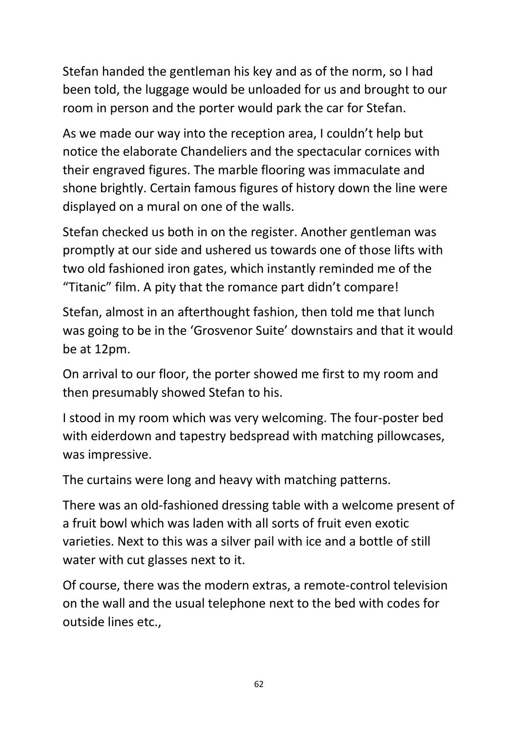Stefan handed the gentleman his key and as of the norm, so I had been told, the luggage would be unloaded for us and brought to our room in person and the porter would park the car for Stefan.

As we made our way into the reception area, I couldn't help but notice the elaborate Chandeliers and the spectacular cornices with their engraved figures. The marble flooring was immaculate and shone brightly. Certain famous figures of history down the line were displayed on a mural on one of the walls.

Stefan checked us both in on the register. Another gentleman was promptly at our side and ushered us towards one of those lifts with two old fashioned iron gates, which instantly reminded me of the "Titanic" film. A pity that the romance part didn't compare!

Stefan, almost in an afterthought fashion, then told me that lunch was going to be in the 'Grosvenor Suite' downstairs and that it would be at 12pm.

On arrival to our floor, the porter showed me first to my room and then presumably showed Stefan to his.

I stood in my room which was very welcoming. The four-poster bed with eiderdown and tapestry bedspread with matching pillowcases, was impressive.

The curtains were long and heavy with matching patterns.

There was an old-fashioned dressing table with a welcome present of a fruit bowl which was laden with all sorts of fruit even exotic varieties. Next to this was a silver pail with ice and a bottle of still water with cut glasses next to it.

Of course, there was the modern extras, a remote-control television on the wall and the usual telephone next to the bed with codes for outside lines etc.,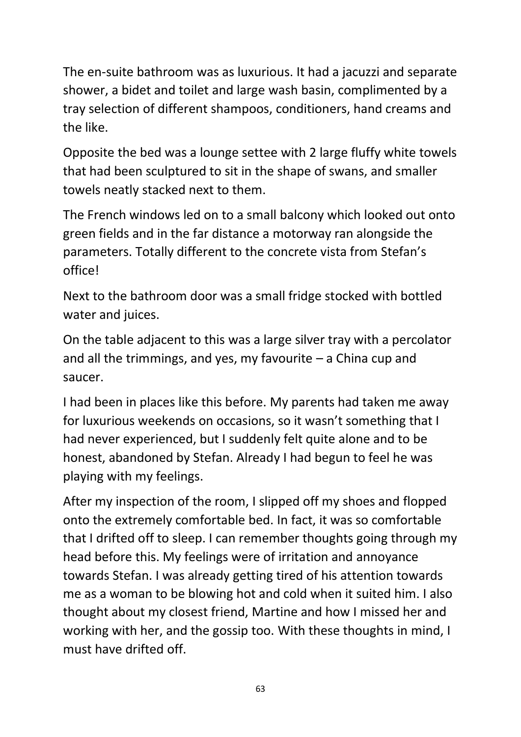The en-suite bathroom was as luxurious. It had a jacuzzi and separate shower, a bidet and toilet and large wash basin, complimented by a tray selection of different shampoos, conditioners, hand creams and the like.

Opposite the bed was a lounge settee with 2 large fluffy white towels that had been sculptured to sit in the shape of swans, and smaller towels neatly stacked next to them.

The French windows led on to a small balcony which looked out onto green fields and in the far distance a motorway ran alongside the parameters. Totally different to the concrete vista from Stefan's office!

Next to the bathroom door was a small fridge stocked with bottled water and juices.

On the table adjacent to this was a large silver tray with a percolator and all the trimmings, and yes, my favourite – a China cup and saucer.

I had been in places like this before. My parents had taken me away for luxurious weekends on occasions, so it wasn't something that I had never experienced, but I suddenly felt quite alone and to be honest, abandoned by Stefan. Already I had begun to feel he was playing with my feelings.

After my inspection of the room, I slipped off my shoes and flopped onto the extremely comfortable bed. In fact, it was so comfortable that I drifted off to sleep. I can remember thoughts going through my head before this. My feelings were of irritation and annoyance towards Stefan. I was already getting tired of his attention towards me as a woman to be blowing hot and cold when it suited him. I also thought about my closest friend, Martine and how I missed her and working with her, and the gossip too. With these thoughts in mind, I must have drifted off.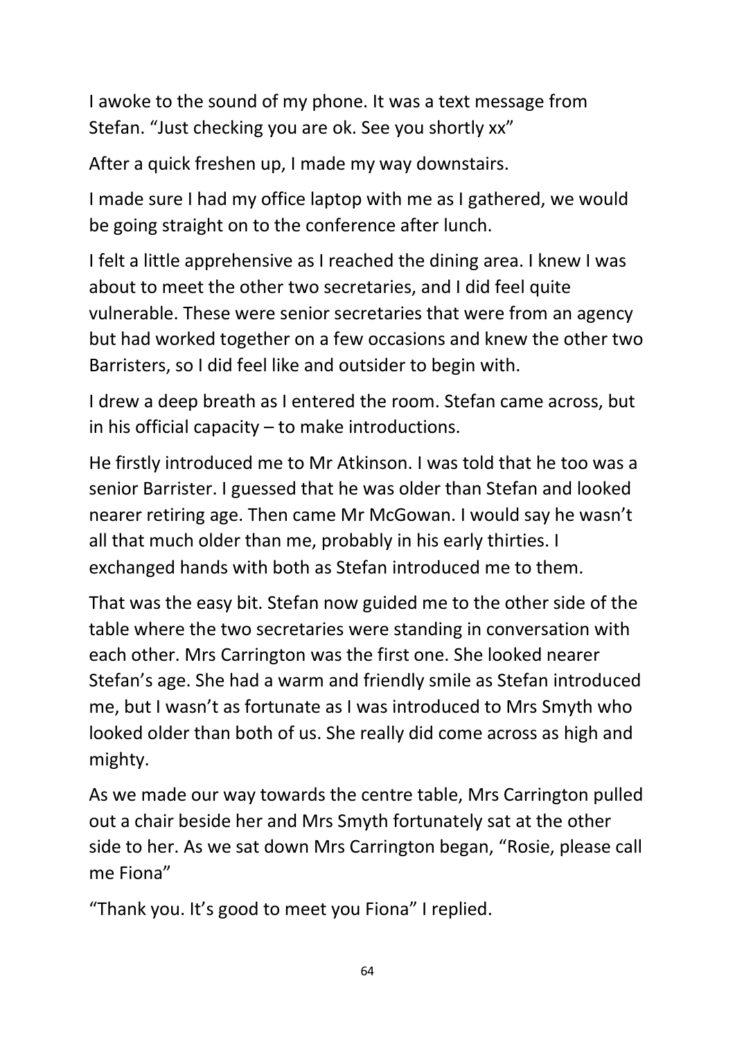I awoke to the sound of my phone. It was a text message from Stefan. "Just checking you are ok. See you shortly xx"

After a quick freshen up, I made my way downstairs.

I made sure I had my office laptop with me as I gathered, we would be going straight on to the conference after lunch.

I felt a little apprehensive as I reached the dining area. I knew I was about to meet the other two secretaries, and I did feel quite vulnerable. These were senior secretaries that were from an agency but had worked together on a few occasions and knew the other two Barristers, so I did feel like and outsider to begin with.

I drew a deep breath as I entered the room. Stefan came across, but in his official capacity – to make introductions.

He firstly introduced me to Mr Atkinson. I was told that he too was a senior Barrister. I guessed that he was older than Stefan and looked nearer retiring age. Then came Mr McGowan. I would say he wasn't all that much older than me, probably in his early thirties. I exchanged hands with both as Stefan introduced me to them.

That was the easy bit. Stefan now guided me to the other side of the table where the two secretaries were standing in conversation with each other. Mrs Carrington was the first one. She looked nearer Stefan's age. She had a warm and friendly smile as Stefan introduced me, but I wasn't as fortunate as I was introduced to Mrs Smyth who looked older than both of us. She really did come across as high and mighty.

As we made our way towards the centre table, Mrs Carrington pulled out a chair beside her and Mrs Smyth fortunately sat at the other side to her. As we sat down Mrs Carrington began, "Rosie, please call me Fiona"

"Thank you. It's good to meet you Fiona" I replied.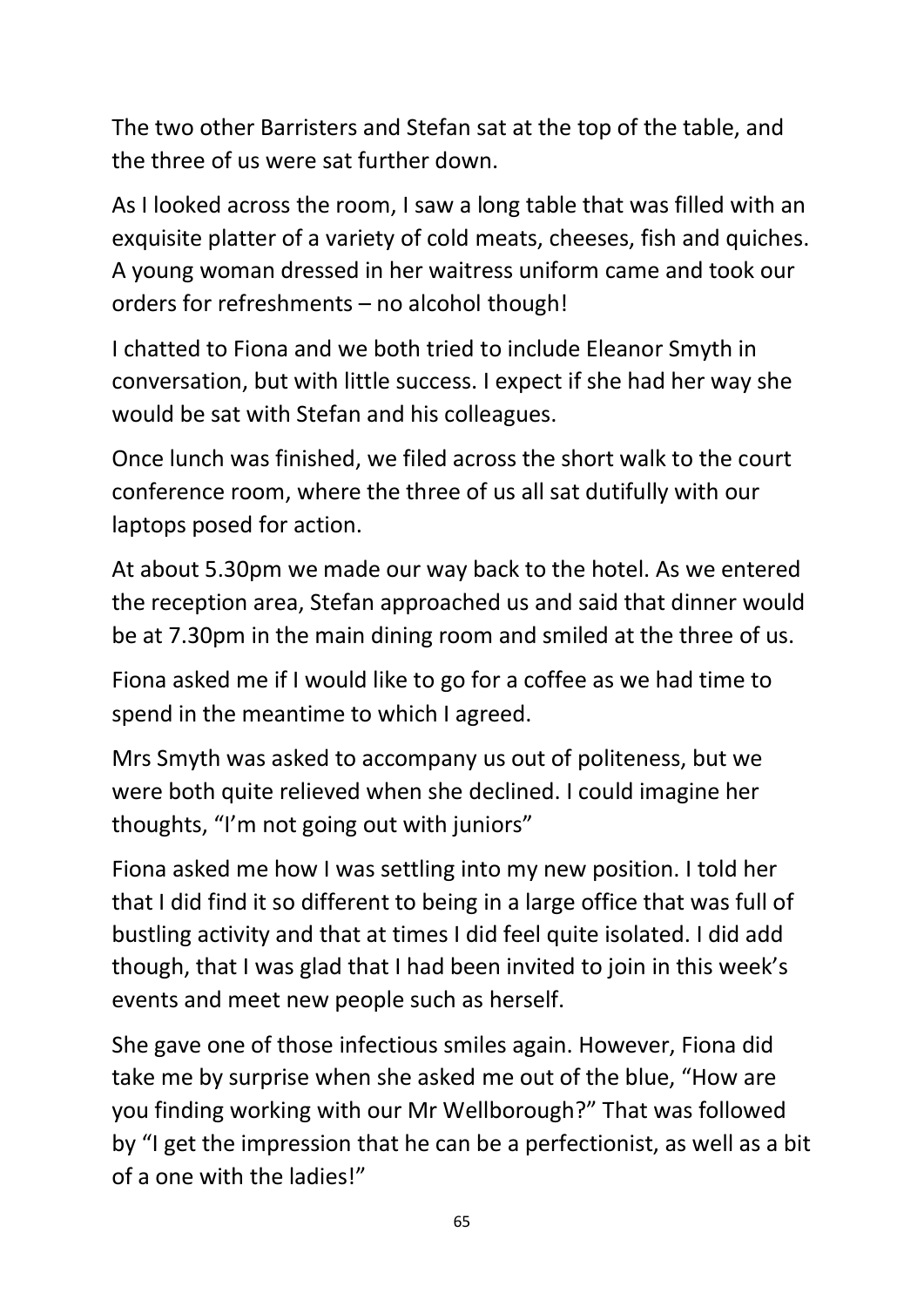The two other Barristers and Stefan sat at the top of the table, and the three of us were sat further down.

As I looked across the room, I saw a long table that was filled with an exquisite platter of a variety of cold meats, cheeses, fish and quiches. A young woman dressed in her waitress uniform came and took our orders for refreshments – no alcohol though!

I chatted to Fiona and we both tried to include Eleanor Smyth in conversation, but with little success. I expect if she had her way she would be sat with Stefan and his colleagues.

Once lunch was finished, we filed across the short walk to the court conference room, where the three of us all sat dutifully with our laptops posed for action.

At about 5.30pm we made our way back to the hotel. As we entered the reception area, Stefan approached us and said that dinner would be at 7.30pm in the main dining room and smiled at the three of us.

Fiona asked me if I would like to go for a coffee as we had time to spend in the meantime to which I agreed.

Mrs Smyth was asked to accompany us out of politeness, but we were both quite relieved when she declined. I could imagine her thoughts, "I'm not going out with juniors"

Fiona asked me how I was settling into my new position. I told her that I did find it so different to being in a large office that was full of bustling activity and that at times I did feel quite isolated. I did add though, that I was glad that I had been invited to join in this week's events and meet new people such as herself.

She gave one of those infectious smiles again. However, Fiona did take me by surprise when she asked me out of the blue, "How are you finding working with our Mr Wellborough?" That was followed by "I get the impression that he can be a perfectionist, as well as a bit of a one with the ladies!"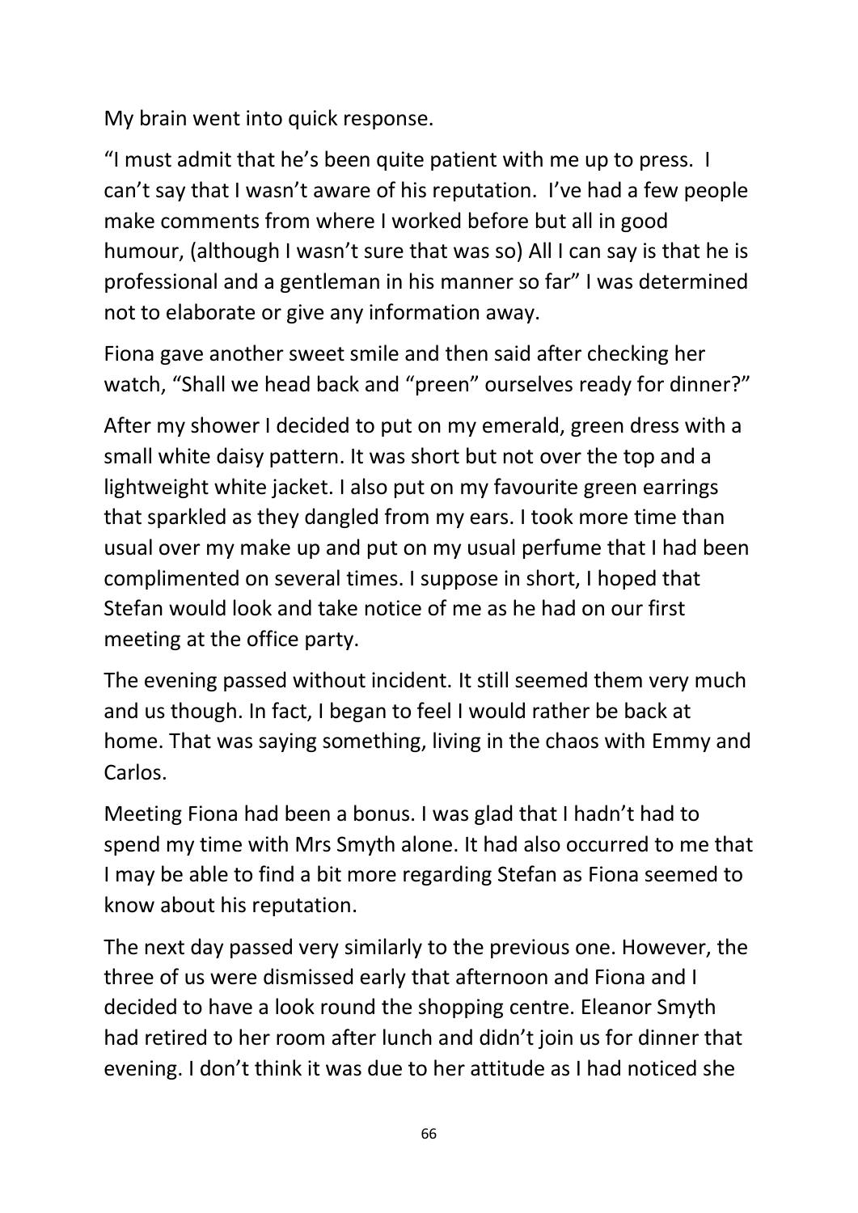My brain went into quick response.

"I must admit that he's been quite patient with me up to press. I can't say that I wasn't aware of his reputation. I've had a few people make comments from where I worked before but all in good humour, (although I wasn't sure that was so) All I can say is that he is professional and a gentleman in his manner so far" I was determined not to elaborate or give any information away.

Fiona gave another sweet smile and then said after checking her watch, "Shall we head back and "preen" ourselves ready for dinner?"

After my shower I decided to put on my emerald, green dress with a small white daisy pattern. It was short but not over the top and a lightweight white jacket. I also put on my favourite green earrings that sparkled as they dangled from my ears. I took more time than usual over my make up and put on my usual perfume that I had been complimented on several times. I suppose in short, I hoped that Stefan would look and take notice of me as he had on our first meeting at the office party.

The evening passed without incident. It still seemed them very much and us though. In fact, I began to feel I would rather be back at home. That was saying something, living in the chaos with Emmy and Carlos.

Meeting Fiona had been a bonus. I was glad that I hadn't had to spend my time with Mrs Smyth alone. It had also occurred to me that I may be able to find a bit more regarding Stefan as Fiona seemed to know about his reputation.

The next day passed very similarly to the previous one. However, the three of us were dismissed early that afternoon and Fiona and I decided to have a look round the shopping centre. Eleanor Smyth had retired to her room after lunch and didn't join us for dinner that evening. I don't think it was due to her attitude as I had noticed she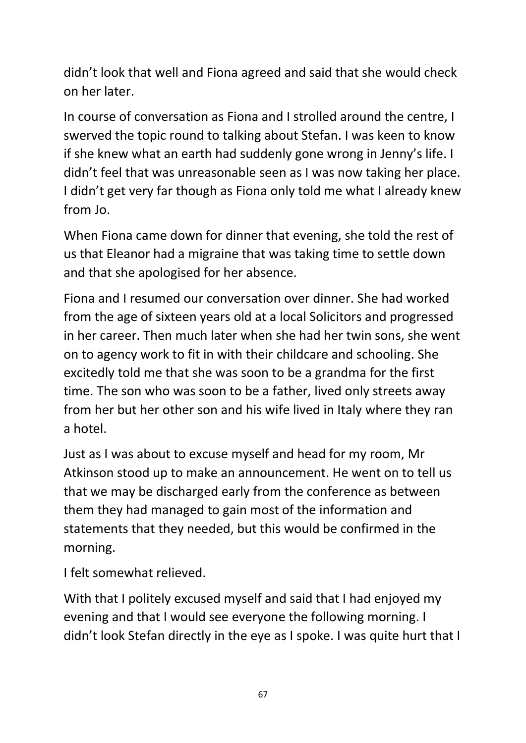didn’t look that well and Fiona agreed and said that she would check on her later.

In course of conversation as Fiona and I strolled around the centre, I swerved the topic round to talking about Stefan. I was keen to know if she knew what an earth had suddenly gone wrong in Jenny’s life. I didn’t feel that was unreasonable seen as I was now taking her place. I didn’t get very far though as Fiona only told me what I already knew from Jo.

When Fiona came down for dinner that evening, she told the rest of us that Eleanor had a migraine that was taking time to settle down and that she apologised for her absence.

Fiona and I resumed our conversation over dinner. She had worked from the age of sixteen years old at a local Solicitors and progressed in her career. Then much later when she had her twin sons, she went on to agency work to fit in with their childcare and schooling. She excitedly told me that she was soon to be a grandma for the first time. The son who was soon to be a father, lived only streets away from her but her other son and his wife lived in Italy where they ran a hotel.

Just as I was about to excuse myself and head for my room, Mr Atkinson stood up to make an announcement. He went on to tell us that we may be discharged early from the conference as between them they had managed to gain most of the information and statements that they needed, but this would be confirmed in the morning.

I felt somewhat relieved.

With that I politely excused myself and said that I had enjoyed my evening and that I would see everyone the following morning. I didn’t look Stefan directly in the eye as I spoke. I was quite hurt that I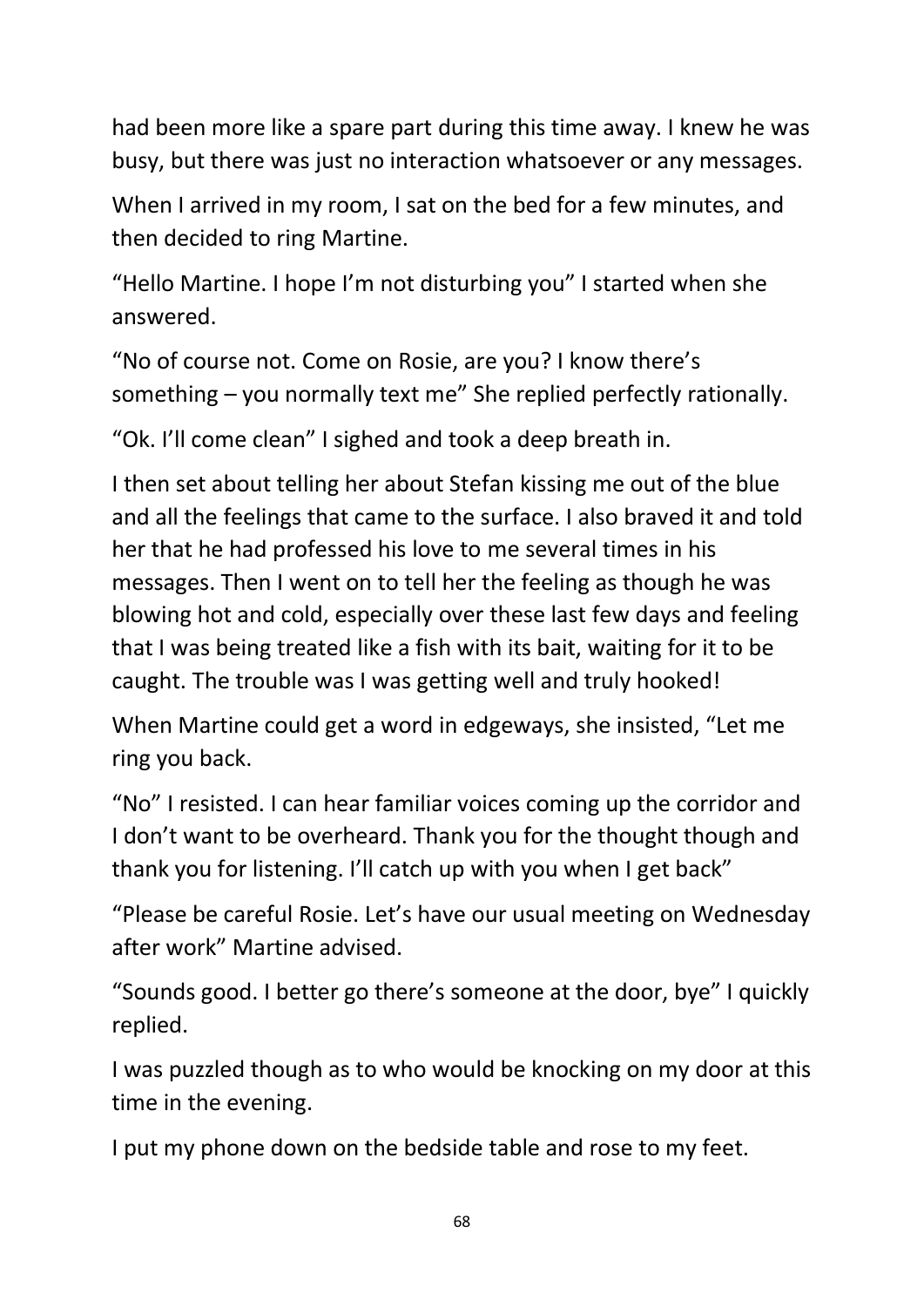had been more like a spare part during this time away. I knew he was busy, but there was just no interaction whatsoever or any messages.

When I arrived in my room, I sat on the bed for a few minutes, and then decided to ring Martine.

“Hello Martine. I hope I’m not disturbing you” I started when she answered.

“No of course not. Come on Rosie, are you? I know there’s something – you normally text me” She replied perfectly rationally.

“Ok. I’ll come clean” I sighed and took a deep breath in.

I then set about telling her about Stefan kissing me out of the blue and all the feelings that came to the surface. I also braved it and told her that he had professed his love to me several times in his messages. Then I went on to tell her the feeling as though he was blowing hot and cold, especially over these last few days and feeling that I was being treated like a fish with its bait, waiting for it to be caught. The trouble was I was getting well and truly hooked!

When Martine could get a word in edgeways, she insisted, “Let me ring you back.

“No” I resisted. I can hear familiar voices coming up the corridor and I don’t want to be overheard. Thank you for the thought though and thank you for listening. I’ll catch up with you when I get back”

“Please be careful Rosie. Let’s have our usual meeting on Wednesday after work” Martine advised.

“Sounds good. I better go there’s someone at the door, bye” I quickly replied.

I was puzzled though as to who would be knocking on my door at this time in the evening.

I put my phone down on the bedside table and rose to my feet.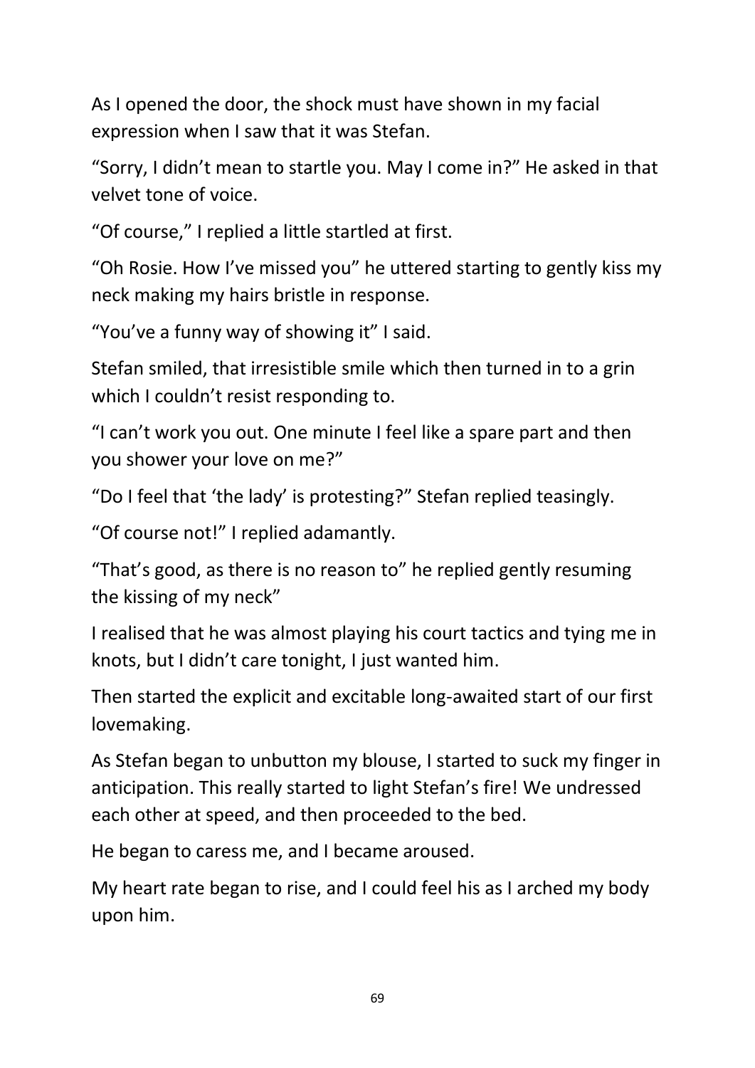As I opened the door, the shock must have shown in my facial expression when I saw that it was Stefan.

“Sorry, I didn’t mean to startle you. May I come in?” He asked in that velvet tone of voice.

“Of course,” I replied a little startled at first.

“Oh Rosie. How I’ve missed you” he uttered starting to gently kiss my neck making my hairs bristle in response.

“You’ve a funny way of showing it” I said.

Stefan smiled, that irresistible smile which then turned in to a grin which I couldn’t resist responding to.

“I can’t work you out. One minute I feel like a spare part and then you shower your love on me?”

“Do I feel that ‘the lady’ is protesting?” Stefan replied teasingly.

“Of course not!” I replied adamantly.

“That’s good, as there is no reason to” he replied gently resuming the kissing of my neck”

I realised that he was almost playing his court tactics and tying me in knots, but I didn’t care tonight, I just wanted him.

Then started the explicit and excitable long-awaited start of our first lovemaking.

As Stefan began to unbutton my blouse, I started to suck my finger in anticipation. This really started to light Stefan’s fire! We undressed each other at speed, and then proceeded to the bed.

He began to caress me, and I became aroused.

My heart rate began to rise, and I could feel his as I arched my body upon him.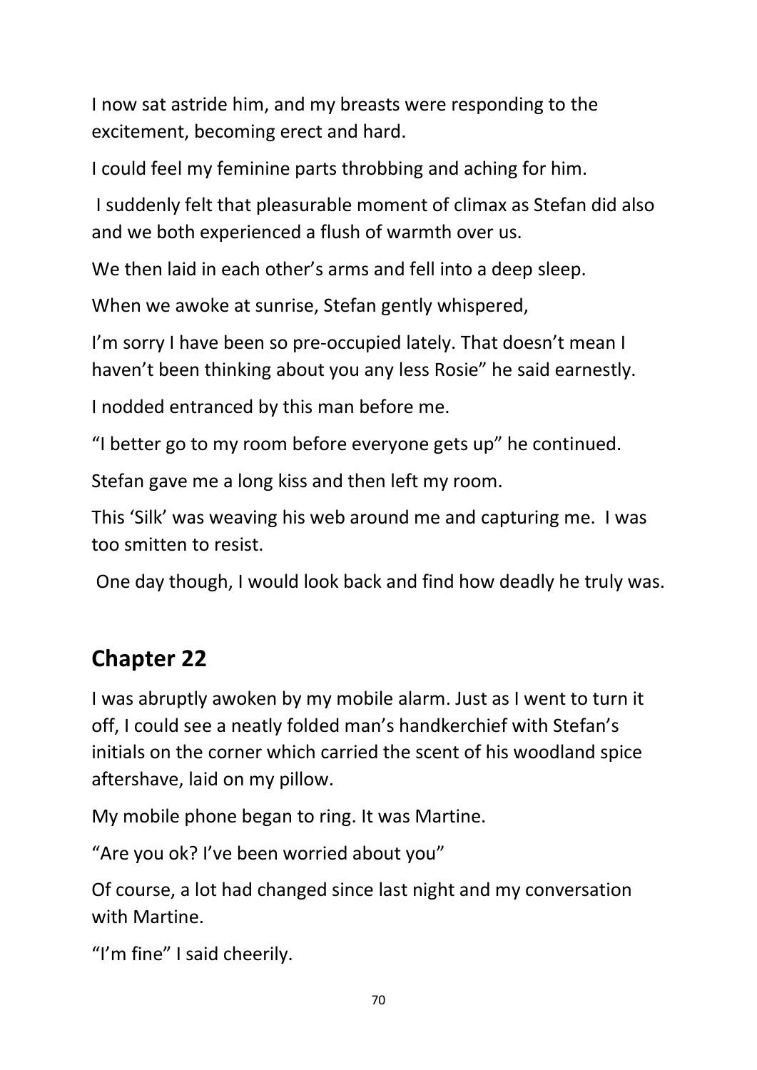I now sat astride him, and my breasts were responding to the excitement, becoming erect and hard.

I could feel my feminine parts throbbing and aching for him.

I suddenly felt that pleasurable moment of climax as Stefan did also and we both experienced a flush of warmth over us.

We then laid in each other's arms and fell into a deep sleep.

When we awoke at sunrise, Stefan gently whispered,

I'm sorry I have been so pre-occupied lately. That doesn't mean I haven't been thinking about you any less Rosie" he said earnestly.

I nodded entranced by this man before me.

"I better go to my room before everyone gets up" he continued.

Stefan gave me a long kiss and then left my room.

This 'Silk' was weaving his web around me and capturing me. I was too smitten to resist.

One day though, I would look back and find how deadly he truly was.

## Chapter 22

I was abruptly awoken by my mobile alarm. Just as I went to turn it off, I could see a neatly folded man's handkerchief with Stefan's initials on the corner which carried the scent of his woodland spice aftershave, laid on my pillow.

My mobile phone began to ring. It was Martine.

"Are you ok? I've been worried about you"

Of course, a lot had changed since last night and my conversation with Martine.

"I'm fine" I said cheerily.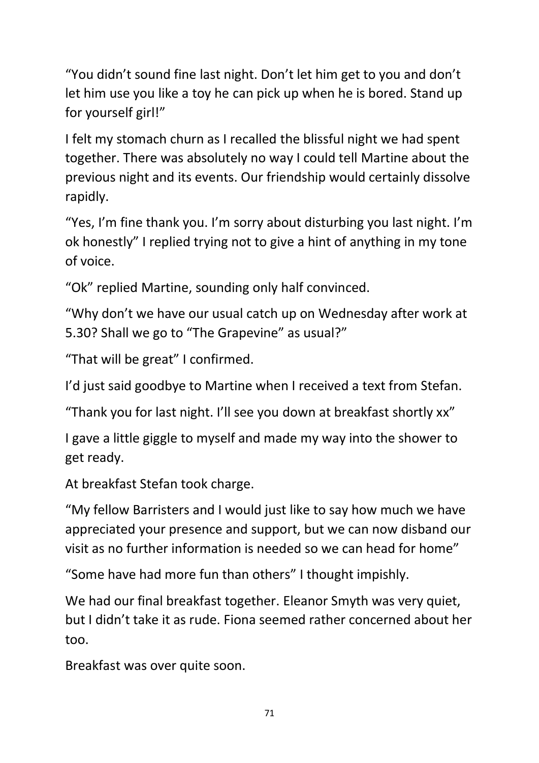"You didn't sound fine last night. Don't let him get to you and don't let him use you like a toy he can pick up when he is bored. Stand up for yourself girl!"

I felt my stomach churn as I recalled the blissful night we had spent together. There was absolutely no way I could tell Martine about the previous night and its events. Our friendship would certainly dissolve rapidly.

"Yes, I'm fine thank you. I'm sorry about disturbing you last night. I'm ok honestly" I replied trying not to give a hint of anything in my tone of voice.

"Ok" replied Martine, sounding only half convinced.

"Why don't we have our usual catch up on Wednesday after work at 5.30? Shall we go to "The Grapevine" as usual?"

"That will be great" I confirmed.

I'd just said goodbye to Martine when I received a text from Stefan.

"Thank you for last night. I'll see you down at breakfast shortly xx"

I gave a little giggle to myself and made my way into the shower to get ready.

At breakfast Stefan took charge.

"My fellow Barristers and I would just like to say how much we have appreciated your presence and support, but we can now disband our visit as no further information is needed so we can head for home"

"Some have had more fun than others" I thought impishly.

We had our final breakfast together. Eleanor Smyth was very quiet, but I didn't take it as rude. Fiona seemed rather concerned about her too.

Breakfast was over quite soon.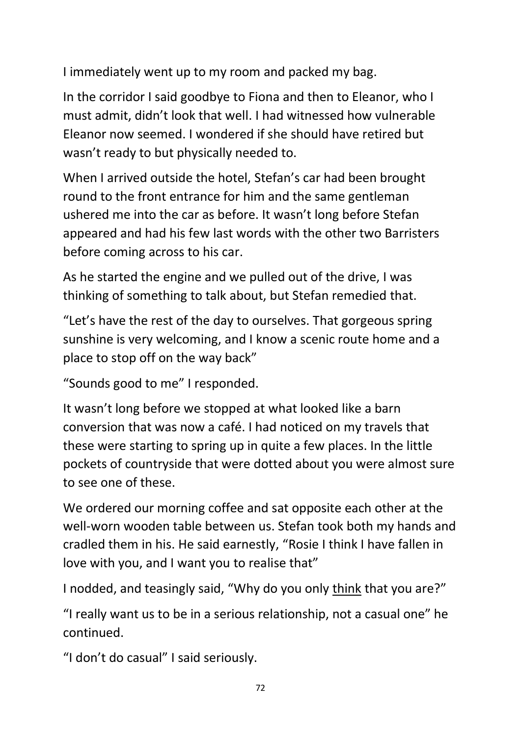I immediately went up to my room and packed my bag.

In the corridor I said goodbye to Fiona and then to Eleanor, who I must admit, didn't look that well. I had witnessed how vulnerable Eleanor now seemed. I wondered if she should have retired but wasn't ready to but physically needed to.

When I arrived outside the hotel, Stefan's car had been brought round to the front entrance for him and the same gentleman ushered me into the car as before. It wasn't long before Stefan appeared and had his few last words with the other two Barristers before coming across to his car.

As he started the engine and we pulled out of the drive, I was thinking of something to talk about, but Stefan remedied that.

"Let's have the rest of the day to ourselves. That gorgeous spring sunshine is very welcoming, and I know a scenic route home and a place to stop off on the way back"

"Sounds good to me" I responded.

It wasn't long before we stopped at what looked like a barn conversion that was now a café. I had noticed on my travels that these were starting to spring up in quite a few places. In the little pockets of countryside that were dotted about you were almost sure to see one of these.

We ordered our morning coffee and sat opposite each other at the well-worn wooden table between us. Stefan took both my hands and cradled them in his. He said earnestly, "Rosie I think I have fallen in love with you, and I want you to realise that"

I nodded, and teasingly said, "Why do you only <u>think</u> that you are?"

"I really want us to be in a serious relationship, not a casual one" he continued.

"I don't do casual" I said seriously.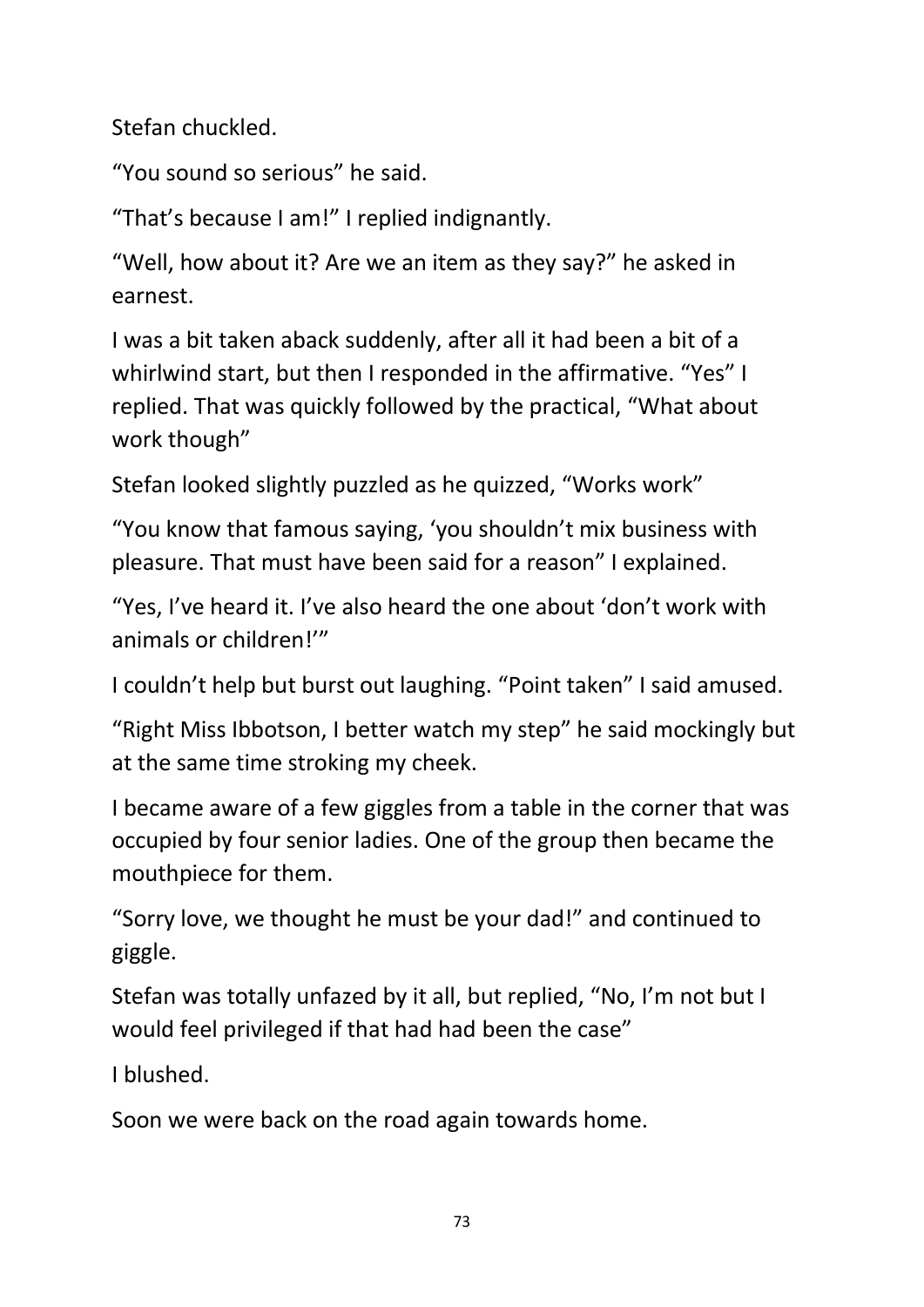Stefan chuckled.

“You sound so serious” he said.

“That’s because I am!” I replied indignantly.

“Well, how about it? Are we an item as they say?” he asked in earnest.

I was a bit taken aback suddenly, after all it had been a bit of a whirlwind start, but then I responded in the affirmative. “Yes” I replied. That was quickly followed by the practical, “What about work though”

Stefan looked slightly puzzled as he quizzed, “Works work”

“You know that famous saying, ‘you shouldn’t mix business with pleasure. That must have been said for a reason” I explained.

“Yes, I’ve heard it. I’ve also heard the one about ‘don’t work with animals or children!’”

I couldn’t help but burst out laughing. “Point taken” I said amused.

“Right Miss Ibbotson, I better watch my step” he said mockingly but at the same time stroking my cheek.

I became aware of a few giggles from a table in the corner that was occupied by four senior ladies. One of the group then became the mouthpiece for them.

“Sorry love, we thought he must be your dad!” and continued to giggle.

Stefan was totally unfazed by it all, but replied, “No, I’m not but I would feel privileged if that had had been the case”

I blushed.

Soon we were back on the road again towards home.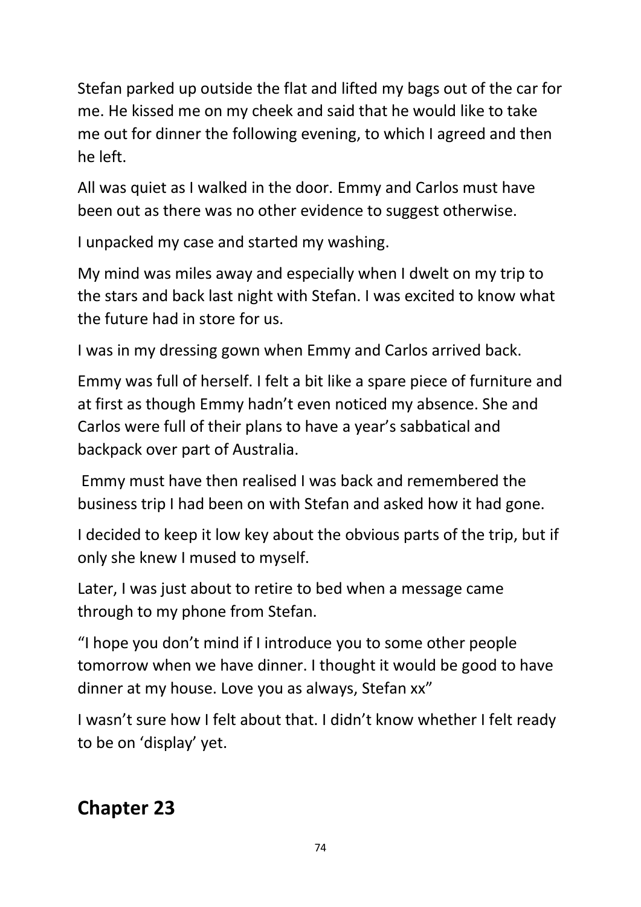Stefan parked up outside the flat and lifted my bags out of the car for me. He kissed me on my cheek and said that he would like to take me out for dinner the following evening, to which I agreed and then he left.

All was quiet as I walked in the door. Emmy and Carlos must have been out as there was no other evidence to suggest otherwise.

I unpacked my case and started my washing.

My mind was miles away and especially when I dwelt on my trip to the stars and back last night with Stefan. I was excited to know what the future had in store for us.

I was in my dressing gown when Emmy and Carlos arrived back.

Emmy was full of herself. I felt a bit like a spare piece of furniture and at first as though Emmy hadn't even noticed my absence. She and Carlos were full of their plans to have a year's sabbatical and backpack over part of Australia.

Emmy must have then realised I was back and remembered the business trip I had been on with Stefan and asked how it had gone.

I decided to keep it low key about the obvious parts of the trip, but if only she knew I mused to myself.

Later, I was just about to retire to bed when a message came through to my phone from Stefan.

"I hope you don't mind if I introduce you to some other people tomorrow when we have dinner. I thought it would be good to have dinner at my house. Love you as always, Stefan xx"

I wasn't sure how I felt about that. I didn't know whether I felt ready to be on 'display' yet.

## Chapter 23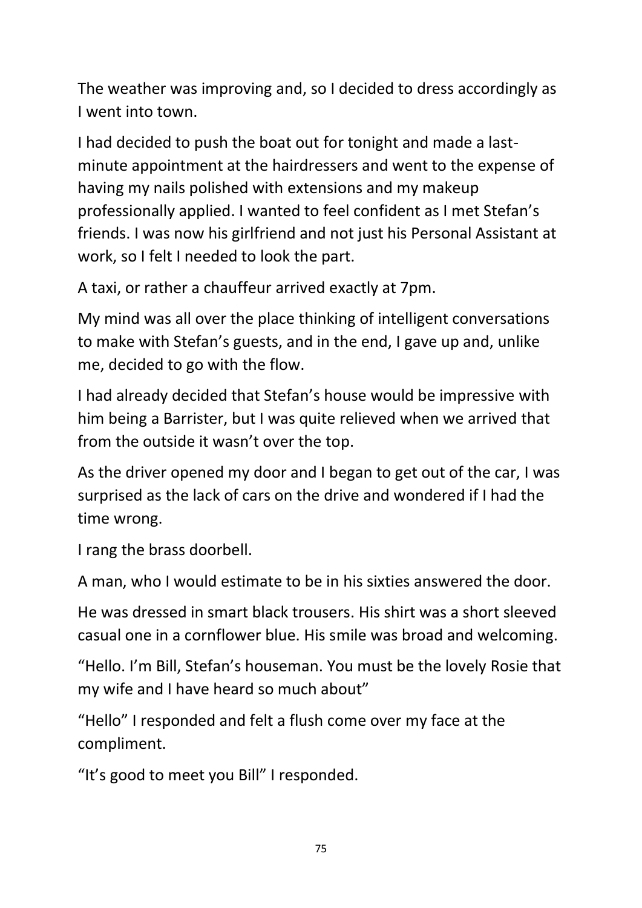The weather was improving and, so I decided to dress accordingly as I went into town.

I had decided to push the boat out for tonight and made a last-minute appointment at the hairdressers and went to the expense of having my nails polished with extensions and my makeup professionally applied. I wanted to feel confident as I met Stefan's friends. I was now his girlfriend and not just his Personal Assistant at work, so I felt I needed to look the part.

A taxi, or rather a chauffeur arrived exactly at 7pm.

My mind was all over the place thinking of intelligent conversations to make with Stefan's guests, and in the end, I gave up and, unlike me, decided to go with the flow.

I had already decided that Stefan's house would be impressive with him being a Barrister, but I was quite relieved when we arrived that from the outside it wasn't over the top.

As the driver opened my door and I began to get out of the car, I was surprised as the lack of cars on the drive and wondered if I had the time wrong.

I rang the brass doorbell.

A man, who I would estimate to be in his sixties answered the door.

He was dressed in smart black trousers. His shirt was a short sleeved casual one in a cornflower blue. His smile was broad and welcoming.

"Hello. I'm Bill, Stefan's houseman. You must be the lovely Rosie that my wife and I have heard so much about"

"Hello" I responded and felt a flush come over my face at the compliment.

"It's good to meet you Bill" I responded.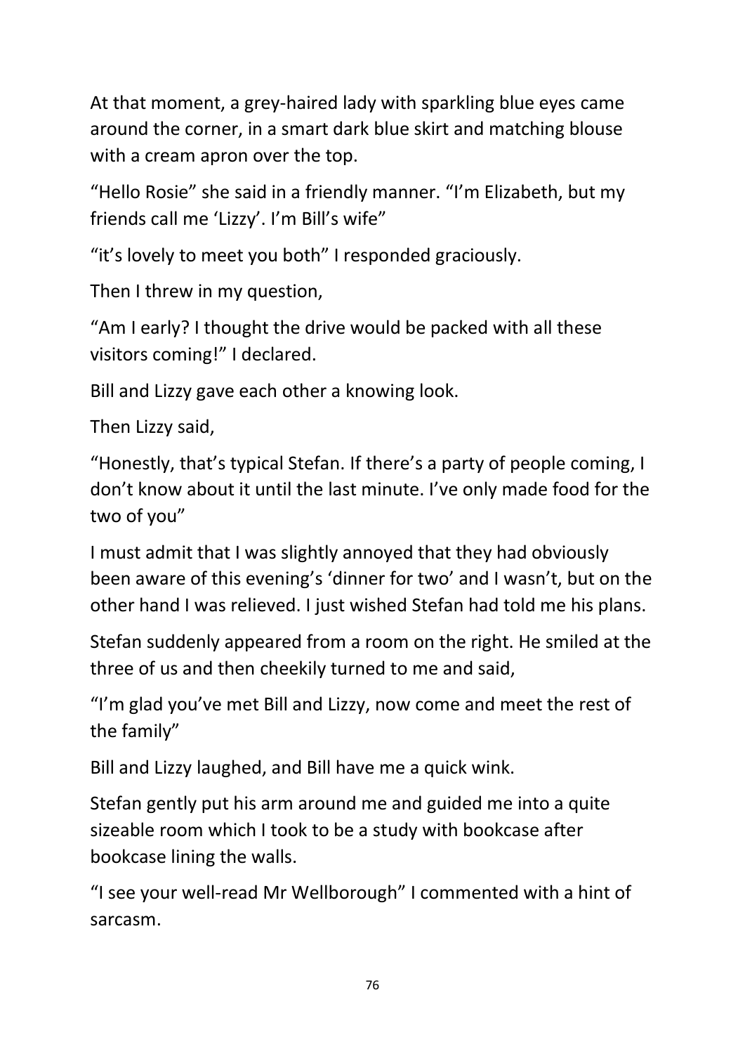At that moment, a grey-haired lady with sparkling blue eyes came around the corner, in a smart dark blue skirt and matching blouse with a cream apron over the top.

"Hello Rosie" she said in a friendly manner. "I'm Elizabeth, but my friends call me 'Lizzy'. I'm Bill's wife"

"it's lovely to meet you both" I responded graciously.

Then I threw in my question,

"Am I early? I thought the drive would be packed with all these visitors coming!" I declared.

Bill and Lizzy gave each other a knowing look.

Then Lizzy said,

"Honestly, that's typical Stefan. If there's a party of people coming, I don't know about it until the last minute. I've only made food for the two of you"

I must admit that I was slightly annoyed that they had obviously been aware of this evening's 'dinner for two' and I wasn't, but on the other hand I was relieved. I just wished Stefan had told me his plans.

Stefan suddenly appeared from a room on the right. He smiled at the three of us and then cheekily turned to me and said,

"I'm glad you've met Bill and Lizzy, now come and meet the rest of the family"

Bill and Lizzy laughed, and Bill have me a quick wink.

Stefan gently put his arm around me and guided me into a quite sizeable room which I took to be a study with bookcase after bookcase lining the walls.

"I see your well-read Mr Wellborough" I commented with a hint of sarcasm.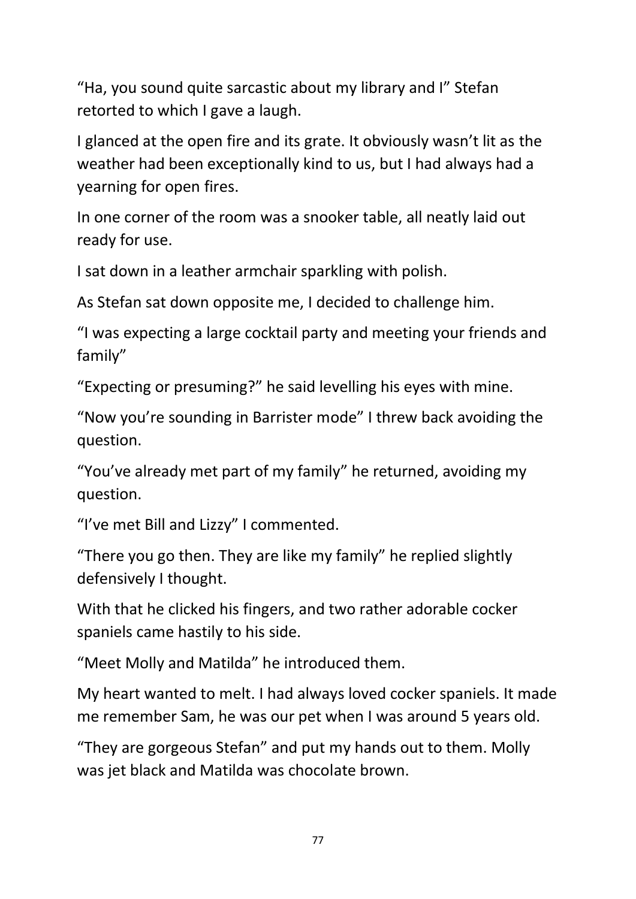"Ha, you sound quite sarcastic about my library and I" Stefan retorted to which I gave a laugh.

I glanced at the open fire and its grate. It obviously wasn't lit as the weather had been exceptionally kind to us, but I had always had a yearning for open fires.

In one corner of the room was a snooker table, all neatly laid out ready for use.

I sat down in a leather armchair sparkling with polish.

As Stefan sat down opposite me, I decided to challenge him.

"I was expecting a large cocktail party and meeting your friends and family"

"Expecting or presuming?" he said levelling his eyes with mine.

"Now you're sounding in Barrister mode" I threw back avoiding the question.

"You've already met part of my family" he returned, avoiding my question.

"I've met Bill and Lizzy" I commented.

"There you go then. They are like my family" he replied slightly defensively I thought.

With that he clicked his fingers, and two rather adorable cocker spaniels came hastily to his side.

"Meet Molly and Matilda" he introduced them.

My heart wanted to melt. I had always loved cocker spaniels. It made me remember Sam, he was our pet when I was around 5 years old.

"They are gorgeous Stefan" and put my hands out to them. Molly was jet black and Matilda was chocolate brown.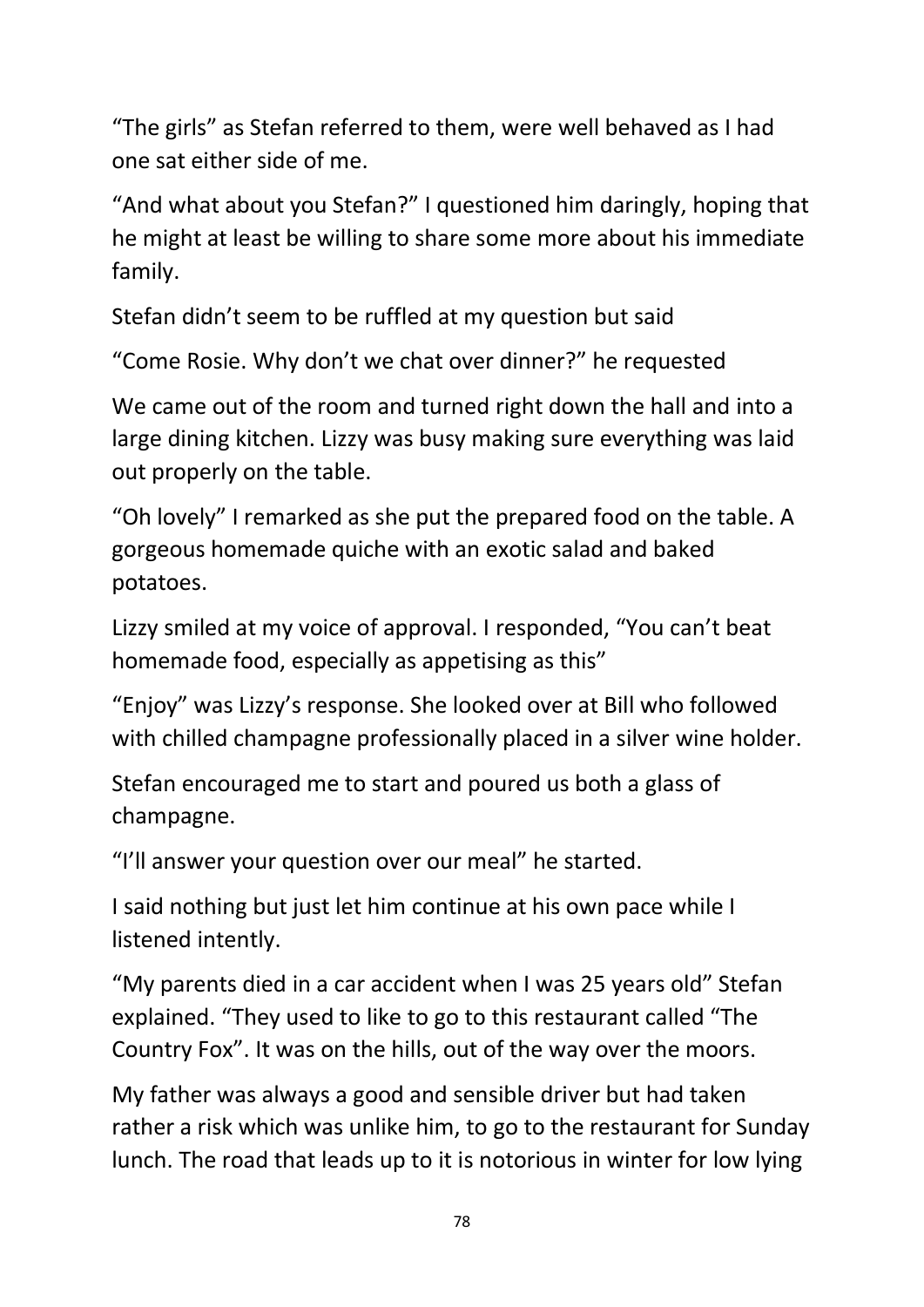“The girls” as Stefan referred to them, were well behaved as I had one sat either side of me.

“And what about you Stefan?” I questioned him daringly, hoping that he might at least be willing to share some more about his immediate family.

Stefan didn’t seem to be ruffled at my question but said

“Come Rosie. Why don’t we chat over dinner?” he requested

We came out of the room and turned right down the hall and into a large dining kitchen. Lizzy was busy making sure everything was laid out properly on the table.

“Oh lovely” I remarked as she put the prepared food on the table. A gorgeous homemade quiche with an exotic salad and baked potatoes.

Lizzy smiled at my voice of approval. I responded, “You can’t beat homemade food, especially as appetising as this”

“Enjoy” was Lizzy’s response. She looked over at Bill who followed with chilled champagne professionally placed in a silver wine holder.

Stefan encouraged me to start and poured us both a glass of champagne.

“I’ll answer your question over our meal” he started.

I said nothing but just let him continue at his own pace while I listened intently.

“My parents died in a car accident when I was 25 years old” Stefan explained. “They used to like to go to this restaurant called “The Country Fox”. It was on the hills, out of the way over the moors.

My father was always a good and sensible driver but had taken rather a risk which was unlike him, to go to the restaurant for Sunday lunch. The road that leads up to it is notorious in winter for low lying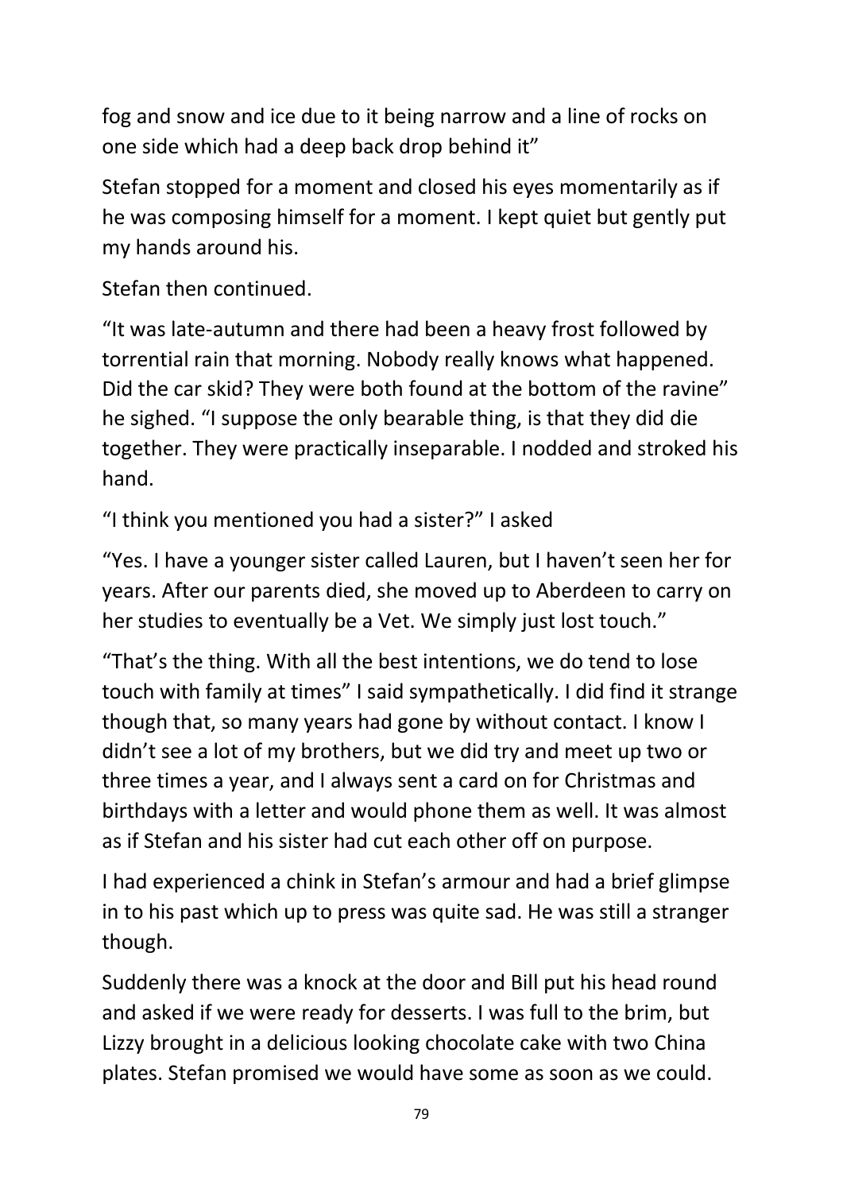fog and snow and ice due to it being narrow and a line of rocks on one side which had a deep back drop behind it"

Stefan stopped for a moment and closed his eyes momentarily as if he was composing himself for a moment. I kept quiet but gently put my hands around his.

Stefan then continued.

"It was late-autumn and there had been a heavy frost followed by torrential rain that morning. Nobody really knows what happened. Did the car skid? They were both found at the bottom of the ravine" he sighed. "I suppose the only bearable thing, is that they did die together. They were practically inseparable. I nodded and stroked his hand.

"I think you mentioned you had a sister?" I asked

"Yes. I have a younger sister called Lauren, but I haven't seen her for years. After our parents died, she moved up to Aberdeen to carry on her studies to eventually be a Vet. We simply just lost touch."

"That's the thing. With all the best intentions, we do tend to lose touch with family at times" I said sympathetically. I did find it strange though that, so many years had gone by without contact. I know I didn't see a lot of my brothers, but we did try and meet up two or three times a year, and I always sent a card on for Christmas and birthdays with a letter and would phone them as well. It was almost as if Stefan and his sister had cut each other off on purpose.

I had experienced a chink in Stefan's armour and had a brief glimpse in to his past which up to press was quite sad. He was still a stranger though.

Suddenly there was a knock at the door and Bill put his head round and asked if we were ready for desserts. I was full to the brim, but Lizzy brought in a delicious looking chocolate cake with two China plates. Stefan promised we would have some as soon as we could.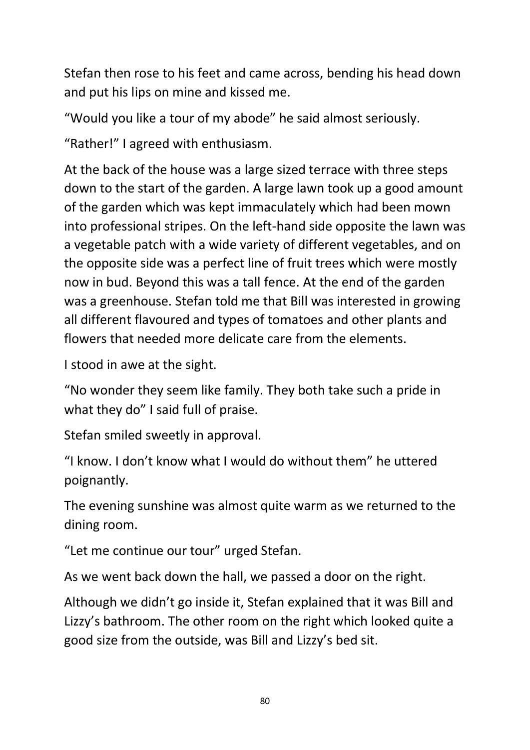Stefan then rose to his feet and came across, bending his head down and put his lips on mine and kissed me.

“Would you like a tour of my abode” he said almost seriously.

“Rather!” I agreed with enthusiasm.

At the back of the house was a large sized terrace with three steps down to the start of the garden. A large lawn took up a good amount of the garden which was kept immaculately which had been mown into professional stripes. On the left-hand side opposite the lawn was a vegetable patch with a wide variety of different vegetables, and on the opposite side was a perfect line of fruit trees which were mostly now in bud. Beyond this was a tall fence. At the end of the garden was a greenhouse. Stefan told me that Bill was interested in growing all different flavoured and types of tomatoes and other plants and flowers that needed more delicate care from the elements.

I stood in awe at the sight.

“No wonder they seem like family. They both take such a pride in what they do” I said full of praise.

Stefan smiled sweetly in approval.

“I know. I don’t know what I would do without them” he uttered poignantly.

The evening sunshine was almost quite warm as we returned to the dining room.

“Let me continue our tour” urged Stefan.

As we went back down the hall, we passed a door on the right.

Although we didn’t go inside it, Stefan explained that it was Bill and Lizzy’s bathroom. The other room on the right which looked quite a good size from the outside, was Bill and Lizzy’s bed sit.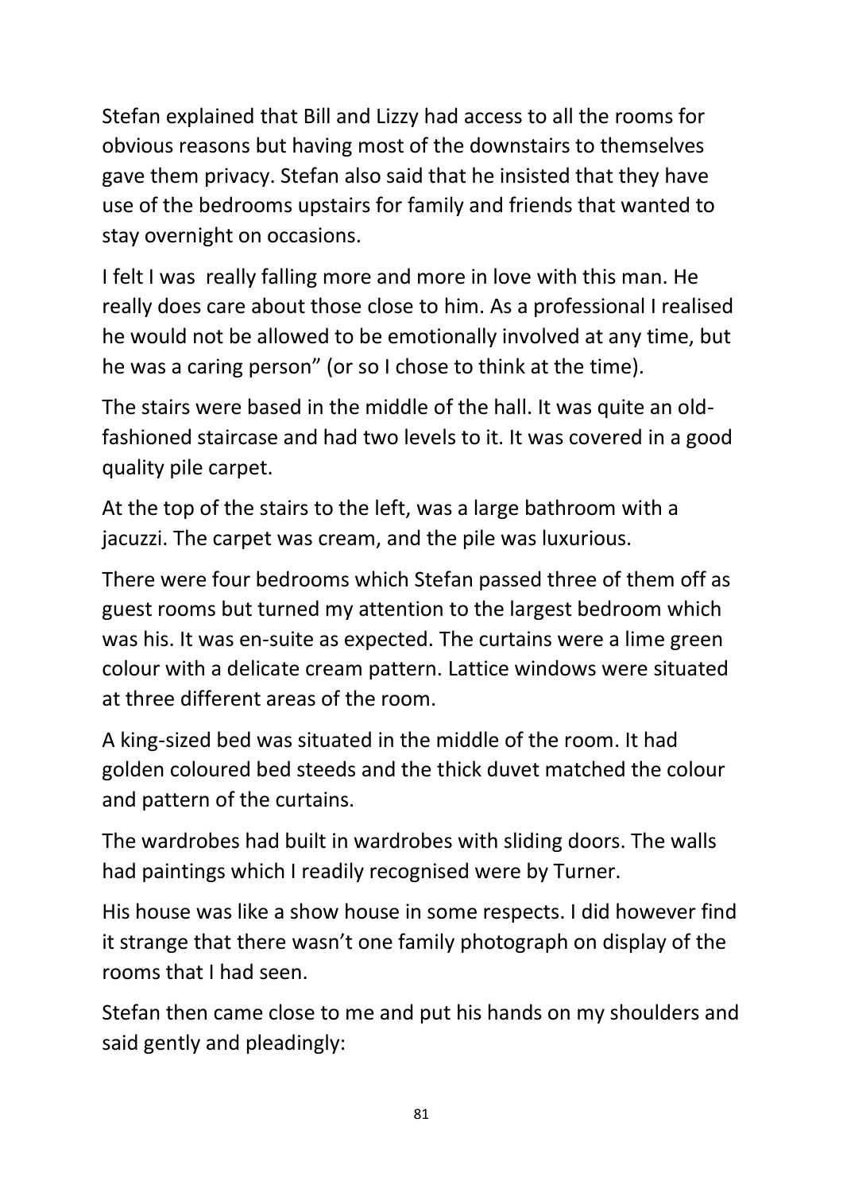Stefan explained that Bill and Lizzy had access to all the rooms for obvious reasons but having most of the downstairs to themselves gave them privacy. Stefan also said that he insisted that they have use of the bedrooms upstairs for family and friends that wanted to stay overnight on occasions.

I felt I was  really falling more and more in love with this man. He really does care about those close to him. As a professional I realised he would not be allowed to be emotionally involved at any time, but he was a caring person" (or so I chose to think at the time).

The stairs were based in the middle of the hall. It was quite an old-fashioned staircase and had two levels to it. It was covered in a good quality pile carpet.

At the top of the stairs to the left, was a large bathroom with a jacuzzi. The carpet was cream, and the pile was luxurious.

There were four bedrooms which Stefan passed three of them off as guest rooms but turned my attention to the largest bedroom which was his. It was en-suite as expected. The curtains were a lime green colour with a delicate cream pattern. Lattice windows were situated at three different areas of the room.

A king-sized bed was situated in the middle of the room. It had golden coloured bed steeds and the thick duvet matched the colour and pattern of the curtains.

The wardrobes had built in wardrobes with sliding doors. The walls had paintings which I readily recognised were by Turner.

His house was like a show house in some respects. I did however find it strange that there wasn't one family photograph on display of the rooms that I had seen.

Stefan then came close to me and put his hands on my shoulders and said gently and pleadingly: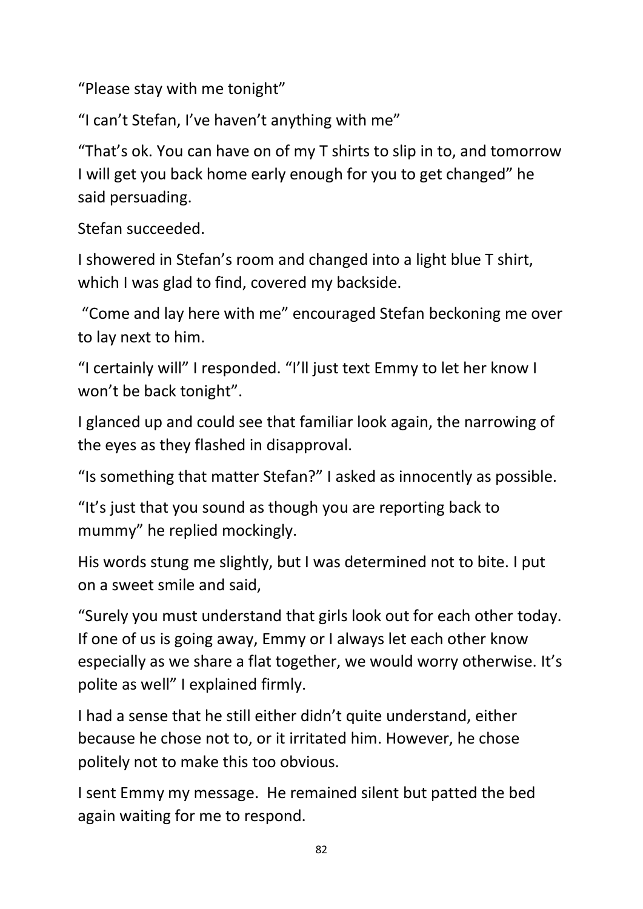"Please stay with me tonight"

"I can't Stefan, I've haven't anything with me"

"That's ok. You can have on of my T shirts to slip in to, and tomorrow I will get you back home early enough for you to get changed" he said persuading.

Stefan succeeded.

I showered in Stefan's room and changed into a light blue T shirt, which I was glad to find, covered my backside.

"Come and lay here with me" encouraged Stefan beckoning me over to lay next to him.

"I certainly will" I responded. "I'll just text Emmy to let her know I won't be back tonight".

I glanced up and could see that familiar look again, the narrowing of the eyes as they flashed in disapproval.

"Is something that matter Stefan?" I asked as innocently as possible.

"It's just that you sound as though you are reporting back to mummy" he replied mockingly.

His words stung me slightly, but I was determined not to bite. I put on a sweet smile and said,

"Surely you must understand that girls look out for each other today. If one of us is going away, Emmy or I always let each other know especially as we share a flat together, we would worry otherwise. It's polite as well" I explained firmly.

I had a sense that he still either didn't quite understand, either because he chose not to, or it irritated him. However, he chose politely not to make this too obvious.

I sent Emmy my message. He remained silent but patted the bed again waiting for me to respond.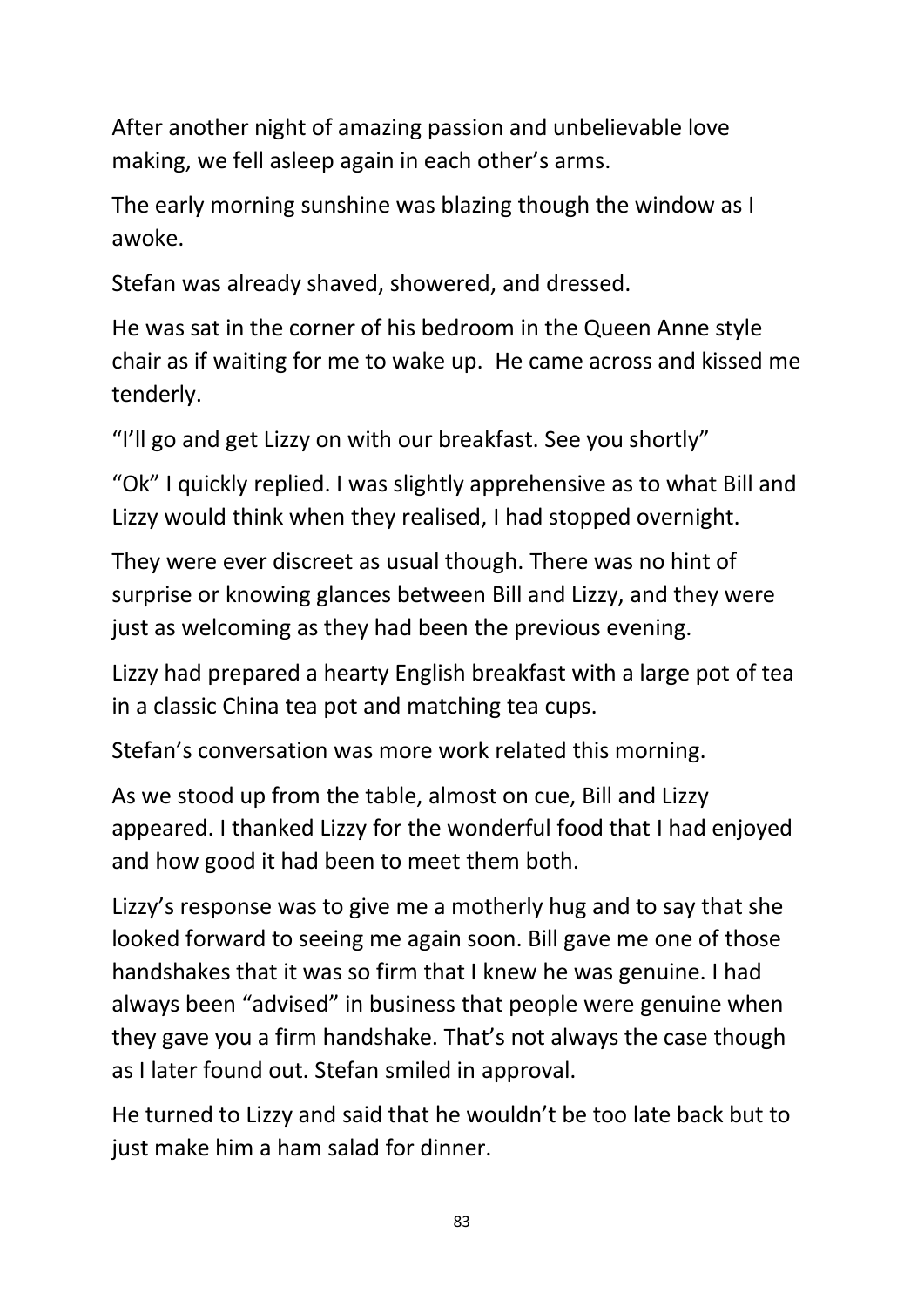After another night of amazing passion and unbelievable love making, we fell asleep again in each other's arms.

The early morning sunshine was blazing though the window as I awoke.

Stefan was already shaved, showered, and dressed.

He was sat in the corner of his bedroom in the Queen Anne style chair as if waiting for me to wake up.  He came across and kissed me tenderly.

"I'll go and get Lizzy on with our breakfast. See you shortly"

"Ok" I quickly replied. I was slightly apprehensive as to what Bill and Lizzy would think when they realised, I had stopped overnight.

They were ever discreet as usual though. There was no hint of surprise or knowing glances between Bill and Lizzy, and they were just as welcoming as they had been the previous evening.

Lizzy had prepared a hearty English breakfast with a large pot of tea in a classic China tea pot and matching tea cups.

Stefan's conversation was more work related this morning.

As we stood up from the table, almost on cue, Bill and Lizzy appeared. I thanked Lizzy for the wonderful food that I had enjoyed and how good it had been to meet them both.

Lizzy's response was to give me a motherly hug and to say that she looked forward to seeing me again soon. Bill gave me one of those handshakes that it was so firm that I knew he was genuine. I had always been "advised" in business that people were genuine when they gave you a firm handshake. That's not always the case though as I later found out. Stefan smiled in approval.

He turned to Lizzy and said that he wouldn't be too late back but to just make him a ham salad for dinner.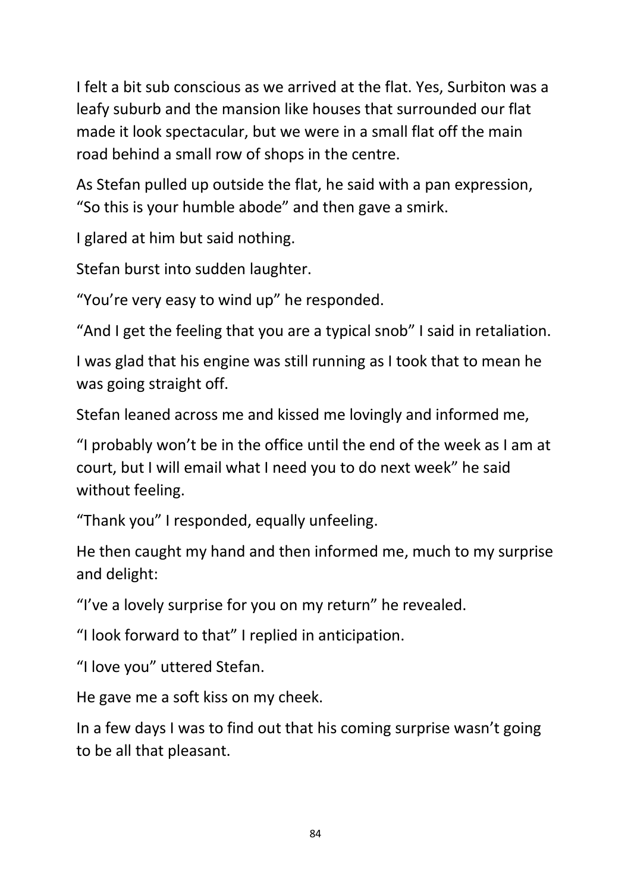I felt a bit sub conscious as we arrived at the flat. Yes, Surbiton was a leafy suburb and the mansion like houses that surrounded our flat made it look spectacular, but we were in a small flat off the main road behind a small row of shops in the centre.

As Stefan pulled up outside the flat, he said with a pan expression, “So this is your humble abode” and then gave a smirk.

I glared at him but said nothing.

Stefan burst into sudden laughter.

“You’re very easy to wind up” he responded.

“And I get the feeling that you are a typical snob” I said in retaliation.

I was glad that his engine was still running as I took that to mean he was going straight off.

Stefan leaned across me and kissed me lovingly and informed me,

“I probably won’t be in the office until the end of the week as I am at court, but I will email what I need you to do next week” he said without feeling.

“Thank you” I responded, equally unfeeling.

He then caught my hand and then informed me, much to my surprise and delight:

“I’ve a lovely surprise for you on my return” he revealed.

“I look forward to that” I replied in anticipation.

“I love you” uttered Stefan.

He gave me a soft kiss on my cheek.

In a few days I was to find out that his coming surprise wasn’t going to be all that pleasant.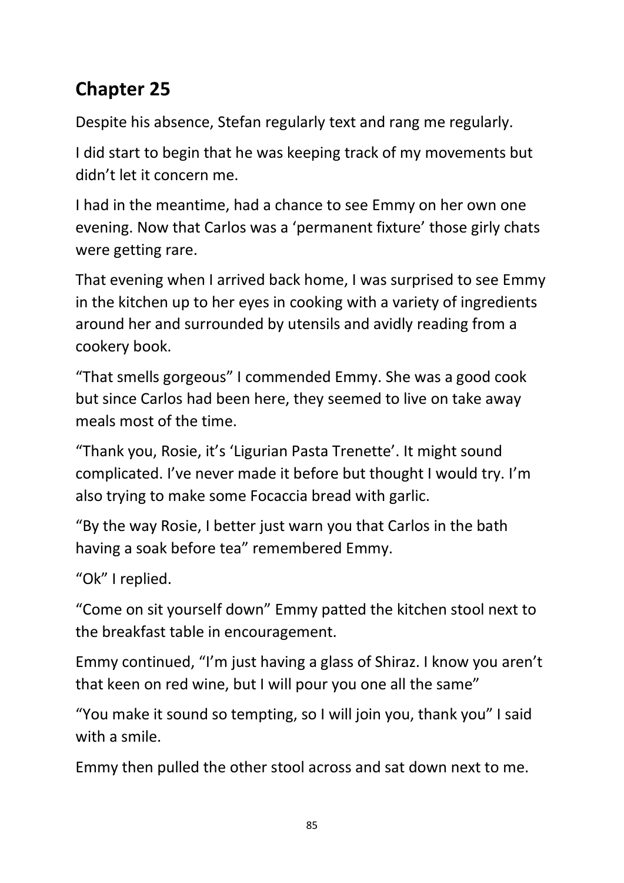## Chapter 25

Despite his absence, Stefan regularly text and rang me regularly.

I did start to begin that he was keeping track of my movements but didn't let it concern me.

I had in the meantime, had a chance to see Emmy on her own one evening. Now that Carlos was a 'permanent fixture' those girly chats were getting rare.

That evening when I arrived back home, I was surprised to see Emmy in the kitchen up to her eyes in cooking with a variety of ingredients around her and surrounded by utensils and avidly reading from a cookery book.

"That smells gorgeous" I commended Emmy. She was a good cook but since Carlos had been here, they seemed to live on take away meals most of the time.

"Thank you, Rosie, it's 'Ligurian Pasta Trenette'. It might sound complicated. I've never made it before but thought I would try. I'm also trying to make some Focaccia bread with garlic.

"By the way Rosie, I better just warn you that Carlos in the bath having a soak before tea" remembered Emmy.

"Ok" I replied.

"Come on sit yourself down" Emmy patted the kitchen stool next to the breakfast table in encouragement.

Emmy continued, "I'm just having a glass of Shiraz. I know you aren't that keen on red wine, but I will pour you one all the same"

"You make it sound so tempting, so I will join you, thank you" I said with a smile.

Emmy then pulled the other stool across and sat down next to me.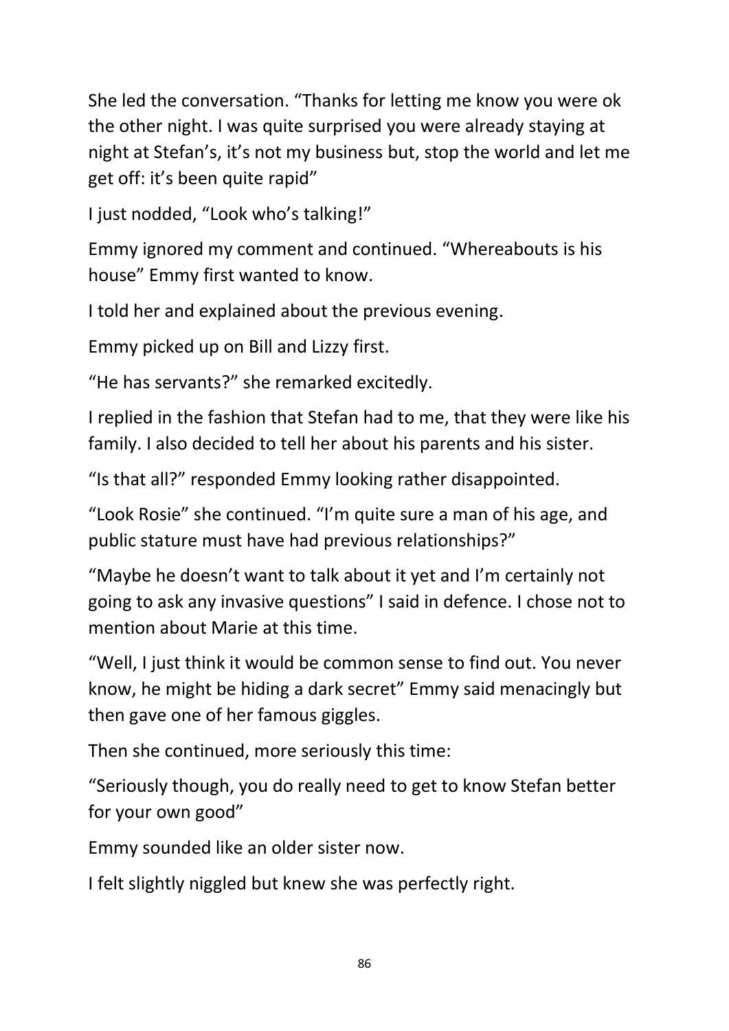She led the conversation. “Thanks for letting me know you were ok the other night. I was quite surprised you were already staying at night at Stefan’s, it’s not my business but, stop the world and let me get off: it’s been quite rapid”

I just nodded, “Look who’s talking!”

Emmy ignored my comment and continued. “Whereabouts is his house” Emmy first wanted to know.

I told her and explained about the previous evening.

Emmy picked up on Bill and Lizzy first.

“He has servants?” she remarked excitedly.

I replied in the fashion that Stefan had to me, that they were like his family. I also decided to tell her about his parents and his sister.

“Is that all?” responded Emmy looking rather disappointed.

“Look Rosie” she continued. “I’m quite sure a man of his age, and public stature must have had previous relationships?”

“Maybe he doesn’t want to talk about it yet and I’m certainly not going to ask any invasive questions” I said in defence. I chose not to mention about Marie at this time.

“Well, I just think it would be common sense to find out. You never know, he might be hiding a dark secret” Emmy said menacingly but then gave one of her famous giggles.

Then she continued, more seriously this time:

“Seriously though, you do really need to get to know Stefan better for your own good”

Emmy sounded like an older sister now.

I felt slightly niggled but knew she was perfectly right.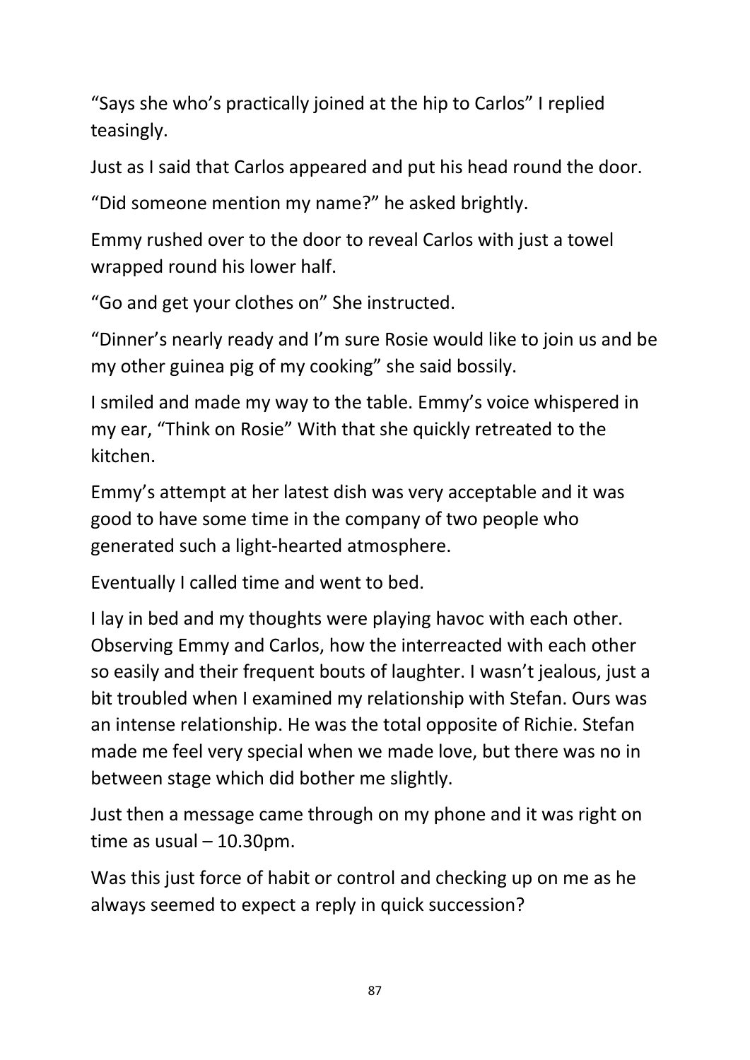"Says she who's practically joined at the hip to Carlos" I replied teasingly.

Just as I said that Carlos appeared and put his head round the door.

"Did someone mention my name?" he asked brightly.

Emmy rushed over to the door to reveal Carlos with just a towel wrapped round his lower half.

"Go and get your clothes on" She instructed.

"Dinner's nearly ready and I'm sure Rosie would like to join us and be my other guinea pig of my cooking" she said bossily.

I smiled and made my way to the table. Emmy's voice whispered in my ear, "Think on Rosie" With that she quickly retreated to the kitchen.

Emmy's attempt at her latest dish was very acceptable and it was good to have some time in the company of two people who generated such a light-hearted atmosphere.

Eventually I called time and went to bed.

I lay in bed and my thoughts were playing havoc with each other. Observing Emmy and Carlos, how the interreacted with each other so easily and their frequent bouts of laughter. I wasn't jealous, just a bit troubled when I examined my relationship with Stefan. Ours was an intense relationship. He was the total opposite of Richie. Stefan made me feel very special when we made love, but there was no in between stage which did bother me slightly.

Just then a message came through on my phone and it was right on time as usual – 10.30pm.

Was this just force of habit or control and checking up on me as he always seemed to expect a reply in quick succession?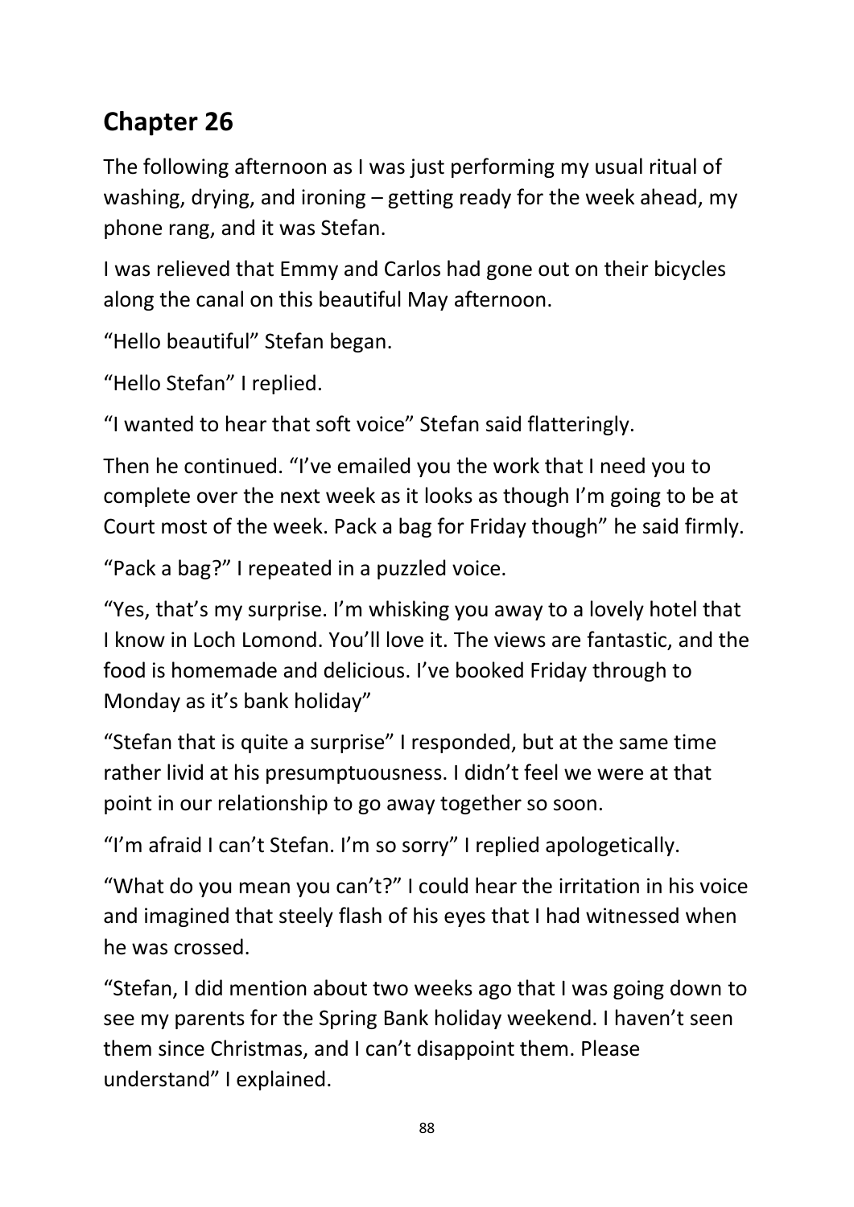## Chapter 26

The following afternoon as I was just performing my usual ritual of washing, drying, and ironing – getting ready for the week ahead, my phone rang, and it was Stefan.

I was relieved that Emmy and Carlos had gone out on their bicycles along the canal on this beautiful May afternoon.

“Hello beautiful” Stefan began.

“Hello Stefan” I replied.

“I wanted to hear that soft voice” Stefan said flatteringly.

Then he continued. “I’ve emailed you the work that I need you to complete over the next week as it looks as though I’m going to be at Court most of the week. Pack a bag for Friday though” he said firmly.

“Pack a bag?” I repeated in a puzzled voice.

“Yes, that’s my surprise. I’m whisking you away to a lovely hotel that I know in Loch Lomond. You’ll love it. The views are fantastic, and the food is homemade and delicious. I’ve booked Friday through to Monday as it’s bank holiday”

“Stefan that is quite a surprise” I responded, but at the same time rather livid at his presumptuousness. I didn’t feel we were at that point in our relationship to go away together so soon.

“I’m afraid I can’t Stefan. I’m so sorry” I replied apologetically.

“What do you mean you can’t?” I could hear the irritation in his voice and imagined that steely flash of his eyes that I had witnessed when he was crossed.

“Stefan, I did mention about two weeks ago that I was going down to see my parents for the Spring Bank holiday weekend. I haven’t seen them since Christmas, and I can’t disappoint them. Please understand” I explained.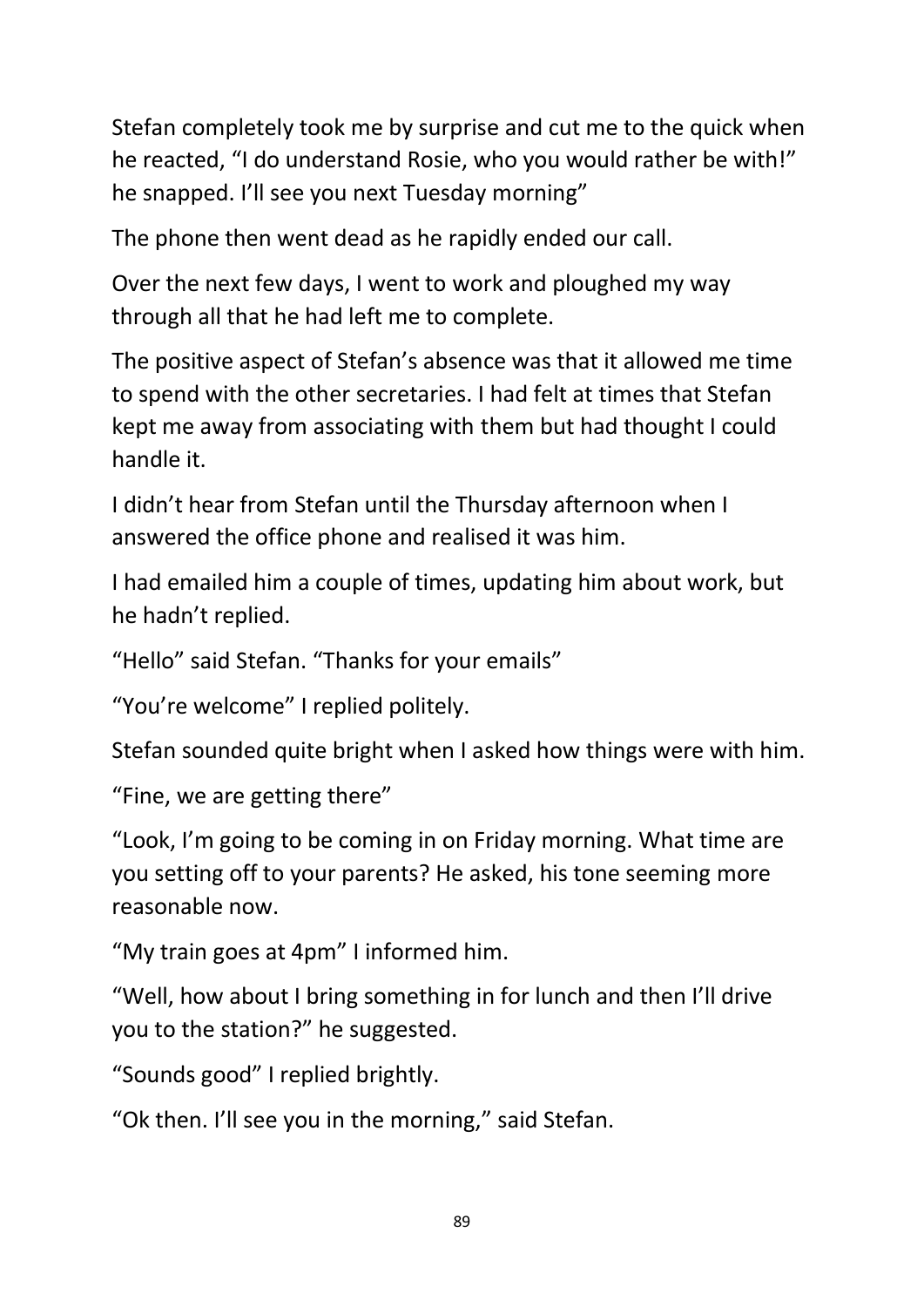Stefan completely took me by surprise and cut me to the quick when he reacted, “I do understand Rosie, who you would rather be with!” he snapped. I’ll see you next Tuesday morning”

The phone then went dead as he rapidly ended our call.

Over the next few days, I went to work and ploughed my way through all that he had left me to complete.

The positive aspect of Stefan’s absence was that it allowed me time to spend with the other secretaries. I had felt at times that Stefan kept me away from associating with them but had thought I could handle it.

I didn’t hear from Stefan until the Thursday afternoon when I answered the office phone and realised it was him.

I had emailed him a couple of times, updating him about work, but he hadn’t replied.

“Hello” said Stefan. “Thanks for your emails”

“You’re welcome” I replied politely.

Stefan sounded quite bright when I asked how things were with him.

“Fine, we are getting there”

“Look, I’m going to be coming in on Friday morning. What time are you setting off to your parents? He asked, his tone seeming more reasonable now.

“My train goes at 4pm” I informed him.

“Well, how about I bring something in for lunch and then I’ll drive you to the station?” he suggested.

“Sounds good” I replied brightly.

“Ok then. I’ll see you in the morning,” said Stefan.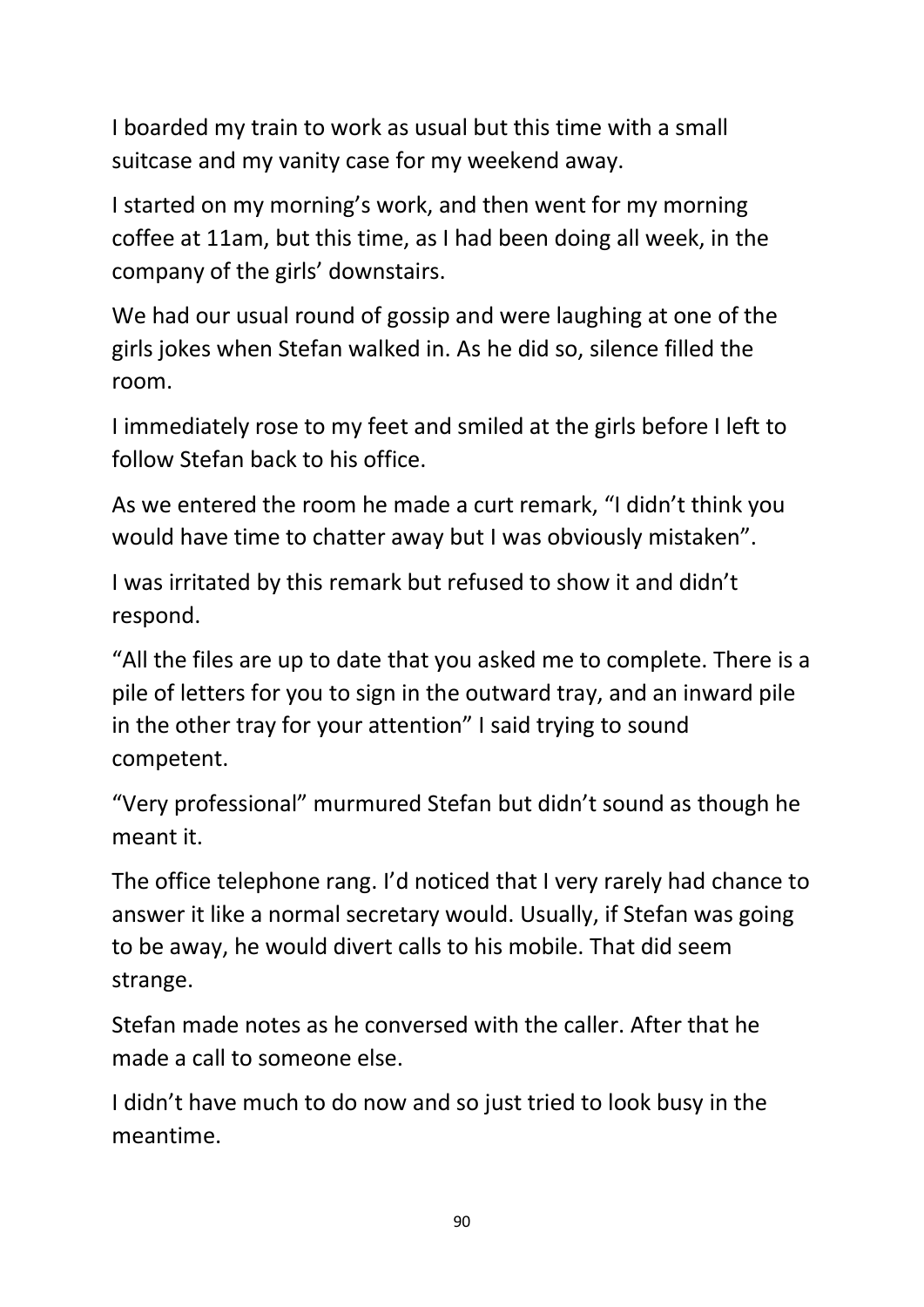I boarded my train to work as usual but this time with a small suitcase and my vanity case for my weekend away.

I started on my morning's work, and then went for my morning coffee at 11am, but this time, as I had been doing all week, in the company of the girls' downstairs.

We had our usual round of gossip and were laughing at one of the girls jokes when Stefan walked in. As he did so, silence filled the room.

I immediately rose to my feet and smiled at the girls before I left to follow Stefan back to his office.

As we entered the room he made a curt remark, "I didn't think you would have time to chatter away but I was obviously mistaken".

I was irritated by this remark but refused to show it and didn't respond.

"All the files are up to date that you asked me to complete. There is a pile of letters for you to sign in the outward tray, and an inward pile in the other tray for your attention" I said trying to sound competent.

"Very professional" murmured Stefan but didn't sound as though he meant it.

The office telephone rang. I'd noticed that I very rarely had chance to answer it like a normal secretary would. Usually, if Stefan was going to be away, he would divert calls to his mobile. That did seem strange.

Stefan made notes as he conversed with the caller. After that he made a call to someone else.

I didn't have much to do now and so just tried to look busy in the meantime.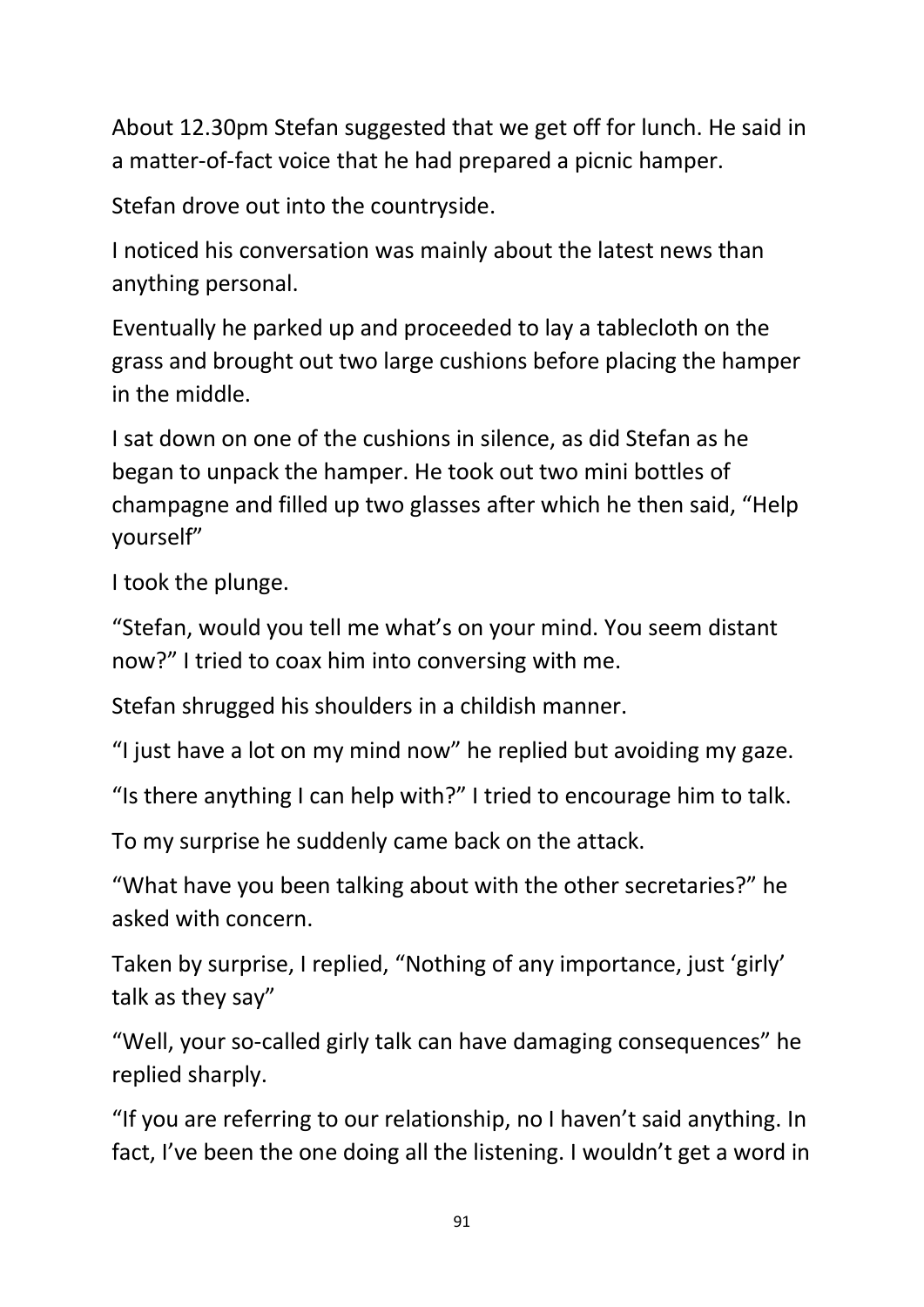About 12.30pm Stefan suggested that we get off for lunch. He said in a matter-of-fact voice that he had prepared a picnic hamper.

Stefan drove out into the countryside.

I noticed his conversation was mainly about the latest news than anything personal.

Eventually he parked up and proceeded to lay a tablecloth on the grass and brought out two large cushions before placing the hamper in the middle.

I sat down on one of the cushions in silence, as did Stefan as he began to unpack the hamper. He took out two mini bottles of champagne and filled up two glasses after which he then said, “Help yourself”

I took the plunge.

“Stefan, would you tell me what’s on your mind. You seem distant now?” I tried to coax him into conversing with me.

Stefan shrugged his shoulders in a childish manner.

“I just have a lot on my mind now” he replied but avoiding my gaze.

“Is there anything I can help with?” I tried to encourage him to talk.

To my surprise he suddenly came back on the attack.

“What have you been talking about with the other secretaries?” he asked with concern.

Taken by surprise, I replied, “Nothing of any importance, just ‘girly’ talk as they say”

“Well, your so-called girly talk can have damaging consequences” he replied sharply.

“If you are referring to our relationship, no I haven’t said anything. In fact, I’ve been the one doing all the listening. I wouldn’t get a word in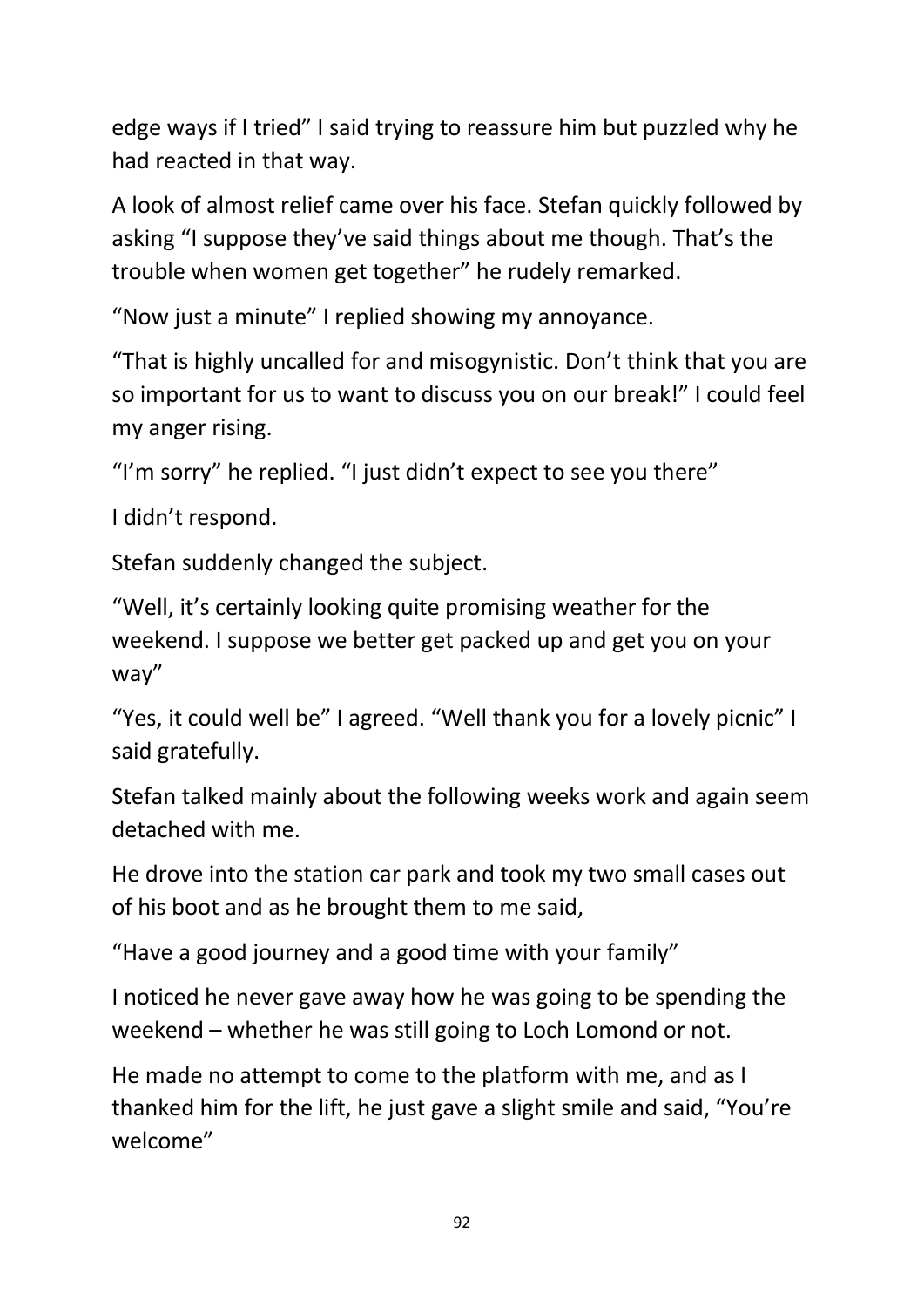edge ways if I tried" I said trying to reassure him but puzzled why he had reacted in that way.

A look of almost relief came over his face. Stefan quickly followed by asking "I suppose they've said things about me though. That's the trouble when women get together" he rudely remarked.

"Now just a minute" I replied showing my annoyance.

"That is highly uncalled for and misogynistic. Don't think that you are so important for us to want to discuss you on our break!" I could feel my anger rising.

"I'm sorry" he replied. "I just didn't expect to see you there"

I didn't respond.

Stefan suddenly changed the subject.

"Well, it's certainly looking quite promising weather for the weekend. I suppose we better get packed up and get you on your way"

"Yes, it could well be" I agreed. "Well thank you for a lovely picnic" I said gratefully.

Stefan talked mainly about the following weeks work and again seem detached with me.

He drove into the station car park and took my two small cases out of his boot and as he brought them to me said,

"Have a good journey and a good time with your family"

I noticed he never gave away how he was going to be spending the weekend – whether he was still going to Loch Lomond or not.

He made no attempt to come to the platform with me, and as I thanked him for the lift, he just gave a slight smile and said, "You're welcome"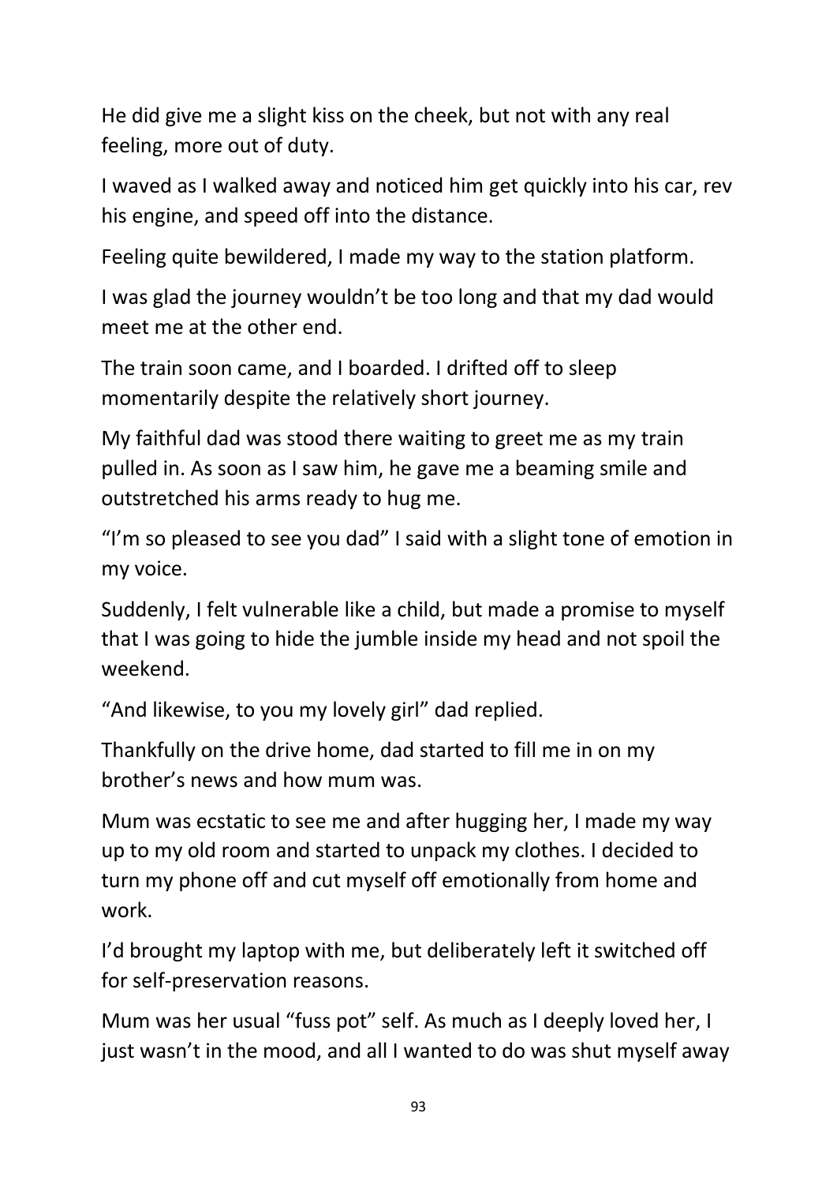He did give me a slight kiss on the cheek, but not with any real feeling, more out of duty.

I waved as I walked away and noticed him get quickly into his car, rev his engine, and speed off into the distance.

Feeling quite bewildered, I made my way to the station platform.

I was glad the journey wouldn't be too long and that my dad would meet me at the other end.

The train soon came, and I boarded. I drifted off to sleep momentarily despite the relatively short journey.

My faithful dad was stood there waiting to greet me as my train pulled in. As soon as I saw him, he gave me a beaming smile and outstretched his arms ready to hug me.

"I'm so pleased to see you dad" I said with a slight tone of emotion in my voice.

Suddenly, I felt vulnerable like a child, but made a promise to myself that I was going to hide the jumble inside my head and not spoil the weekend.

"And likewise, to you my lovely girl" dad replied.

Thankfully on the drive home, dad started to fill me in on my brother's news and how mum was.

Mum was ecstatic to see me and after hugging her, I made my way up to my old room and started to unpack my clothes. I decided to turn my phone off and cut myself off emotionally from home and work.

I'd brought my laptop with me, but deliberately left it switched off for self-preservation reasons.

Mum was her usual "fuss pot" self. As much as I deeply loved her, I just wasn't in the mood, and all I wanted to do was shut myself away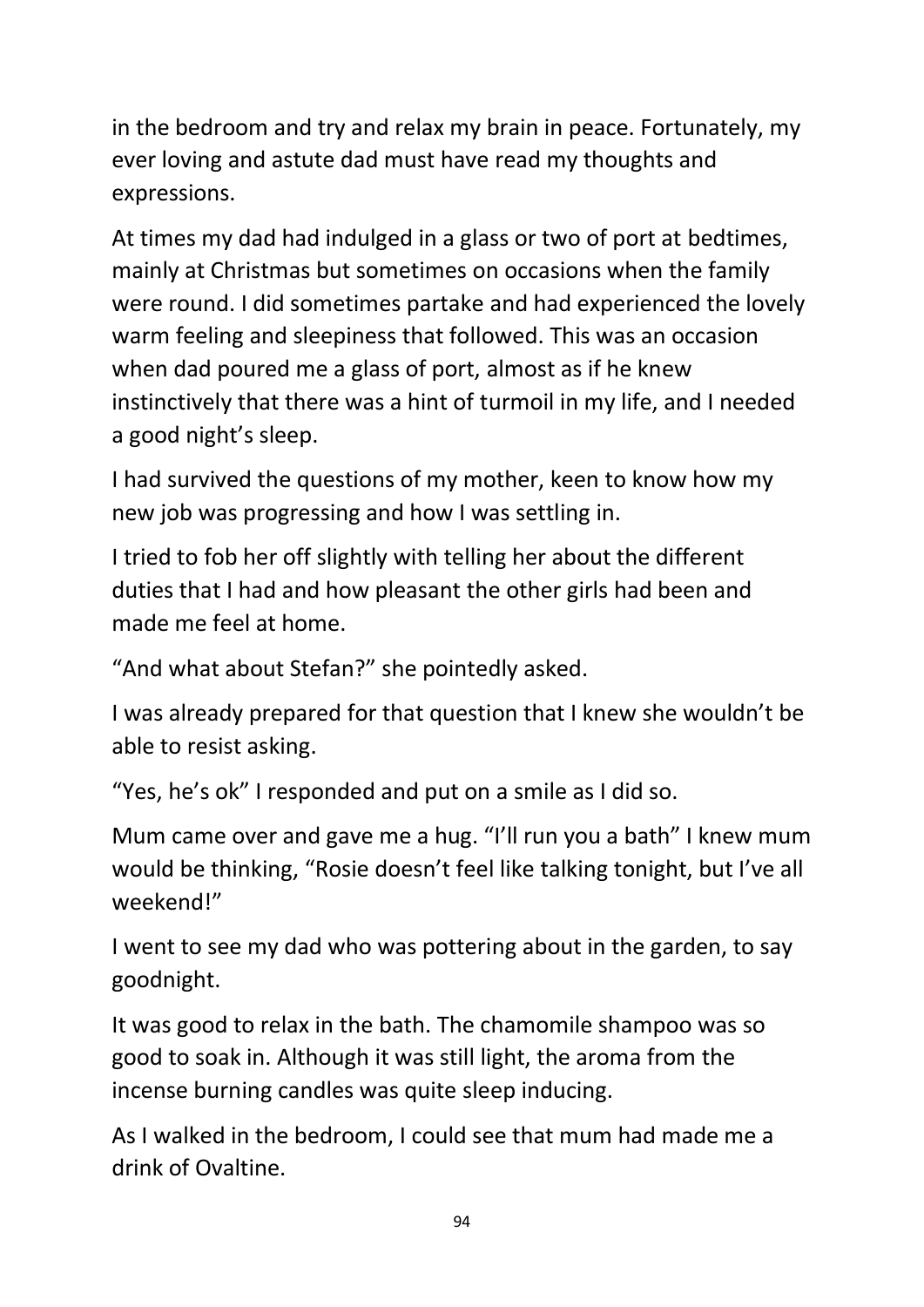in the bedroom and try and relax my brain in peace. Fortunately, my ever loving and astute dad must have read my thoughts and expressions.

At times my dad had indulged in a glass or two of port at bedtimes, mainly at Christmas but sometimes on occasions when the family were round. I did sometimes partake and had experienced the lovely warm feeling and sleepiness that followed. This was an occasion when dad poured me a glass of port, almost as if he knew instinctively that there was a hint of turmoil in my life, and I needed a good night's sleep.

I had survived the questions of my mother, keen to know how my new job was progressing and how I was settling in.

I tried to fob her off slightly with telling her about the different duties that I had and how pleasant the other girls had been and made me feel at home.

"And what about Stefan?" she pointedly asked.

I was already prepared for that question that I knew she wouldn't be able to resist asking.

"Yes, he's ok" I responded and put on a smile as I did so.

Mum came over and gave me a hug. "I'll run you a bath" I knew mum would be thinking, "Rosie doesn't feel like talking tonight, but I've all weekend!"

I went to see my dad who was pottering about in the garden, to say goodnight.

It was good to relax in the bath. The chamomile shampoo was so good to soak in. Although it was still light, the aroma from the incense burning candles was quite sleep inducing.

As I walked in the bedroom, I could see that mum had made me a drink of Ovaltine.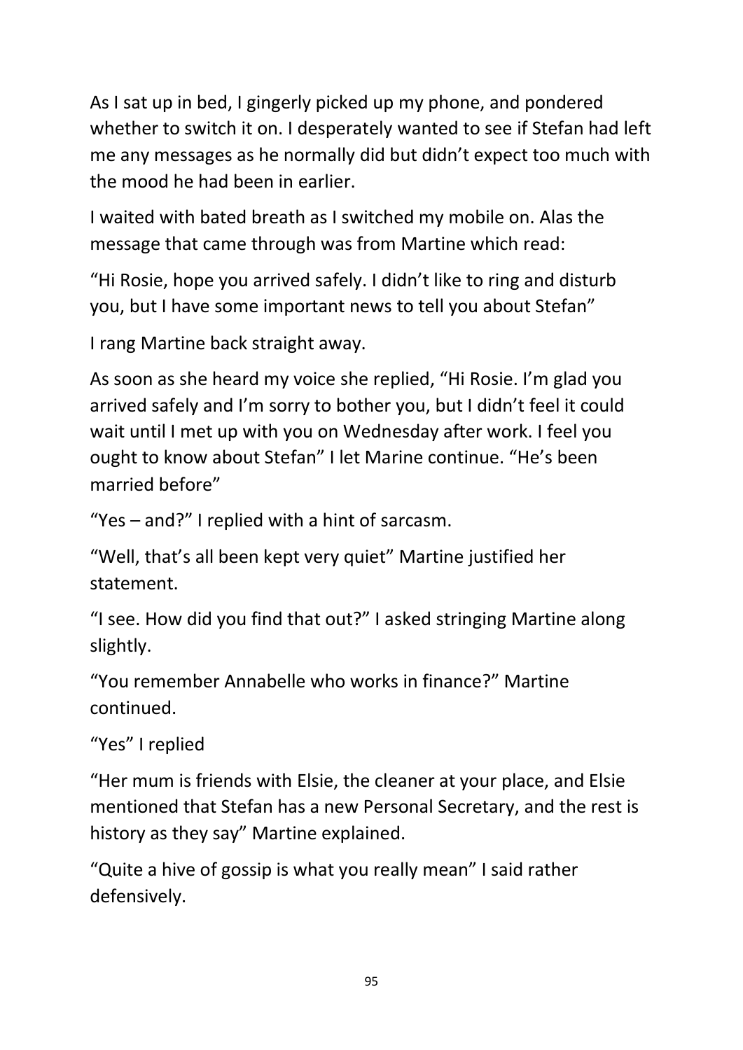As I sat up in bed, I gingerly picked up my phone, and pondered whether to switch it on. I desperately wanted to see if Stefan had left me any messages as he normally did but didn't expect too much with the mood he had been in earlier.

I waited with bated breath as I switched my mobile on. Alas the message that came through was from Martine which read:

"Hi Rosie, hope you arrived safely. I didn't like to ring and disturb you, but I have some important news to tell you about Stefan"

I rang Martine back straight away.

As soon as she heard my voice she replied, "Hi Rosie. I'm glad you arrived safely and I'm sorry to bother you, but I didn't feel it could wait until I met up with you on Wednesday after work. I feel you ought to know about Stefan" I let Marine continue. "He's been married before"

"Yes – and?" I replied with a hint of sarcasm.

"Well, that's all been kept very quiet" Martine justified her statement.

"I see. How did you find that out?" I asked stringing Martine along slightly.

"You remember Annabelle who works in finance?" Martine continued.

"Yes" I replied

"Her mum is friends with Elsie, the cleaner at your place, and Elsie mentioned that Stefan has a new Personal Secretary, and the rest is history as they say" Martine explained.

"Quite a hive of gossip is what you really mean" I said rather defensively.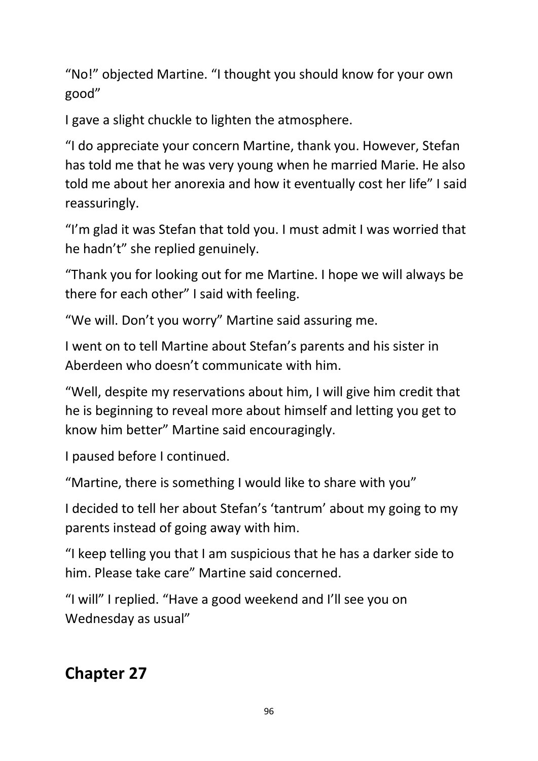"No!" objected Martine. "I thought you should know for your own good"

I gave a slight chuckle to lighten the atmosphere.

"I do appreciate your concern Martine, thank you. However, Stefan has told me that he was very young when he married Marie. He also told me about her anorexia and how it eventually cost her life" I said reassuringly.

"I'm glad it was Stefan that told you. I must admit I was worried that he hadn't" she replied genuinely.

"Thank you for looking out for me Martine. I hope we will always be there for each other" I said with feeling.

"We will. Don't you worry" Martine said assuring me.

I went on to tell Martine about Stefan's parents and his sister in Aberdeen who doesn't communicate with him.

"Well, despite my reservations about him, I will give him credit that he is beginning to reveal more about himself and letting you get to know him better" Martine said encouragingly.

I paused before I continued.

"Martine, there is something I would like to share with you"

I decided to tell her about Stefan's 'tantrum' about my going to my parents instead of going away with him.

"I keep telling you that I am suspicious that he has a darker side to him. Please take care" Martine said concerned.

"I will" I replied. "Have a good weekend and I'll see you on Wednesday as usual"

## Chapter 27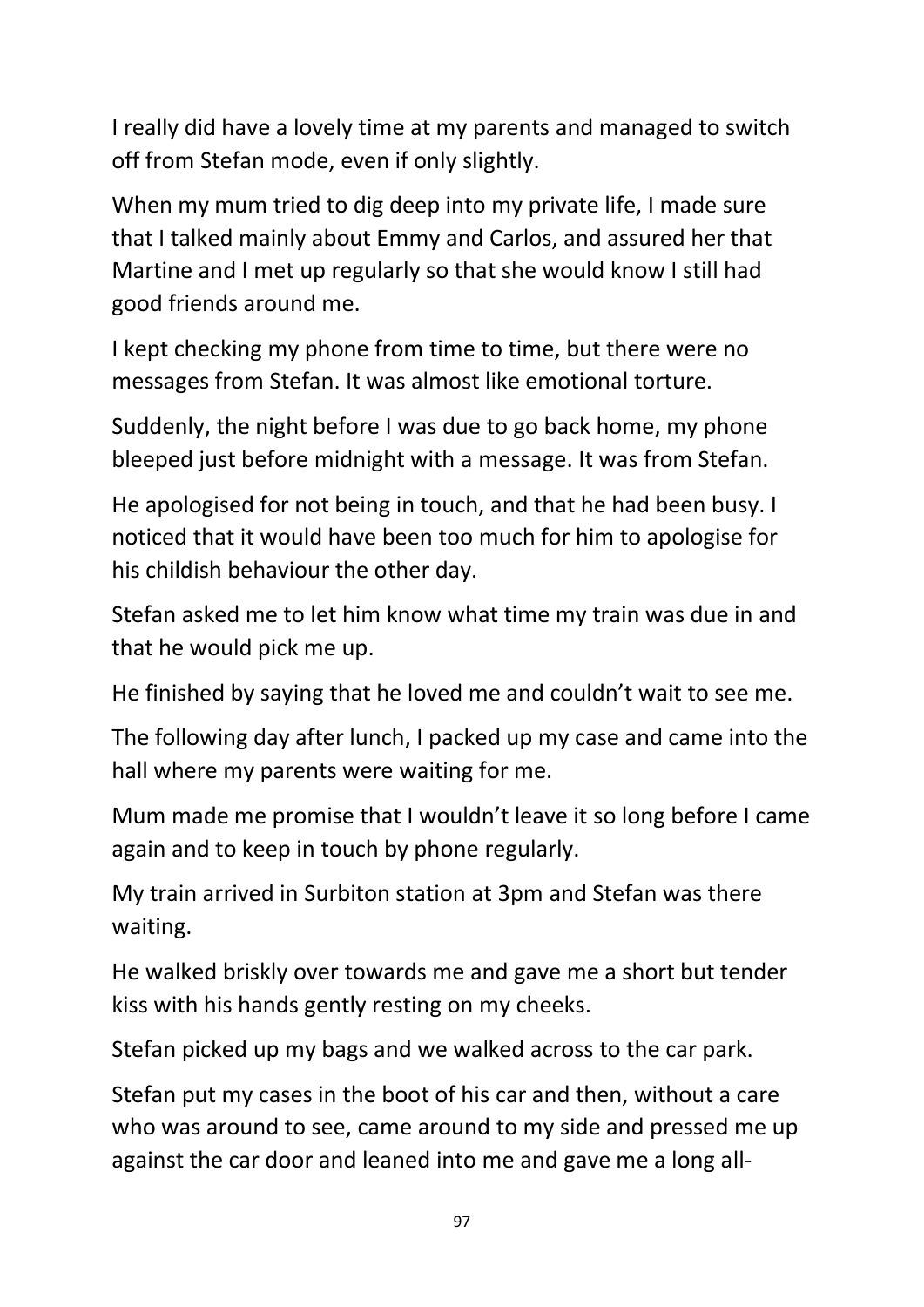I really did have a lovely time at my parents and managed to switch off from Stefan mode, even if only slightly.

When my mum tried to dig deep into my private life, I made sure that I talked mainly about Emmy and Carlos, and assured her that Martine and I met up regularly so that she would know I still had good friends around me.

I kept checking my phone from time to time, but there were no messages from Stefan. It was almost like emotional torture.

Suddenly, the night before I was due to go back home, my phone bleeped just before midnight with a message. It was from Stefan.

He apologised for not being in touch, and that he had been busy. I noticed that it would have been too much for him to apologise for his childish behaviour the other day.

Stefan asked me to let him know what time my train was due in and that he would pick me up.

He finished by saying that he loved me and couldn't wait to see me.

The following day after lunch, I packed up my case and came into the hall where my parents were waiting for me.

Mum made me promise that I wouldn't leave it so long before I came again and to keep in touch by phone regularly.

My train arrived in Surbiton station at 3pm and Stefan was there waiting.

He walked briskly over towards me and gave me a short but tender kiss with his hands gently resting on my cheeks.

Stefan picked up my bags and we walked across to the car park.

Stefan put my cases in the boot of his car and then, without a care who was around to see, came around to my side and pressed me up against the car door and leaned into me and gave me a long all-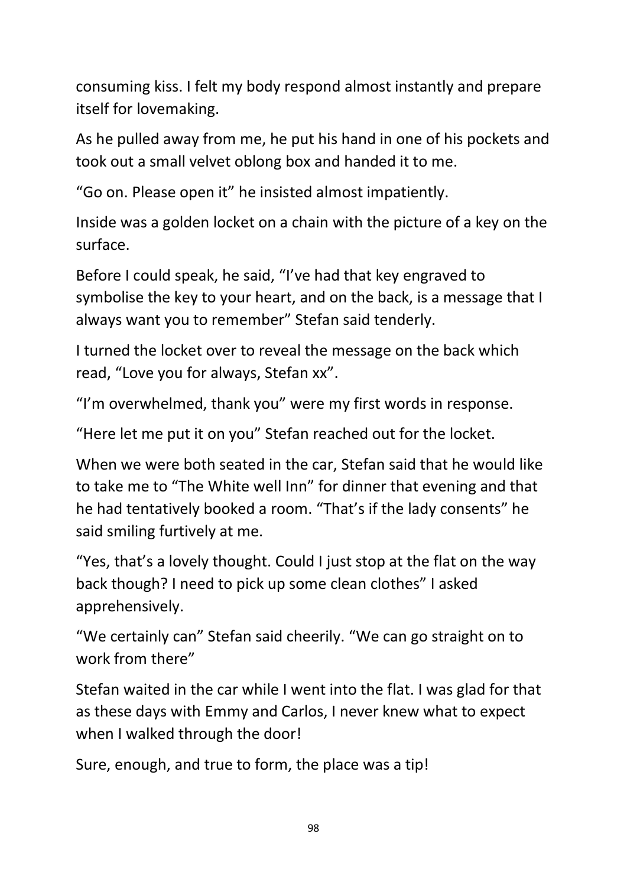consuming kiss. I felt my body respond almost instantly and prepare itself for lovemaking.

As he pulled away from me, he put his hand in one of his pockets and took out a small velvet oblong box and handed it to me.

“Go on. Please open it” he insisted almost impatiently.

Inside was a golden locket on a chain with the picture of a key on the surface.

Before I could speak, he said, “I’ve had that key engraved to symbolise the key to your heart, and on the back, is a message that I always want you to remember” Stefan said tenderly.

I turned the locket over to reveal the message on the back which read, “Love you for always, Stefan xx”.

“I’m overwhelmed, thank you” were my first words in response.

“Here let me put it on you” Stefan reached out for the locket.

When we were both seated in the car, Stefan said that he would like to take me to “The White well Inn” for dinner that evening and that he had tentatively booked a room. “That’s if the lady consents” he said smiling furtively at me.

“Yes, that’s a lovely thought. Could I just stop at the flat on the way back though? I need to pick up some clean clothes” I asked apprehensively.

“We certainly can” Stefan said cheerily. “We can go straight on to work from there”

Stefan waited in the car while I went into the flat. I was glad for that as these days with Emmy and Carlos, I never knew what to expect when I walked through the door!

Sure, enough, and true to form, the place was a tip!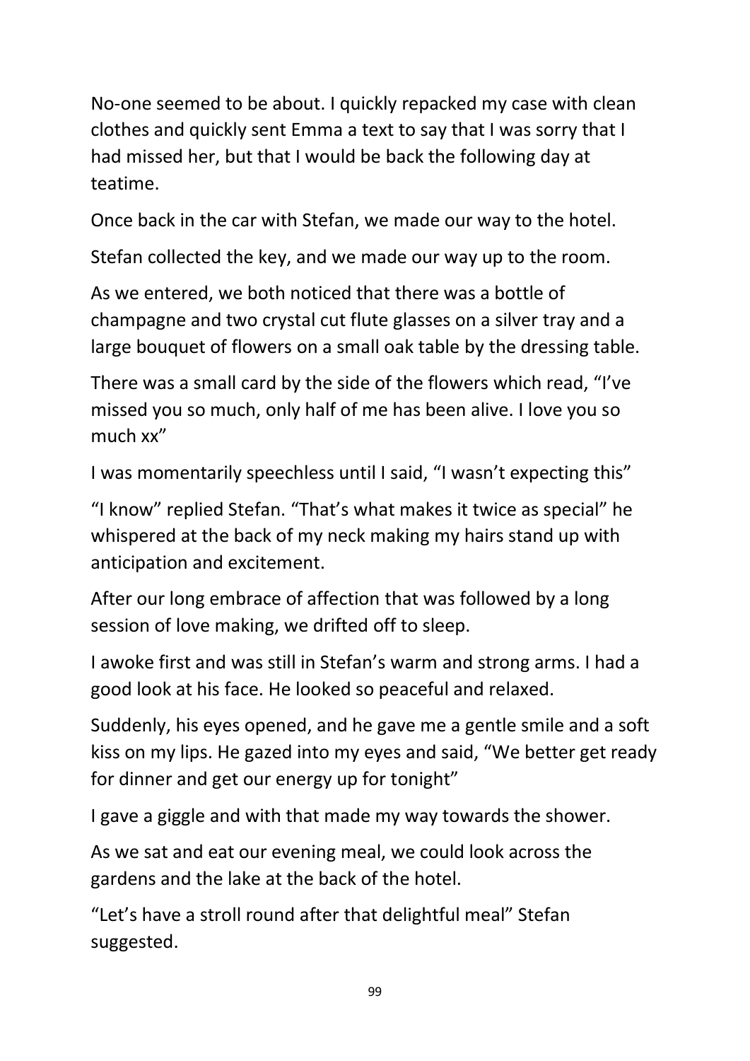No-one seemed to be about. I quickly repacked my case with clean clothes and quickly sent Emma a text to say that I was sorry that I had missed her, but that I would be back the following day at teatime.

Once back in the car with Stefan, we made our way to the hotel.

Stefan collected the key, and we made our way up to the room.

As we entered, we both noticed that there was a bottle of champagne and two crystal cut flute glasses on a silver tray and a large bouquet of flowers on a small oak table by the dressing table.

There was a small card by the side of the flowers which read, "I've missed you so much, only half of me has been alive. I love you so much xx"

I was momentarily speechless until I said, "I wasn't expecting this"

"I know" replied Stefan. "That's what makes it twice as special" he whispered at the back of my neck making my hairs stand up with anticipation and excitement.

After our long embrace of affection that was followed by a long session of love making, we drifted off to sleep.

I awoke first and was still in Stefan's warm and strong arms. I had a good look at his face. He looked so peaceful and relaxed.

Suddenly, his eyes opened, and he gave me a gentle smile and a soft kiss on my lips. He gazed into my eyes and said, "We better get ready for dinner and get our energy up for tonight"

I gave a giggle and with that made my way towards the shower.

As we sat and eat our evening meal, we could look across the gardens and the lake at the back of the hotel.

"Let's have a stroll round after that delightful meal" Stefan suggested.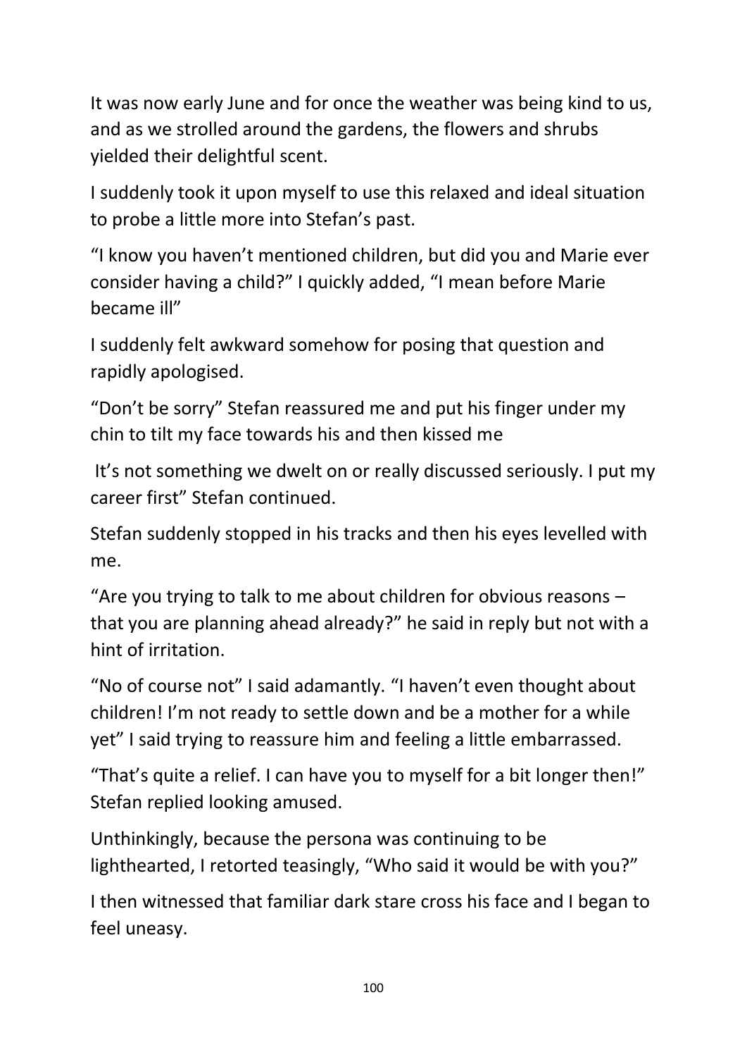It was now early June and for once the weather was being kind to us, and as we strolled around the gardens, the flowers and shrubs yielded their delightful scent.

I suddenly took it upon myself to use this relaxed and ideal situation to probe a little more into Stefan's past.

"I know you haven't mentioned children, but did you and Marie ever consider having a child?" I quickly added, "I mean before Marie became ill"

I suddenly felt awkward somehow for posing that question and rapidly apologised.

"Don't be sorry" Stefan reassured me and put his finger under my chin to tilt my face towards his and then kissed me

It's not something we dwelt on or really discussed seriously. I put my career first" Stefan continued.

Stefan suddenly stopped in his tracks and then his eyes levelled with me.

"Are you trying to talk to me about children for obvious reasons – that you are planning ahead already?" he said in reply but not with a hint of irritation.

"No of course not" I said adamantly. "I haven't even thought about children! I'm not ready to settle down and be a mother for a while yet" I said trying to reassure him and feeling a little embarrassed.

"That's quite a relief. I can have you to myself for a bit longer then!" Stefan replied looking amused.

Unthinkingly, because the persona was continuing to be lighthearted, I retorted teasingly, "Who said it would be with you?"

I then witnessed that familiar dark stare cross his face and I began to feel uneasy.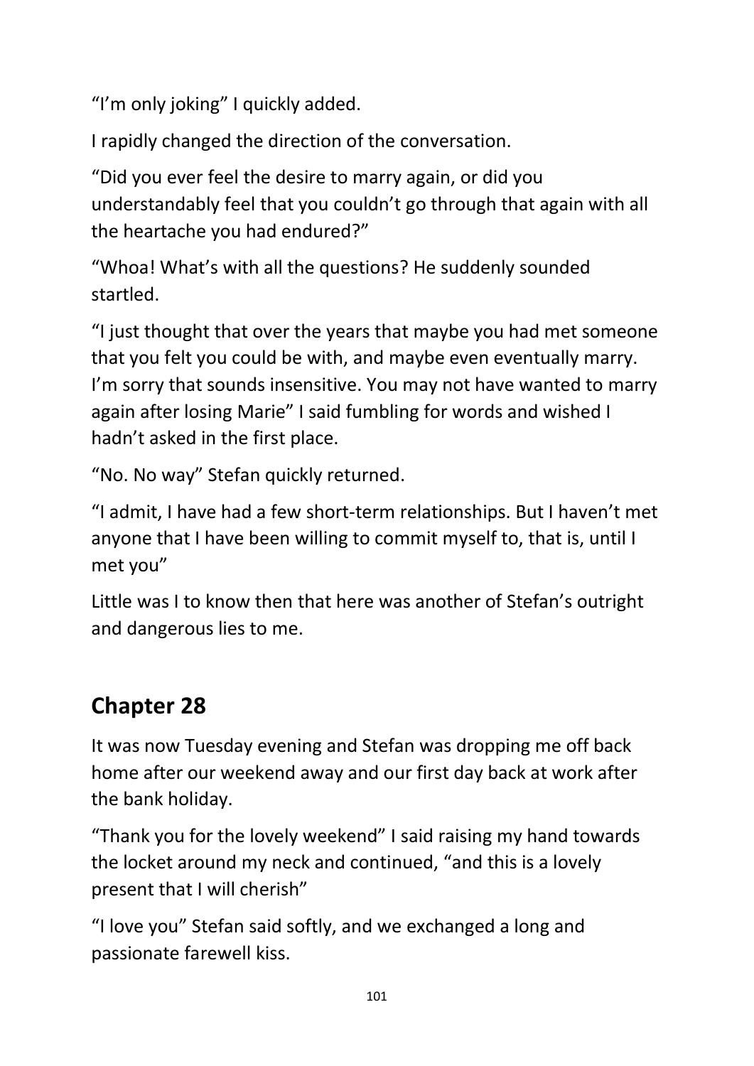“I’m only joking” I quickly added.

I rapidly changed the direction of the conversation.

“Did you ever feel the desire to marry again, or did you understandably feel that you couldn’t go through that again with all the heartache you had endured?”

“Whoa! What’s with all the questions? He suddenly sounded startled.

“I just thought that over the years that maybe you had met someone that you felt you could be with, and maybe even eventually marry. I’m sorry that sounds insensitive. You may not have wanted to marry again after losing Marie” I said fumbling for words and wished I hadn’t asked in the first place.

“No. No way” Stefan quickly returned.

“I admit, I have had a few short-term relationships. But I haven’t met anyone that I have been willing to commit myself to, that is, until I met you”

Little was I to know then that here was another of Stefan’s outright and dangerous lies to me.

## Chapter 28

It was now Tuesday evening and Stefan was dropping me off back home after our weekend away and our first day back at work after the bank holiday.

“Thank you for the lovely weekend” I said raising my hand towards the locket around my neck and continued, “and this is a lovely present that I will cherish”

“I love you” Stefan said softly, and we exchanged a long and passionate farewell kiss.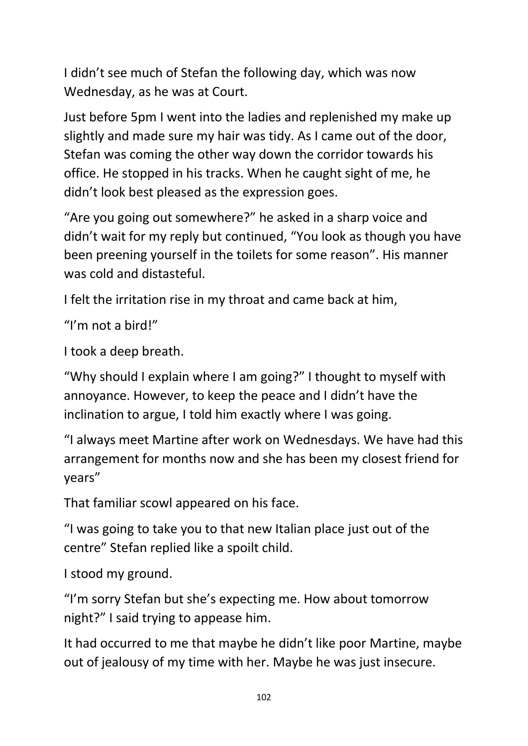I didn't see much of Stefan the following day, which was now Wednesday, as he was at Court.

Just before 5pm I went into the ladies and replenished my make up slightly and made sure my hair was tidy. As I came out of the door, Stefan was coming the other way down the corridor towards his office. He stopped in his tracks. When he caught sight of me, he didn't look best pleased as the expression goes.

"Are you going out somewhere?" he asked in a sharp voice and didn't wait for my reply but continued, "You look as though you have been preening yourself in the toilets for some reason". His manner was cold and distasteful.

I felt the irritation rise in my throat and came back at him,

"I'm not a bird!"

I took a deep breath.

"Why should I explain where I am going?" I thought to myself with annoyance. However, to keep the peace and I didn't have the inclination to argue, I told him exactly where I was going.

"I always meet Martine after work on Wednesdays. We have had this arrangement for months now and she has been my closest friend for years"

That familiar scowl appeared on his face.

"I was going to take you to that new Italian place just out of the centre" Stefan replied like a spoilt child.

I stood my ground.

"I'm sorry Stefan but she's expecting me. How about tomorrow night?" I said trying to appease him.

It had occurred to me that maybe he didn't like poor Martine, maybe out of jealousy of my time with her. Maybe he was just insecure.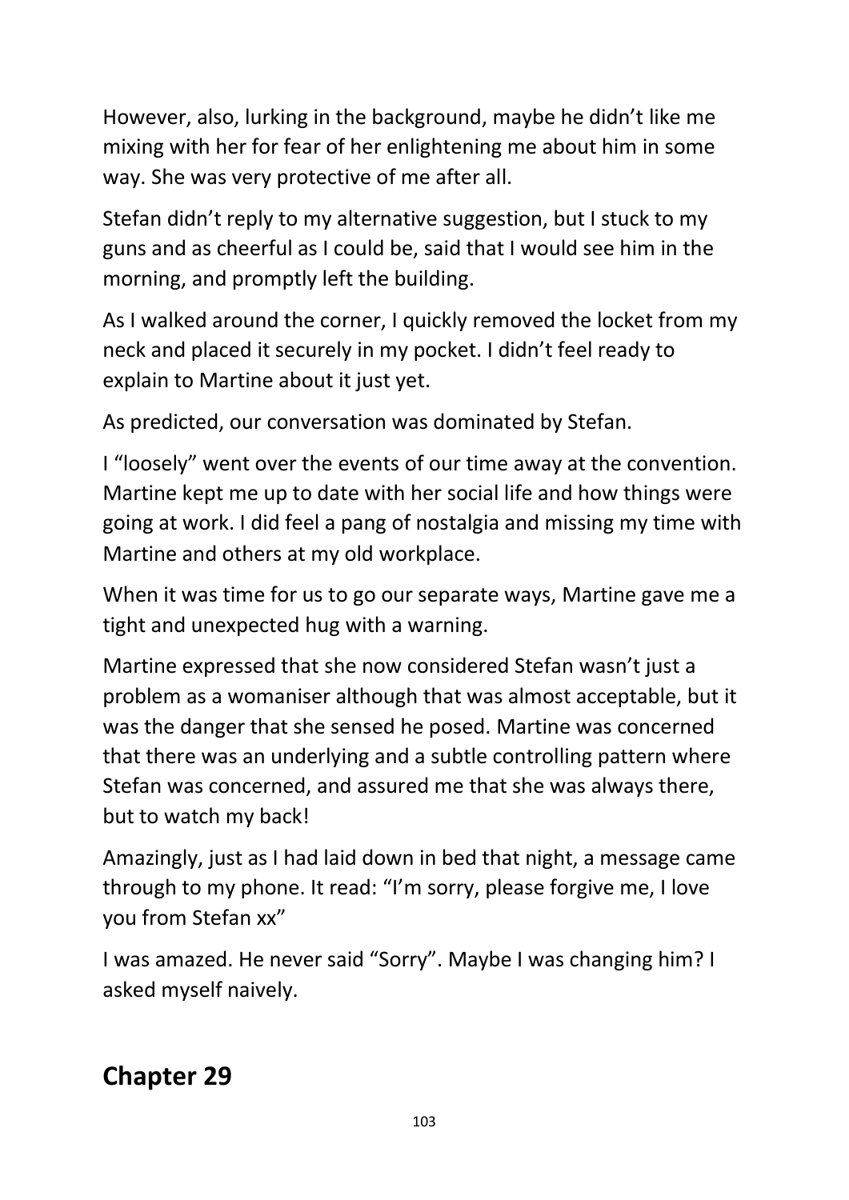However, also, lurking in the background, maybe he didn't like me mixing with her for fear of her enlightening me about him in some way. She was very protective of me after all.

Stefan didn't reply to my alternative suggestion, but I stuck to my guns and as cheerful as I could be, said that I would see him in the morning, and promptly left the building.

As I walked around the corner, I quickly removed the locket from my neck and placed it securely in my pocket. I didn't feel ready to explain to Martine about it just yet.

As predicted, our conversation was dominated by Stefan.

I "loosely" went over the events of our time away at the convention. Martine kept me up to date with her social life and how things were going at work. I did feel a pang of nostalgia and missing my time with Martine and others at my old workplace.

When it was time for us to go our separate ways, Martine gave me a tight and unexpected hug with a warning.

Martine expressed that she now considered Stefan wasn't just a problem as a womaniser although that was almost acceptable, but it was the danger that she sensed he posed. Martine was concerned that there was an underlying and a subtle controlling pattern where Stefan was concerned, and assured me that she was always there, but to watch my back!

Amazingly, just as I had laid down in bed that night, a message came through to my phone. It read: "I'm sorry, please forgive me, I love you from Stefan xx"

I was amazed. He never said "Sorry". Maybe I was changing him? I asked myself naively.

## Chapter 29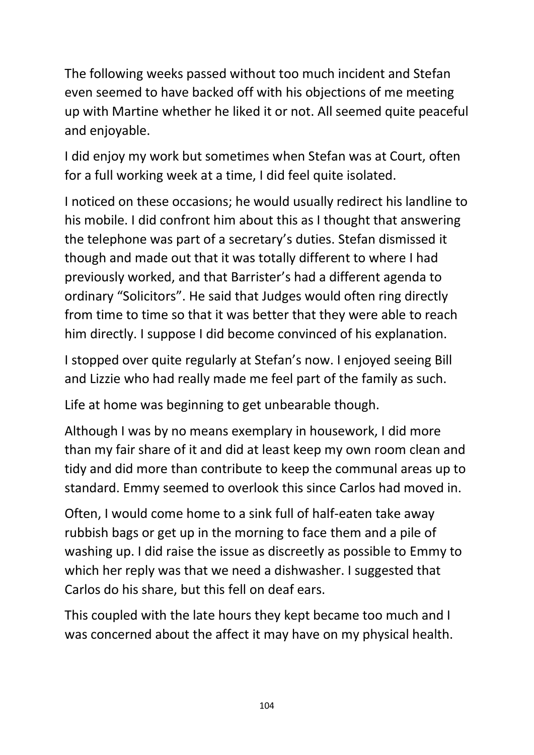The following weeks passed without too much incident and Stefan even seemed to have backed off with his objections of me meeting up with Martine whether he liked it or not. All seemed quite peaceful and enjoyable.

I did enjoy my work but sometimes when Stefan was at Court, often for a full working week at a time, I did feel quite isolated.

I noticed on these occasions; he would usually redirect his landline to his mobile. I did confront him about this as I thought that answering the telephone was part of a secretary's duties. Stefan dismissed it though and made out that it was totally different to where I had previously worked, and that Barrister's had a different agenda to ordinary "Solicitors". He said that Judges would often ring directly from time to time so that it was better that they were able to reach him directly. I suppose I did become convinced of his explanation.

I stopped over quite regularly at Stefan's now. I enjoyed seeing Bill and Lizzie who had really made me feel part of the family as such.

Life at home was beginning to get unbearable though.

Although I was by no means exemplary in housework, I did more than my fair share of it and did at least keep my own room clean and tidy and did more than contribute to keep the communal areas up to standard. Emmy seemed to overlook this since Carlos had moved in.

Often, I would come home to a sink full of half-eaten take away rubbish bags or get up in the morning to face them and a pile of washing up. I did raise the issue as discreetly as possible to Emmy to which her reply was that we need a dishwasher. I suggested that Carlos do his share, but this fell on deaf ears.

This coupled with the late hours they kept became too much and I was concerned about the affect it may have on my physical health.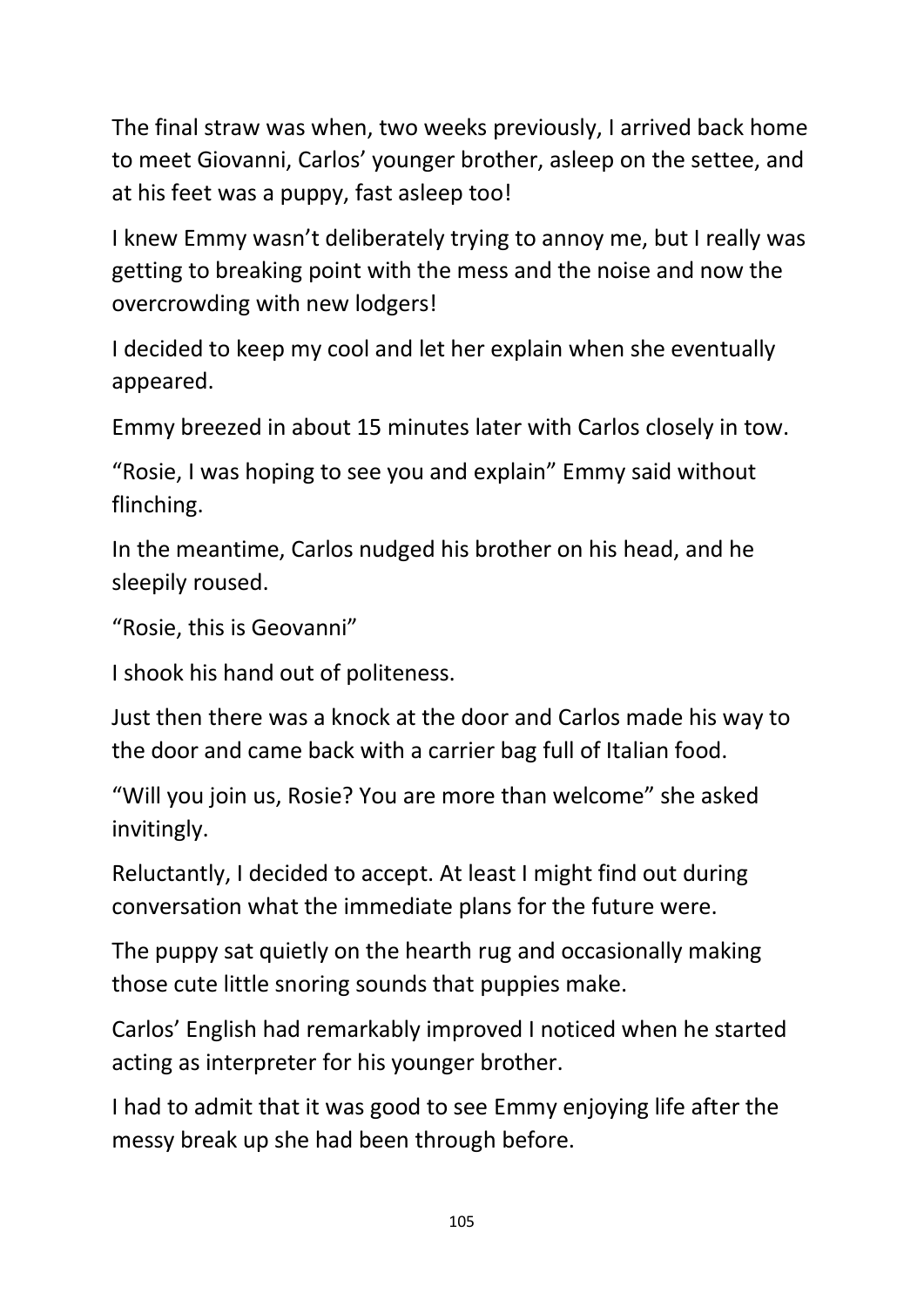The final straw was when, two weeks previously, I arrived back home to meet Giovanni, Carlos' younger brother, asleep on the settee, and at his feet was a puppy, fast asleep too!

I knew Emmy wasn't deliberately trying to annoy me, but I really was getting to breaking point with the mess and the noise and now the overcrowding with new lodgers!

I decided to keep my cool and let her explain when she eventually appeared.

Emmy breezed in about 15 minutes later with Carlos closely in tow.

"Rosie, I was hoping to see you and explain" Emmy said without flinching.

In the meantime, Carlos nudged his brother on his head, and he sleepily roused.

"Rosie, this is Geovanni"

I shook his hand out of politeness.

Just then there was a knock at the door and Carlos made his way to the door and came back with a carrier bag full of Italian food.

"Will you join us, Rosie? You are more than welcome" she asked invitingly.

Reluctantly, I decided to accept. At least I might find out during conversation what the immediate plans for the future were.

The puppy sat quietly on the hearth rug and occasionally making those cute little snoring sounds that puppies make.

Carlos' English had remarkably improved I noticed when he started acting as interpreter for his younger brother.

I had to admit that it was good to see Emmy enjoying life after the messy break up she had been through before.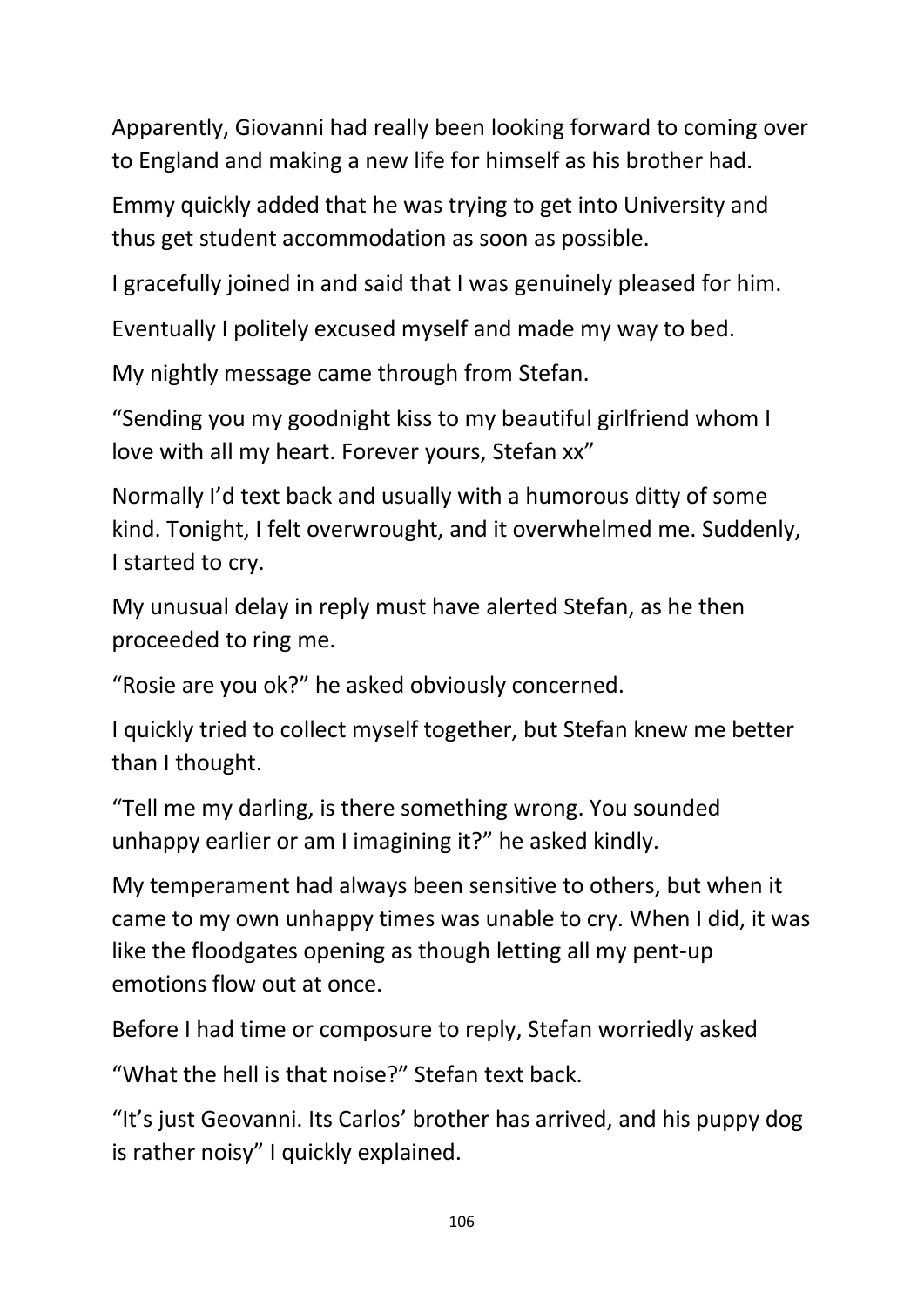Apparently, Giovanni had really been looking forward to coming over to England and making a new life for himself as his brother had.

Emmy quickly added that he was trying to get into University and thus get student accommodation as soon as possible.

I gracefully joined in and said that I was genuinely pleased for him.

Eventually I politely excused myself and made my way to bed.

My nightly message came through from Stefan.

"Sending you my goodnight kiss to my beautiful girlfriend whom I love with all my heart. Forever yours, Stefan xx"

Normally I'd text back and usually with a humorous ditty of some kind. Tonight, I felt overwrought, and it overwhelmed me. Suddenly, I started to cry.

My unusual delay in reply must have alerted Stefan, as he then proceeded to ring me.

"Rosie are you ok?" he asked obviously concerned.

I quickly tried to collect myself together, but Stefan knew me better than I thought.

"Tell me my darling, is there something wrong. You sounded unhappy earlier or am I imagining it?" he asked kindly.

My temperament had always been sensitive to others, but when it came to my own unhappy times was unable to cry. When I did, it was like the floodgates opening as though letting all my pent-up emotions flow out at once.

Before I had time or composure to reply, Stefan worriedly asked

"What the hell is that noise?" Stefan text back.

"It's just Geovanni. Its Carlos' brother has arrived, and his puppy dog is rather noisy" I quickly explained.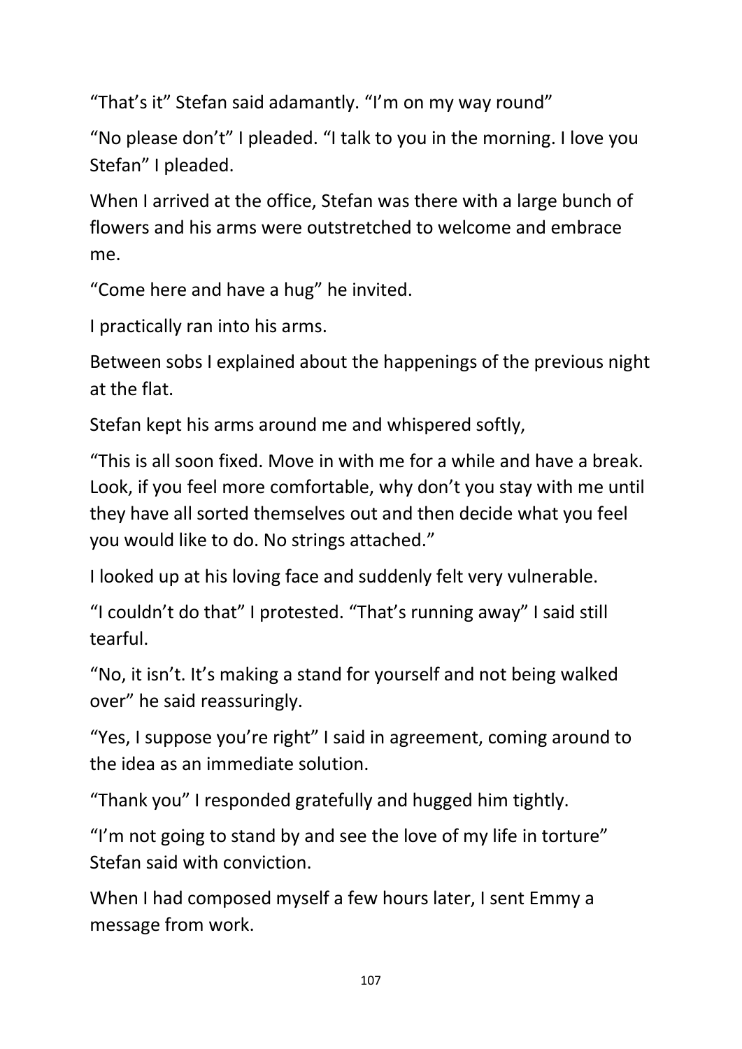“That’s it” Stefan said adamantly. “I’m on my way round”

“No please don’t” I pleaded. “I talk to you in the morning. I love you Stefan” I pleaded.

When I arrived at the office, Stefan was there with a large bunch of flowers and his arms were outstretched to welcome and embrace me.

“Come here and have a hug” he invited.

I practically ran into his arms.

Between sobs I explained about the happenings of the previous night at the flat.

Stefan kept his arms around me and whispered softly,

“This is all soon fixed. Move in with me for a while and have a break. Look, if you feel more comfortable, why don’t you stay with me until they have all sorted themselves out and then decide what you feel you would like to do. No strings attached.”

I looked up at his loving face and suddenly felt very vulnerable.

“I couldn’t do that” I protested. “That’s running away” I said still tearful.

“No, it isn’t. It’s making a stand for yourself and not being walked over” he said reassuringly.

“Yes, I suppose you’re right” I said in agreement, coming around to the idea as an immediate solution.

“Thank you” I responded gratefully and hugged him tightly.

“I’m not going to stand by and see the love of my life in torture” Stefan said with conviction.

When I had composed myself a few hours later, I sent Emmy a message from work.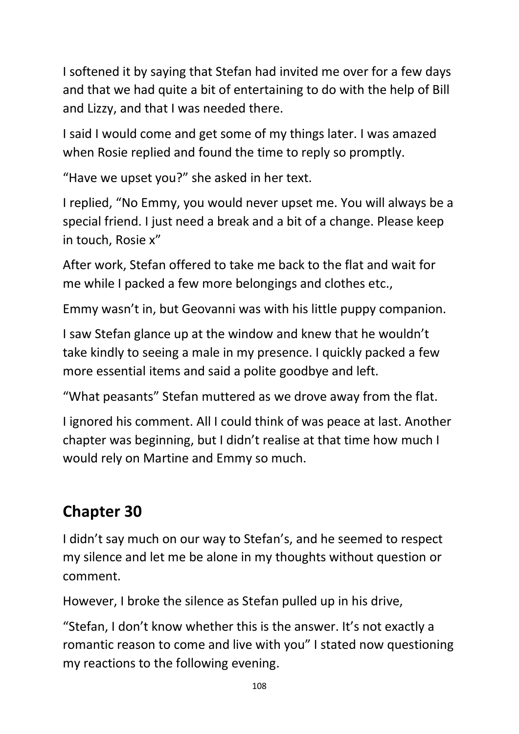I softened it by saying that Stefan had invited me over for a few days and that we had quite a bit of entertaining to do with the help of Bill and Lizzy, and that I was needed there.

I said I would come and get some of my things later. I was amazed when Rosie replied and found the time to reply so promptly.

"Have we upset you?" she asked in her text.

I replied, "No Emmy, you would never upset me. You will always be a special friend. I just need a break and a bit of a change. Please keep in touch, Rosie x"

After work, Stefan offered to take me back to the flat and wait for me while I packed a few more belongings and clothes etc.,

Emmy wasn't in, but Geovanni was with his little puppy companion.

I saw Stefan glance up at the window and knew that he wouldn't take kindly to seeing a male in my presence. I quickly packed a few more essential items and said a polite goodbye and left.

"What peasants" Stefan muttered as we drove away from the flat.

I ignored his comment. All I could think of was peace at last. Another chapter was beginning, but I didn't realise at that time how much I would rely on Martine and Emmy so much.

## Chapter 30

I didn't say much on our way to Stefan's, and he seemed to respect my silence and let me be alone in my thoughts without question or comment.

However, I broke the silence as Stefan pulled up in his drive,

"Stefan, I don't know whether this is the answer. It's not exactly a romantic reason to come and live with you" I stated now questioning my reactions to the following evening.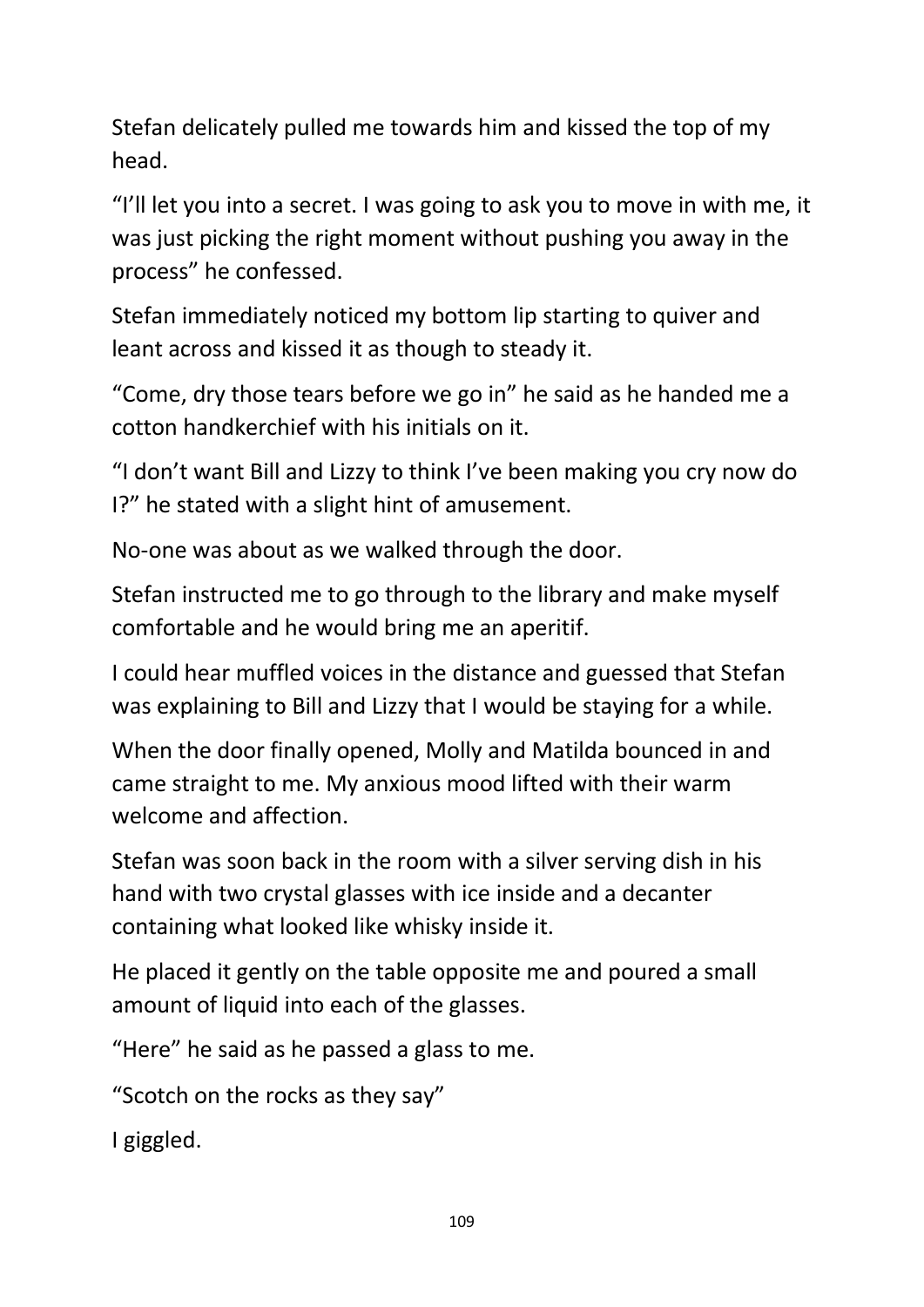Stefan delicately pulled me towards him and kissed the top of my head.

“I’ll let you into a secret. I was going to ask you to move in with me, it was just picking the right moment without pushing you away in the process” he confessed.

Stefan immediately noticed my bottom lip starting to quiver and leant across and kissed it as though to steady it.

“Come, dry those tears before we go in” he said as he handed me a cotton handkerchief with his initials on it.

“I don’t want Bill and Lizzy to think I’ve been making you cry now do I?” he stated with a slight hint of amusement.

No-one was about as we walked through the door.

Stefan instructed me to go through to the library and make myself comfortable and he would bring me an aperitif.

I could hear muffled voices in the distance and guessed that Stefan was explaining to Bill and Lizzy that I would be staying for a while.

When the door finally opened, Molly and Matilda bounced in and came straight to me. My anxious mood lifted with their warm welcome and affection.

Stefan was soon back in the room with a silver serving dish in his hand with two crystal glasses with ice inside and a decanter containing what looked like whisky inside it.

He placed it gently on the table opposite me and poured a small amount of liquid into each of the glasses.

“Here” he said as he passed a glass to me.

“Scotch on the rocks as they say”

I giggled.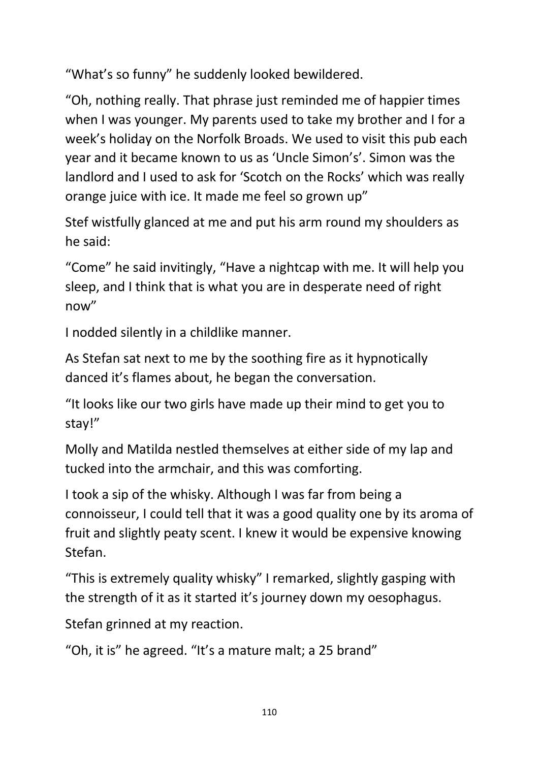"What's so funny" he suddenly looked bewildered.

"Oh, nothing really. That phrase just reminded me of happier times when I was younger. My parents used to take my brother and I for a week's holiday on the Norfolk Broads. We used to visit this pub each year and it became known to us as 'Uncle Simon's'. Simon was the landlord and I used to ask for 'Scotch on the Rocks' which was really orange juice with ice. It made me feel so grown up"

Stef wistfully glanced at me and put his arm round my shoulders as he said:

"Come" he said invitingly, "Have a nightcap with me. It will help you sleep, and I think that is what you are in desperate need of right now"

I nodded silently in a childlike manner.

As Stefan sat next to me by the soothing fire as it hypnotically danced it's flames about, he began the conversation.

"It looks like our two girls have made up their mind to get you to stay!"

Molly and Matilda nestled themselves at either side of my lap and tucked into the armchair, and this was comforting.

I took a sip of the whisky. Although I was far from being a connoisseur, I could tell that it was a good quality one by its aroma of fruit and slightly peaty scent. I knew it would be expensive knowing Stefan.

"This is extremely quality whisky" I remarked, slightly gasping with the strength of it as it started it's journey down my oesophagus.

Stefan grinned at my reaction.

"Oh, it is" he agreed. "It's a mature malt; a 25 brand"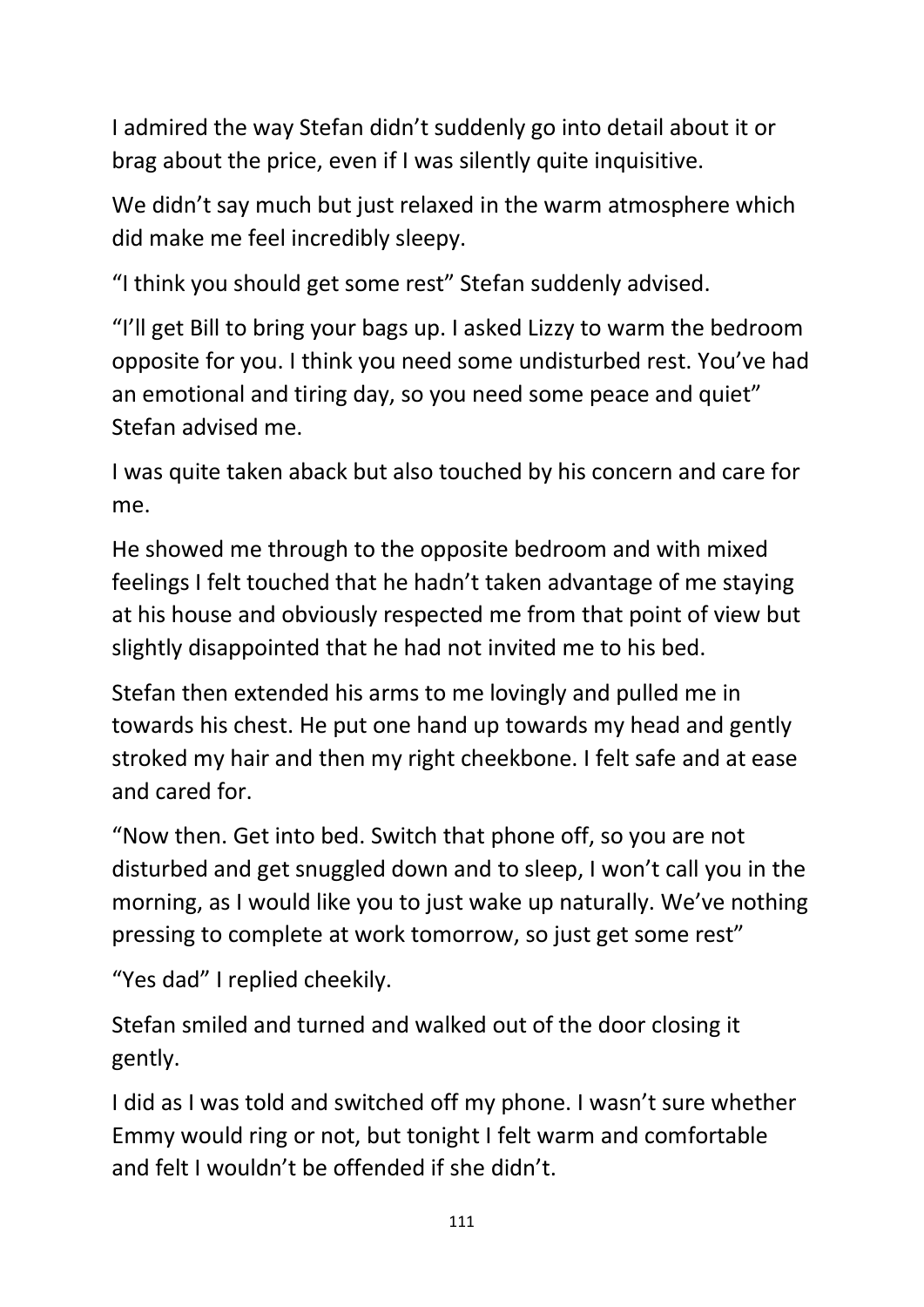I admired the way Stefan didn't suddenly go into detail about it or brag about the price, even if I was silently quite inquisitive.

We didn't say much but just relaxed in the warm atmosphere which did make me feel incredibly sleepy.

"I think you should get some rest" Stefan suddenly advised.

"I'll get Bill to bring your bags up. I asked Lizzy to warm the bedroom opposite for you. I think you need some undisturbed rest. You've had an emotional and tiring day, so you need some peace and quiet" Stefan advised me.

I was quite taken aback but also touched by his concern and care for me.

He showed me through to the opposite bedroom and with mixed feelings I felt touched that he hadn't taken advantage of me staying at his house and obviously respected me from that point of view but slightly disappointed that he had not invited me to his bed.

Stefan then extended his arms to me lovingly and pulled me in towards his chest. He put one hand up towards my head and gently stroked my hair and then my right cheekbone. I felt safe and at ease and cared for.

"Now then. Get into bed. Switch that phone off, so you are not disturbed and get snuggled down and to sleep, I won't call you in the morning, as I would like you to just wake up naturally. We've nothing pressing to complete at work tomorrow, so just get some rest"

"Yes dad" I replied cheekily.

Stefan smiled and turned and walked out of the door closing it gently.

I did as I was told and switched off my phone. I wasn't sure whether Emmy would ring or not, but tonight I felt warm and comfortable and felt I wouldn't be offended if she didn't.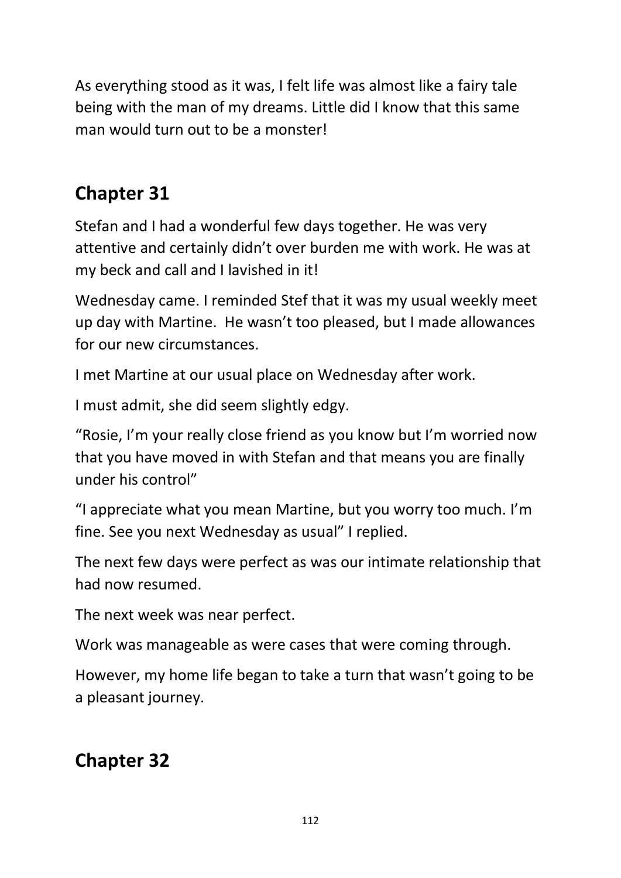As everything stood as it was, I felt life was almost like a fairy tale being with the man of my dreams. Little did I know that this same man would turn out to be a monster!

## Chapter 31

Stefan and I had a wonderful few days together. He was very attentive and certainly didn't over burden me with work. He was at my beck and call and I lavished in it!

Wednesday came. I reminded Stef that it was my usual weekly meet up day with Martine. He wasn't too pleased, but I made allowances for our new circumstances.

I met Martine at our usual place on Wednesday after work.

I must admit, she did seem slightly edgy.

"Rosie, I'm your really close friend as you know but I'm worried now that you have moved in with Stefan and that means you are finally under his control"

"I appreciate what you mean Martine, but you worry too much. I'm fine. See you next Wednesday as usual" I replied.

The next few days were perfect as was our intimate relationship that had now resumed.

The next week was near perfect.

Work was manageable as were cases that were coming through.

However, my home life began to take a turn that wasn't going to be a pleasant journey.

## Chapter 32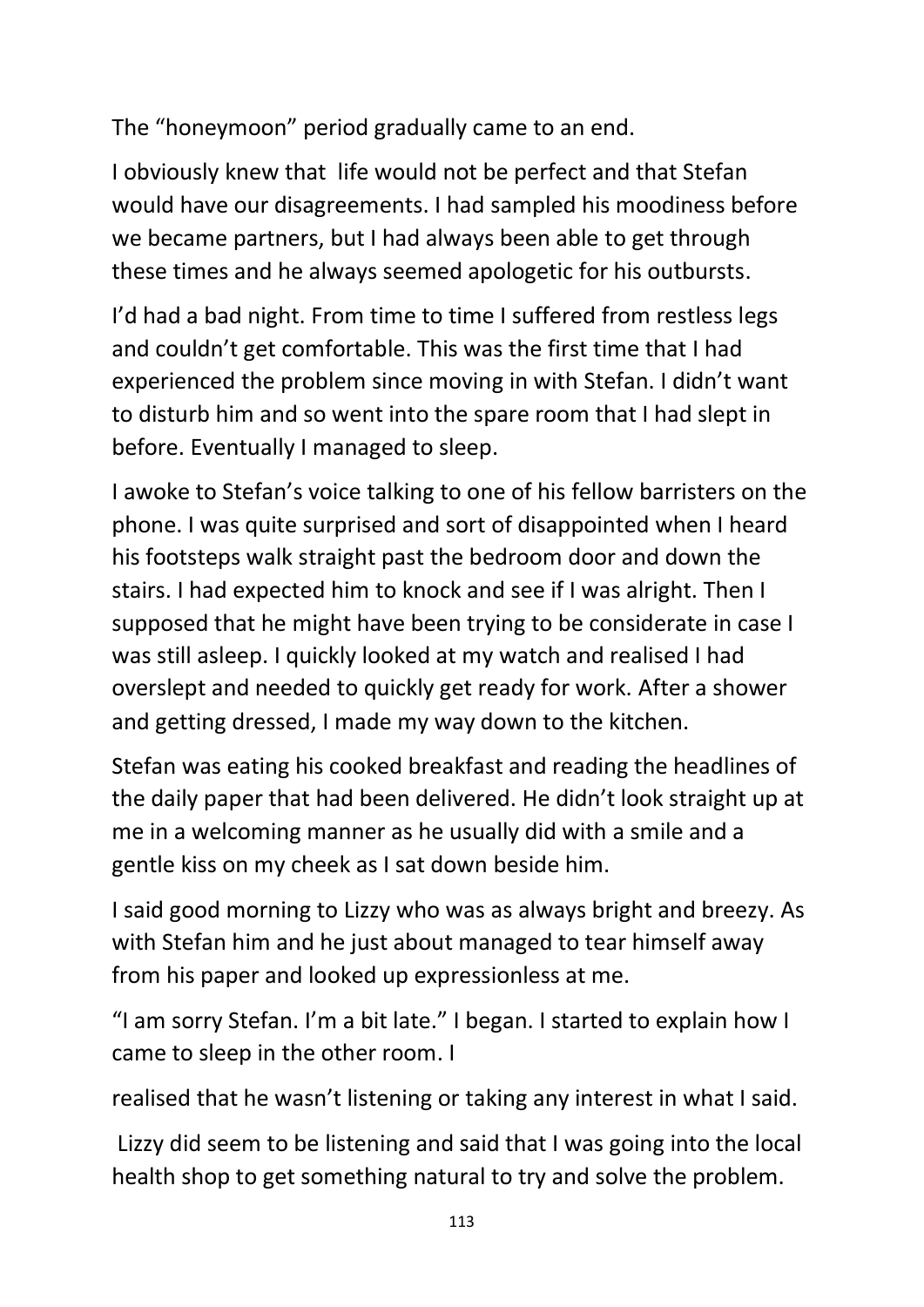The “honeymoon” period gradually came to an end.

I obviously knew that  life would not be perfect and that Stefan would have our disagreements. I had sampled his moodiness before we became partners, but I had always been able to get through these times and he always seemed apologetic for his outbursts.

I’d had a bad night. From time to time I suffered from restless legs and couldn’t get comfortable. This was the first time that I had experienced the problem since moving in with Stefan. I didn’t want to disturb him and so went into the spare room that I had slept in before. Eventually I managed to sleep.

I awoke to Stefan’s voice talking to one of his fellow barristers on the phone. I was quite surprised and sort of disappointed when I heard his footsteps walk straight past the bedroom door and down the stairs. I had expected him to knock and see if I was alright. Then I supposed that he might have been trying to be considerate in case I was still asleep. I quickly looked at my watch and realised I had overslept and needed to quickly get ready for work. After a shower and getting dressed, I made my way down to the kitchen.

Stefan was eating his cooked breakfast and reading the headlines of the daily paper that had been delivered. He didn’t look straight up at me in a welcoming manner as he usually did with a smile and a gentle kiss on my cheek as I sat down beside him.

I said good morning to Lizzy who was as always bright and breezy. As with Stefan him and he just about managed to tear himself away from his paper and looked up expressionless at me.

“I am sorry Stefan. I’m a bit late.” I began. I started to explain how I came to sleep in the other room. I

realised that he wasn’t listening or taking any interest in what I said.

Lizzy did seem to be listening and said that I was going into the local health shop to get something natural to try and solve the problem.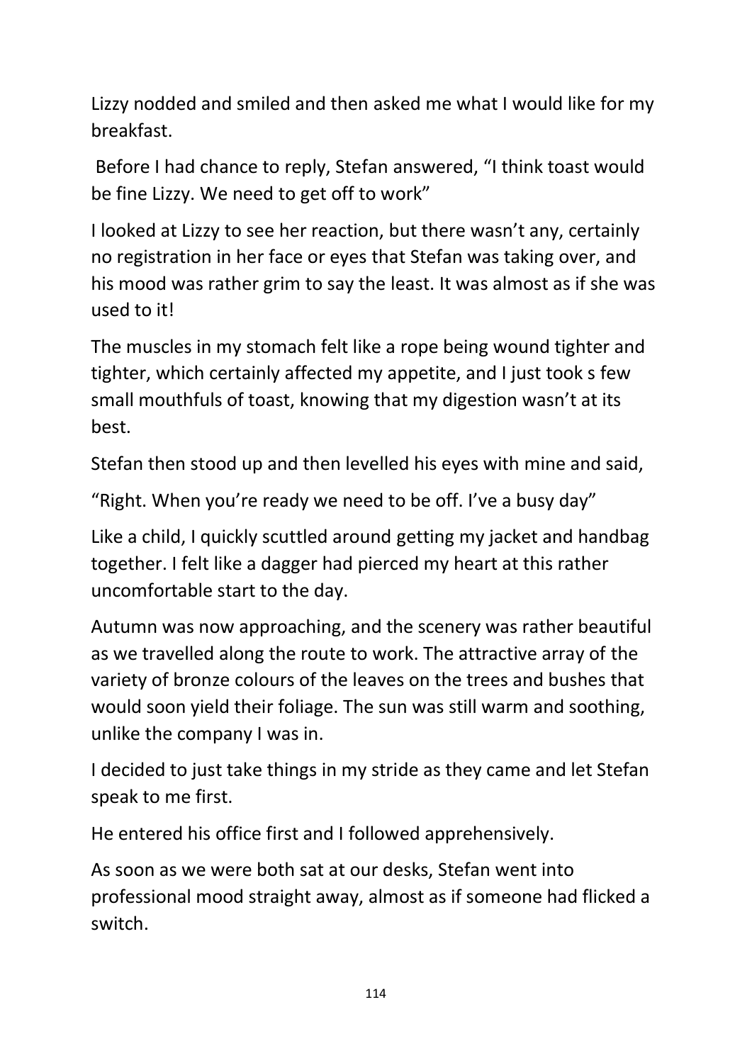Lizzy nodded and smiled and then asked me what I would like for my breakfast.

Before I had chance to reply, Stefan answered, "I think toast would be fine Lizzy. We need to get off to work"

I looked at Lizzy to see her reaction, but there wasn't any, certainly no registration in her face or eyes that Stefan was taking over, and his mood was rather grim to say the least. It was almost as if she was used to it!

The muscles in my stomach felt like a rope being wound tighter and tighter, which certainly affected my appetite, and I just took s few small mouthfuls of toast, knowing that my digestion wasn't at its best.

Stefan then stood up and then levelled his eyes with mine and said,

"Right. When you're ready we need to be off. I've a busy day"

Like a child, I quickly scuttled around getting my jacket and handbag together. I felt like a dagger had pierced my heart at this rather uncomfortable start to the day.

Autumn was now approaching, and the scenery was rather beautiful as we travelled along the route to work. The attractive array of the variety of bronze colours of the leaves on the trees and bushes that would soon yield their foliage. The sun was still warm and soothing, unlike the company I was in.

I decided to just take things in my stride as they came and let Stefan speak to me first.

He entered his office first and I followed apprehensively.

As soon as we were both sat at our desks, Stefan went into professional mood straight away, almost as if someone had flicked a switch.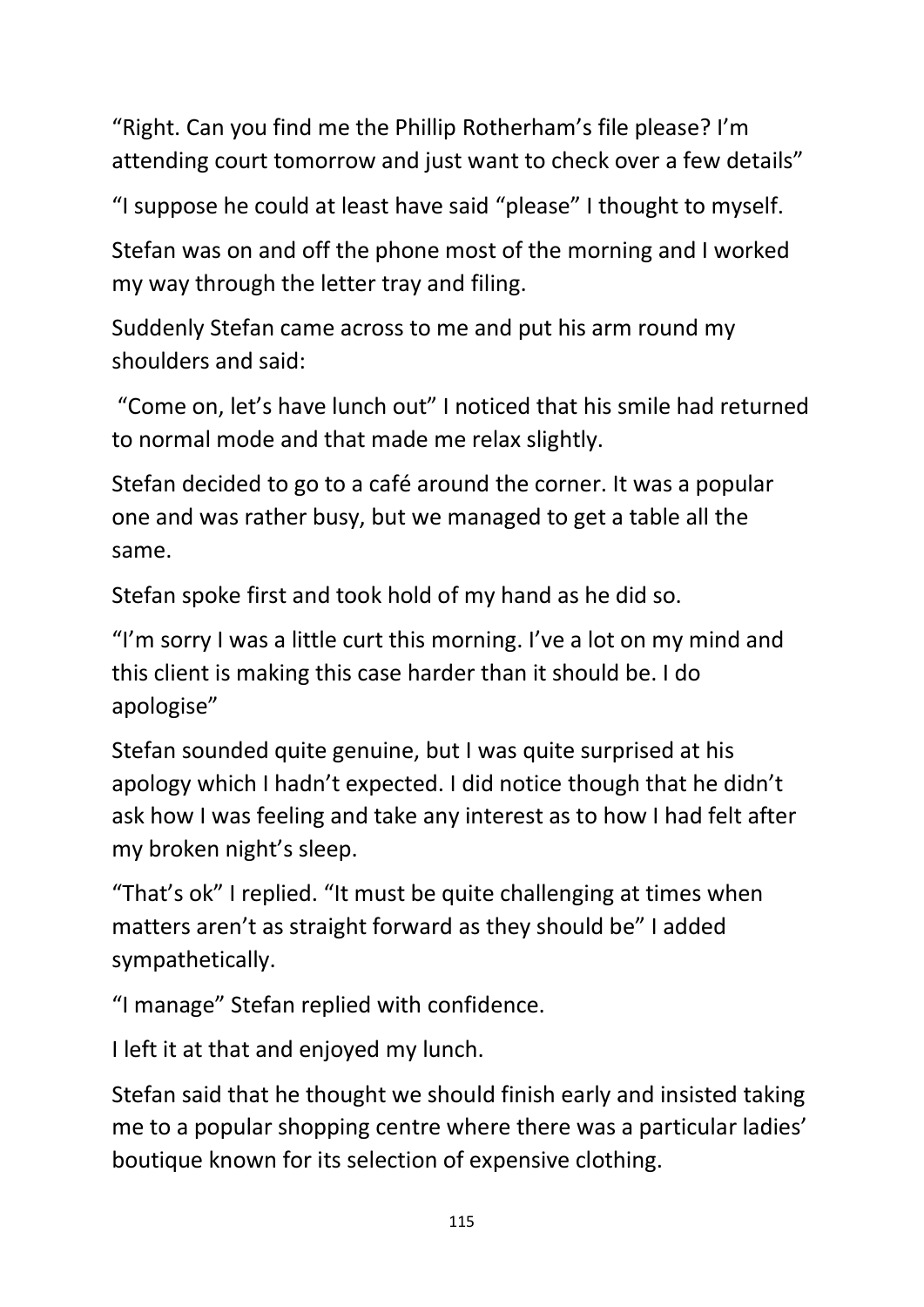"Right. Can you find me the Phillip Rotherham's file please? I'm attending court tomorrow and just want to check over a few details"

"I suppose he could at least have said "please" I thought to myself.

Stefan was on and off the phone most of the morning and I worked my way through the letter tray and filing.

Suddenly Stefan came across to me and put his arm round my shoulders and said:

"Come on, let's have lunch out" I noticed that his smile had returned to normal mode and that made me relax slightly.

Stefan decided to go to a café around the corner. It was a popular one and was rather busy, but we managed to get a table all the same.

Stefan spoke first and took hold of my hand as he did so.

"I'm sorry I was a little curt this morning. I've a lot on my mind and this client is making this case harder than it should be. I do apologise"

Stefan sounded quite genuine, but I was quite surprised at his apology which I hadn't expected. I did notice though that he didn't ask how I was feeling and take any interest as to how I had felt after my broken night's sleep.

"That's ok" I replied. "It must be quite challenging at times when matters aren't as straight forward as they should be" I added sympathetically.

"I manage" Stefan replied with confidence.

I left it at that and enjoyed my lunch.

Stefan said that he thought we should finish early and insisted taking me to a popular shopping centre where there was a particular ladies' boutique known for its selection of expensive clothing.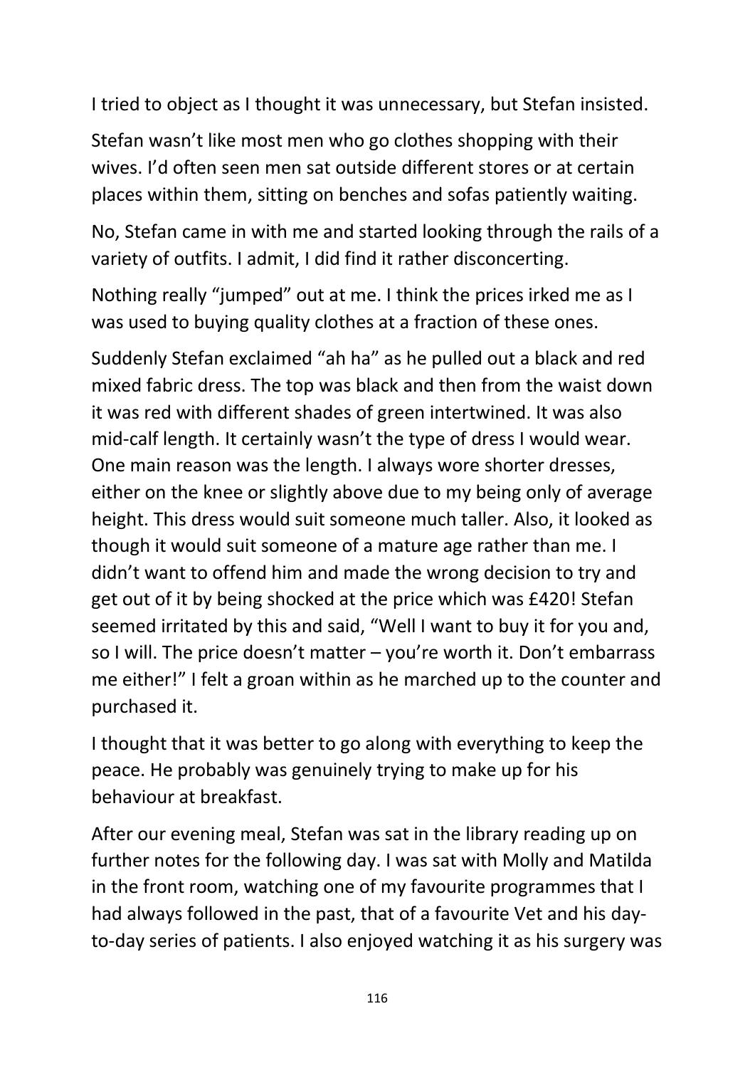I tried to object as I thought it was unnecessary, but Stefan insisted.

Stefan wasn't like most men who go clothes shopping with their wives. I'd often seen men sat outside different stores or at certain places within them, sitting on benches and sofas patiently waiting.

No, Stefan came in with me and started looking through the rails of a variety of outfits. I admit, I did find it rather disconcerting.

Nothing really "jumped" out at me. I think the prices irked me as I was used to buying quality clothes at a fraction of these ones.

Suddenly Stefan exclaimed "ah ha" as he pulled out a black and red mixed fabric dress. The top was black and then from the waist down it was red with different shades of green intertwined. It was also mid-calf length. It certainly wasn't the type of dress I would wear. One main reason was the length. I always wore shorter dresses, either on the knee or slightly above due to my being only of average height. This dress would suit someone much taller. Also, it looked as though it would suit someone of a mature age rather than me. I didn't want to offend him and made the wrong decision to try and get out of it by being shocked at the price which was £420! Stefan seemed irritated by this and said, "Well I want to buy it for you and, so I will. The price doesn't matter – you're worth it. Don't embarrass me either!" I felt a groan within as he marched up to the counter and purchased it.

I thought that it was better to go along with everything to keep the peace. He probably was genuinely trying to make up for his behaviour at breakfast.

After our evening meal, Stefan was sat in the library reading up on further notes for the following day. I was sat with Molly and Matilda in the front room, watching one of my favourite programmes that I had always followed in the past, that of a favourite Vet and his day-to-day series of patients. I also enjoyed watching it as his surgery was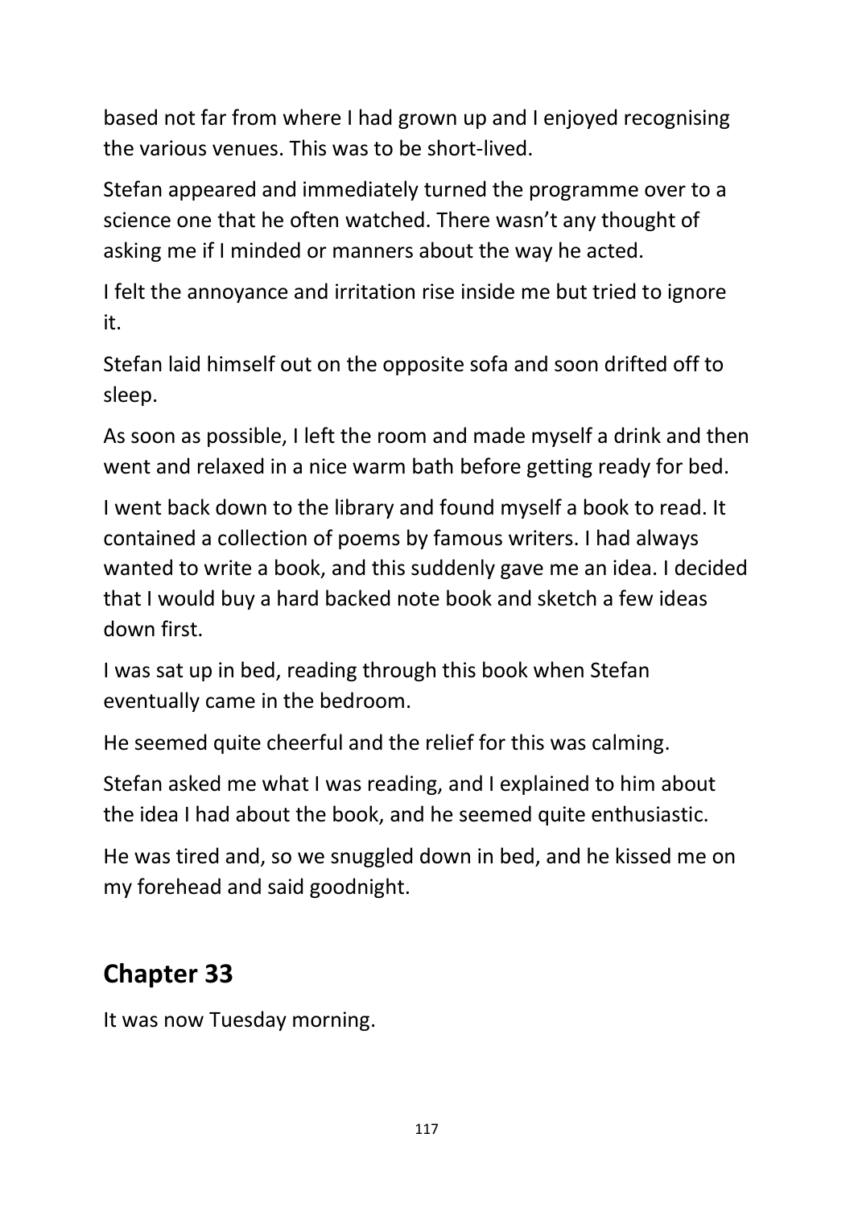based not far from where I had grown up and I enjoyed recognising the various venues. This was to be short-lived.

Stefan appeared and immediately turned the programme over to a science one that he often watched. There wasn't any thought of asking me if I minded or manners about the way he acted.

I felt the annoyance and irritation rise inside me but tried to ignore it.

Stefan laid himself out on the opposite sofa and soon drifted off to sleep.

As soon as possible, I left the room and made myself a drink and then went and relaxed in a nice warm bath before getting ready for bed.

I went back down to the library and found myself a book to read. It contained a collection of poems by famous writers. I had always wanted to write a book, and this suddenly gave me an idea. I decided that I would buy a hard backed note book and sketch a few ideas down first.

I was sat up in bed, reading through this book when Stefan eventually came in the bedroom.

He seemed quite cheerful and the relief for this was calming.

Stefan asked me what I was reading, and I explained to him about the idea I had about the book, and he seemed quite enthusiastic.

He was tired and, so we snuggled down in bed, and he kissed me on my forehead and said goodnight.

## Chapter 33

It was now Tuesday morning.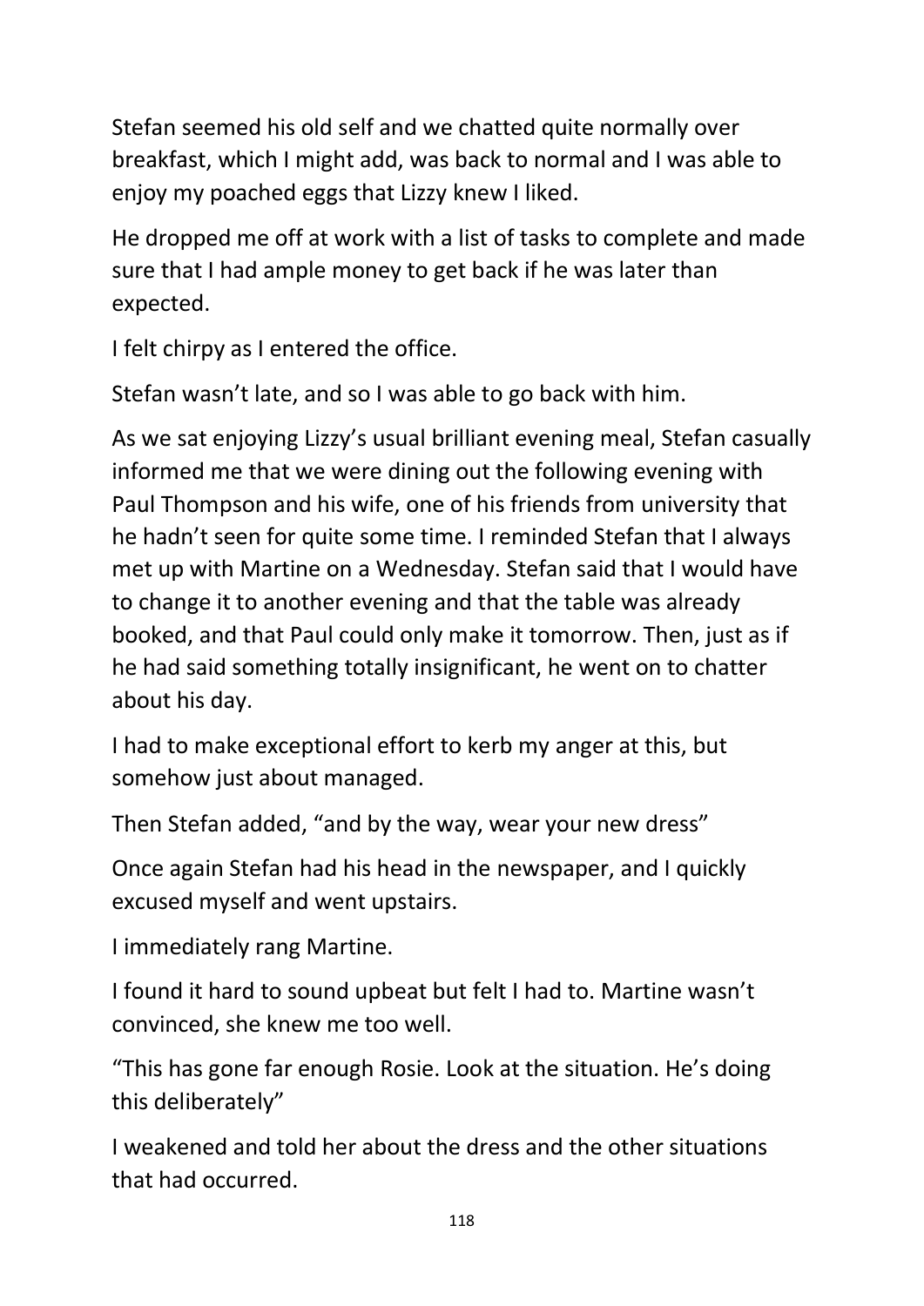Stefan seemed his old self and we chatted quite normally over breakfast, which I might add, was back to normal and I was able to enjoy my poached eggs that Lizzy knew I liked.

He dropped me off at work with a list of tasks to complete and made sure that I had ample money to get back if he was later than expected.

I felt chirpy as I entered the office.

Stefan wasn't late, and so I was able to go back with him.

As we sat enjoying Lizzy's usual brilliant evening meal, Stefan casually informed me that we were dining out the following evening with Paul Thompson and his wife, one of his friends from university that he hadn't seen for quite some time. I reminded Stefan that I always met up with Martine on a Wednesday. Stefan said that I would have to change it to another evening and that the table was already booked, and that Paul could only make it tomorrow. Then, just as if he had said something totally insignificant, he went on to chatter about his day.

I had to make exceptional effort to kerb my anger at this, but somehow just about managed.

Then Stefan added, "and by the way, wear your new dress"

Once again Stefan had his head in the newspaper, and I quickly excused myself and went upstairs.

I immediately rang Martine.

I found it hard to sound upbeat but felt I had to. Martine wasn't convinced, she knew me too well.

"This has gone far enough Rosie. Look at the situation. He's doing this deliberately"

I weakened and told her about the dress and the other situations that had occurred.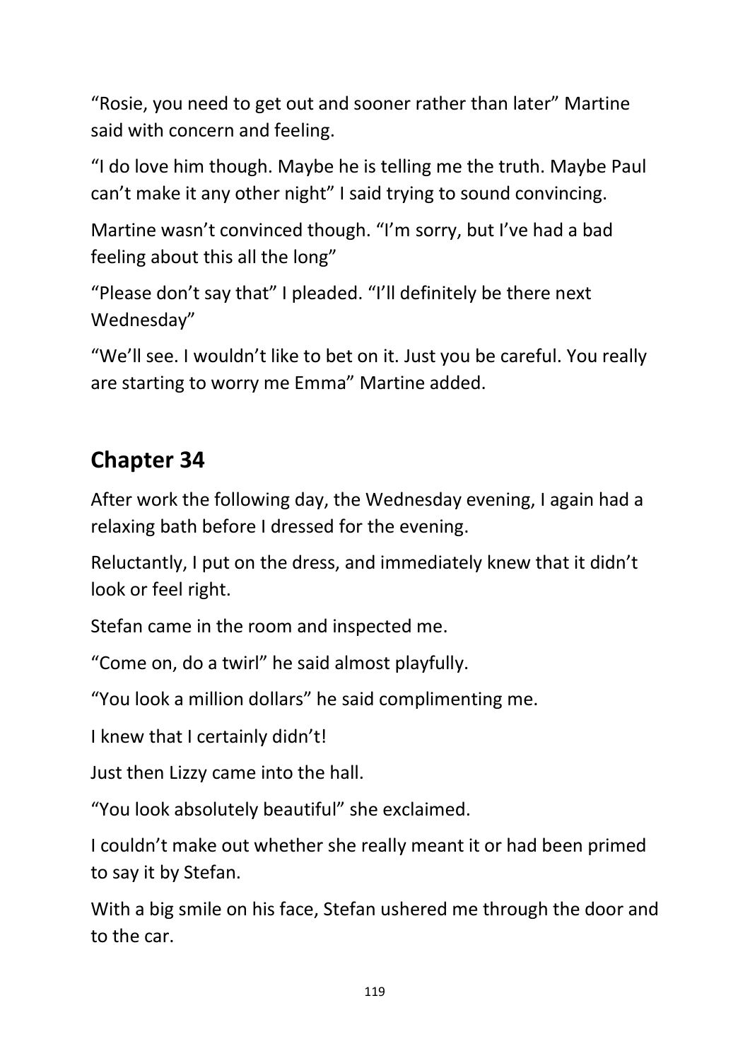“Rosie, you need to get out and sooner rather than later” Martine said with concern and feeling.

“I do love him though. Maybe he is telling me the truth. Maybe Paul can’t make it any other night” I said trying to sound convincing.

Martine wasn’t convinced though. “I’m sorry, but I’ve had a bad feeling about this all the long”

“Please don’t say that” I pleaded. “I’ll definitely be there next Wednesday”

“We’ll see. I wouldn’t like to bet on it. Just you be careful. You really are starting to worry me Emma” Martine added.

## Chapter 34

After work the following day, the Wednesday evening, I again had a relaxing bath before I dressed for the evening.

Reluctantly, I put on the dress, and immediately knew that it didn’t look or feel right.

Stefan came in the room and inspected me.

“Come on, do a twirl” he said almost playfully.

“You look a million dollars” he said complimenting me.

I knew that I certainly didn’t!

Just then Lizzy came into the hall.

“You look absolutely beautiful” she exclaimed.

I couldn’t make out whether she really meant it or had been primed to say it by Stefan.

With a big smile on his face, Stefan ushered me through the door and to the car.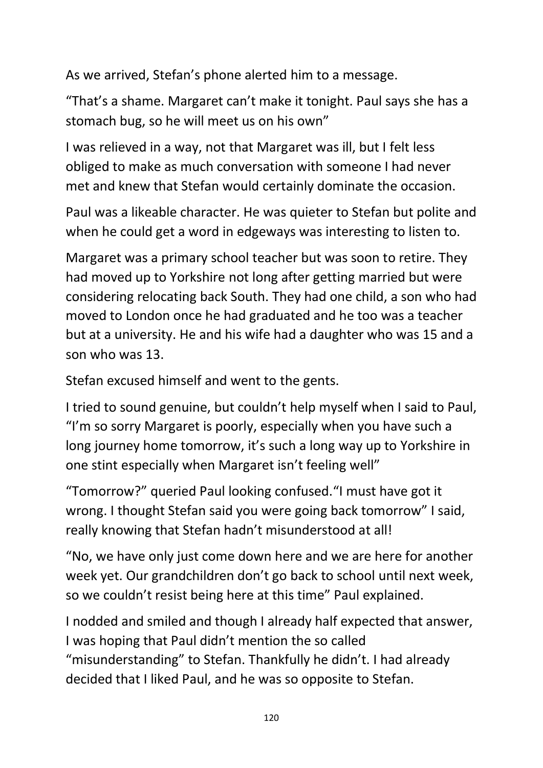As we arrived, Stefan's phone alerted him to a message.

"That's a shame. Margaret can't make it tonight. Paul says she has a stomach bug, so he will meet us on his own"

I was relieved in a way, not that Margaret was ill, but I felt less obliged to make as much conversation with someone I had never met and knew that Stefan would certainly dominate the occasion.

Paul was a likeable character. He was quieter to Stefan but polite and when he could get a word in edgeways was interesting to listen to.

Margaret was a primary school teacher but was soon to retire. They had moved up to Yorkshire not long after getting married but were considering relocating back South. They had one child, a son who had moved to London once he had graduated and he too was a teacher but at a university. He and his wife had a daughter who was 15 and a son who was 13.

Stefan excused himself and went to the gents.

I tried to sound genuine, but couldn't help myself when I said to Paul, "I'm so sorry Margaret is poorly, especially when you have such a long journey home tomorrow, it's such a long way up to Yorkshire in one stint especially when Margaret isn't feeling well"

"Tomorrow?" queried Paul looking confused."I must have got it wrong. I thought Stefan said you were going back tomorrow" I said, really knowing that Stefan hadn't misunderstood at all!

"No, we have only just come down here and we are here for another week yet. Our grandchildren don't go back to school until next week, so we couldn't resist being here at this time" Paul explained.

I nodded and smiled and though I already half expected that answer, I was hoping that Paul didn't mention the so called "misunderstanding" to Stefan. Thankfully he didn't. I had already decided that I liked Paul, and he was so opposite to Stefan.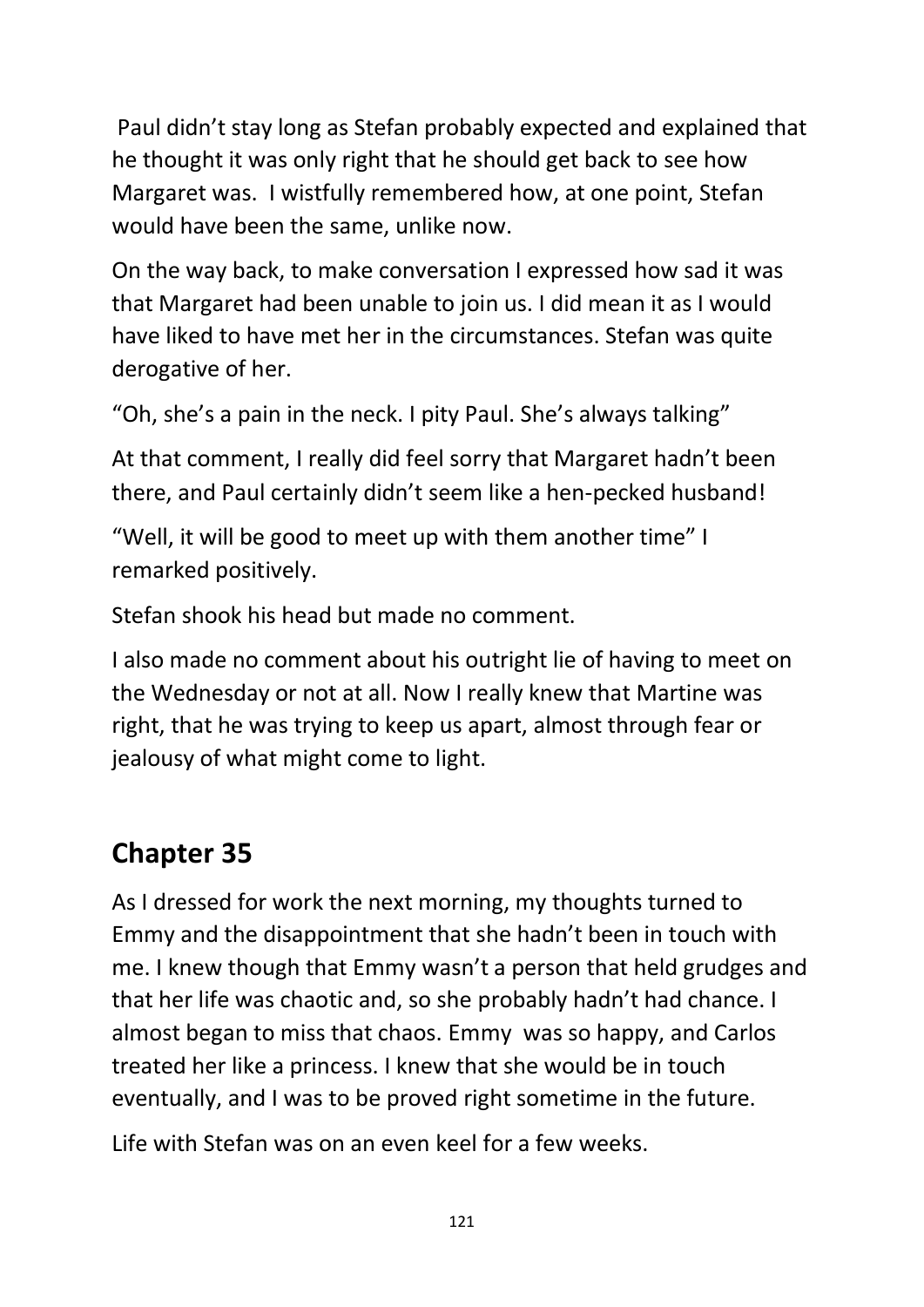Paul didn't stay long as Stefan probably expected and explained that he thought it was only right that he should get back to see how Margaret was. I wistfully remembered how, at one point, Stefan would have been the same, unlike now.

On the way back, to make conversation I expressed how sad it was that Margaret had been unable to join us. I did mean it as I would have liked to have met her in the circumstances. Stefan was quite derogative of her.

"Oh, she's a pain in the neck. I pity Paul. She's always talking"

At that comment, I really did feel sorry that Margaret hadn't been there, and Paul certainly didn't seem like a hen-pecked husband!

"Well, it will be good to meet up with them another time" I remarked positively.

Stefan shook his head but made no comment.

I also made no comment about his outright lie of having to meet on the Wednesday or not at all. Now I really knew that Martine was right, that he was trying to keep us apart, almost through fear or jealousy of what might come to light.

## Chapter 35

As I dressed for work the next morning, my thoughts turned to Emmy and the disappointment that she hadn't been in touch with me. I knew though that Emmy wasn't a person that held grudges and that her life was chaotic and, so she probably hadn't had chance. I almost began to miss that chaos. Emmy was so happy, and Carlos treated her like a princess. I knew that she would be in touch eventually, and I was to be proved right sometime in the future.

Life with Stefan was on an even keel for a few weeks.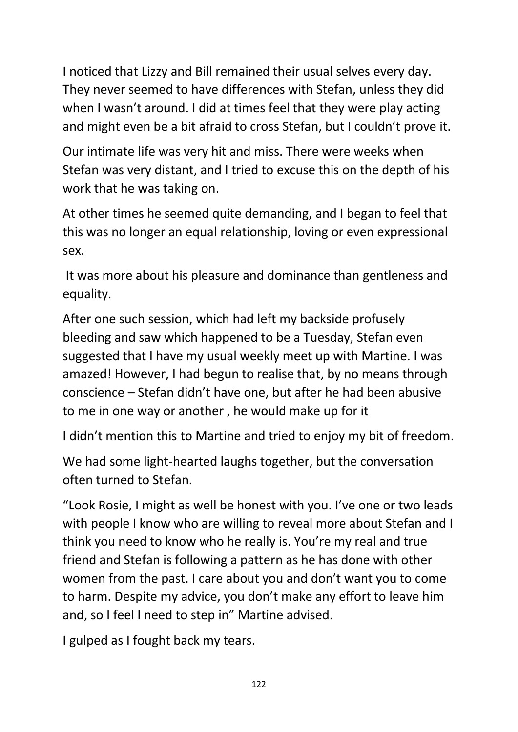I noticed that Lizzy and Bill remained their usual selves every day. They never seemed to have differences with Stefan, unless they did when I wasn't around. I did at times feel that they were play acting and might even be a bit afraid to cross Stefan, but I couldn't prove it.

Our intimate life was very hit and miss. There were weeks when Stefan was very distant, and I tried to excuse this on the depth of his work that he was taking on.

At other times he seemed quite demanding, and I began to feel that this was no longer an equal relationship, loving or even expressional sex.

It was more about his pleasure and dominance than gentleness and equality.

After one such session, which had left my backside profusely bleeding and saw which happened to be a Tuesday, Stefan even suggested that I have my usual weekly meet up with Martine. I was amazed! However, I had begun to realise that, by no means through conscience – Stefan didn't have one, but after he had been abusive to me in one way or another , he would make up for it

I didn't mention this to Martine and tried to enjoy my bit of freedom.

We had some light-hearted laughs together, but the conversation often turned to Stefan.

"Look Rosie, I might as well be honest with you. I've one or two leads with people I know who are willing to reveal more about Stefan and I think you need to know who he really is. You're my real and true friend and Stefan is following a pattern as he has done with other women from the past. I care about you and don't want you to come to harm. Despite my advice, you don't make any effort to leave him and, so I feel I need to step in" Martine advised.

I gulped as I fought back my tears.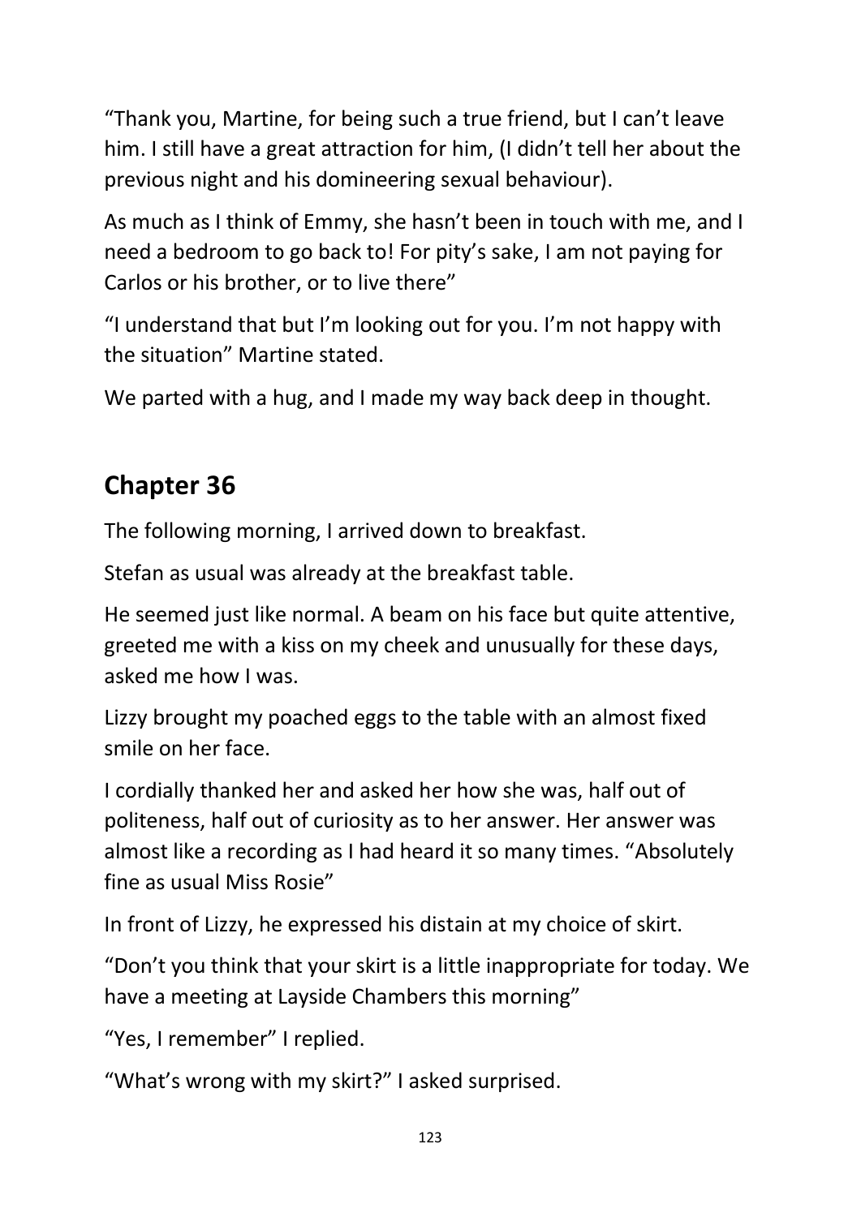"Thank you, Martine, for being such a true friend, but I can't leave him. I still have a great attraction for him, (I didn't tell her about the previous night and his domineering sexual behaviour).

As much as I think of Emmy, she hasn't been in touch with me, and I need a bedroom to go back to! For pity's sake, I am not paying for Carlos or his brother, or to live there"

"I understand that but I'm looking out for you. I'm not happy with the situation" Martine stated.

We parted with a hug, and I made my way back deep in thought.

## Chapter 36

The following morning, I arrived down to breakfast.

Stefan as usual was already at the breakfast table.

He seemed just like normal. A beam on his face but quite attentive, greeted me with a kiss on my cheek and unusually for these days, asked me how I was.

Lizzy brought my poached eggs to the table with an almost fixed smile on her face.

I cordially thanked her and asked her how she was, half out of politeness, half out of curiosity as to her answer. Her answer was almost like a recording as I had heard it so many times. "Absolutely fine as usual Miss Rosie"

In front of Lizzy, he expressed his distain at my choice of skirt.

"Don't you think that your skirt is a little inappropriate for today. We have a meeting at Layside Chambers this morning"

"Yes, I remember" I replied.

"What's wrong with my skirt?" I asked surprised.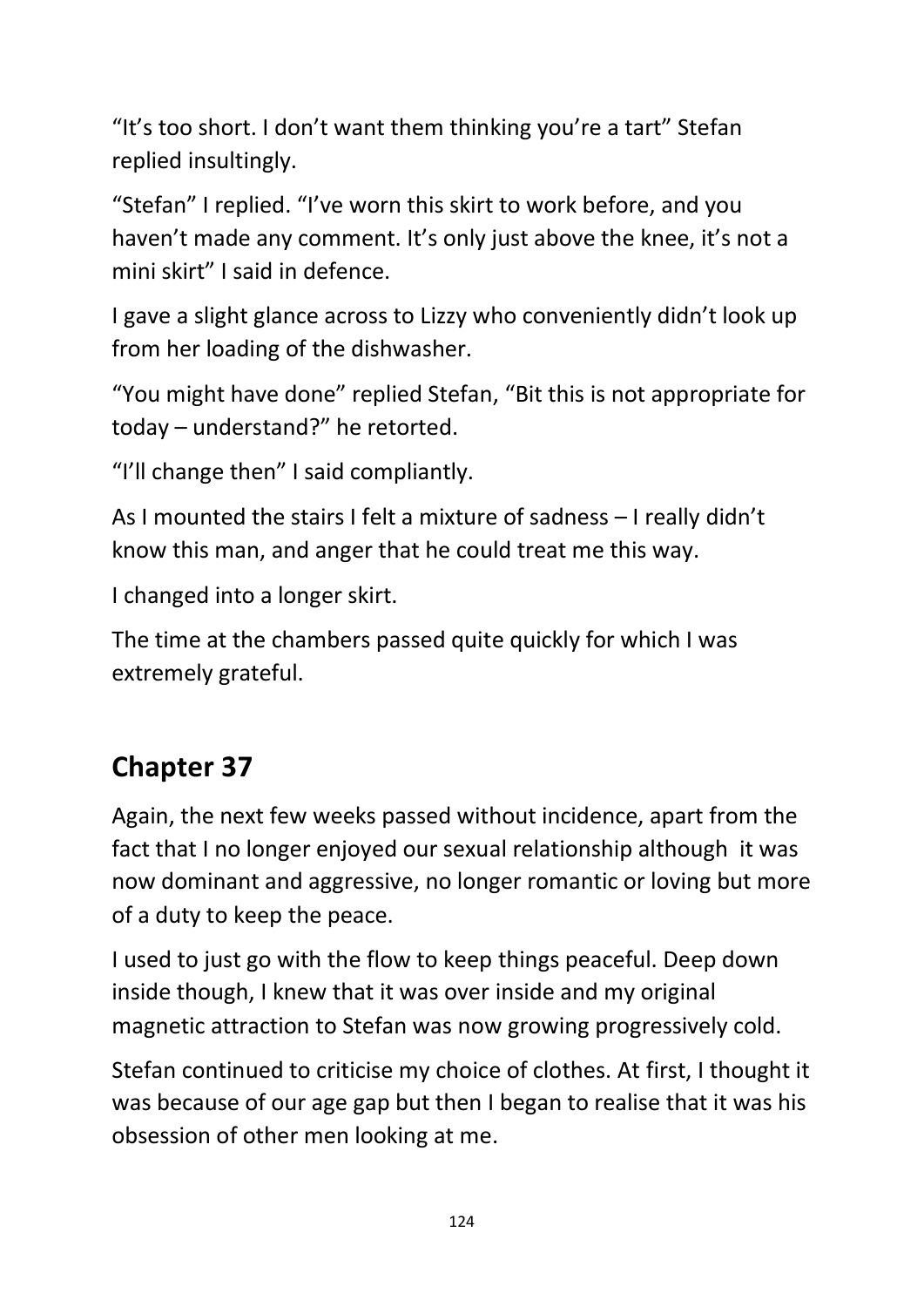“It’s too short. I don’t want them thinking you’re a tart” Stefan replied insultingly.

“Stefan” I replied. “I’ve worn this skirt to work before, and you haven’t made any comment. It’s only just above the knee, it’s not a mini skirt” I said in defence.

I gave a slight glance across to Lizzy who conveniently didn’t look up from her loading of the dishwasher.

“You might have done” replied Stefan, “Bit this is not appropriate for today – understand?” he retorted.

“I’ll change then” I said compliantly.

As I mounted the stairs I felt a mixture of sadness – I really didn’t know this man, and anger that he could treat me this way.

I changed into a longer skirt.

The time at the chambers passed quite quickly for which I was extremely grateful.

## Chapter 37

Again, the next few weeks passed without incidence, apart from the fact that I no longer enjoyed our sexual relationship although it was now dominant and aggressive, no longer romantic or loving but more of a duty to keep the peace.

I used to just go with the flow to keep things peaceful. Deep down inside though, I knew that it was over inside and my original magnetic attraction to Stefan was now growing progressively cold.

Stefan continued to criticise my choice of clothes. At first, I thought it was because of our age gap but then I began to realise that it was his obsession of other men looking at me.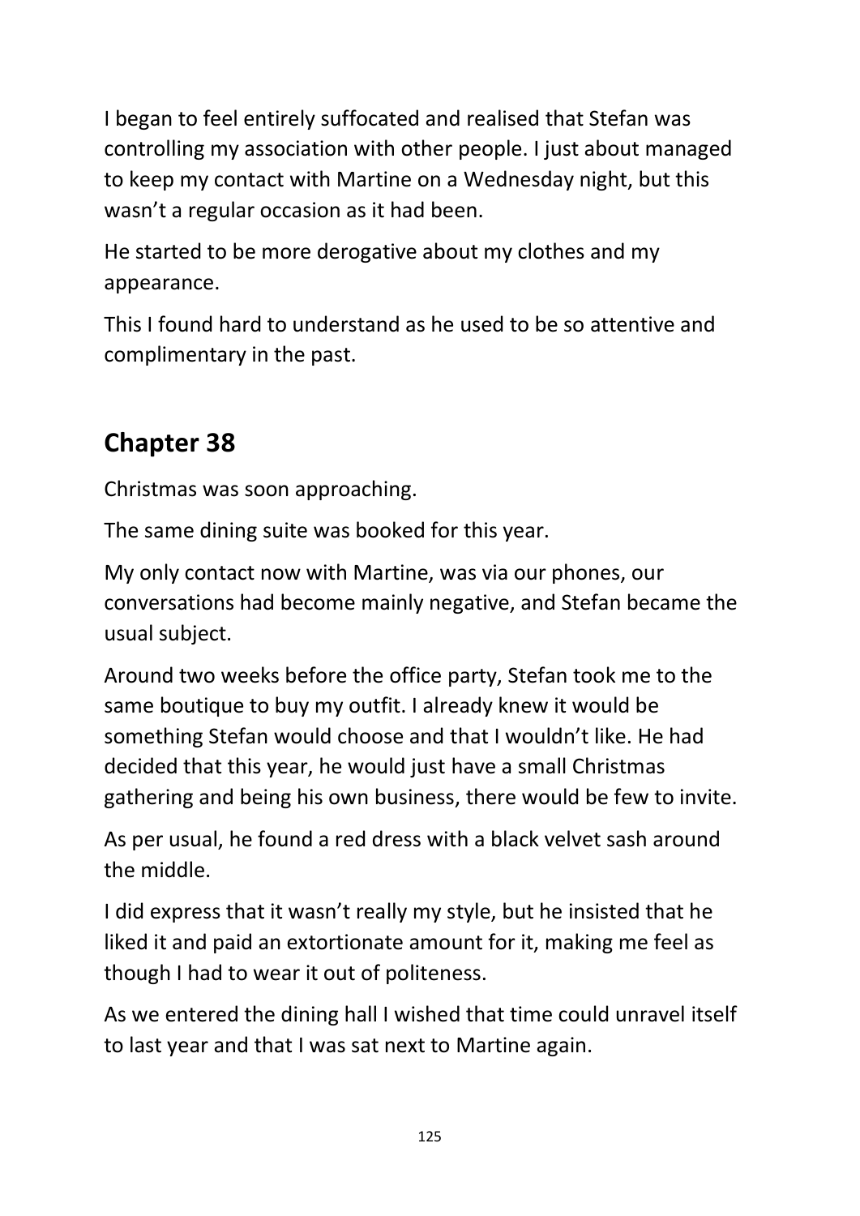I began to feel entirely suffocated and realised that Stefan was controlling my association with other people. I just about managed to keep my contact with Martine on a Wednesday night, but this wasn't a regular occasion as it had been.

He started to be more derogative about my clothes and my appearance.

This I found hard to understand as he used to be so attentive and complimentary in the past.

## Chapter 38

Christmas was soon approaching.

The same dining suite was booked for this year.

My only contact now with Martine, was via our phones, our conversations had become mainly negative, and Stefan became the usual subject.

Around two weeks before the office party, Stefan took me to the same boutique to buy my outfit. I already knew it would be something Stefan would choose and that I wouldn't like. He had decided that this year, he would just have a small Christmas gathering and being his own business, there would be few to invite.

As per usual, he found a red dress with a black velvet sash around the middle.

I did express that it wasn't really my style, but he insisted that he liked it and paid an extortionate amount for it, making me feel as though I had to wear it out of politeness.

As we entered the dining hall I wished that time could unravel itself to last year and that I was sat next to Martine again.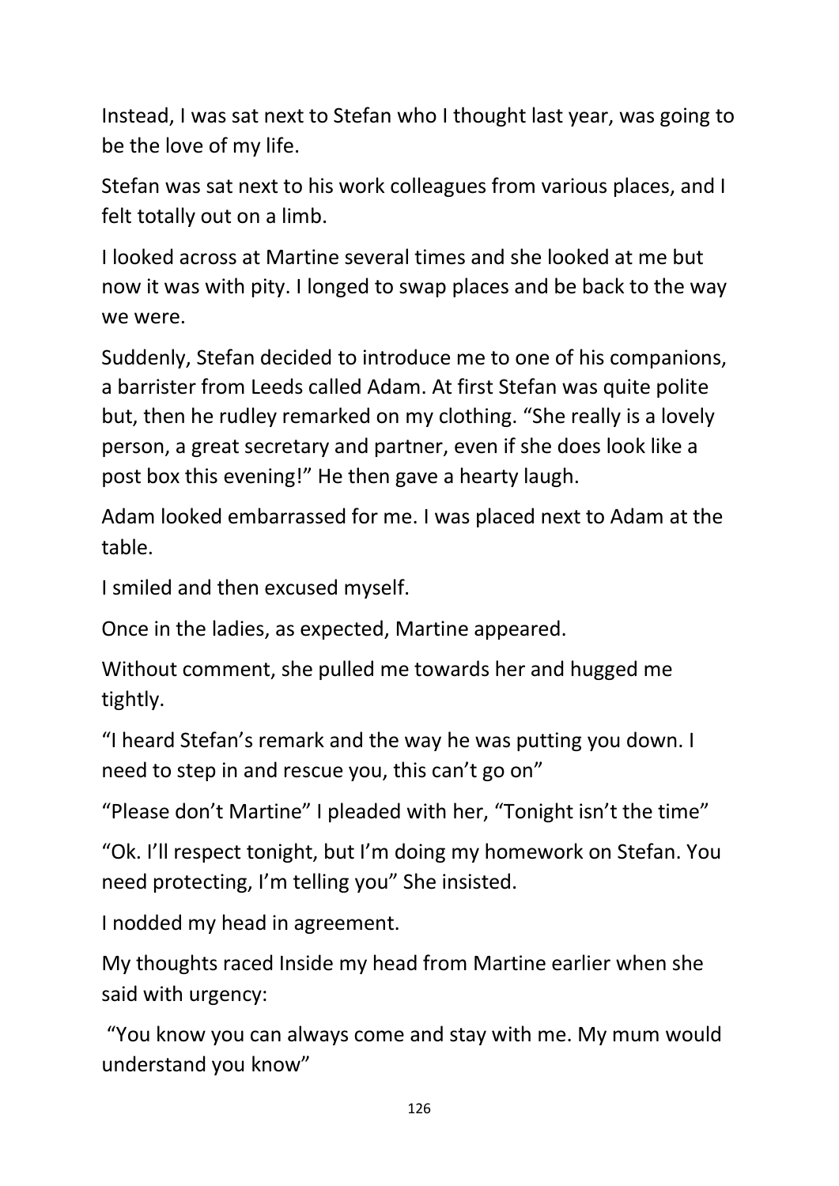Instead, I was sat next to Stefan who I thought last year, was going to be the love of my life.

Stefan was sat next to his work colleagues from various places, and I felt totally out on a limb.

I looked across at Martine several times and she looked at me but now it was with pity. I longed to swap places and be back to the way we were.

Suddenly, Stefan decided to introduce me to one of his companions, a barrister from Leeds called Adam. At first Stefan was quite polite but, then he rudley remarked on my clothing. "She really is a lovely person, a great secretary and partner, even if she does look like a post box this evening!" He then gave a hearty laugh.

Adam looked embarrassed for me. I was placed next to Adam at the table.

I smiled and then excused myself.

Once in the ladies, as expected, Martine appeared.

Without comment, she pulled me towards her and hugged me tightly.

"I heard Stefan's remark and the way he was putting you down. I need to step in and rescue you, this can't go on"

"Please don't Martine" I pleaded with her, "Tonight isn't the time"

"Ok. I'll respect tonight, but I'm doing my homework on Stefan. You need protecting, I'm telling you" She insisted.

I nodded my head in agreement.

My thoughts raced Inside my head from Martine earlier when she said with urgency:

"You know you can always come and stay with me. My mum would understand you know"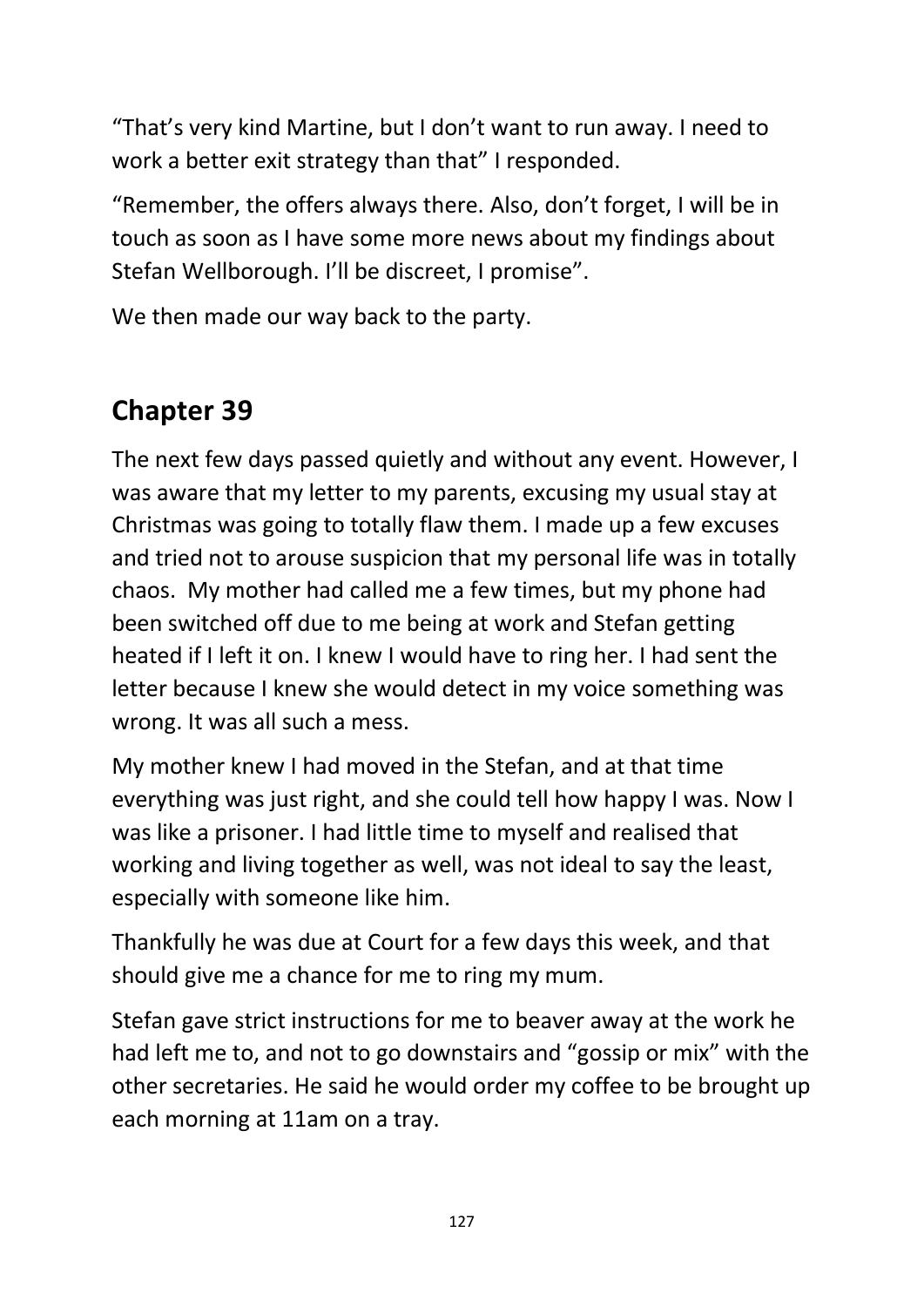"That's very kind Martine, but I don't want to run away. I need to work a better exit strategy than that" I responded.

"Remember, the offers always there. Also, don't forget, I will be in touch as soon as I have some more news about my findings about Stefan Wellborough. I'll be discreet, I promise".

We then made our way back to the party.

## Chapter 39

The next few days passed quietly and without any event. However, I was aware that my letter to my parents, excusing my usual stay at Christmas was going to totally flaw them. I made up a few excuses and tried not to arouse suspicion that my personal life was in totally chaos. My mother had called me a few times, but my phone had been switched off due to me being at work and Stefan getting heated if I left it on. I knew I would have to ring her. I had sent the letter because I knew she would detect in my voice something was wrong. It was all such a mess.

My mother knew I had moved in the Stefan, and at that time everything was just right, and she could tell how happy I was. Now I was like a prisoner. I had little time to myself and realised that working and living together as well, was not ideal to say the least, especially with someone like him.

Thankfully he was due at Court for a few days this week, and that should give me a chance for me to ring my mum.

Stefan gave strict instructions for me to beaver away at the work he had left me to, and not to go downstairs and "gossip or mix" with the other secretaries. He said he would order my coffee to be brought up each morning at 11am on a tray.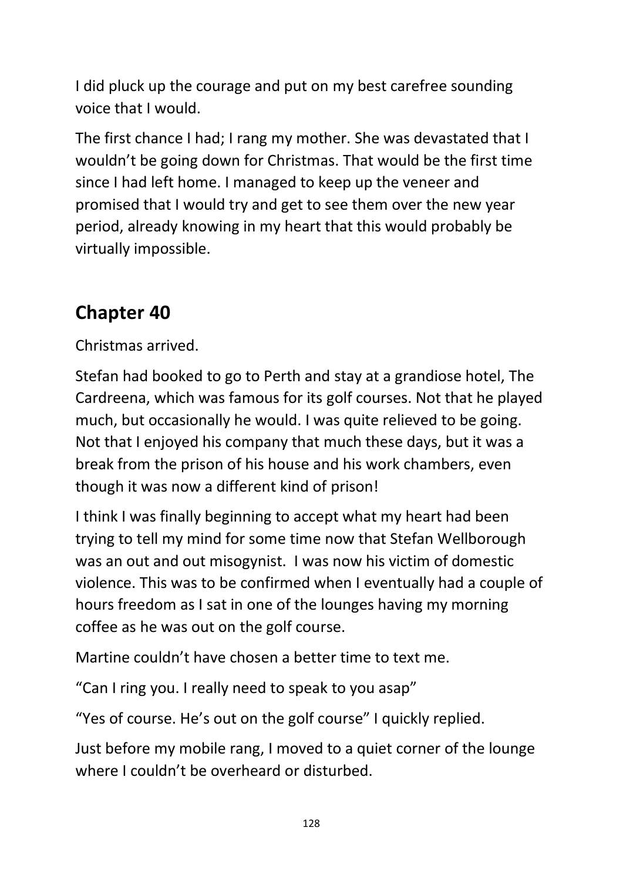I did pluck up the courage and put on my best carefree sounding voice that I would.

The first chance I had; I rang my mother. She was devastated that I wouldn't be going down for Christmas. That would be the first time since I had left home. I managed to keep up the veneer and promised that I would try and get to see them over the new year period, already knowing in my heart that this would probably be virtually impossible.

## Chapter 40

Christmas arrived.

Stefan had booked to go to Perth and stay at a grandiose hotel, The Cardreena, which was famous for its golf courses. Not that he played much, but occasionally he would. I was quite relieved to be going. Not that I enjoyed his company that much these days, but it was a break from the prison of his house and his work chambers, even though it was now a different kind of prison!

I think I was finally beginning to accept what my heart had been trying to tell my mind for some time now that Stefan Wellborough was an out and out misogynist.  I was now his victim of domestic violence. This was to be confirmed when I eventually had a couple of hours freedom as I sat in one of the lounges having my morning coffee as he was out on the golf course.

Martine couldn't have chosen a better time to text me.

"Can I ring you. I really need to speak to you asap"

"Yes of course. He's out on the golf course" I quickly replied.

Just before my mobile rang, I moved to a quiet corner of the lounge where I couldn't be overheard or disturbed.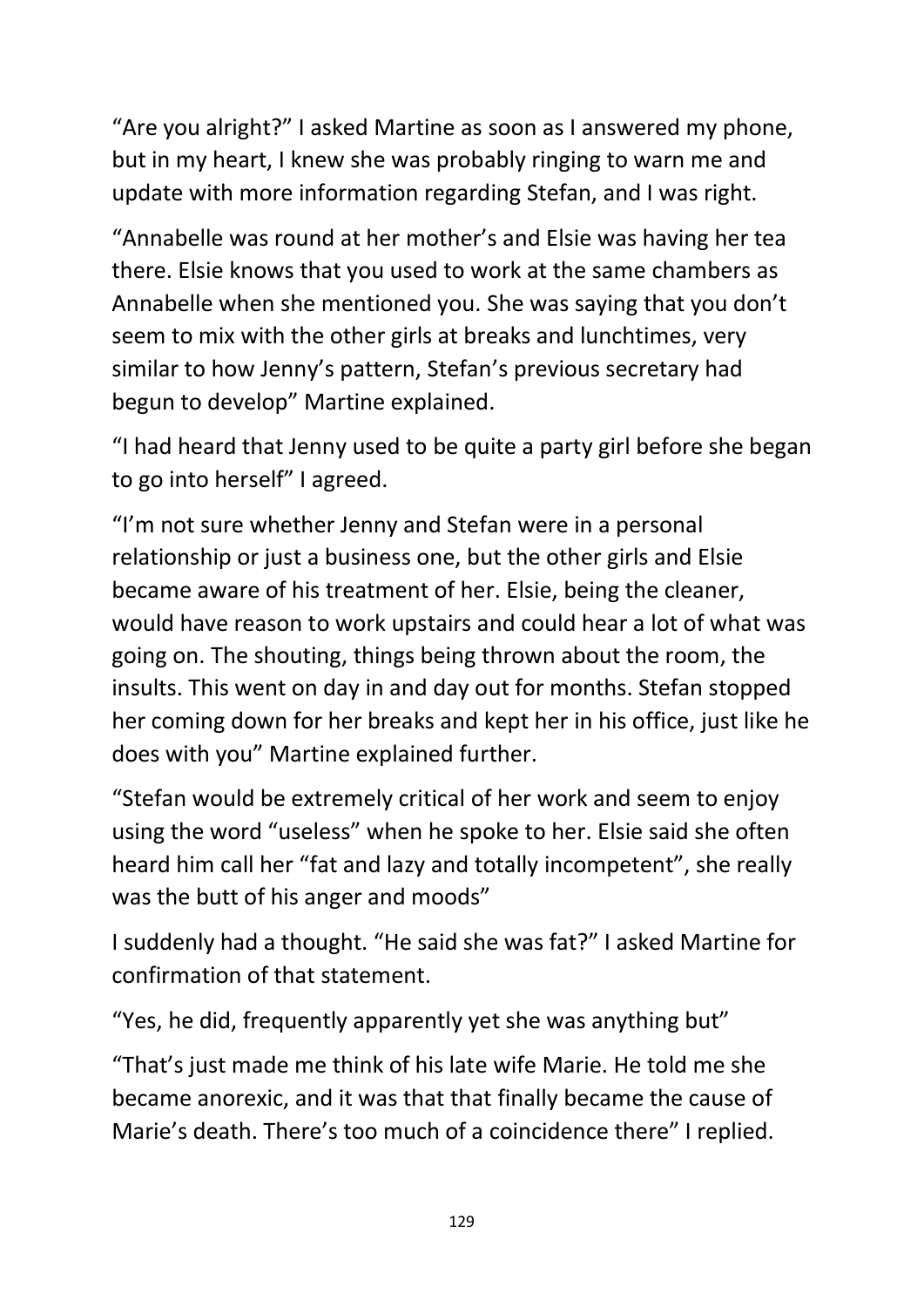"Are you alright?" I asked Martine as soon as I answered my phone, but in my heart, I knew she was probably ringing to warn me and update with more information regarding Stefan, and I was right.

"Annabelle was round at her mother's and Elsie was having her tea there. Elsie knows that you used to work at the same chambers as Annabelle when she mentioned you. She was saying that you don't seem to mix with the other girls at breaks and lunchtimes, very similar to how Jenny's pattern, Stefan's previous secretary had begun to develop" Martine explained.

"I had heard that Jenny used to be quite a party girl before she began to go into herself" I agreed.

"I'm not sure whether Jenny and Stefan were in a personal relationship or just a business one, but the other girls and Elsie became aware of his treatment of her. Elsie, being the cleaner, would have reason to work upstairs and could hear a lot of what was going on. The shouting, things being thrown about the room, the insults. This went on day in and day out for months. Stefan stopped her coming down for her breaks and kept her in his office, just like he does with you" Martine explained further.

"Stefan would be extremely critical of her work and seem to enjoy using the word "useless" when he spoke to her. Elsie said she often heard him call her "fat and lazy and totally incompetent", she really was the butt of his anger and moods"

I suddenly had a thought. "He said she was fat?" I asked Martine for confirmation of that statement.

"Yes, he did, frequently apparently yet she was anything but"

"That's just made me think of his late wife Marie. He told me she became anorexic, and it was that that finally became the cause of Marie's death. There's too much of a coincidence there" I replied.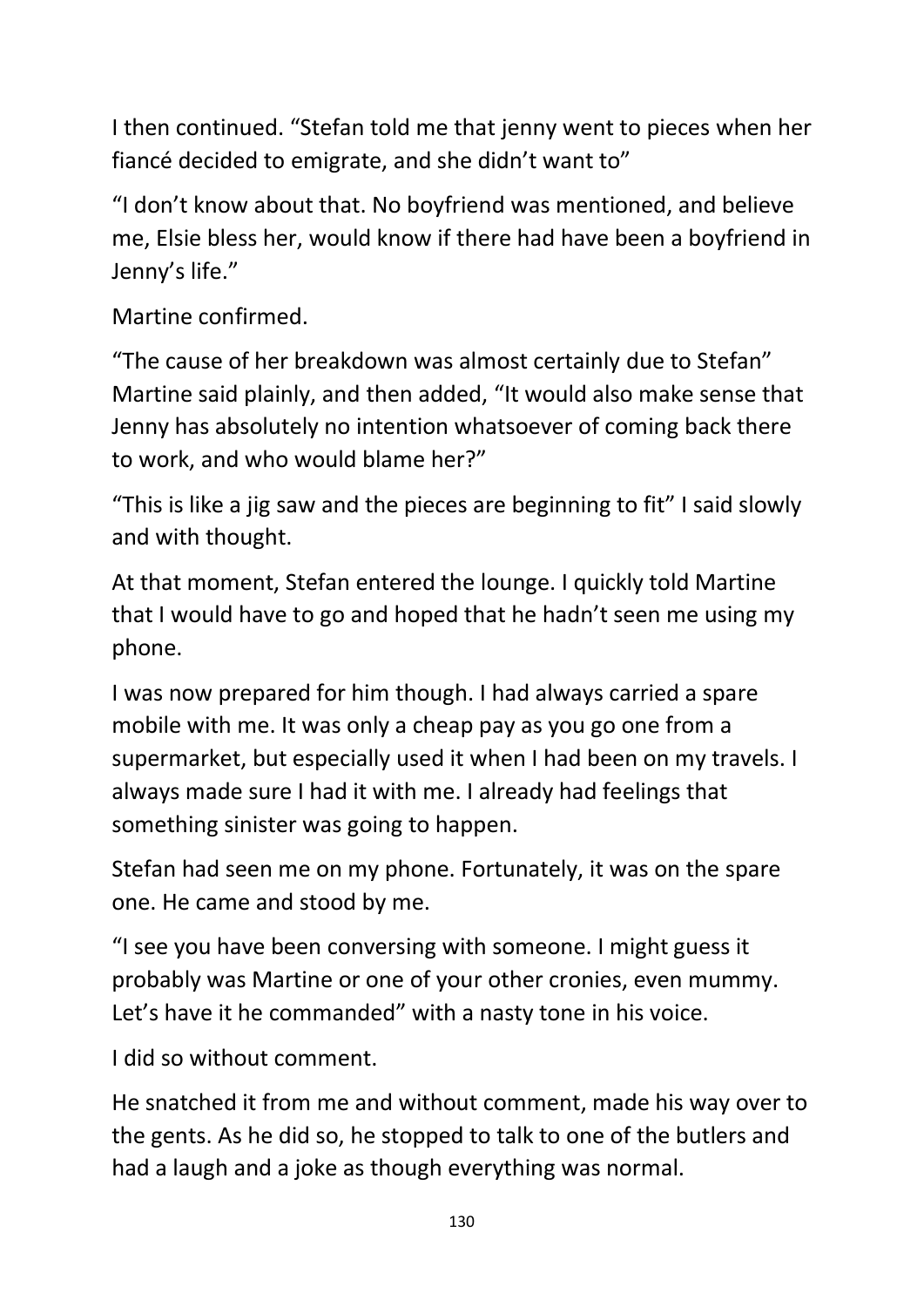I then continued. “Stefan told me that jenny went to pieces when her fiancé decided to emigrate, and she didn’t want to”

“I don’t know about that. No boyfriend was mentioned, and believe me, Elsie bless her, would know if there had have been a boyfriend in Jenny’s life.”

Martine confirmed.

“The cause of her breakdown was almost certainly due to Stefan” Martine said plainly, and then added, “It would also make sense that Jenny has absolutely no intention whatsoever of coming back there to work, and who would blame her?”

“This is like a jig saw and the pieces are beginning to fit” I said slowly and with thought.

At that moment, Stefan entered the lounge. I quickly told Martine that I would have to go and hoped that he hadn’t seen me using my phone.

I was now prepared for him though. I had always carried a spare mobile with me. It was only a cheap pay as you go one from a supermarket, but especially used it when I had been on my travels. I always made sure I had it with me. I already had feelings that something sinister was going to happen.

Stefan had seen me on my phone. Fortunately, it was on the spare one. He came and stood by me.

“I see you have been conversing with someone. I might guess it probably was Martine or one of your other cronies, even mummy. Let’s have it he commanded” with a nasty tone in his voice.

I did so without comment.

He snatched it from me and without comment, made his way over to the gents. As he did so, he stopped to talk to one of the butlers and had a laugh and a joke as though everything was normal.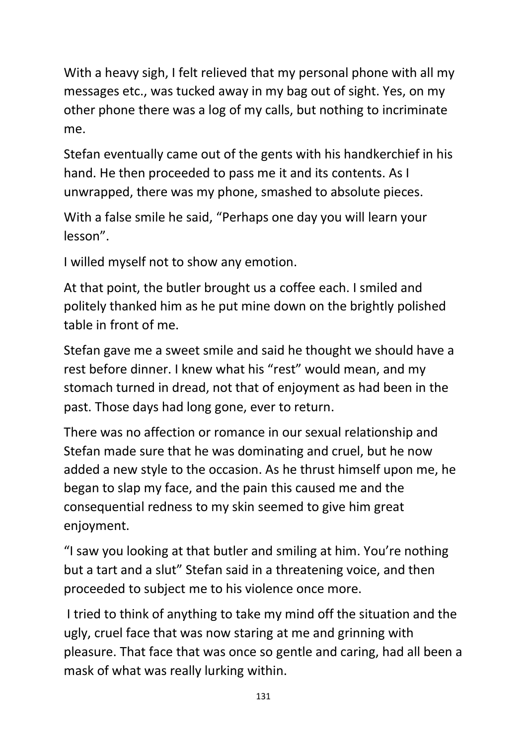With a heavy sigh, I felt relieved that my personal phone with all my messages etc., was tucked away in my bag out of sight. Yes, on my other phone there was a log of my calls, but nothing to incriminate me.

Stefan eventually came out of the gents with his handkerchief in his hand. He then proceeded to pass me it and its contents. As I unwrapped, there was my phone, smashed to absolute pieces.

With a false smile he said, "Perhaps one day you will learn your lesson".

I willed myself not to show any emotion.

At that point, the butler brought us a coffee each. I smiled and politely thanked him as he put mine down on the brightly polished table in front of me.

Stefan gave me a sweet smile and said he thought we should have a rest before dinner. I knew what his "rest" would mean, and my stomach turned in dread, not that of enjoyment as had been in the past. Those days had long gone, ever to return.

There was no affection or romance in our sexual relationship and Stefan made sure that he was dominating and cruel, but he now added a new style to the occasion. As he thrust himself upon me, he began to slap my face, and the pain this caused me and the consequential redness to my skin seemed to give him great enjoyment.

"I saw you looking at that butler and smiling at him. You're nothing but a tart and a slut" Stefan said in a threatening voice, and then proceeded to subject me to his violence once more.

I tried to think of anything to take my mind off the situation and the ugly, cruel face that was now staring at me and grinning with pleasure. That face that was once so gentle and caring, had all been a mask of what was really lurking within.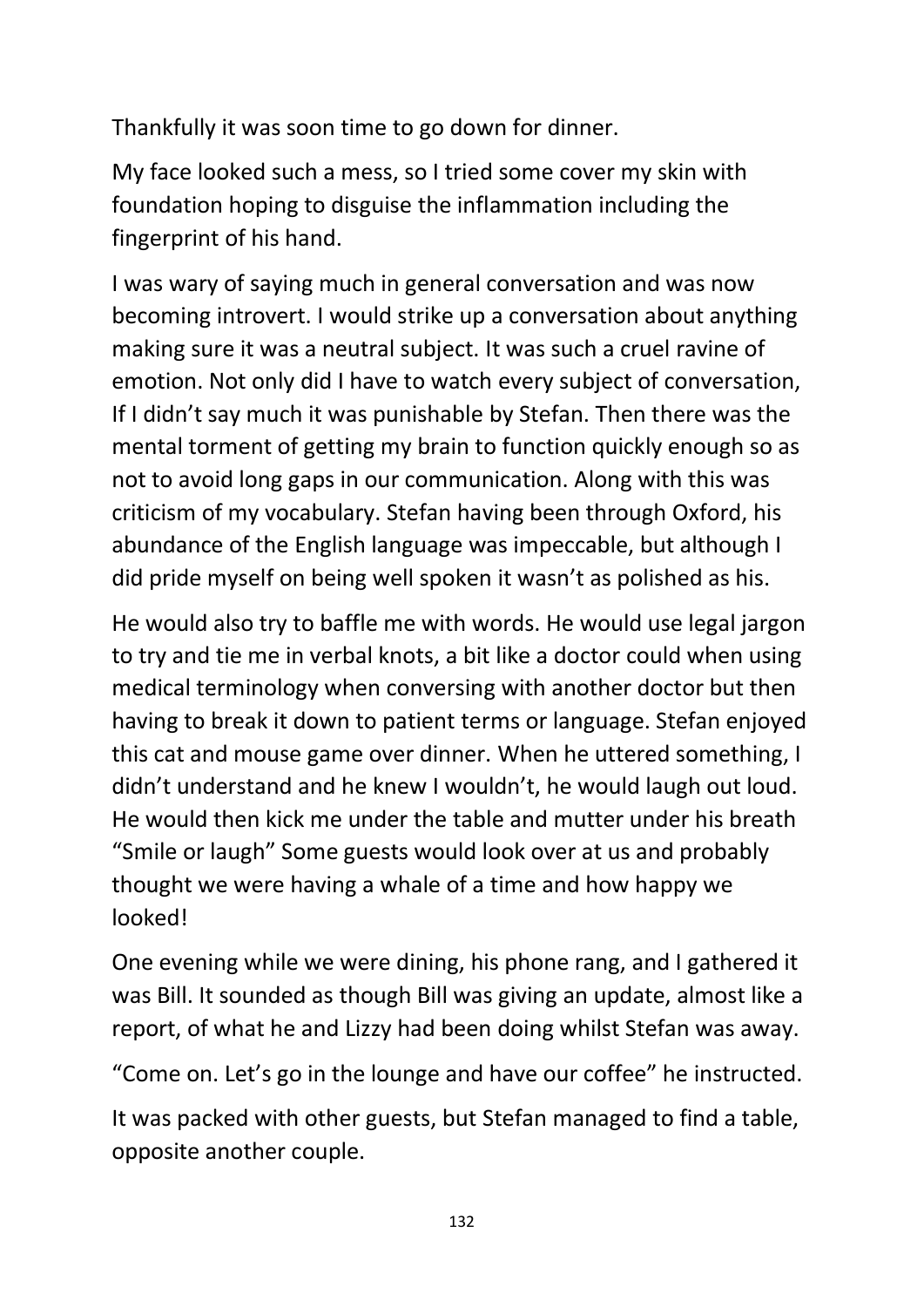Thankfully it was soon time to go down for dinner.

My face looked such a mess, so I tried some cover my skin with foundation hoping to disguise the inflammation including the fingerprint of his hand.

I was wary of saying much in general conversation and was now becoming introvert. I would strike up a conversation about anything making sure it was a neutral subject. It was such a cruel ravine of emotion. Not only did I have to watch every subject of conversation, If I didn't say much it was punishable by Stefan. Then there was the mental torment of getting my brain to function quickly enough so as not to avoid long gaps in our communication. Along with this was criticism of my vocabulary. Stefan having been through Oxford, his abundance of the English language was impeccable, but although I did pride myself on being well spoken it wasn't as polished as his.

He would also try to baffle me with words. He would use legal jargon to try and tie me in verbal knots, a bit like a doctor could when using medical terminology when conversing with another doctor but then having to break it down to patient terms or language. Stefan enjoyed this cat and mouse game over dinner. When he uttered something, I didn't understand and he knew I wouldn't, he would laugh out loud. He would then kick me under the table and mutter under his breath "Smile or laugh" Some guests would look over at us and probably thought we were having a whale of a time and how happy we looked!

One evening while we were dining, his phone rang, and I gathered it was Bill. It sounded as though Bill was giving an update, almost like a report, of what he and Lizzy had been doing whilst Stefan was away.

"Come on. Let's go in the lounge and have our coffee" he instructed.

It was packed with other guests, but Stefan managed to find a table, opposite another couple.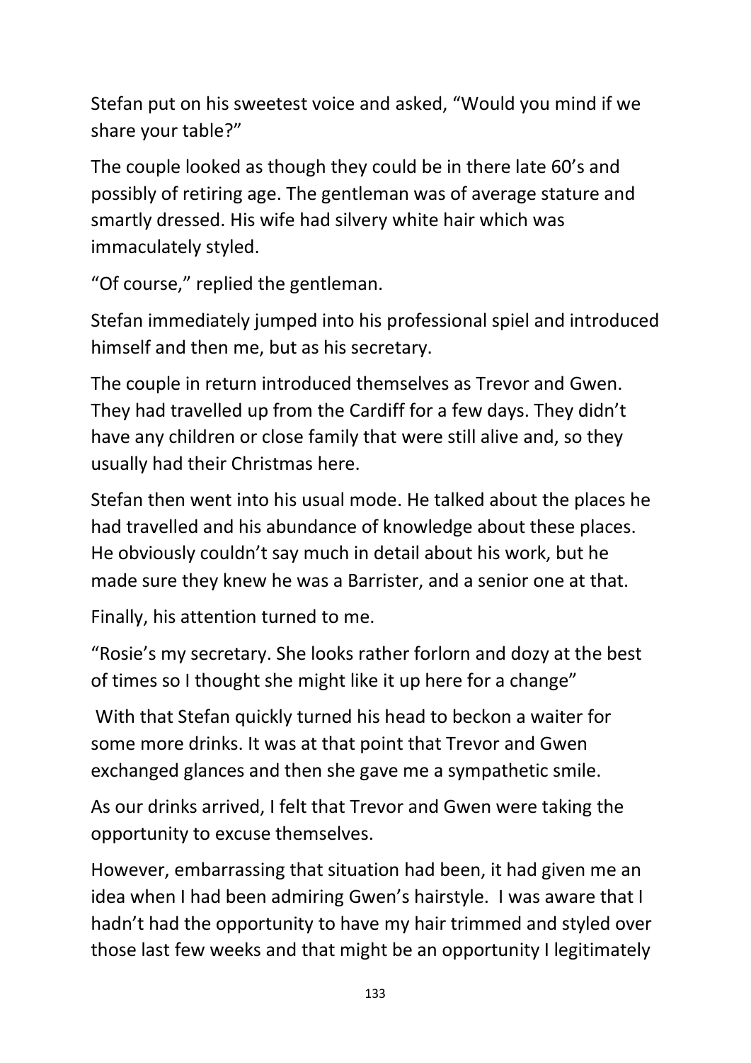Stefan put on his sweetest voice and asked, “Would you mind if we share your table?”

The couple looked as though they could be in there late 60’s and possibly of retiring age. The gentleman was of average stature and smartly dressed. His wife had silvery white hair which was immaculately styled.

“Of course,” replied the gentleman.

Stefan immediately jumped into his professional spiel and introduced himself and then me, but as his secretary.

The couple in return introduced themselves as Trevor and Gwen. They had travelled up from the Cardiff for a few days. They didn’t have any children or close family that were still alive and, so they usually had their Christmas here.

Stefan then went into his usual mode. He talked about the places he had travelled and his abundance of knowledge about these places. He obviously couldn’t say much in detail about his work, but he made sure they knew he was a Barrister, and a senior one at that.

Finally, his attention turned to me.

“Rosie’s my secretary. She looks rather forlorn and dozy at the best of times so I thought she might like it up here for a change”

With that Stefan quickly turned his head to beckon a waiter for some more drinks. It was at that point that Trevor and Gwen exchanged glances and then she gave me a sympathetic smile.

As our drinks arrived, I felt that Trevor and Gwen were taking the opportunity to excuse themselves.

However, embarrassing that situation had been, it had given me an idea when I had been admiring Gwen’s hairstyle. I was aware that I hadn’t had the opportunity to have my hair trimmed and styled over those last few weeks and that might be an opportunity I legitimately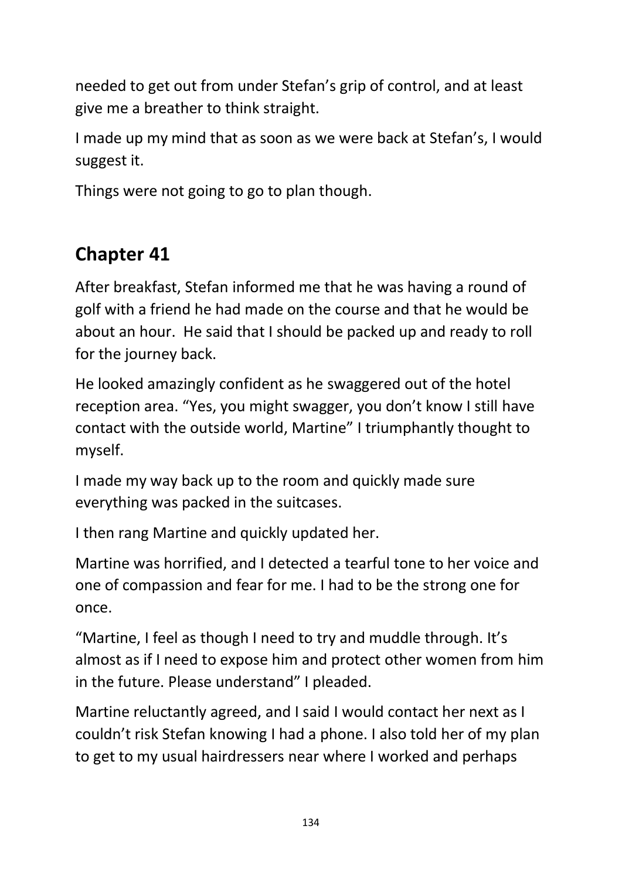needed to get out from under Stefan's grip of control, and at least give me a breather to think straight.

I made up my mind that as soon as we were back at Stefan's, I would suggest it.

Things were not going to go to plan though.

## Chapter 41

After breakfast, Stefan informed me that he was having a round of golf with a friend he had made on the course and that he would be about an hour. He said that I should be packed up and ready to roll for the journey back.

He looked amazingly confident as he swaggered out of the hotel reception area. "Yes, you might swagger, you don't know I still have contact with the outside world, Martine" I triumphantly thought to myself.

I made my way back up to the room and quickly made sure everything was packed in the suitcases.

I then rang Martine and quickly updated her.

Martine was horrified, and I detected a tearful tone to her voice and one of compassion and fear for me. I had to be the strong one for once.

"Martine, I feel as though I need to try and muddle through. It's almost as if I need to expose him and protect other women from him in the future. Please understand" I pleaded.

Martine reluctantly agreed, and I said I would contact her next as I couldn't risk Stefan knowing I had a phone. I also told her of my plan to get to my usual hairdressers near where I worked and perhaps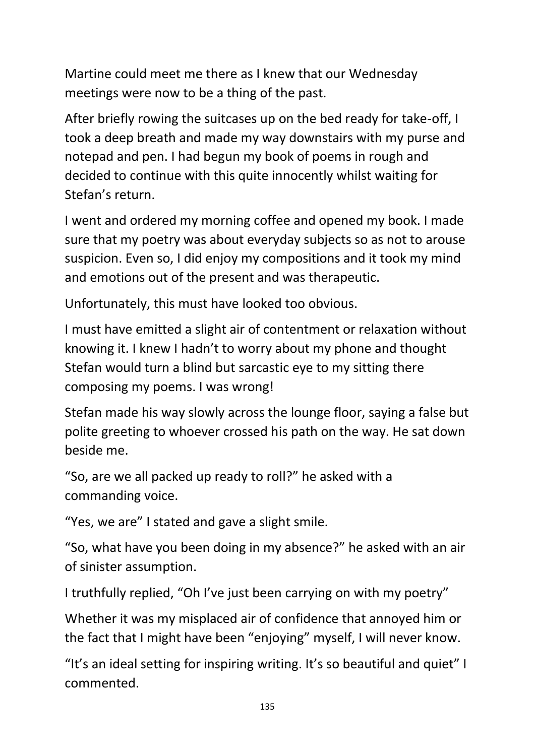Martine could meet me there as I knew that our Wednesday meetings were now to be a thing of the past.

After briefly rowing the suitcases up on the bed ready for take-off, I took a deep breath and made my way downstairs with my purse and notepad and pen. I had begun my book of poems in rough and decided to continue with this quite innocently whilst waiting for Stefan's return.

I went and ordered my morning coffee and opened my book. I made sure that my poetry was about everyday subjects so as not to arouse suspicion. Even so, I did enjoy my compositions and it took my mind and emotions out of the present and was therapeutic.

Unfortunately, this must have looked too obvious.

I must have emitted a slight air of contentment or relaxation without knowing it. I knew I hadn't to worry about my phone and thought Stefan would turn a blind but sarcastic eye to my sitting there composing my poems. I was wrong!

Stefan made his way slowly across the lounge floor, saying a false but polite greeting to whoever crossed his path on the way. He sat down beside me.

"So, are we all packed up ready to roll?" he asked with a commanding voice.

"Yes, we are" I stated and gave a slight smile.

"So, what have you been doing in my absence?" he asked with an air of sinister assumption.

I truthfully replied, "Oh I've just been carrying on with my poetry"

Whether it was my misplaced air of confidence that annoyed him or the fact that I might have been "enjoying" myself, I will never know.

"It's an ideal setting for inspiring writing. It's so beautiful and quiet" I commented.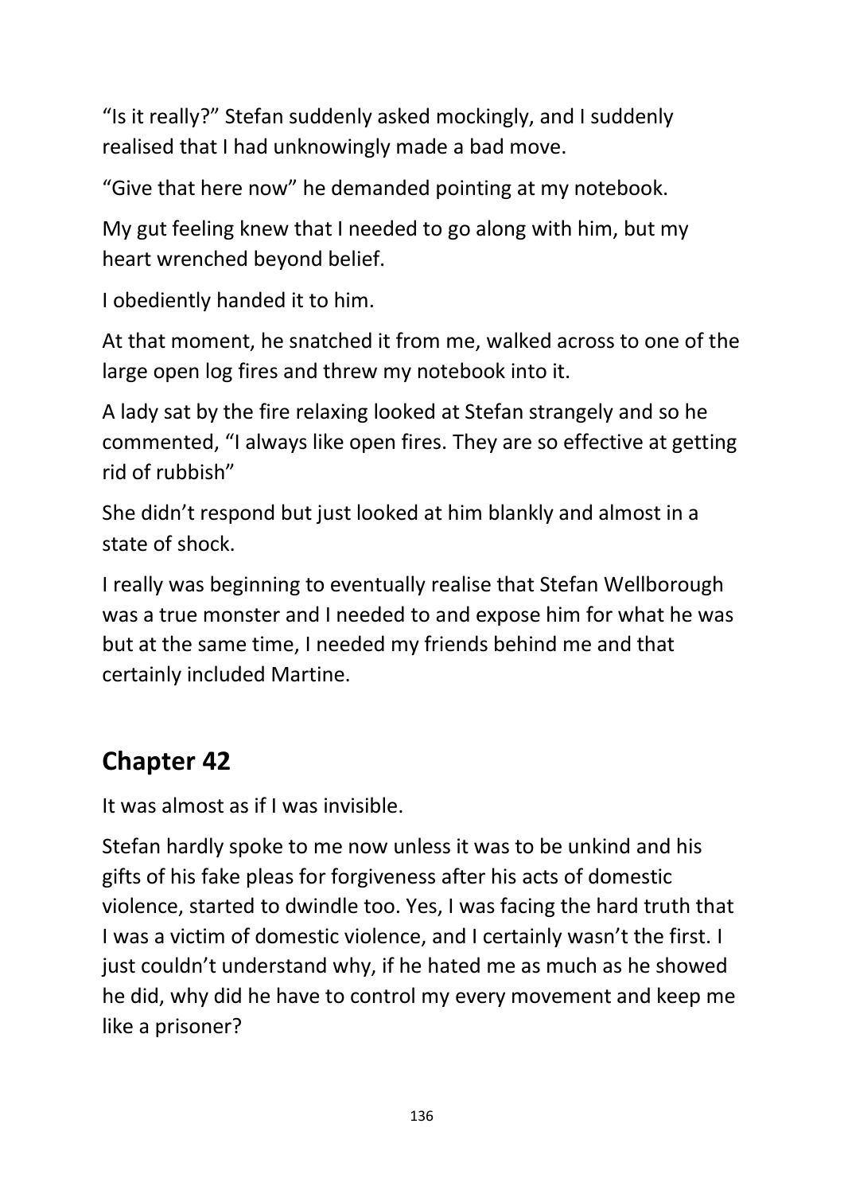"Is it really?" Stefan suddenly asked mockingly, and I suddenly realised that I had unknowingly made a bad move.

"Give that here now" he demanded pointing at my notebook.

My gut feeling knew that I needed to go along with him, but my heart wrenched beyond belief.

I obediently handed it to him.

At that moment, he snatched it from me, walked across to one of the large open log fires and threw my notebook into it.

A lady sat by the fire relaxing looked at Stefan strangely and so he commented, "I always like open fires. They are so effective at getting rid of rubbish"

She didn't respond but just looked at him blankly and almost in a state of shock.

I really was beginning to eventually realise that Stefan Wellborough was a true monster and I needed to and expose him for what he was but at the same time, I needed my friends behind me and that certainly included Martine.

## Chapter 42

It was almost as if I was invisible.

Stefan hardly spoke to me now unless it was to be unkind and his gifts of his fake pleas for forgiveness after his acts of domestic violence, started to dwindle too. Yes, I was facing the hard truth that I was a victim of domestic violence, and I certainly wasn't the first. I just couldn't understand why, if he hated me as much as he showed he did, why did he have to control my every movement and keep me like a prisoner?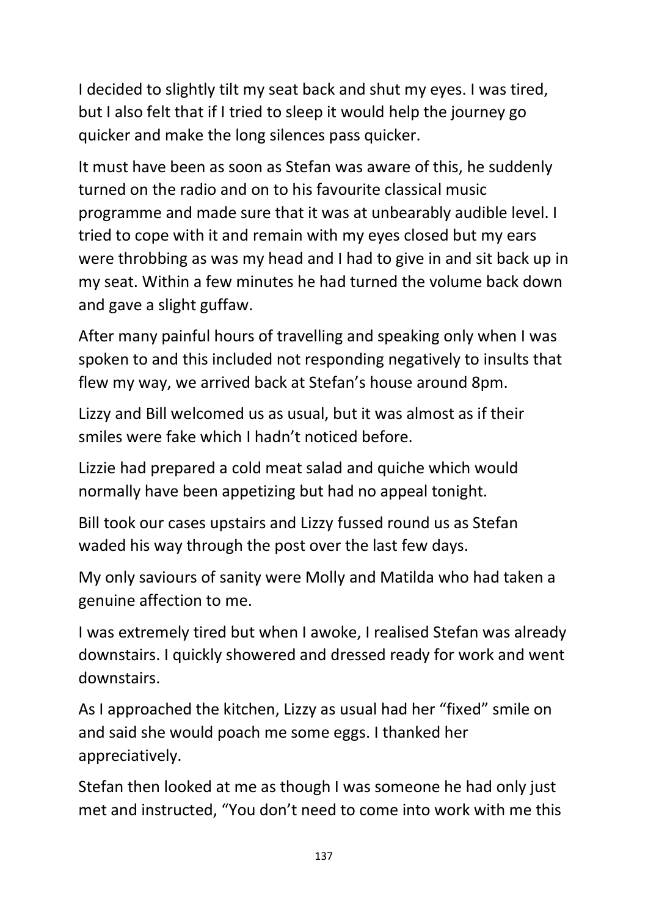I decided to slightly tilt my seat back and shut my eyes. I was tired, but I also felt that if I tried to sleep it would help the journey go quicker and make the long silences pass quicker.

It must have been as soon as Stefan was aware of this, he suddenly turned on the radio and on to his favourite classical music programme and made sure that it was at unbearably audible level. I tried to cope with it and remain with my eyes closed but my ears were throbbing as was my head and I had to give in and sit back up in my seat. Within a few minutes he had turned the volume back down and gave a slight guffaw.

After many painful hours of travelling and speaking only when I was spoken to and this included not responding negatively to insults that flew my way, we arrived back at Stefan's house around 8pm.

Lizzy and Bill welcomed us as usual, but it was almost as if their smiles were fake which I hadn't noticed before.

Lizzie had prepared a cold meat salad and quiche which would normally have been appetizing but had no appeal tonight.

Bill took our cases upstairs and Lizzy fussed round us as Stefan waded his way through the post over the last few days.

My only saviours of sanity were Molly and Matilda who had taken a genuine affection to me.

I was extremely tired but when I awoke, I realised Stefan was already downstairs. I quickly showered and dressed ready for work and went downstairs.

As I approached the kitchen, Lizzy as usual had her "fixed" smile on and said she would poach me some eggs. I thanked her appreciatively.

Stefan then looked at me as though I was someone he had only just met and instructed, "You don't need to come into work with me this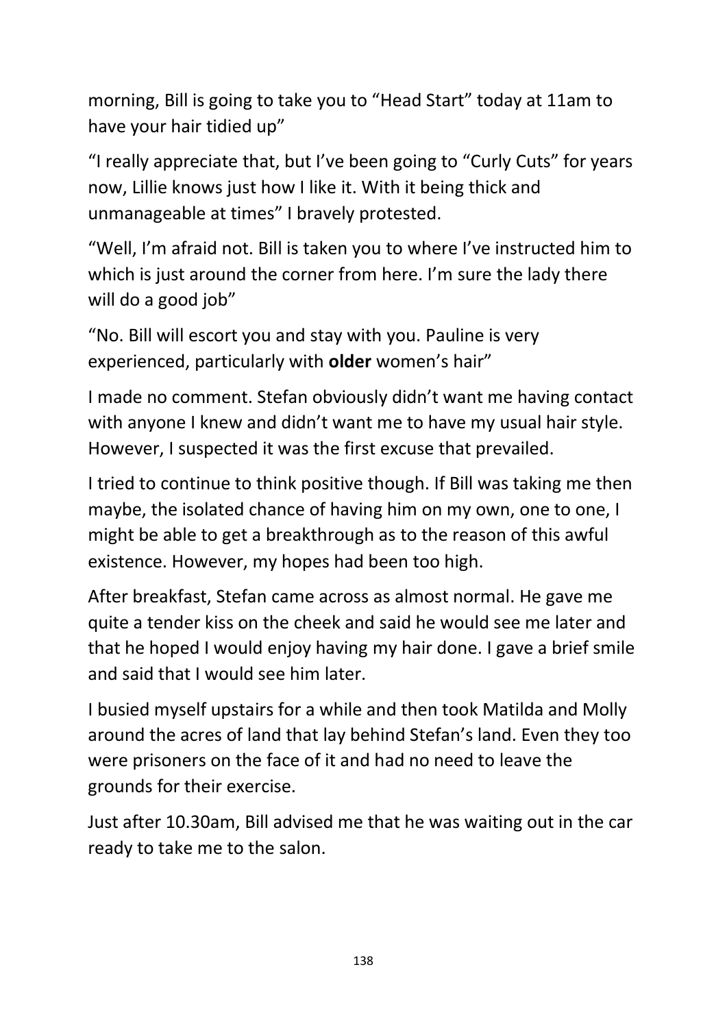morning, Bill is going to take you to "Head Start" today at 11am to have your hair tidied up"

"I really appreciate that, but I've been going to "Curly Cuts" for years now, Lillie knows just how I like it. With it being thick and unmanageable at times" I bravely protested.

"Well, I'm afraid not. Bill is taken you to where I've instructed him to which is just around the corner from here. I'm sure the lady there will do a good job"

"No. Bill will escort you and stay with you. Pauline is very experienced, particularly with **older** women's hair"

I made no comment. Stefan obviously didn't want me having contact with anyone I knew and didn't want me to have my usual hair style. However, I suspected it was the first excuse that prevailed.

I tried to continue to think positive though. If Bill was taking me then maybe, the isolated chance of having him on my own, one to one, I might be able to get a breakthrough as to the reason of this awful existence. However, my hopes had been too high.

After breakfast, Stefan came across as almost normal. He gave me quite a tender kiss on the cheek and said he would see me later and that he hoped I would enjoy having my hair done. I gave a brief smile and said that I would see him later.

I busied myself upstairs for a while and then took Matilda and Molly around the acres of land that lay behind Stefan's land. Even they too were prisoners on the face of it and had no need to leave the grounds for their exercise.

Just after 10.30am, Bill advised me that he was waiting out in the car ready to take me to the salon.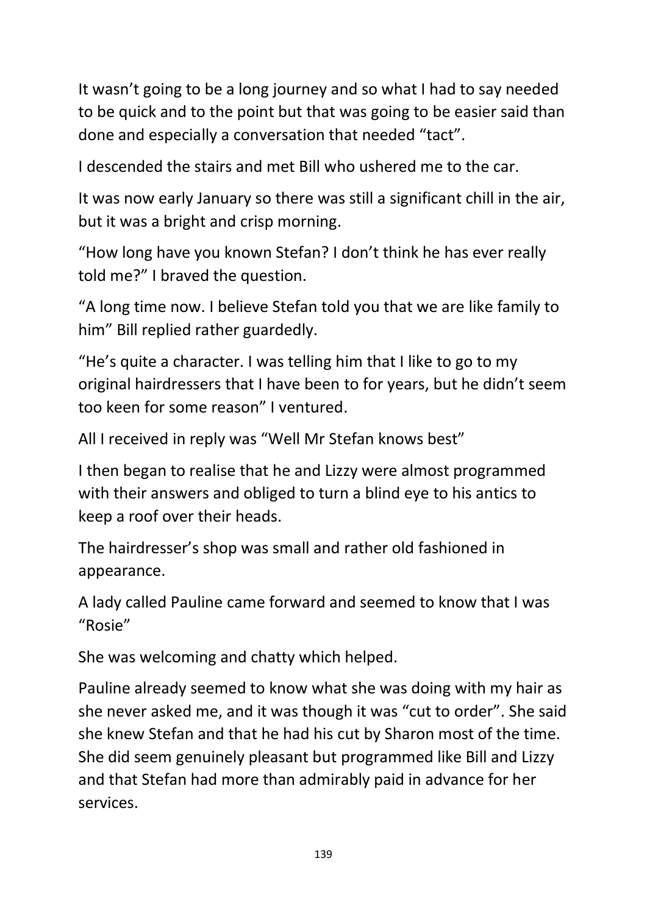It wasn’t going to be a long journey and so what I had to say needed to be quick and to the point but that was going to be easier said than done and especially a conversation that needed “tact”.

I descended the stairs and met Bill who ushered me to the car.

It was now early January so there was still a significant chill in the air, but it was a bright and crisp morning.

“How long have you known Stefan? I don’t think he has ever really told me?” I braved the question.

“A long time now. I believe Stefan told you that we are like family to him” Bill replied rather guardedly.

“He’s quite a character. I was telling him that I like to go to my original hairdressers that I have been to for years, but he didn’t seem too keen for some reason” I ventured.

All I received in reply was “Well Mr Stefan knows best”

I then began to realise that he and Lizzy were almost programmed with their answers and obliged to turn a blind eye to his antics to keep a roof over their heads.

The hairdresser’s shop was small and rather old fashioned in appearance.

A lady called Pauline came forward and seemed to know that I was “Rosie”

She was welcoming and chatty which helped.

Pauline already seemed to know what she was doing with my hair as she never asked me, and it was though it was “cut to order”. She said she knew Stefan and that he had his cut by Sharon most of the time. She did seem genuinely pleasant but programmed like Bill and Lizzy and that Stefan had more than admirably paid in advance for her services.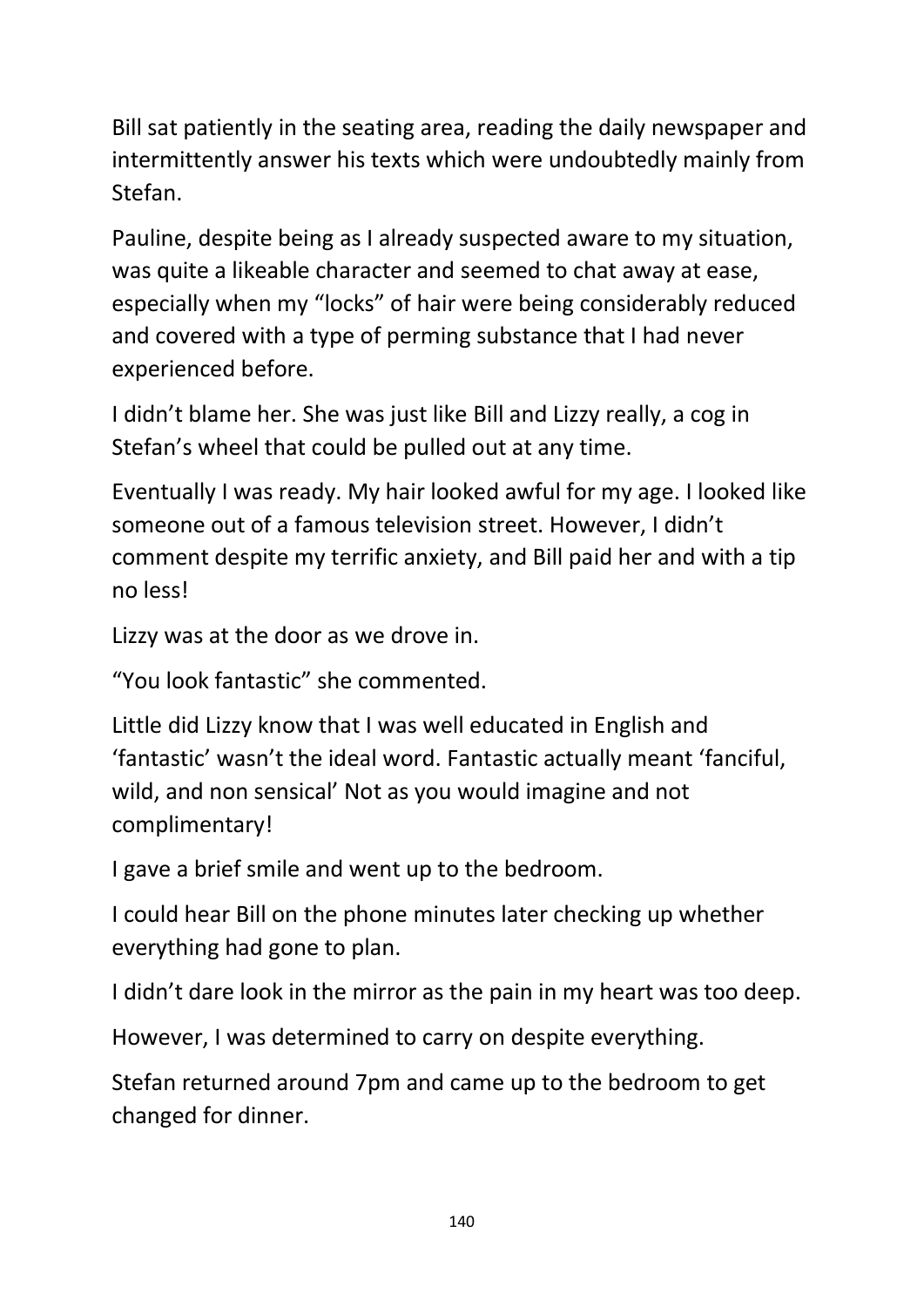Bill sat patiently in the seating area, reading the daily newspaper and intermittently answer his texts which were undoubtedly mainly from Stefan.

Pauline, despite being as I already suspected aware to my situation, was quite a likeable character and seemed to chat away at ease, especially when my "locks" of hair were being considerably reduced and covered with a type of perming substance that I had never experienced before.

I didn't blame her. She was just like Bill and Lizzy really, a cog in Stefan's wheel that could be pulled out at any time.

Eventually I was ready. My hair looked awful for my age. I looked like someone out of a famous television street. However, I didn't comment despite my terrific anxiety, and Bill paid her and with a tip no less!

Lizzy was at the door as we drove in.

"You look fantastic" she commented.

Little did Lizzy know that I was well educated in English and 'fantastic' wasn't the ideal word. Fantastic actually meant 'fanciful, wild, and non sensical' Not as you would imagine and not complimentary!

I gave a brief smile and went up to the bedroom.

I could hear Bill on the phone minutes later checking up whether everything had gone to plan.

I didn't dare look in the mirror as the pain in my heart was too deep.

However, I was determined to carry on despite everything.

Stefan returned around 7pm and came up to the bedroom to get changed for dinner.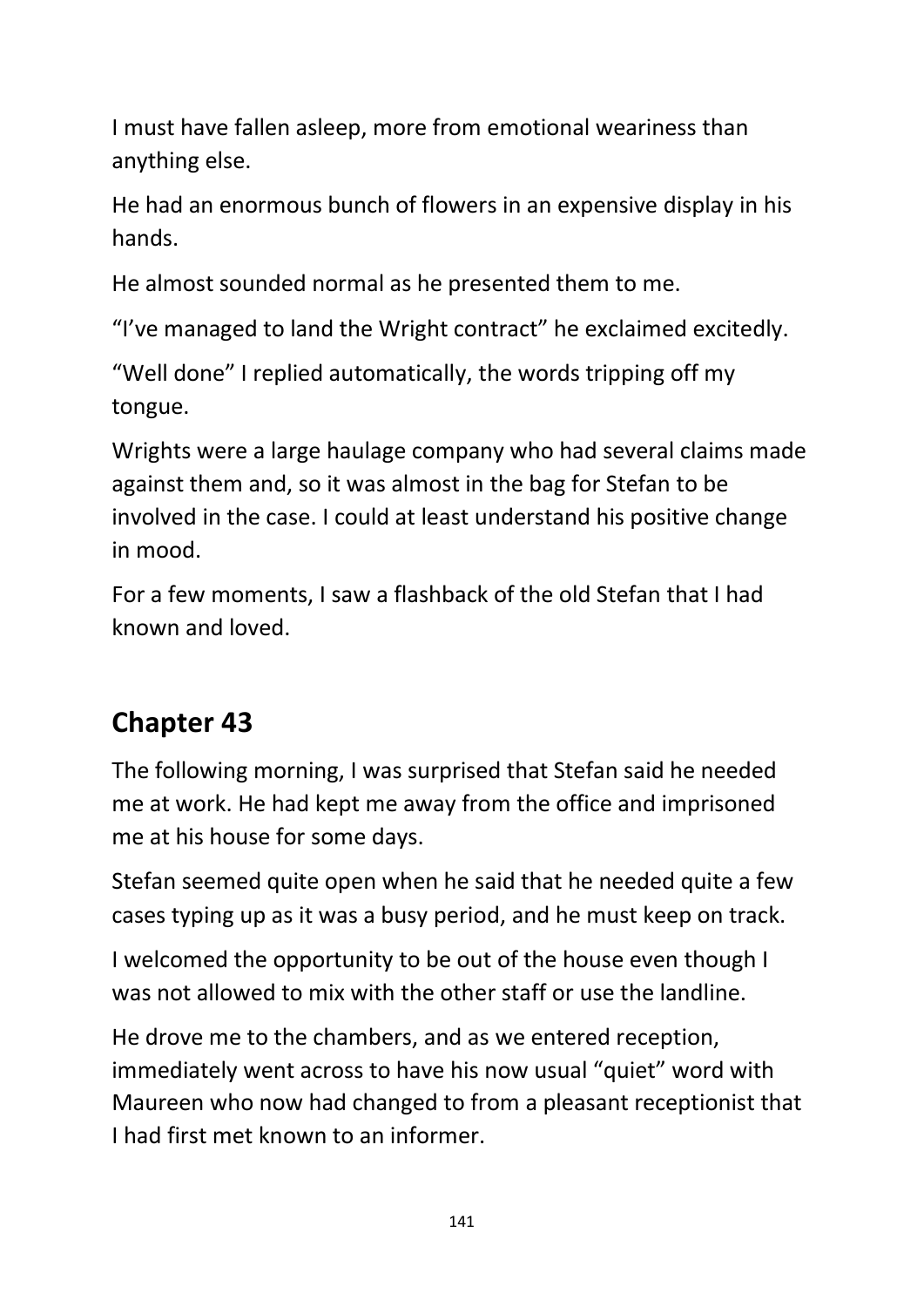I must have fallen asleep, more from emotional weariness than anything else.

He had an enormous bunch of flowers in an expensive display in his hands.

He almost sounded normal as he presented them to me.

“I’ve managed to land the Wright contract” he exclaimed excitedly.

“Well done” I replied automatically, the words tripping off my tongue.

Wrights were a large haulage company who had several claims made against them and, so it was almost in the bag for Stefan to be involved in the case. I could at least understand his positive change in mood.

For a few moments, I saw a flashback of the old Stefan that I had known and loved.

## Chapter 43

The following morning, I was surprised that Stefan said he needed me at work. He had kept me away from the office and imprisoned me at his house for some days.

Stefan seemed quite open when he said that he needed quite a few cases typing up as it was a busy period, and he must keep on track.

I welcomed the opportunity to be out of the house even though I was not allowed to mix with the other staff or use the landline.

He drove me to the chambers, and as we entered reception, immediately went across to have his now usual “quiet” word with Maureen who now had changed to from a pleasant receptionist that I had first met known to an informer.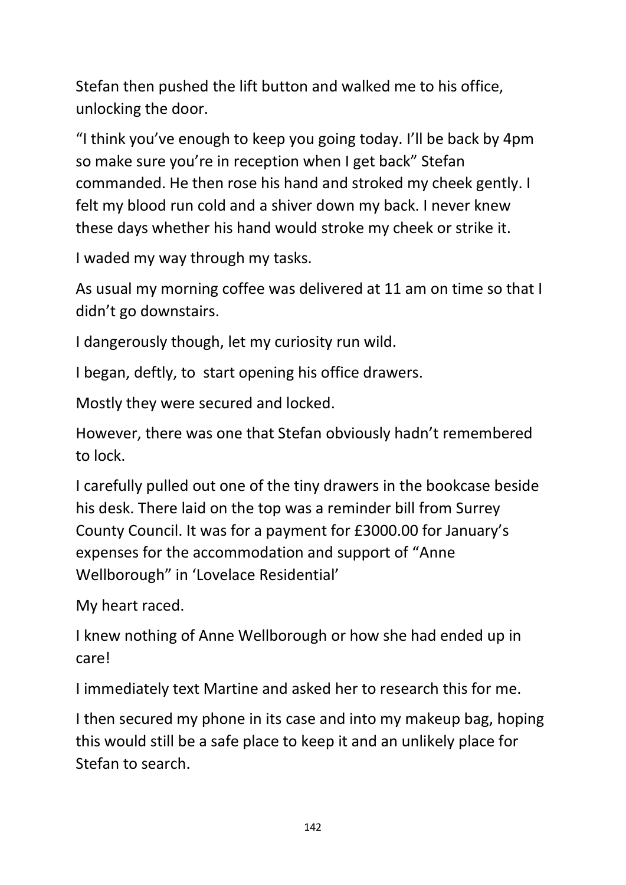Stefan then pushed the lift button and walked me to his office, unlocking the door.

"I think you've enough to keep you going today. I'll be back by 4pm so make sure you're in reception when I get back" Stefan commanded. He then rose his hand and stroked my cheek gently. I felt my blood run cold and a shiver down my back. I never knew these days whether his hand would stroke my cheek or strike it.

I waded my way through my tasks.

As usual my morning coffee was delivered at 11 am on time so that I didn't go downstairs.

I dangerously though, let my curiosity run wild.

I began, deftly, to  start opening his office drawers.

Mostly they were secured and locked.

However, there was one that Stefan obviously hadn't remembered to lock.

I carefully pulled out one of the tiny drawers in the bookcase beside his desk. There laid on the top was a reminder bill from Surrey County Council. It was for a payment for £3000.00 for January's expenses for the accommodation and support of "Anne Wellborough" in 'Lovelace Residential'

My heart raced.

I knew nothing of Anne Wellborough or how she had ended up in care!

I immediately text Martine and asked her to research this for me.

I then secured my phone in its case and into my makeup bag, hoping this would still be a safe place to keep it and an unlikely place for Stefan to search.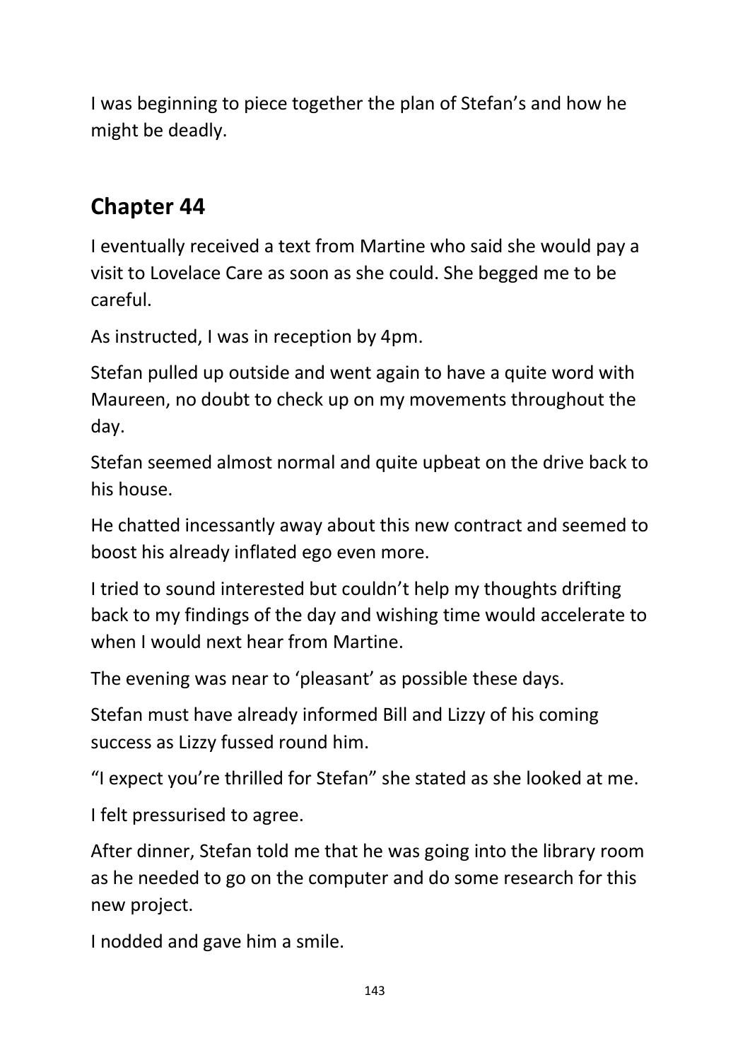I was beginning to piece together the plan of Stefan's and how he might be deadly.

## Chapter 44

I eventually received a text from Martine who said she would pay a visit to Lovelace Care as soon as she could. She begged me to be careful.

As instructed, I was in reception by 4pm.

Stefan pulled up outside and went again to have a quite word with Maureen, no doubt to check up on my movements throughout the day.

Stefan seemed almost normal and quite upbeat on the drive back to his house.

He chatted incessantly away about this new contract and seemed to boost his already inflated ego even more.

I tried to sound interested but couldn't help my thoughts drifting back to my findings of the day and wishing time would accelerate to when I would next hear from Martine.

The evening was near to 'pleasant' as possible these days.

Stefan must have already informed Bill and Lizzy of his coming success as Lizzy fussed round him.

"I expect you're thrilled for Stefan" she stated as she looked at me.

I felt pressurised to agree.

After dinner, Stefan told me that he was going into the library room as he needed to go on the computer and do some research for this new project.

I nodded and gave him a smile.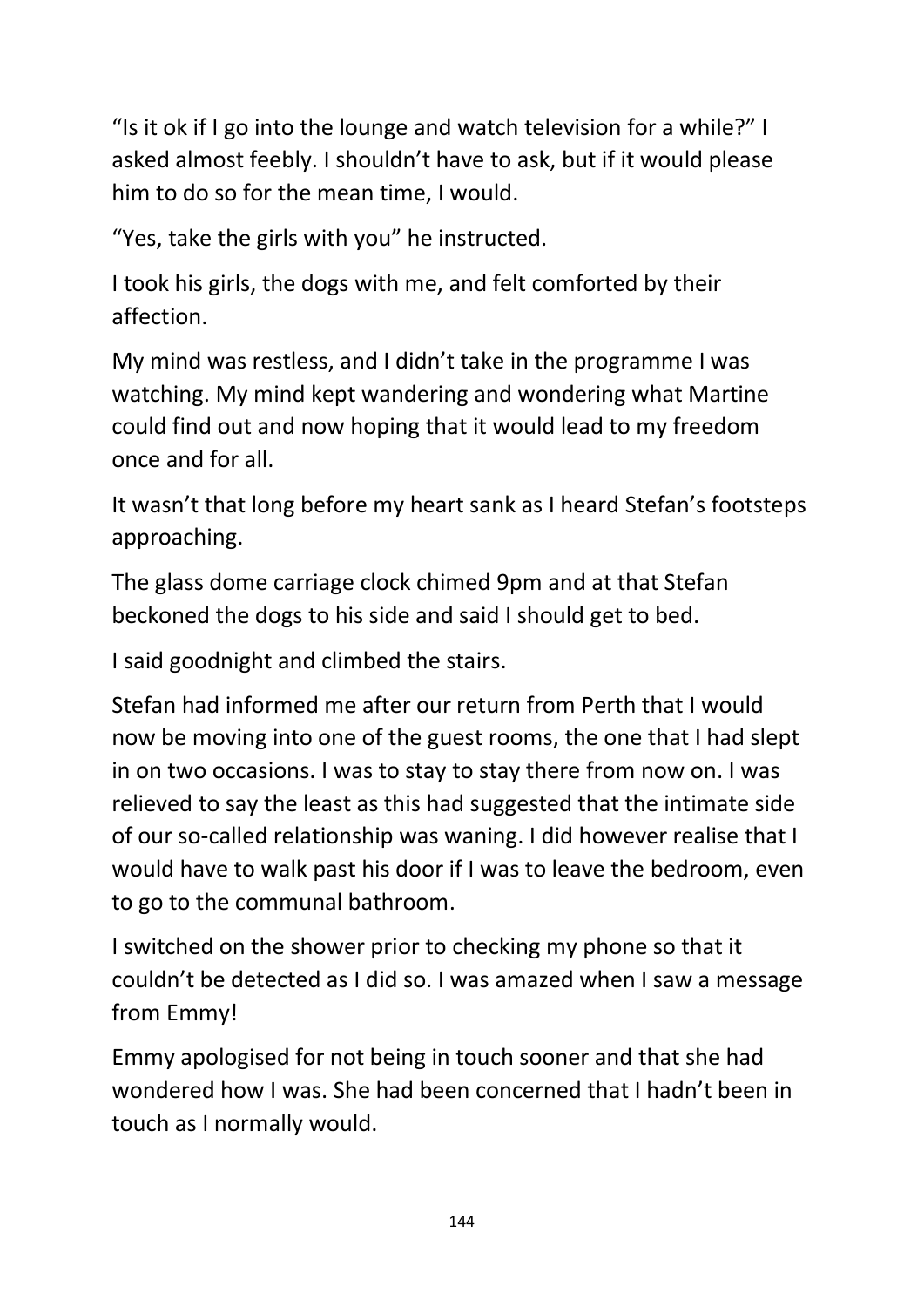“Is it ok if I go into the lounge and watch television for a while?” I asked almost feebly. I shouldn’t have to ask, but if it would please him to do so for the mean time, I would.

“Yes, take the girls with you” he instructed.

I took his girls, the dogs with me, and felt comforted by their affection.

My mind was restless, and I didn’t take in the programme I was watching. My mind kept wandering and wondering what Martine could find out and now hoping that it would lead to my freedom once and for all.

It wasn’t that long before my heart sank as I heard Stefan’s footsteps approaching.

The glass dome carriage clock chimed 9pm and at that Stefan beckoned the dogs to his side and said I should get to bed.

I said goodnight and climbed the stairs.

Stefan had informed me after our return from Perth that I would now be moving into one of the guest rooms, the one that I had slept in on two occasions. I was to stay to stay there from now on. I was relieved to say the least as this had suggested that the intimate side of our so-called relationship was waning. I did however realise that I would have to walk past his door if I was to leave the bedroom, even to go to the communal bathroom.

I switched on the shower prior to checking my phone so that it couldn’t be detected as I did so. I was amazed when I saw a message from Emmy!

Emmy apologised for not being in touch sooner and that she had wondered how I was. She had been concerned that I hadn’t been in touch as I normally would.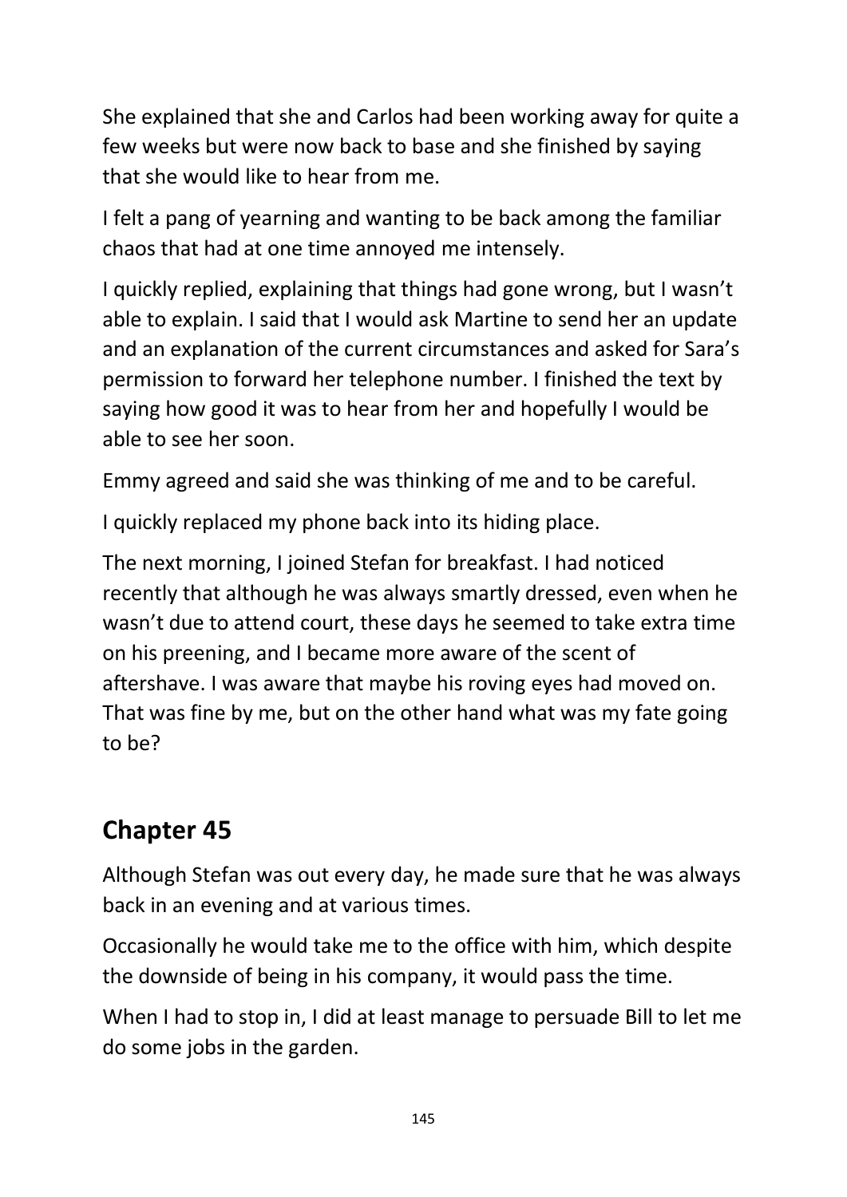She explained that she and Carlos had been working away for quite a few weeks but were now back to base and she finished by saying that she would like to hear from me.

I felt a pang of yearning and wanting to be back among the familiar chaos that had at one time annoyed me intensely.

I quickly replied, explaining that things had gone wrong, but I wasn't able to explain. I said that I would ask Martine to send her an update and an explanation of the current circumstances and asked for Sara's permission to forward her telephone number. I finished the text by saying how good it was to hear from her and hopefully I would be able to see her soon.

Emmy agreed and said she was thinking of me and to be careful.

I quickly replaced my phone back into its hiding place.

The next morning, I joined Stefan for breakfast. I had noticed recently that although he was always smartly dressed, even when he wasn't due to attend court, these days he seemed to take extra time on his preening, and I became more aware of the scent of aftershave. I was aware that maybe his roving eyes had moved on. That was fine by me, but on the other hand what was my fate going to be?

## Chapter 45

Although Stefan was out every day, he made sure that he was always back in an evening and at various times.

Occasionally he would take me to the office with him, which despite the downside of being in his company, it would pass the time.

When I had to stop in, I did at least manage to persuade Bill to let me do some jobs in the garden.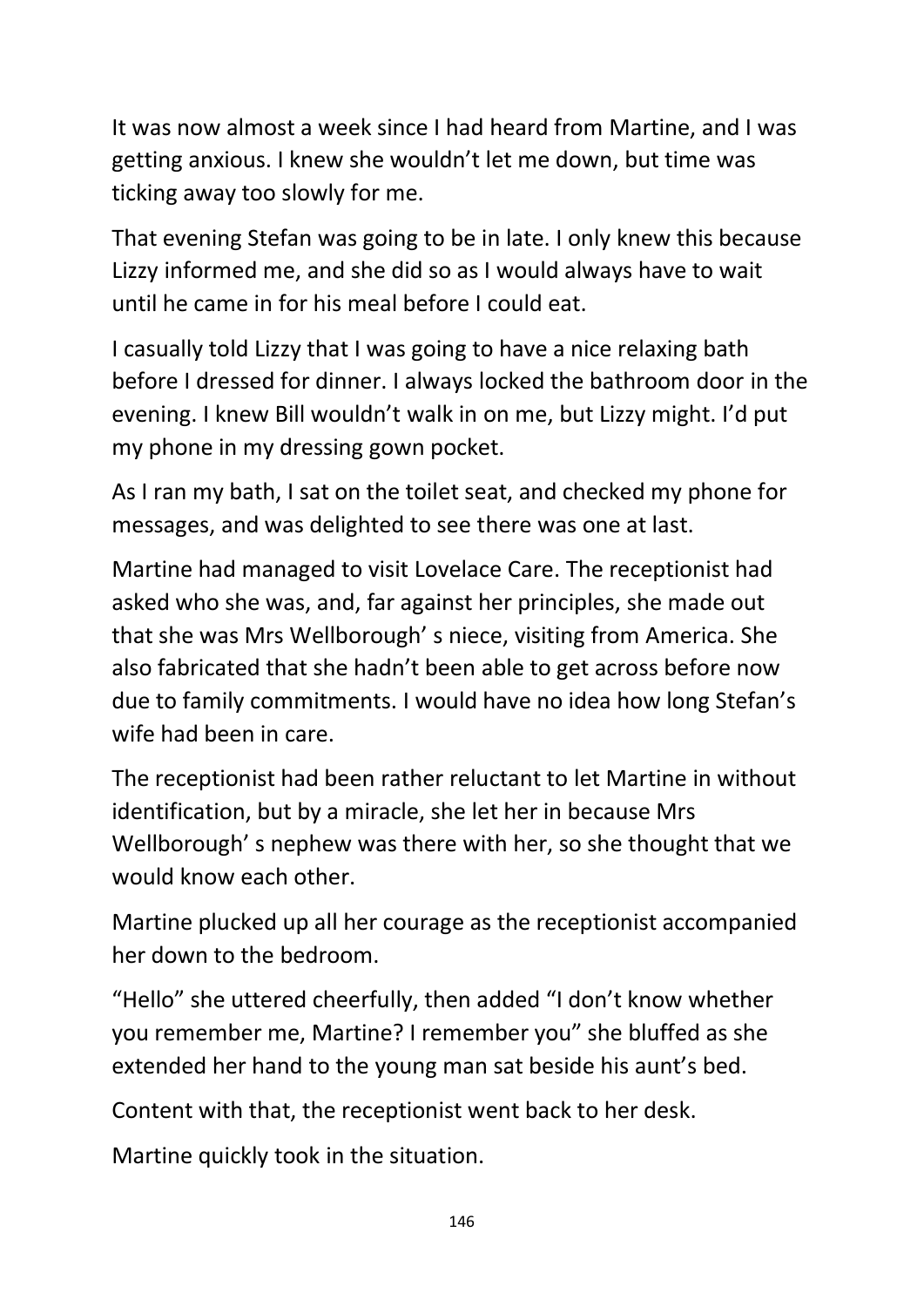It was now almost a week since I had heard from Martine, and I was getting anxious. I knew she wouldn't let me down, but time was ticking away too slowly for me.

That evening Stefan was going to be in late. I only knew this because Lizzy informed me, and she did so as I would always have to wait until he came in for his meal before I could eat.

I casually told Lizzy that I was going to have a nice relaxing bath before I dressed for dinner. I always locked the bathroom door in the evening. I knew Bill wouldn't walk in on me, but Lizzy might. I'd put my phone in my dressing gown pocket.

As I ran my bath, I sat on the toilet seat, and checked my phone for messages, and was delighted to see there was one at last.

Martine had managed to visit Lovelace Care. The receptionist had asked who she was, and, far against her principles, she made out that she was Mrs Wellborough' s niece, visiting from America. She also fabricated that she hadn't been able to get across before now due to family commitments. I would have no idea how long Stefan's wife had been in care.

The receptionist had been rather reluctant to let Martine in without identification, but by a miracle, she let her in because Mrs Wellborough' s nephew was there with her, so she thought that we would know each other.

Martine plucked up all her courage as the receptionist accompanied her down to the bedroom.

"Hello" she uttered cheerfully, then added "I don't know whether you remember me, Martine? I remember you" she bluffed as she extended her hand to the young man sat beside his aunt's bed.

Content with that, the receptionist went back to her desk.

Martine quickly took in the situation.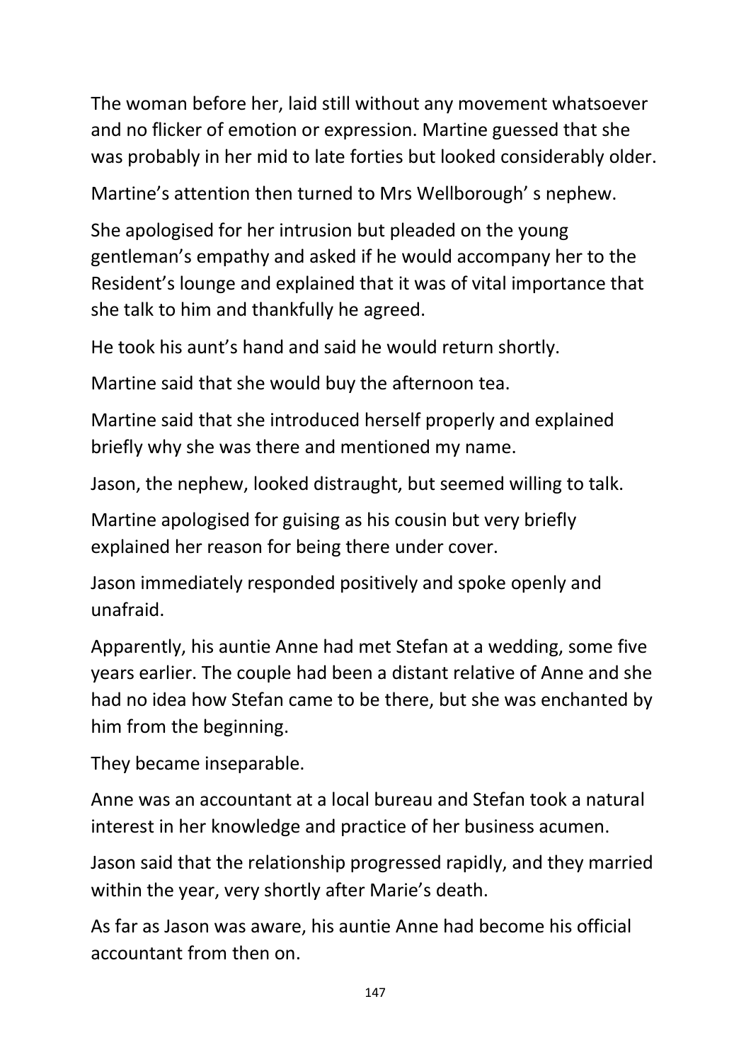The woman before her, laid still without any movement whatsoever and no flicker of emotion or expression. Martine guessed that she was probably in her mid to late forties but looked considerably older.

Martine's attention then turned to Mrs Wellborough' s nephew.

She apologised for her intrusion but pleaded on the young gentleman's empathy and asked if he would accompany her to the Resident's lounge and explained that it was of vital importance that she talk to him and thankfully he agreed.

He took his aunt's hand and said he would return shortly.

Martine said that she would buy the afternoon tea.

Martine said that she introduced herself properly and explained briefly why she was there and mentioned my name.

Jason, the nephew, looked distraught, but seemed willing to talk.

Martine apologised for guising as his cousin but very briefly explained her reason for being there under cover.

Jason immediately responded positively and spoke openly and unafraid.

Apparently, his auntie Anne had met Stefan at a wedding, some five years earlier. The couple had been a distant relative of Anne and she had no idea how Stefan came to be there, but she was enchanted by him from the beginning.

They became inseparable.

Anne was an accountant at a local bureau and Stefan took a natural interest in her knowledge and practice of her business acumen.

Jason said that the relationship progressed rapidly, and they married within the year, very shortly after Marie's death.

As far as Jason was aware, his auntie Anne had become his official accountant from then on.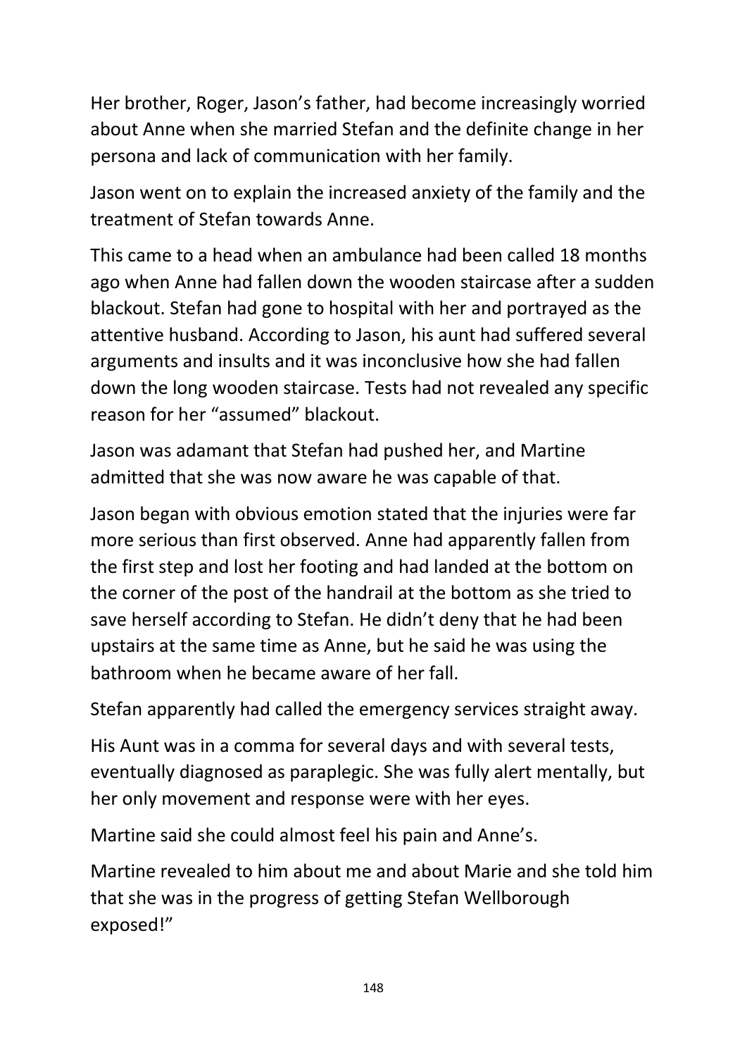Her brother, Roger, Jason's father, had become increasingly worried about Anne when she married Stefan and the definite change in her persona and lack of communication with her family.

Jason went on to explain the increased anxiety of the family and the treatment of Stefan towards Anne.

This came to a head when an ambulance had been called 18 months ago when Anne had fallen down the wooden staircase after a sudden blackout. Stefan had gone to hospital with her and portrayed as the attentive husband. According to Jason, his aunt had suffered several arguments and insults and it was inconclusive how she had fallen down the long wooden staircase. Tests had not revealed any specific reason for her "assumed" blackout.

Jason was adamant that Stefan had pushed her, and Martine admitted that she was now aware he was capable of that.

Jason began with obvious emotion stated that the injuries were far more serious than first observed. Anne had apparently fallen from the first step and lost her footing and had landed at the bottom on the corner of the post of the handrail at the bottom as she tried to save herself according to Stefan. He didn't deny that he had been upstairs at the same time as Anne, but he said he was using the bathroom when he became aware of her fall.

Stefan apparently had called the emergency services straight away.

His Aunt was in a comma for several days and with several tests, eventually diagnosed as paraplegic. She was fully alert mentally, but her only movement and response were with her eyes.

Martine said she could almost feel his pain and Anne's.

Martine revealed to him about me and about Marie and she told him that she was in the progress of getting Stefan Wellborough exposed!"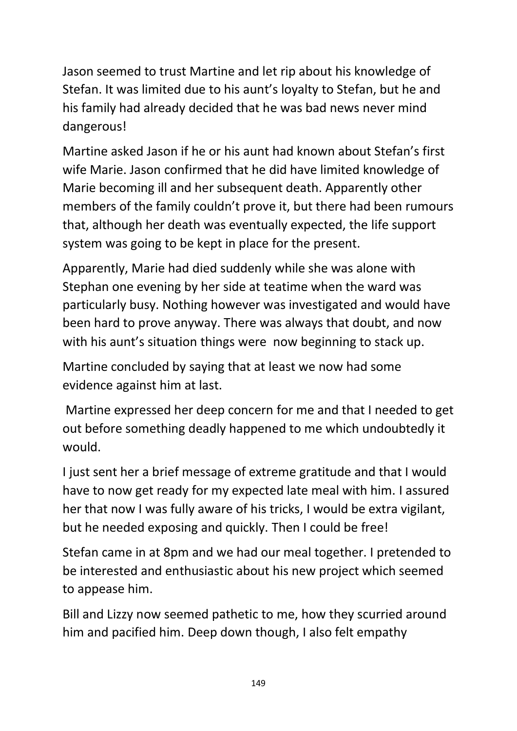Jason seemed to trust Martine and let rip about his knowledge of Stefan. It was limited due to his aunt's loyalty to Stefan, but he and his family had already decided that he was bad news never mind dangerous!

Martine asked Jason if he or his aunt had known about Stefan's first wife Marie. Jason confirmed that he did have limited knowledge of Marie becoming ill and her subsequent death. Apparently other members of the family couldn't prove it, but there had been rumours that, although her death was eventually expected, the life support system was going to be kept in place for the present.

Apparently, Marie had died suddenly while she was alone with Stephan one evening by her side at teatime when the ward was particularly busy. Nothing however was investigated and would have been hard to prove anyway. There was always that doubt, and now with his aunt's situation things were now beginning to stack up.

Martine concluded by saying that at least we now had some evidence against him at last.

Martine expressed her deep concern for me and that I needed to get out before something deadly happened to me which undoubtedly it would.

I just sent her a brief message of extreme gratitude and that I would have to now get ready for my expected late meal with him. I assured her that now I was fully aware of his tricks, I would be extra vigilant, but he needed exposing and quickly. Then I could be free!

Stefan came in at 8pm and we had our meal together. I pretended to be interested and enthusiastic about his new project which seemed to appease him.

Bill and Lizzy now seemed pathetic to me, how they scurried around him and pacified him. Deep down though, I also felt empathy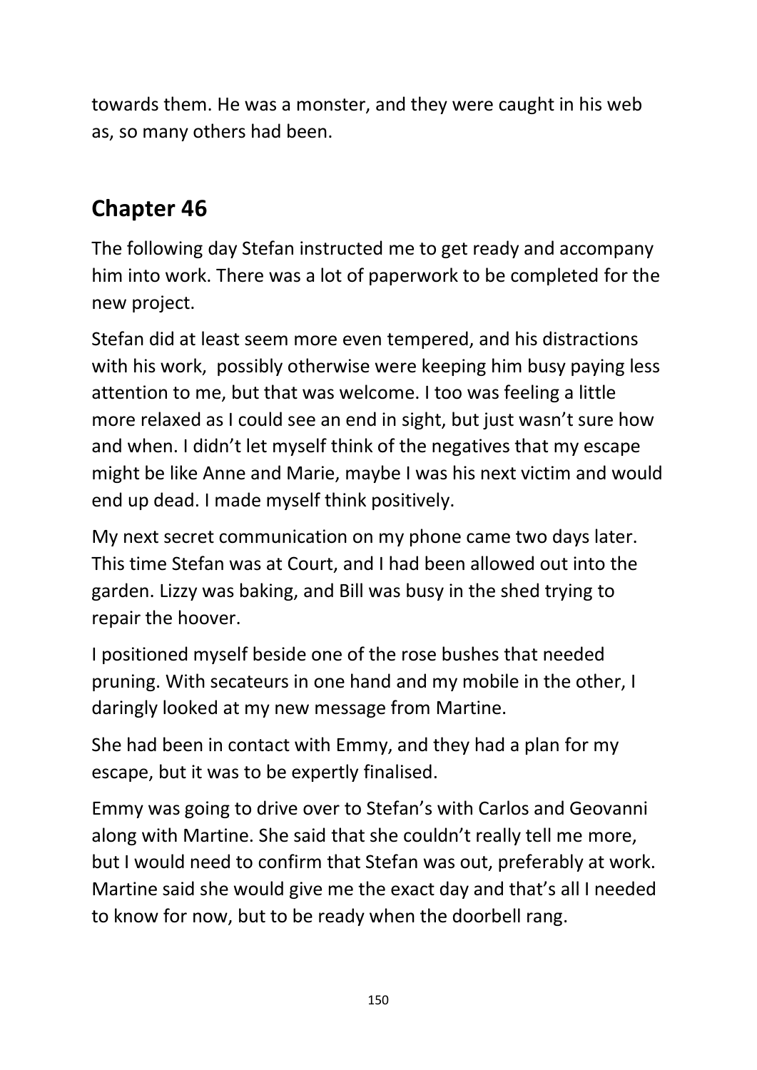towards them. He was a monster, and they were caught in his web as, so many others had been.

## Chapter 46

The following day Stefan instructed me to get ready and accompany him into work. There was a lot of paperwork to be completed for the new project.

Stefan did at least seem more even tempered, and his distractions with his work,  possibly otherwise were keeping him busy paying less attention to me, but that was welcome. I too was feeling a little more relaxed as I could see an end in sight, but just wasn't sure how and when. I didn't let myself think of the negatives that my escape might be like Anne and Marie, maybe I was his next victim and would end up dead. I made myself think positively.

My next secret communication on my phone came two days later. This time Stefan was at Court, and I had been allowed out into the garden. Lizzy was baking, and Bill was busy in the shed trying to repair the hoover.

I positioned myself beside one of the rose bushes that needed pruning. With secateurs in one hand and my mobile in the other, I daringly looked at my new message from Martine.

She had been in contact with Emmy, and they had a plan for my escape, but it was to be expertly finalised.

Emmy was going to drive over to Stefan's with Carlos and Geovanni along with Martine. She said that she couldn't really tell me more, but I would need to confirm that Stefan was out, preferably at work. Martine said she would give me the exact day and that's all I needed to know for now, but to be ready when the doorbell rang.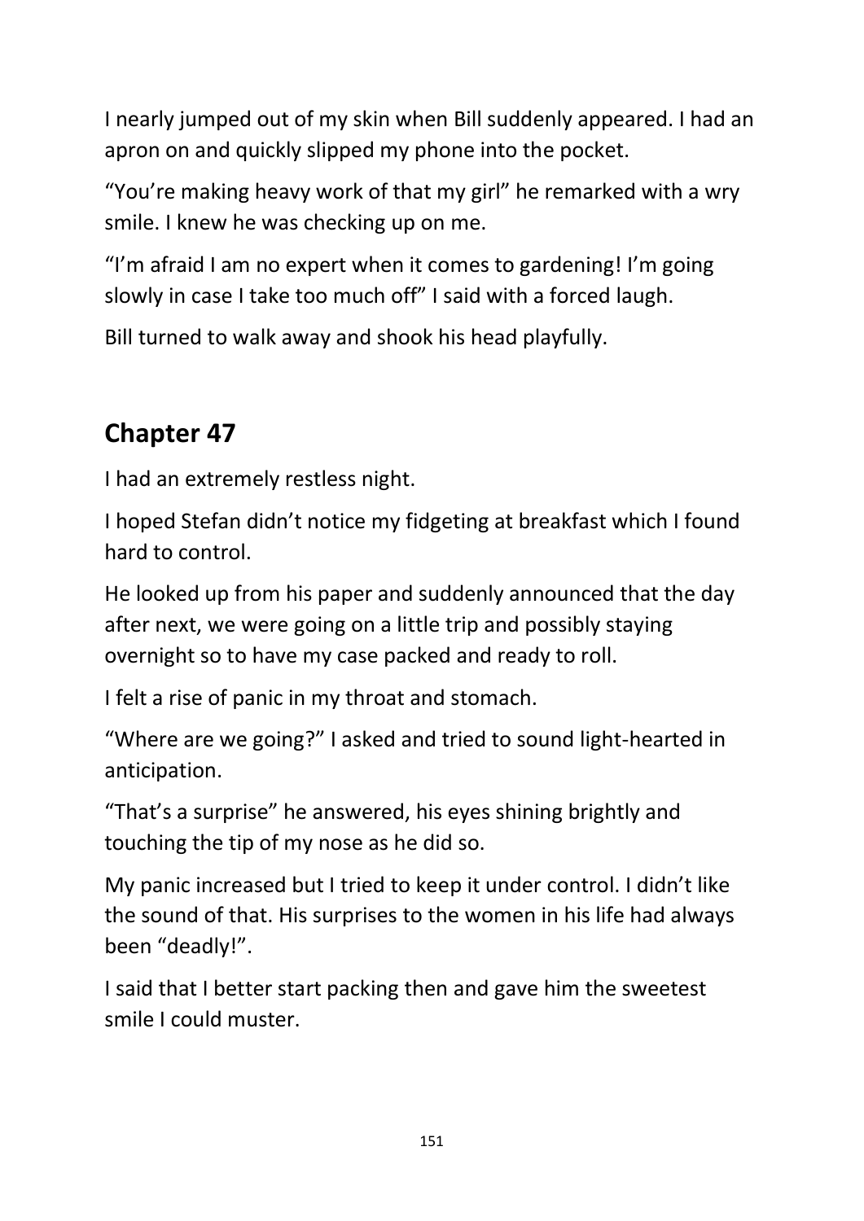I nearly jumped out of my skin when Bill suddenly appeared. I had an apron on and quickly slipped my phone into the pocket.

"You're making heavy work of that my girl" he remarked with a wry smile. I knew he was checking up on me.

"I'm afraid I am no expert when it comes to gardening! I'm going slowly in case I take too much off" I said with a forced laugh.

Bill turned to walk away and shook his head playfully.

## Chapter 47

I had an extremely restless night.

I hoped Stefan didn't notice my fidgeting at breakfast which I found hard to control.

He looked up from his paper and suddenly announced that the day after next, we were going on a little trip and possibly staying overnight so to have my case packed and ready to roll.

I felt a rise of panic in my throat and stomach.

"Where are we going?" I asked and tried to sound light-hearted in anticipation.

"That's a surprise" he answered, his eyes shining brightly and touching the tip of my nose as he did so.

My panic increased but I tried to keep it under control. I didn't like the sound of that. His surprises to the women in his life had always been "deadly!".

I said that I better start packing then and gave him the sweetest smile I could muster.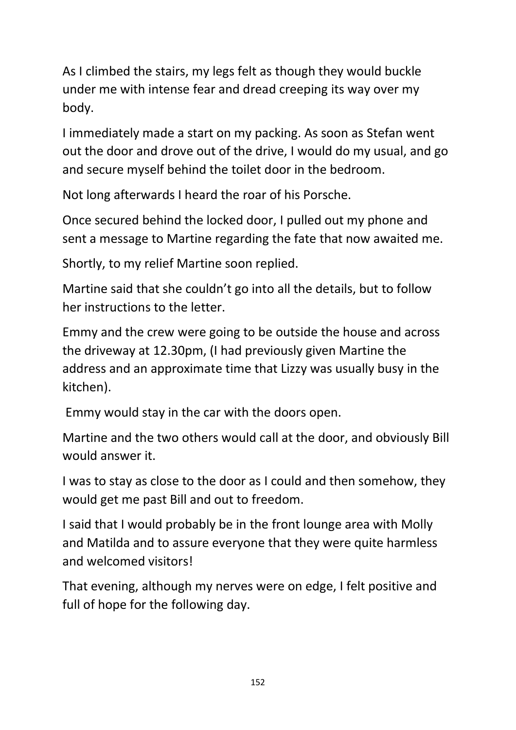As I climbed the stairs, my legs felt as though they would buckle under me with intense fear and dread creeping its way over my body.

I immediately made a start on my packing. As soon as Stefan went out the door and drove out of the drive, I would do my usual, and go and secure myself behind the toilet door in the bedroom.

Not long afterwards I heard the roar of his Porsche.

Once secured behind the locked door, I pulled out my phone and sent a message to Martine regarding the fate that now awaited me.

Shortly, to my relief Martine soon replied.

Martine said that she couldn't go into all the details, but to follow her instructions to the letter.

Emmy and the crew were going to be outside the house and across the driveway at 12.30pm, (I had previously given Martine the address and an approximate time that Lizzy was usually busy in the kitchen).

Emmy would stay in the car with the doors open.

Martine and the two others would call at the door, and obviously Bill would answer it.

I was to stay as close to the door as I could and then somehow, they would get me past Bill and out to freedom.

I said that I would probably be in the front lounge area with Molly and Matilda and to assure everyone that they were quite harmless and welcomed visitors!

That evening, although my nerves were on edge, I felt positive and full of hope for the following day.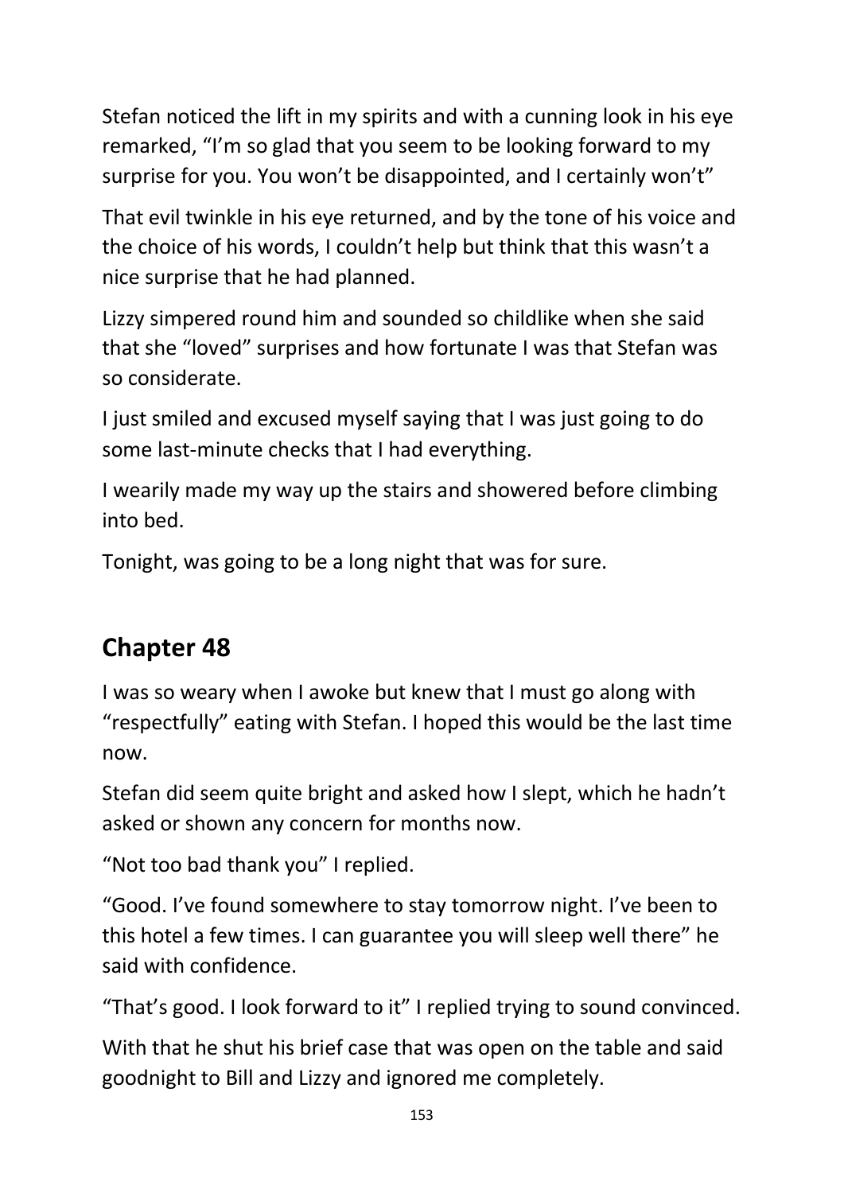Stefan noticed the lift in my spirits and with a cunning look in his eye remarked, “I’m so glad that you seem to be looking forward to my surprise for you. You won’t be disappointed, and I certainly won’t”

That evil twinkle in his eye returned, and by the tone of his voice and the choice of his words, I couldn’t help but think that this wasn’t a nice surprise that he had planned.

Lizzy simpered round him and sounded so childlike when she said that she “loved” surprises and how fortunate I was that Stefan was so considerate.

I just smiled and excused myself saying that I was just going to do some last-minute checks that I had everything.

I wearily made my way up the stairs and showered before climbing into bed.

Tonight, was going to be a long night that was for sure.

## Chapter 48

I was so weary when I awoke but knew that I must go along with “respectfully” eating with Stefan. I hoped this would be the last time now.

Stefan did seem quite bright and asked how I slept, which he hadn’t asked or shown any concern for months now.

“Not too bad thank you” I replied.

“Good. I’ve found somewhere to stay tomorrow night. I’ve been to this hotel a few times. I can guarantee you will sleep well there” he said with confidence.

“That’s good. I look forward to it” I replied trying to sound convinced.

With that he shut his brief case that was open on the table and said goodnight to Bill and Lizzy and ignored me completely.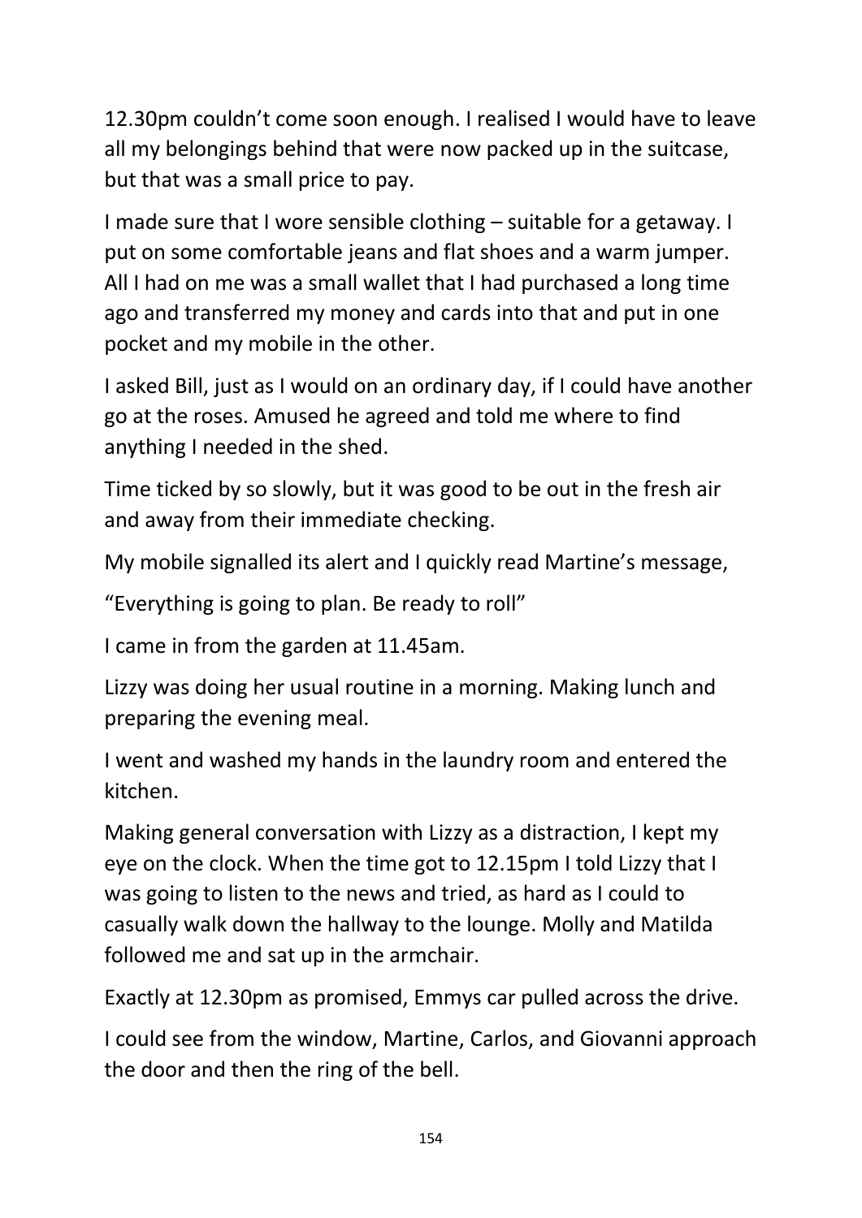12.30pm couldn't come soon enough. I realised I would have to leave all my belongings behind that were now packed up in the suitcase, but that was a small price to pay.

I made sure that I wore sensible clothing – suitable for a getaway. I put on some comfortable jeans and flat shoes and a warm jumper. All I had on me was a small wallet that I had purchased a long time ago and transferred my money and cards into that and put in one pocket and my mobile in the other.

I asked Bill, just as I would on an ordinary day, if I could have another go at the roses. Amused he agreed and told me where to find anything I needed in the shed.

Time ticked by so slowly, but it was good to be out in the fresh air and away from their immediate checking.

My mobile signalled its alert and I quickly read Martine's message,

"Everything is going to plan. Be ready to roll"

I came in from the garden at 11.45am.

Lizzy was doing her usual routine in a morning. Making lunch and preparing the evening meal.

I went and washed my hands in the laundry room and entered the kitchen.

Making general conversation with Lizzy as a distraction, I kept my eye on the clock. When the time got to 12.15pm I told Lizzy that I was going to listen to the news and tried, as hard as I could to casually walk down the hallway to the lounge. Molly and Matilda followed me and sat up in the armchair.

Exactly at 12.30pm as promised, Emmys car pulled across the drive.

I could see from the window, Martine, Carlos, and Giovanni approach the door and then the ring of the bell.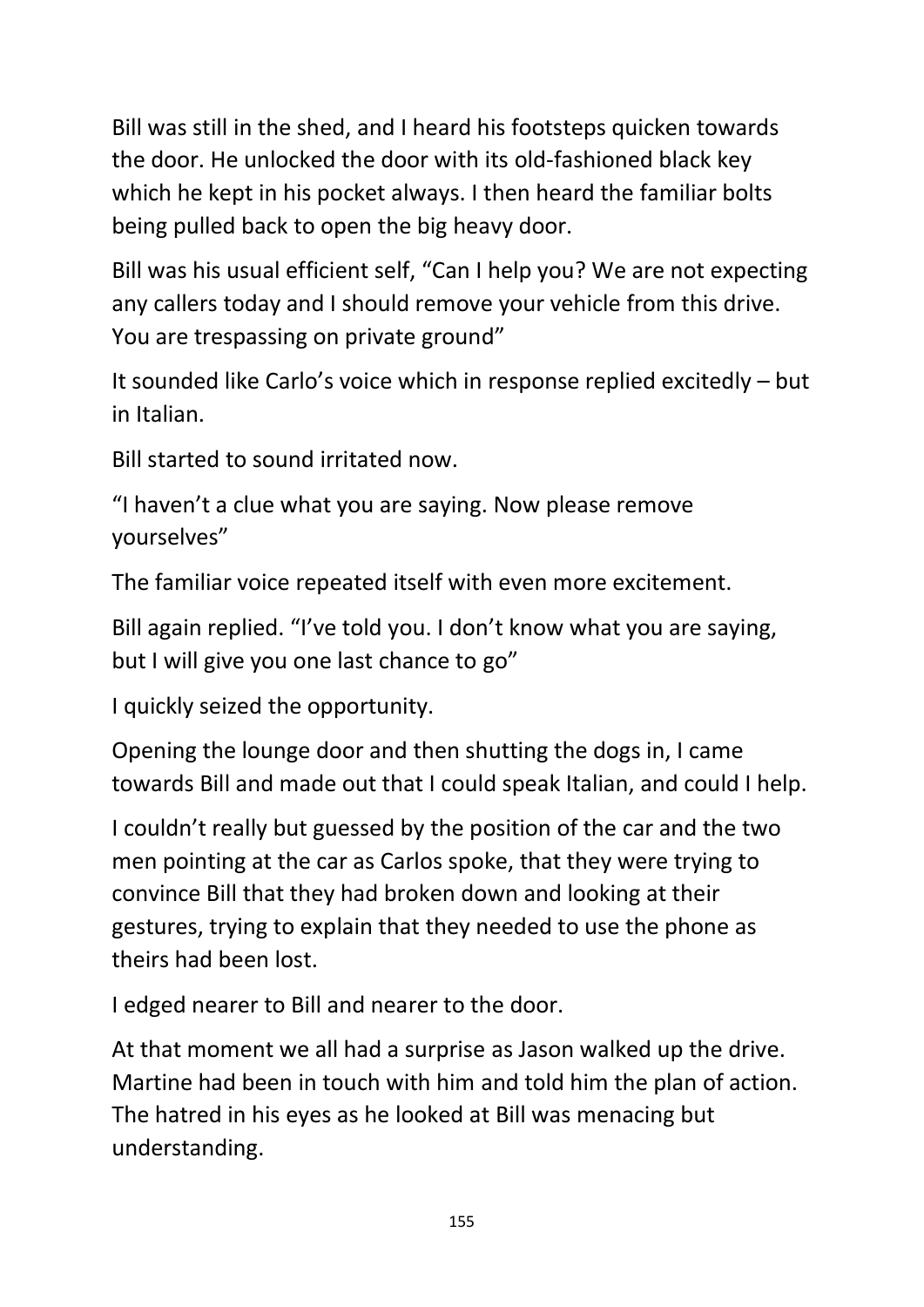Bill was still in the shed, and I heard his footsteps quicken towards the door. He unlocked the door with its old-fashioned black key which he kept in his pocket always. I then heard the familiar bolts being pulled back to open the big heavy door.

Bill was his usual efficient self, "Can I help you? We are not expecting any callers today and I should remove your vehicle from this drive. You are trespassing on private ground"

It sounded like Carlo's voice which in response replied excitedly – but in Italian.

Bill started to sound irritated now.

"I haven't a clue what you are saying. Now please remove yourselves"

The familiar voice repeated itself with even more excitement.

Bill again replied. "I've told you. I don't know what you are saying, but I will give you one last chance to go"

I quickly seized the opportunity.

Opening the lounge door and then shutting the dogs in, I came towards Bill and made out that I could speak Italian, and could I help.

I couldn't really but guessed by the position of the car and the two men pointing at the car as Carlos spoke, that they were trying to convince Bill that they had broken down and looking at their gestures, trying to explain that they needed to use the phone as theirs had been lost.

I edged nearer to Bill and nearer to the door.

At that moment we all had a surprise as Jason walked up the drive. Martine had been in touch with him and told him the plan of action. The hatred in his eyes as he looked at Bill was menacing but understanding.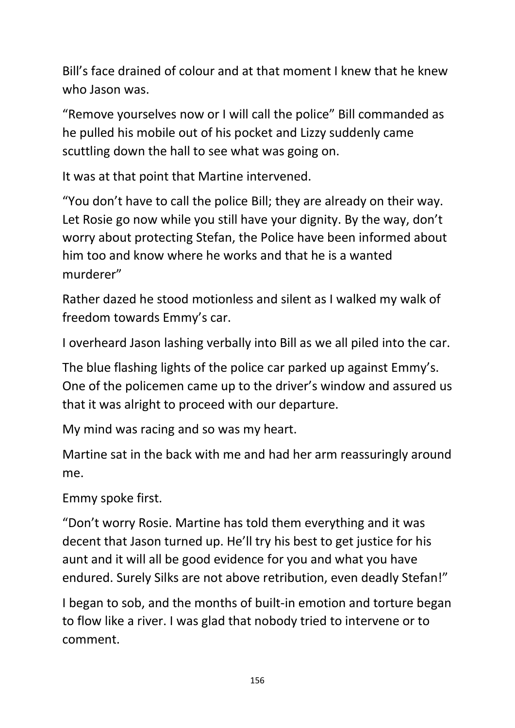Bill's face drained of colour and at that moment I knew that he knew who Jason was.

"Remove yourselves now or I will call the police" Bill commanded as he pulled his mobile out of his pocket and Lizzy suddenly came scuttling down the hall to see what was going on.

It was at that point that Martine intervened.

"You don't have to call the police Bill; they are already on their way. Let Rosie go now while you still have your dignity. By the way, don't worry about protecting Stefan, the Police have been informed about him too and know where he works and that he is a wanted murderer"

Rather dazed he stood motionless and silent as I walked my walk of freedom towards Emmy's car.

I overheard Jason lashing verbally into Bill as we all piled into the car.

The blue flashing lights of the police car parked up against Emmy's. One of the policemen came up to the driver's window and assured us that it was alright to proceed with our departure.

My mind was racing and so was my heart.

Martine sat in the back with me and had her arm reassuringly around me.

Emmy spoke first.

"Don't worry Rosie. Martine has told them everything and it was decent that Jason turned up. He'll try his best to get justice for his aunt and it will all be good evidence for you and what you have endured. Surely Silks are not above retribution, even deadly Stefan!"

I began to sob, and the months of built-in emotion and torture began to flow like a river. I was glad that nobody tried to intervene or to comment.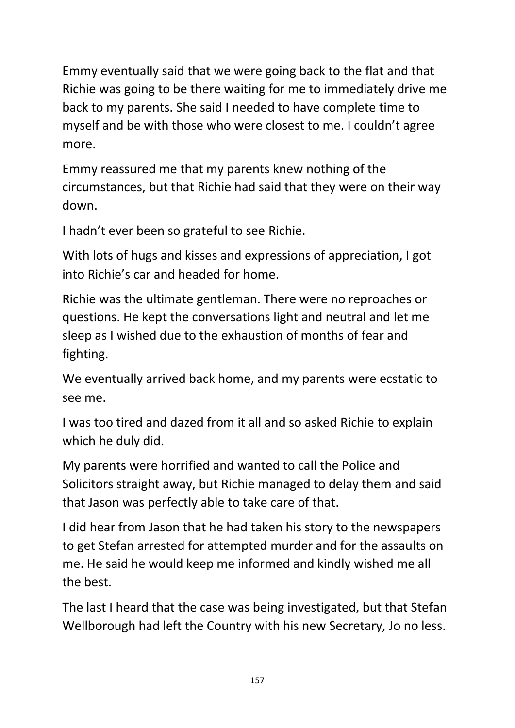Emmy eventually said that we were going back to the flat and that Richie was going to be there waiting for me to immediately drive me back to my parents. She said I needed to have complete time to myself and be with those who were closest to me. I couldn't agree more.

Emmy reassured me that my parents knew nothing of the circumstances, but that Richie had said that they were on their way down.

I hadn't ever been so grateful to see Richie.

With lots of hugs and kisses and expressions of appreciation, I got into Richie's car and headed for home.

Richie was the ultimate gentleman. There were no reproaches or questions. He kept the conversations light and neutral and let me sleep as I wished due to the exhaustion of months of fear and fighting.

We eventually arrived back home, and my parents were ecstatic to see me.

I was too tired and dazed from it all and so asked Richie to explain which he duly did.

My parents were horrified and wanted to call the Police and Solicitors straight away, but Richie managed to delay them and said that Jason was perfectly able to take care of that.

I did hear from Jason that he had taken his story to the newspapers to get Stefan arrested for attempted murder and for the assaults on me. He said he would keep me informed and kindly wished me all the best.

The last I heard that the case was being investigated, but that Stefan Wellborough had left the Country with his new Secretary, Jo no less.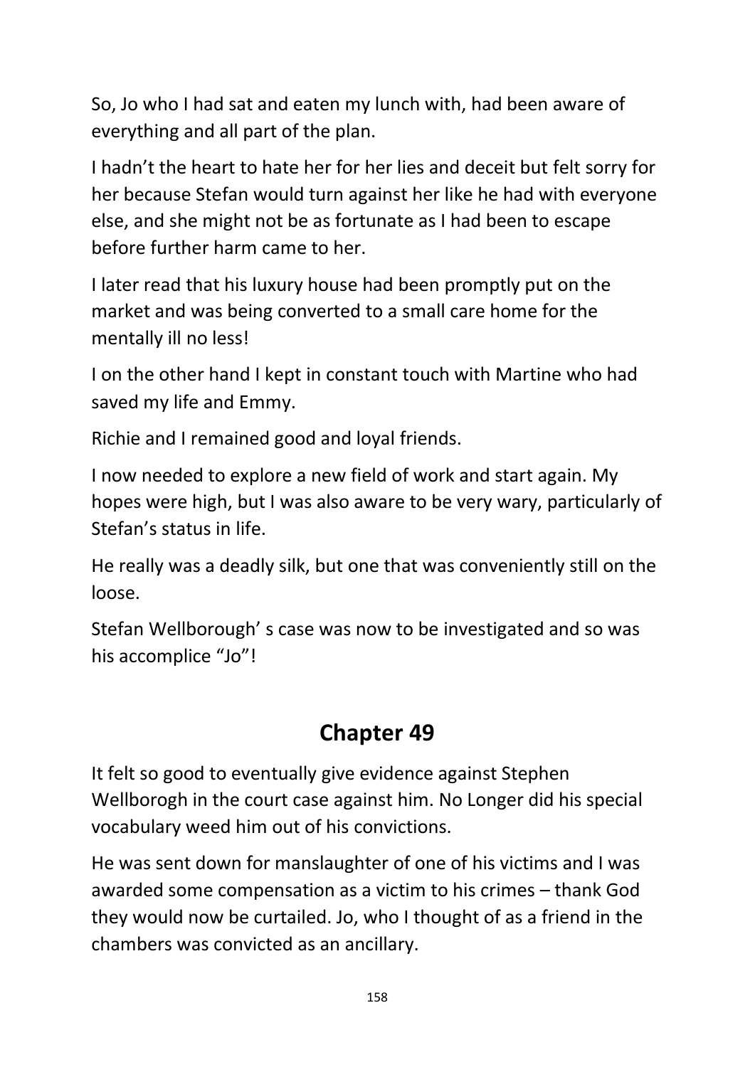So, Jo who I had sat and eaten my lunch with, had been aware of everything and all part of the plan.

I hadn't the heart to hate her for her lies and deceit but felt sorry for her because Stefan would turn against her like he had with everyone else, and she might not be as fortunate as I had been to escape before further harm came to her.

I later read that his luxury house had been promptly put on the market and was being converted to a small care home for the mentally ill no less!

I on the other hand I kept in constant touch with Martine who had saved my life and Emmy.

Richie and I remained good and loyal friends.

I now needed to explore a new field of work and start again. My hopes were high, but I was also aware to be very wary, particularly of Stefan's status in life.

He really was a deadly silk, but one that was conveniently still on the loose.

Stefan Wellborough' s case was now to be investigated and so was his accomplice "Jo"!

## Chapter 49

It felt so good to eventually give evidence against Stephen Wellborogh in the court case against him. No Longer did his special vocabulary weed him out of his convictions.

He was sent down for manslaughter of one of his victims and I was awarded some compensation as a victim to his crimes – thank God they would now be curtailed. Jo, who I thought of as a friend in the chambers was convicted as an ancillary.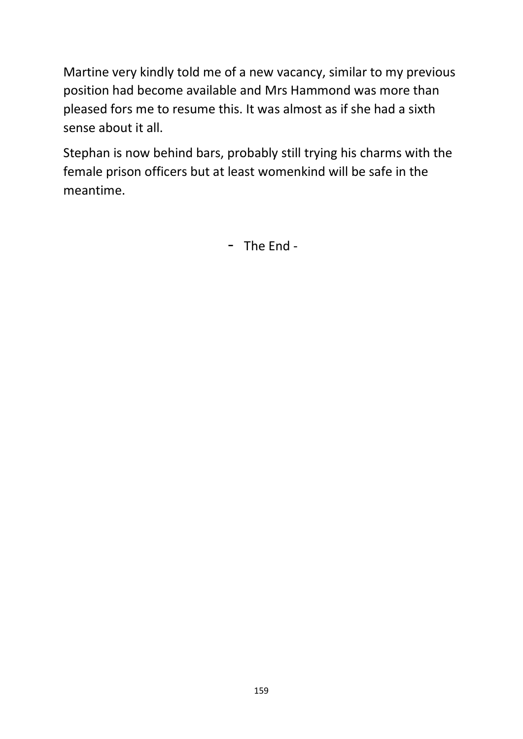Martine very kindly told me of a new vacancy, similar to my previous position had become available and Mrs Hammond was more than pleased fors me to resume this. It was almost as if she had a sixth sense about it all.

Stephan is now behind bars, probably still trying his charms with the female prison officers but at least womenkind will be safe in the meantime.

- The End -